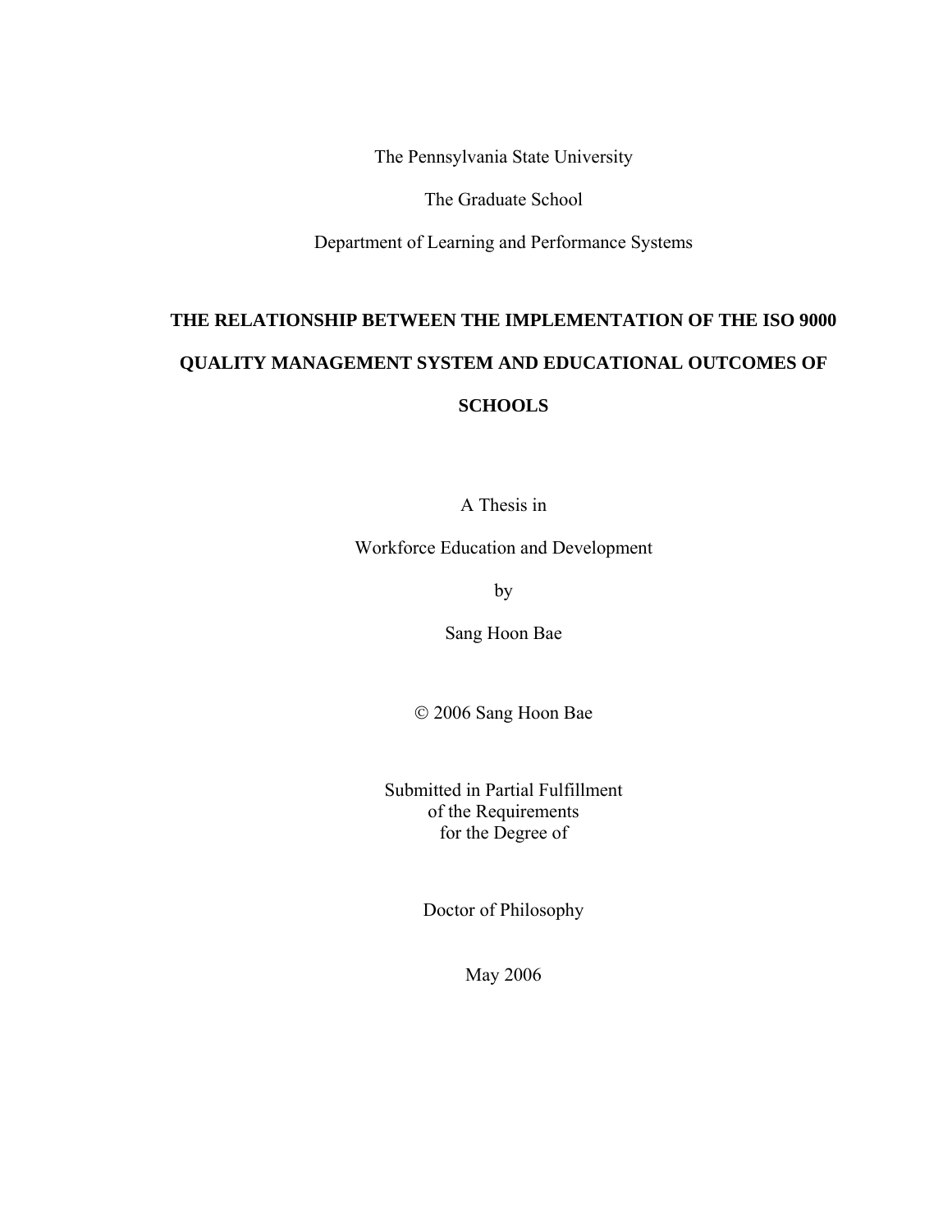The Pennsylvania State University

The Graduate School

Department of Learning and Performance Systems

# THE RELATIONSHIP BETWEEN THE IMPLEMENTATION OF THE ISO 9000 QUALITY MANAGEMENT SYSTEM AND EDUCATIONAL OUTCOMES OF SCHOOLS

A Thesis in

Workforce Education and Development

by

Sang Hoon Bae

© 2006 Sang Hoon Bae

Submitted in Partial Fulfillment
of the Requirements
for the Degree of

Doctor of Philosophy

May 2006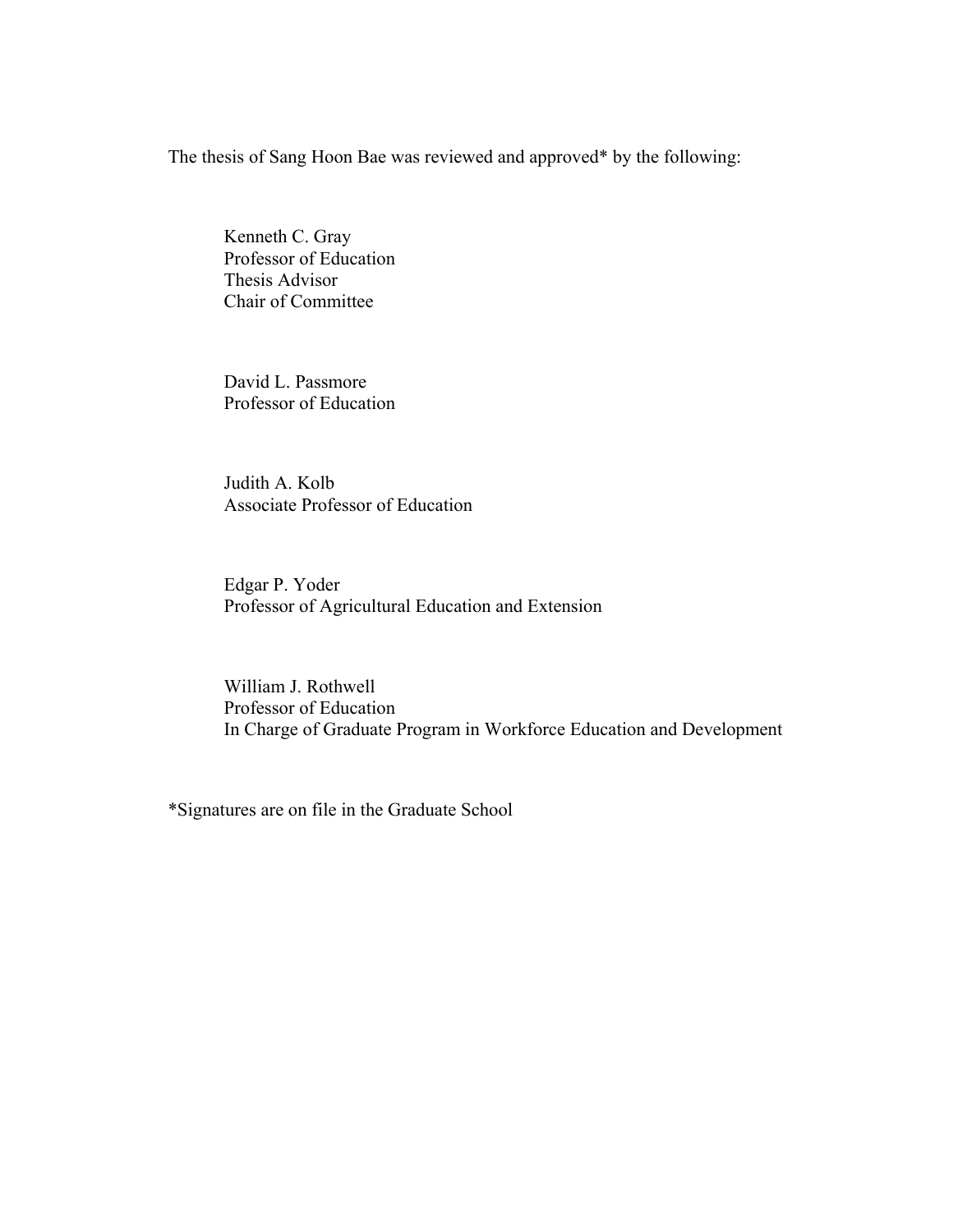The thesis of Sang Hoon Bae was reviewed and approved* by the following:

Kenneth C. Gray
Professor of Education
Thesis Advisor
Chair of Committee

David L. Passmore
Professor of Education

Judith A. Kolb
Associate Professor of Education

Edgar P. Yoder
Professor of Agricultural Education and Extension

William J. Rothwell
Professor of Education
In Charge of Graduate Program in Workforce Education and Development

*Signatures are on file in the Graduate School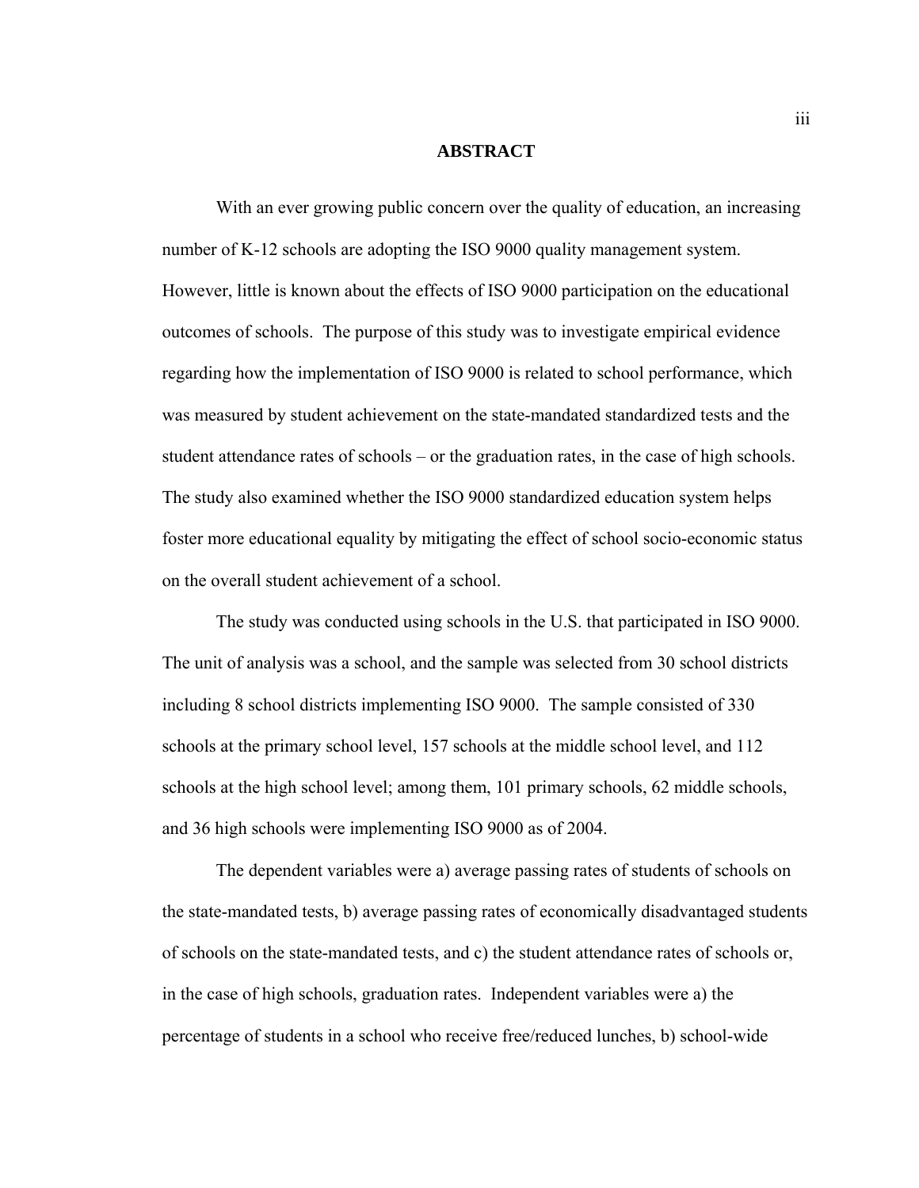## ABSTRACT

With an ever growing public concern over the quality of education, an increasing number of K-12 schools are adopting the ISO 9000 quality management system. However, little is known about the effects of ISO 9000 participation on the educational outcomes of schools. The purpose of this study was to investigate empirical evidence regarding how the implementation of ISO 9000 is related to school performance, which was measured by student achievement on the state-mandated standardized tests and the student attendance rates of schools – or the graduation rates, in the case of high schools. The study also examined whether the ISO 9000 standardized education system helps foster more educational equality by mitigating the effect of school socio-economic status on the overall student achievement of a school.

The study was conducted using schools in the U.S. that participated in ISO 9000. The unit of analysis was a school, and the sample was selected from 30 school districts including 8 school districts implementing ISO 9000. The sample consisted of 330 schools at the primary school level, 157 schools at the middle school level, and 112 schools at the high school level; among them, 101 primary schools, 62 middle schools, and 36 high schools were implementing ISO 9000 as of 2004.

The dependent variables were a) average passing rates of students of schools on the state-mandated tests, b) average passing rates of economically disadvantaged students of schools on the state-mandated tests, and c) the student attendance rates of schools or, in the case of high schools, graduation rates. Independent variables were a) the percentage of students in a school who receive free/reduced lunches, b) school-wide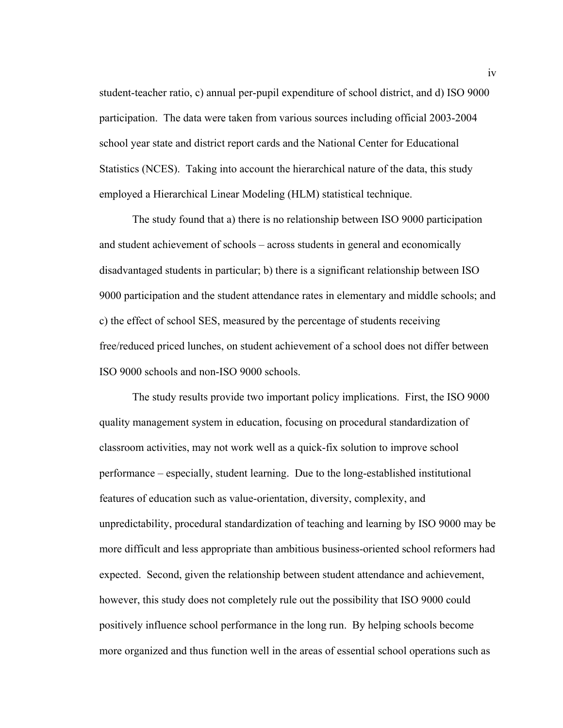student-teacher ratio, c) annual per-pupil expenditure of school district, and d) ISO 9000 participation. The data were taken from various sources including official 2003-2004 school year state and district report cards and the National Center for Educational Statistics (NCES). Taking into account the hierarchical nature of the data, this study employed a Hierarchical Linear Modeling (HLM) statistical technique.

The study found that a) there is no relationship between ISO 9000 participation and student achievement of schools – across students in general and economically disadvantaged students in particular; b) there is a significant relationship between ISO 9000 participation and the student attendance rates in elementary and middle schools; and c) the effect of school SES, measured by the percentage of students receiving free/reduced priced lunches, on student achievement of a school does not differ between ISO 9000 schools and non-ISO 9000 schools.

The study results provide two important policy implications. First, the ISO 9000 quality management system in education, focusing on procedural standardization of classroom activities, may not work well as a quick-fix solution to improve school performance – especially, student learning. Due to the long-established institutional features of education such as value-orientation, diversity, complexity, and unpredictability, procedural standardization of teaching and learning by ISO 9000 may be more difficult and less appropriate than ambitious business-oriented school reformers had expected. Second, given the relationship between student attendance and achievement, however, this study does not completely rule out the possibility that ISO 9000 could positively influence school performance in the long run. By helping schools become more organized and thus function well in the areas of essential school operations such as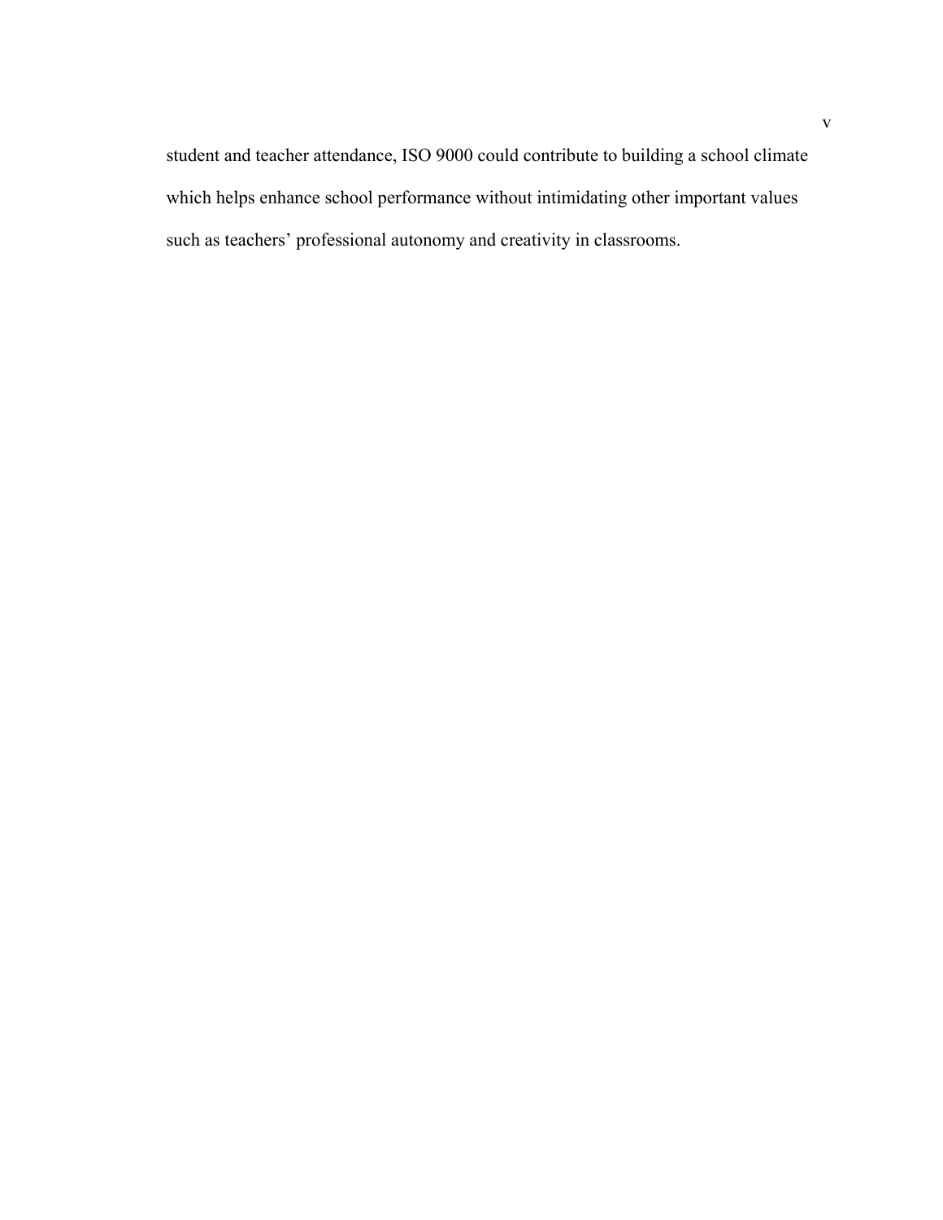student and teacher attendance, ISO 9000 could contribute to building a school climate which helps enhance school performance without intimidating other important values such as teachers' professional autonomy and creativity in classrooms.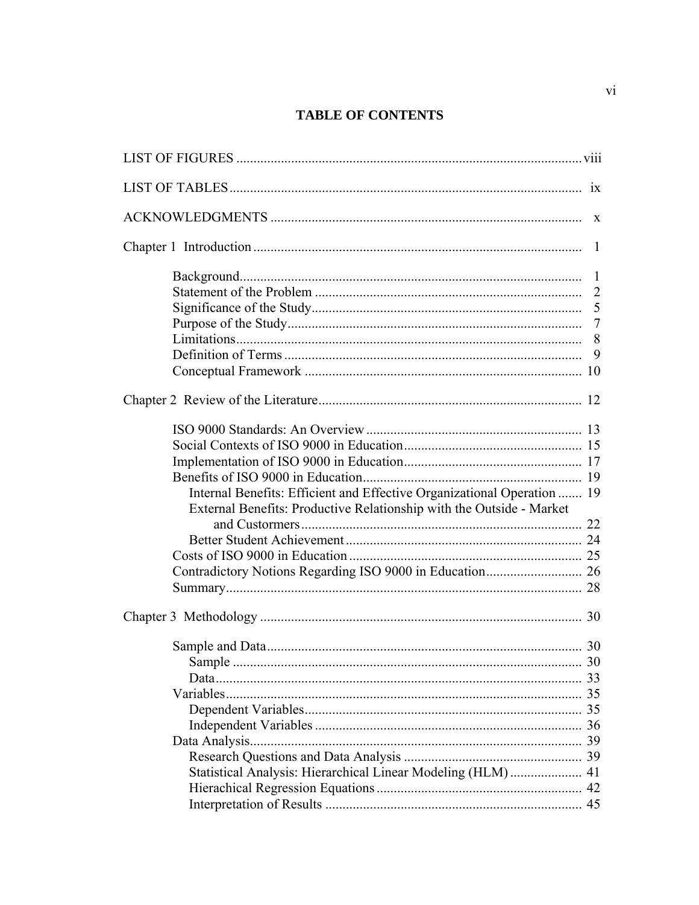# TABLE OF CONTENTS

LIST OF FIGURES ........................................................................................ viii

LIST OF TABLES ........................................................................................ ix

ACKNOWLEDGMENTS ................................................................................ x

Chapter 1 Introduction .................................................................................. 1

- Background ............................................................................................ 1
- Statement of the Problem ....................................................................... 2
- Significance of the Study ........................................................................ 5
- Purpose of the Study .............................................................................. 7
- Limitations ............................................................................................. 8
- Definition of Terms ................................................................................ 9
- Conceptual Framework ........................................................................ 10

Chapter 2 Review of the Literature ............................................................. 12

- ISO 9000 Standards: An Overview ........................................................ 13
- Social Contexts of ISO 9000 in Education ............................................. 15
- Implementation of ISO 9000 in Education ............................................. 17
- Benefits of ISO 9000 in Education ......................................................... 19
  - Internal Benefits: Efficient and Effective Organizational Operation ....... 19
  - External Benefits: Productive Relationship with the Outside - Market and Custormers ......................................................................... 22
  - Better Student Achievement ............................................................. 24
- Costs of ISO 9000 in Education ............................................................. 25
- Contradictory Notions Regarding ISO 9000 in Education ....................... 26
- Summary ............................................................................................... 28

Chapter 3 Methodology ............................................................................... 30

- Sample and Data ................................................................................... 30
  - Sample ............................................................................................. 30
  - Data .................................................................................................. 33
- Variables ............................................................................................... 35
  - Dependent Variables ......................................................................... 35
  - Independent Variables ...................................................................... 36
- Data Analysis ........................................................................................ 39
  - Research Questions and Data Analysis ............................................. 39
  - Statistical Analysis: Hierarchical Linear Modeling (HLM) ..................... 41
  - Hierachical Regression Equations ..................................................... 42
  - Interpretation of Results .................................................................... 45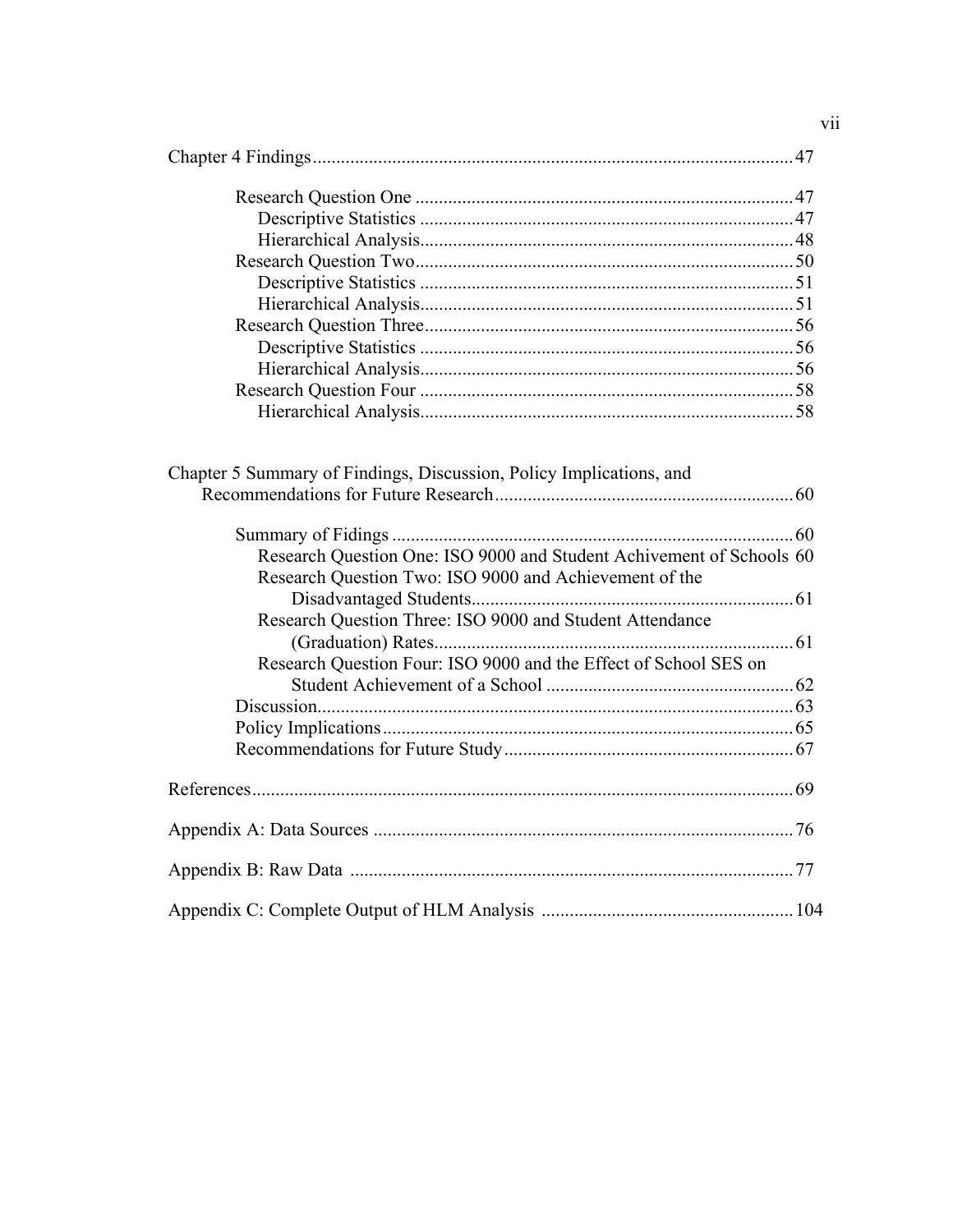Chapter 4 Findings ........................................................................................................ 47

- Research Question One ........................................................................... 47
  - Descriptive Statistics ........................................................................... 47
  - Hierarchical Analysis ........................................................................... 48
- Research Question Two ........................................................................... 50
  - Descriptive Statistics ........................................................................... 51
  - Hierarchical Analysis ........................................................................... 51
- Research Question Three ........................................................................... 56
  - Descriptive Statistics ........................................................................... 56
  - Hierarchical Analysis ........................................................................... 56
- Research Question Four ........................................................................... 58
  - Hierarchical Analysis ........................................................................... 58

Chapter 5 Summary of Findings, Discussion, Policy Implications, and Recommendations for Future Research ........................................................................... 60

- Summary of Fidings ........................................................................... 60
  - Research Question One: ISO 9000 and Student Achivement of Schools 60
  - Research Question Two: ISO 9000 and Achievement of the Disadvantaged Students ........................................................................... 61
  - Research Question Three: ISO 9000 and Student Attendance (Graduation) Rates ........................................................................... 61
  - Research Question Four: ISO 9000 and the Effect of School SES on Student Achievement of a School ........................................................................... 62
- Discussion ........................................................................... 63
- Policy Implications ........................................................................... 65
- Recommendations for Future Study ........................................................................... 67

References ........................................................................................................ 69

Appendix A: Data Sources ........................................................................................ 76

Appendix B: Raw Data ........................................................................................ 77

Appendix C: Complete Output of HLM Analysis ........................................................ 104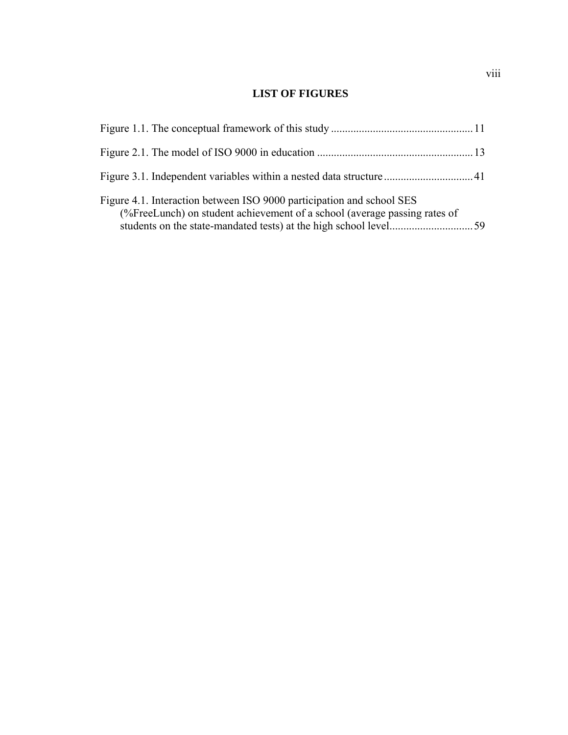## LIST OF FIGURES

Figure 1.1. The conceptual framework of this study .................................................. 11

Figure 2.1. The model of ISO 9000 in education ....................................................... 13

Figure 3.1. Independent variables within a nested data structure ................................ 41

Figure 4.1. Interaction between ISO 9000 participation and school SES (%FreeLunch) on student achievement of a school (average passing rates of students on the state-mandated tests) at the high school level.............................. 59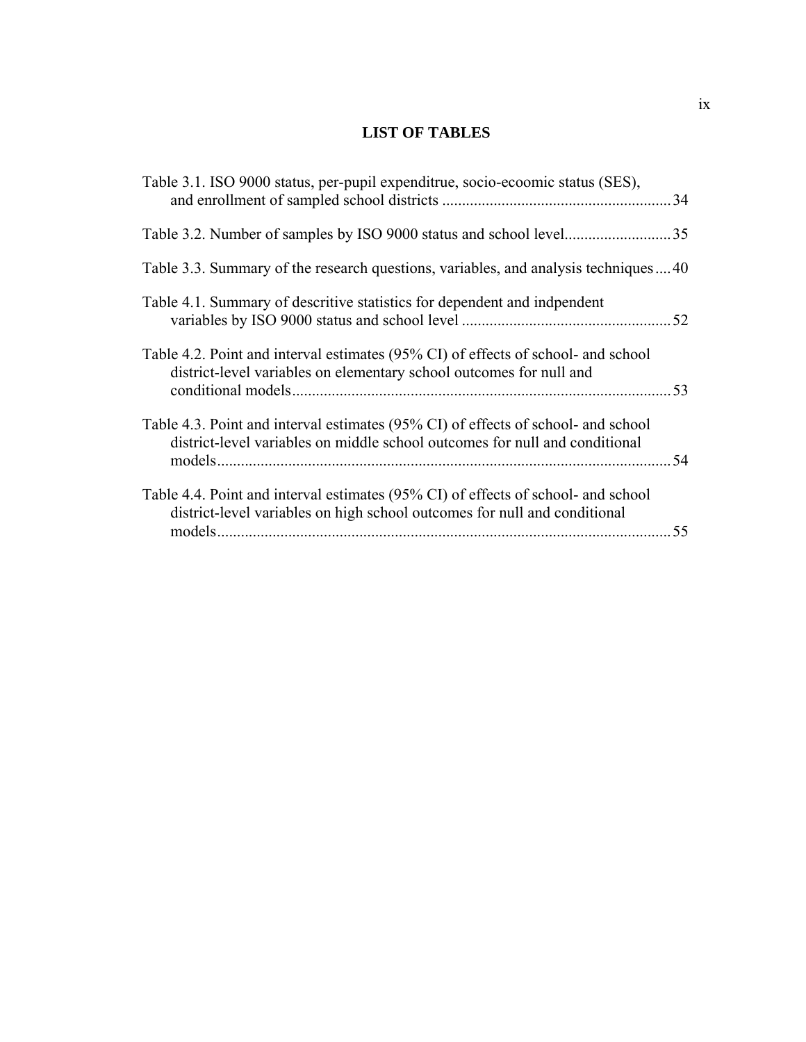# LIST OF TABLES

Table 3.1. ISO 9000 status, per-pupil expenditrue, socio-ecoomic status (SES), and enrollment of sampled school districts .......................................................... 34

Table 3.2. Number of samples by ISO 9000 status and school level........................... 35

Table 3.3. Summary of the research questions, variables, and analysis techniques .... 40

Table 4.1. Summary of descritive statistics for dependent and indpendent variables by ISO 9000 status and school level ..................................................... 52

Table 4.2. Point and interval estimates (95% CI) of effects of school- and school district-level variables on elementary school outcomes for null and conditional models................................................................................................. 53

Table 4.3. Point and interval estimates (95% CI) of effects of school- and school district-level variables on middle school outcomes for null and conditional models................................................................................................................... 54

Table 4.4. Point and interval estimates (95% CI) of effects of school- and school district-level variables on high school outcomes for null and conditional models................................................................................................................... 55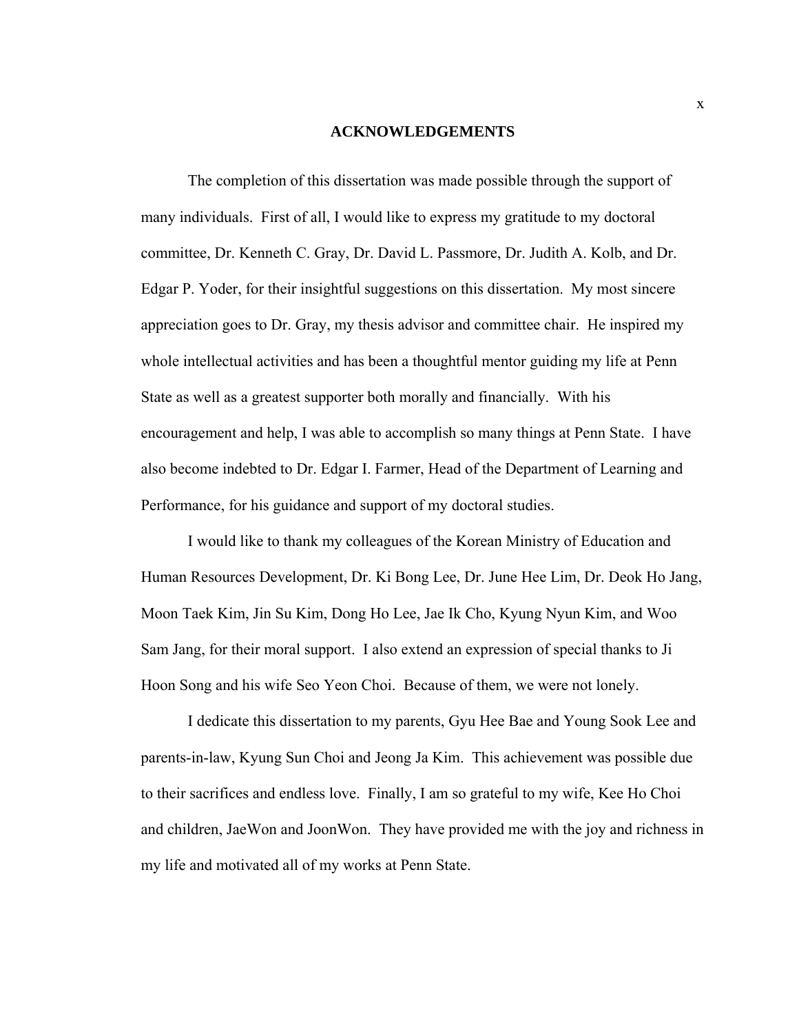# ACKNOWLEDGEMENTS

The completion of this dissertation was made possible through the support of many individuals. First of all, I would like to express my gratitude to my doctoral committee, Dr. Kenneth C. Gray, Dr. David L. Passmore, Dr. Judith A. Kolb, and Dr. Edgar P. Yoder, for their insightful suggestions on this dissertation. My most sincere appreciation goes to Dr. Gray, my thesis advisor and committee chair. He inspired my whole intellectual activities and has been a thoughtful mentor guiding my life at Penn State as well as a greatest supporter both morally and financially. With his encouragement and help, I was able to accomplish so many things at Penn State. I have also become indebted to Dr. Edgar I. Farmer, Head of the Department of Learning and Performance, for his guidance and support of my doctoral studies.

I would like to thank my colleagues of the Korean Ministry of Education and Human Resources Development, Dr. Ki Bong Lee, Dr. June Hee Lim, Dr. Deok Ho Jang, Moon Taek Kim, Jin Su Kim, Dong Ho Lee, Jae Ik Cho, Kyung Nyun Kim, and Woo Sam Jang, for their moral support. I also extend an expression of special thanks to Ji Hoon Song and his wife Seo Yeon Choi. Because of them, we were not lonely.

I dedicate this dissertation to my parents, Gyu Hee Bae and Young Sook Lee and parents-in-law, Kyung Sun Choi and Jeong Ja Kim. This achievement was possible due to their sacrifices and endless love. Finally, I am so grateful to my wife, Kee Ho Choi and children, JaeWon and JoonWon. They have provided me with the joy and richness in my life and motivated all of my works at Penn State.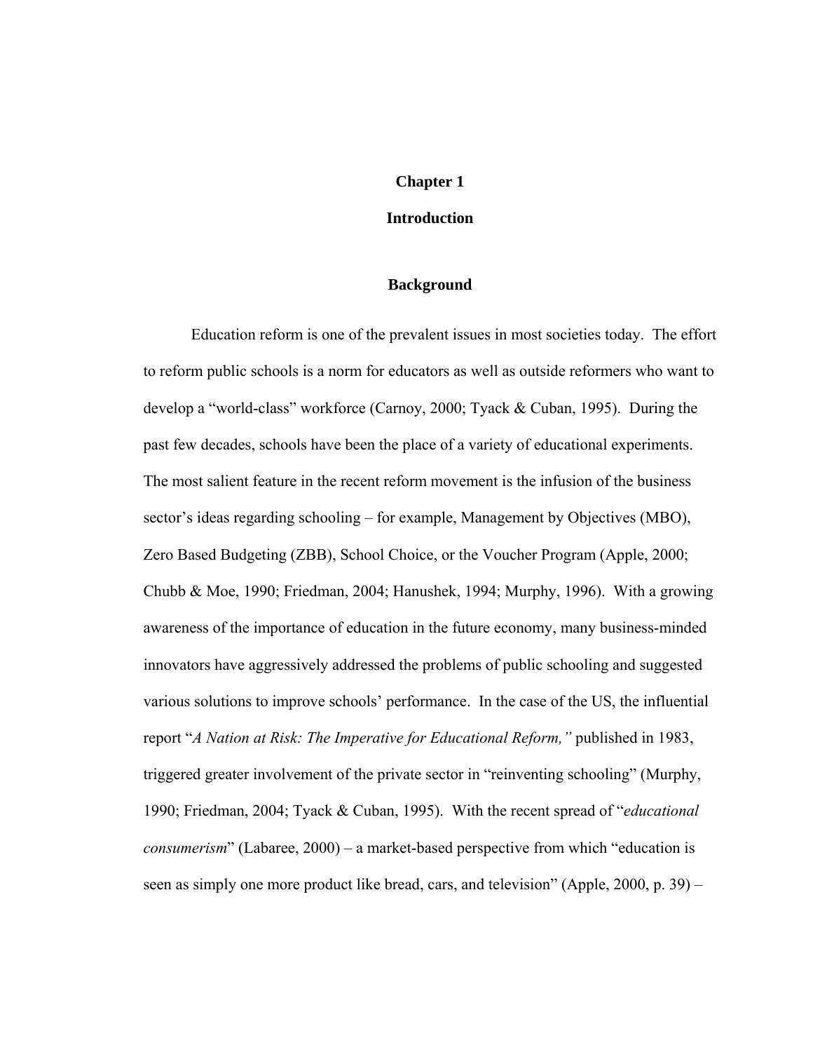# Chapter 1

# Introduction

## Background

Education reform is one of the prevalent issues in most societies today. The effort to reform public schools is a norm for educators as well as outside reformers who want to develop a "world-class" workforce (Carnoy, 2000; Tyack & Cuban, 1995). During the past few decades, schools have been the place of a variety of educational experiments. The most salient feature in the recent reform movement is the infusion of the business sector's ideas regarding schooling – for example, Management by Objectives (MBO), Zero Based Budgeting (ZBB), School Choice, or the Voucher Program (Apple, 2000; Chubb & Moe, 1990; Friedman, 2004; Hanushek, 1994; Murphy, 1996). With a growing awareness of the importance of education in the future economy, many business-minded innovators have aggressively addressed the problems of public schooling and suggested various solutions to improve schools' performance. In the case of the US, the influential report "*A Nation at Risk: The Imperative for Educational Reform,"* published in 1983, triggered greater involvement of the private sector in "reinventing schooling" (Murphy, 1990; Friedman, 2004; Tyack & Cuban, 1995). With the recent spread of "*educational consumerism*" (Labaree, 2000) – a market-based perspective from which "education is seen as simply one more product like bread, cars, and television" (Apple, 2000, p. 39) –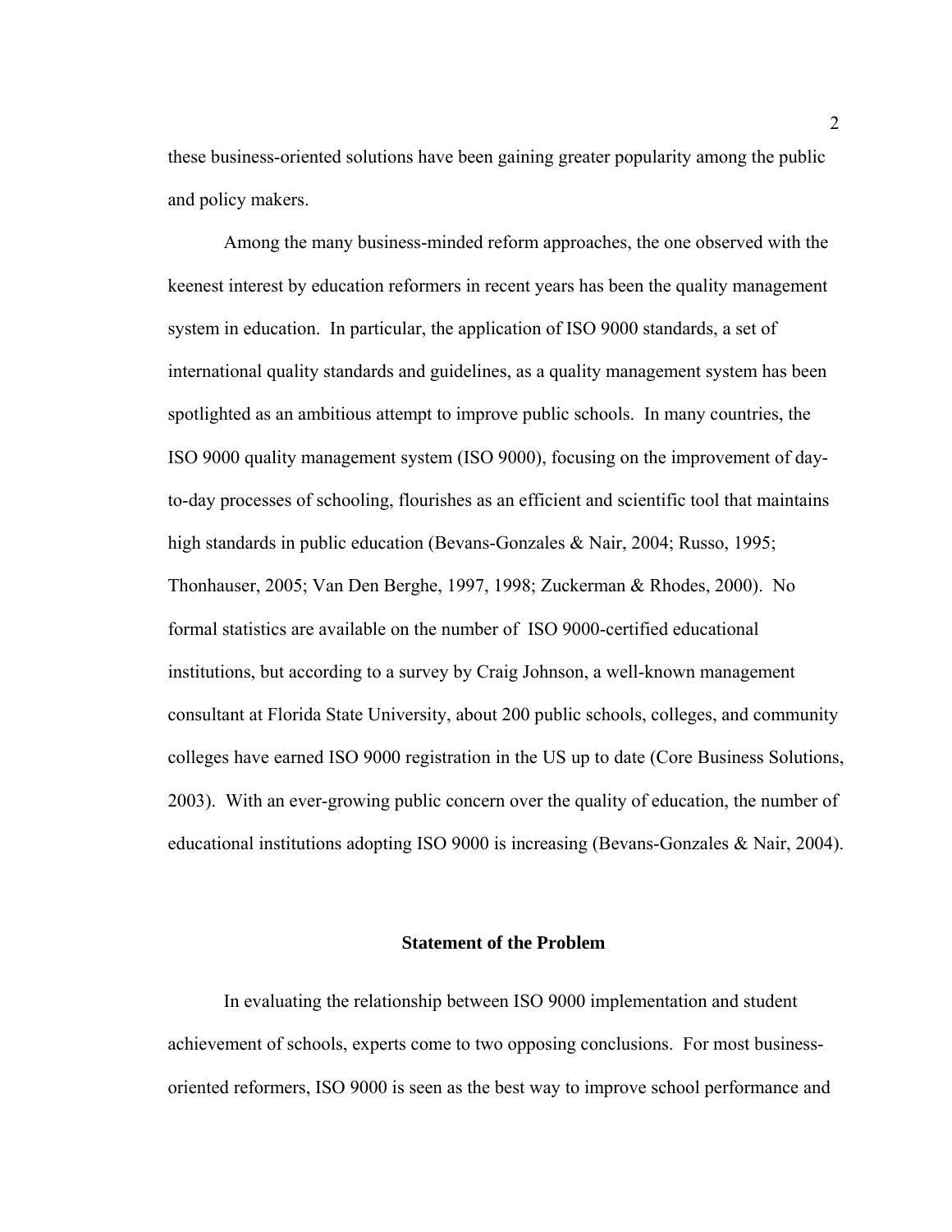these business-oriented solutions have been gaining greater popularity among the public and policy makers.

Among the many business-minded reform approaches, the one observed with the keenest interest by education reformers in recent years has been the quality management system in education. In particular, the application of ISO 9000 standards, a set of international quality standards and guidelines, as a quality management system has been spotlighted as an ambitious attempt to improve public schools. In many countries, the ISO 9000 quality management system (ISO 9000), focusing on the improvement of day-to-day processes of schooling, flourishes as an efficient and scientific tool that maintains high standards in public education (Bevans-Gonzales & Nair, 2004; Russo, 1995; Thonhauser, 2005; Van Den Berghe, 1997, 1998; Zuckerman & Rhodes, 2000). No formal statistics are available on the number of ISO 9000-certified educational institutions, but according to a survey by Craig Johnson, a well-known management consultant at Florida State University, about 200 public schools, colleges, and community colleges have earned ISO 9000 registration in the US up to date (Core Business Solutions, 2003). With an ever-growing public concern over the quality of education, the number of educational institutions adopting ISO 9000 is increasing (Bevans-Gonzales & Nair, 2004).

## Statement of the Problem

In evaluating the relationship between ISO 9000 implementation and student achievement of schools, experts come to two opposing conclusions. For most business-oriented reformers, ISO 9000 is seen as the best way to improve school performance and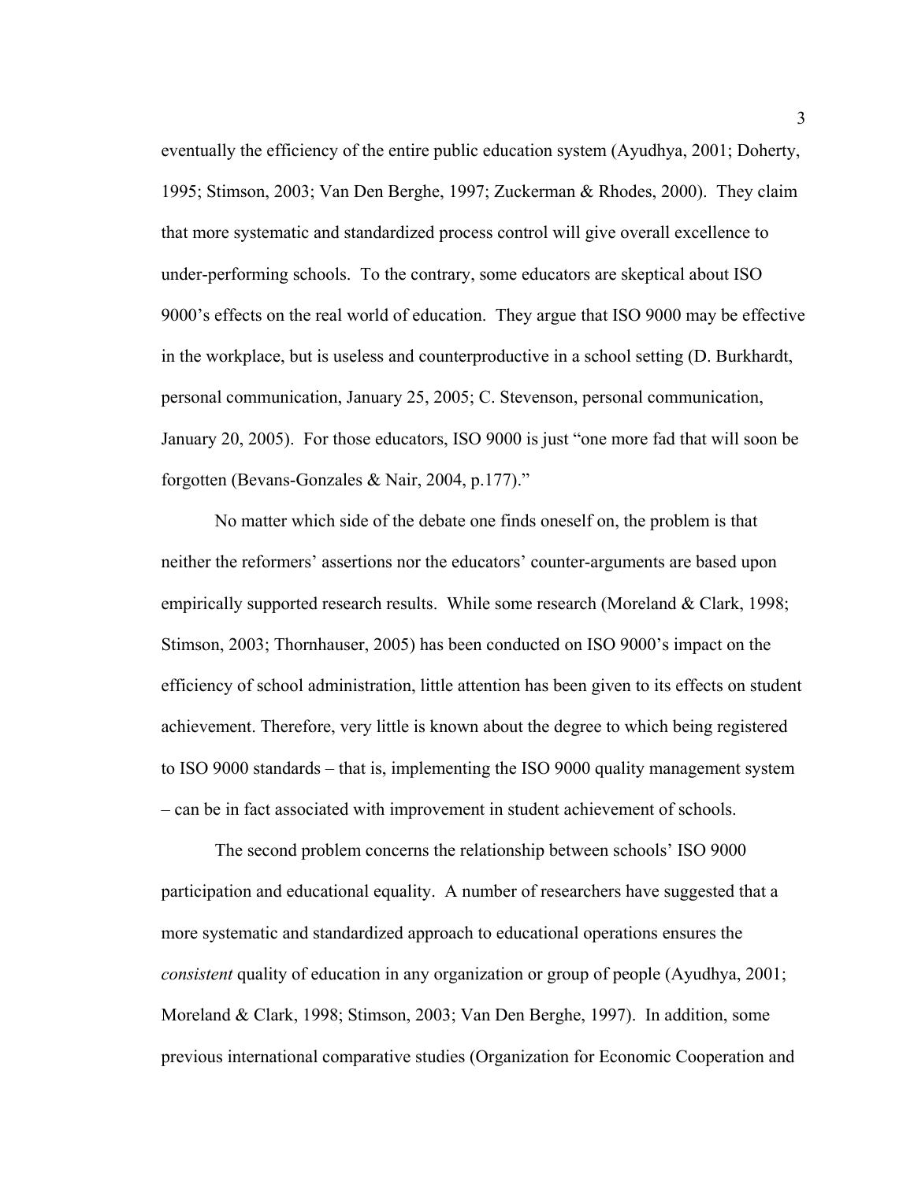eventually the efficiency of the entire public education system (Ayudhya, 2001; Doherty, 1995; Stimson, 2003; Van Den Berghe, 1997; Zuckerman & Rhodes, 2000). They claim that more systematic and standardized process control will give overall excellence to under-performing schools. To the contrary, some educators are skeptical about ISO 9000's effects on the real world of education. They argue that ISO 9000 may be effective in the workplace, but is useless and counterproductive in a school setting (D. Burkhardt, personal communication, January 25, 2005; C. Stevenson, personal communication, January 20, 2005). For those educators, ISO 9000 is just "one more fad that will soon be forgotten (Bevans-Gonzales & Nair, 2004, p.177)."

No matter which side of the debate one finds oneself on, the problem is that neither the reformers' assertions nor the educators' counter-arguments are based upon empirically supported research results. While some research (Moreland & Clark, 1998; Stimson, 2003; Thornhauser, 2005) has been conducted on ISO 9000's impact on the efficiency of school administration, little attention has been given to its effects on student achievement. Therefore, very little is known about the degree to which being registered to ISO 9000 standards – that is, implementing the ISO 9000 quality management system – can be in fact associated with improvement in student achievement of schools.

The second problem concerns the relationship between schools' ISO 9000 participation and educational equality. A number of researchers have suggested that a more systematic and standardized approach to educational operations ensures the *consistent* quality of education in any organization or group of people (Ayudhya, 2001; Moreland & Clark, 1998; Stimson, 2003; Van Den Berghe, 1997). In addition, some previous international comparative studies (Organization for Economic Cooperation and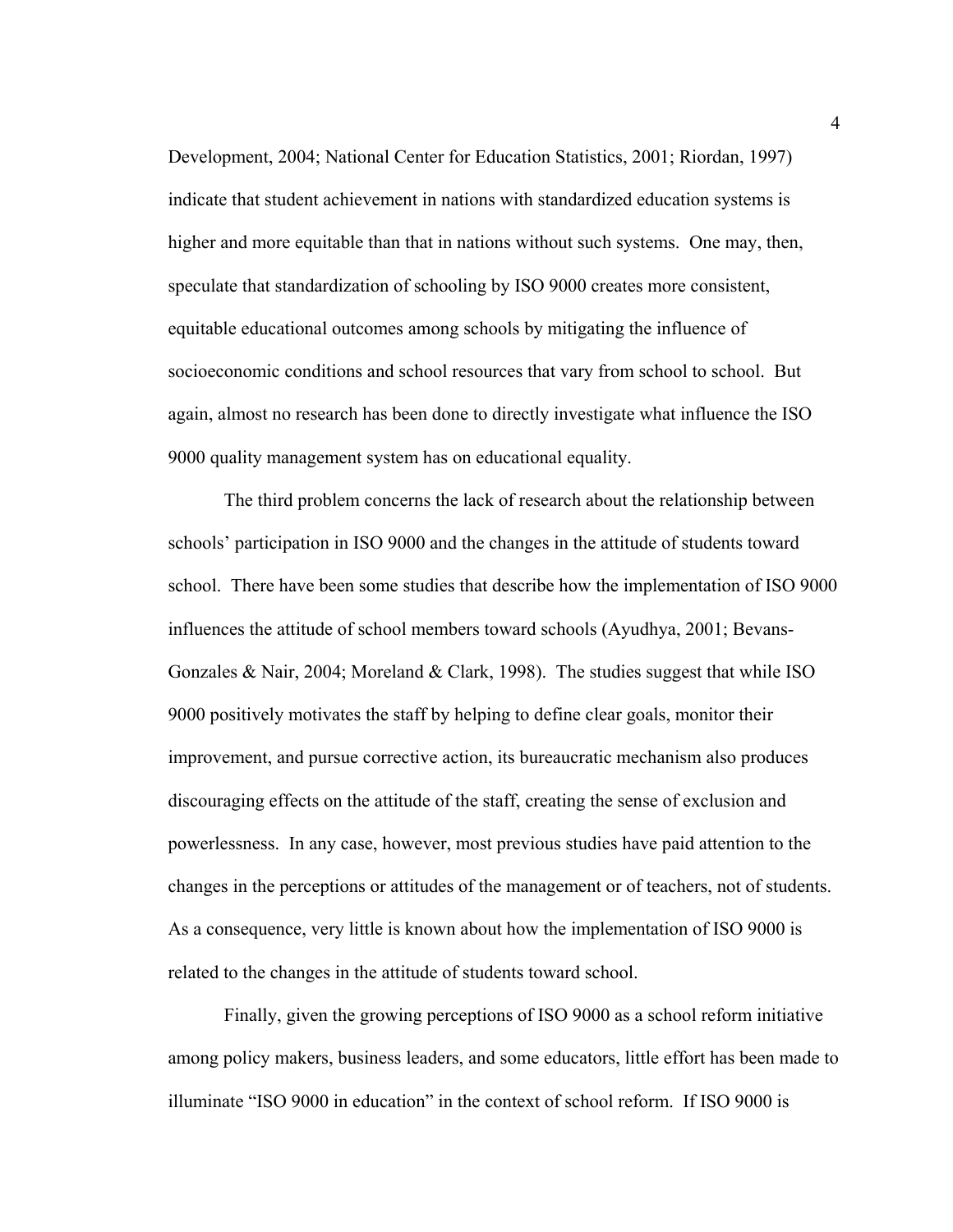Development, 2004; National Center for Education Statistics, 2001; Riordan, 1997) indicate that student achievement in nations with standardized education systems is higher and more equitable than that in nations without such systems. One may, then, speculate that standardization of schooling by ISO 9000 creates more consistent, equitable educational outcomes among schools by mitigating the influence of socioeconomic conditions and school resources that vary from school to school. But again, almost no research has been done to directly investigate what influence the ISO 9000 quality management system has on educational equality.

The third problem concerns the lack of research about the relationship between schools' participation in ISO 9000 and the changes in the attitude of students toward school. There have been some studies that describe how the implementation of ISO 9000 influences the attitude of school members toward schools (Ayudhya, 2001; Bevans-Gonzales & Nair, 2004; Moreland & Clark, 1998). The studies suggest that while ISO 9000 positively motivates the staff by helping to define clear goals, monitor their improvement, and pursue corrective action, its bureaucratic mechanism also produces discouraging effects on the attitude of the staff, creating the sense of exclusion and powerlessness. In any case, however, most previous studies have paid attention to the changes in the perceptions or attitudes of the management or of teachers, not of students. As a consequence, very little is known about how the implementation of ISO 9000 is related to the changes in the attitude of students toward school.

Finally, given the growing perceptions of ISO 9000 as a school reform initiative among policy makers, business leaders, and some educators, little effort has been made to illuminate "ISO 9000 in education" in the context of school reform. If ISO 9000 is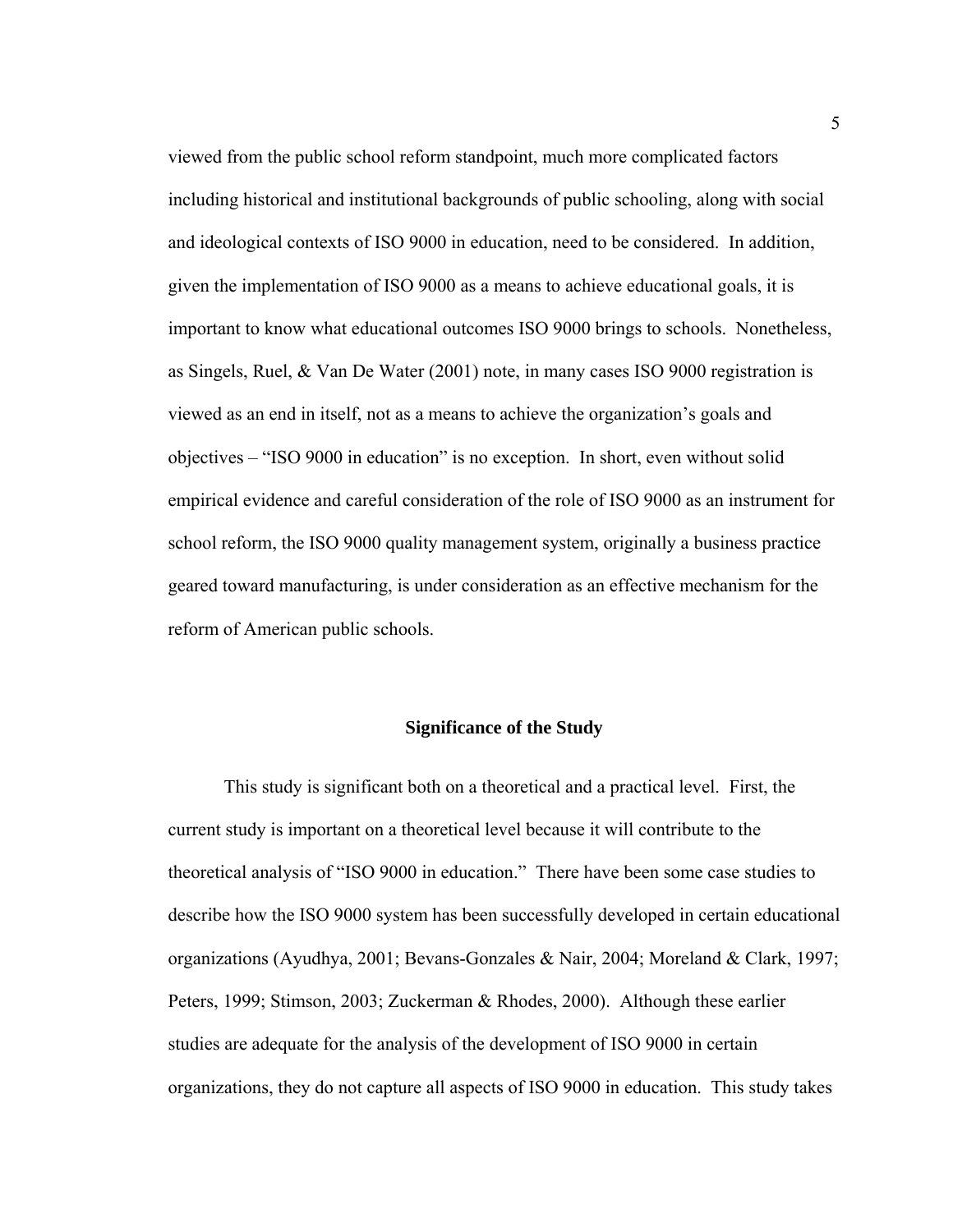viewed from the public school reform standpoint, much more complicated factors including historical and institutional backgrounds of public schooling, along with social and ideological contexts of ISO 9000 in education, need to be considered. In addition, given the implementation of ISO 9000 as a means to achieve educational goals, it is important to know what educational outcomes ISO 9000 brings to schools. Nonetheless, as Singels, Ruel, & Van De Water (2001) note, in many cases ISO 9000 registration is viewed as an end in itself, not as a means to achieve the organization's goals and objectives – "ISO 9000 in education" is no exception. In short, even without solid empirical evidence and careful consideration of the role of ISO 9000 as an instrument for school reform, the ISO 9000 quality management system, originally a business practice geared toward manufacturing, is under consideration as an effective mechanism for the reform of American public schools.

## Significance of the Study

This study is significant both on a theoretical and a practical level. First, the current study is important on a theoretical level because it will contribute to the theoretical analysis of "ISO 9000 in education." There have been some case studies to describe how the ISO 9000 system has been successfully developed in certain educational organizations (Ayudhya, 2001; Bevans-Gonzales & Nair, 2004; Moreland & Clark, 1997; Peters, 1999; Stimson, 2003; Zuckerman & Rhodes, 2000). Although these earlier studies are adequate for the analysis of the development of ISO 9000 in certain organizations, they do not capture all aspects of ISO 9000 in education. This study takes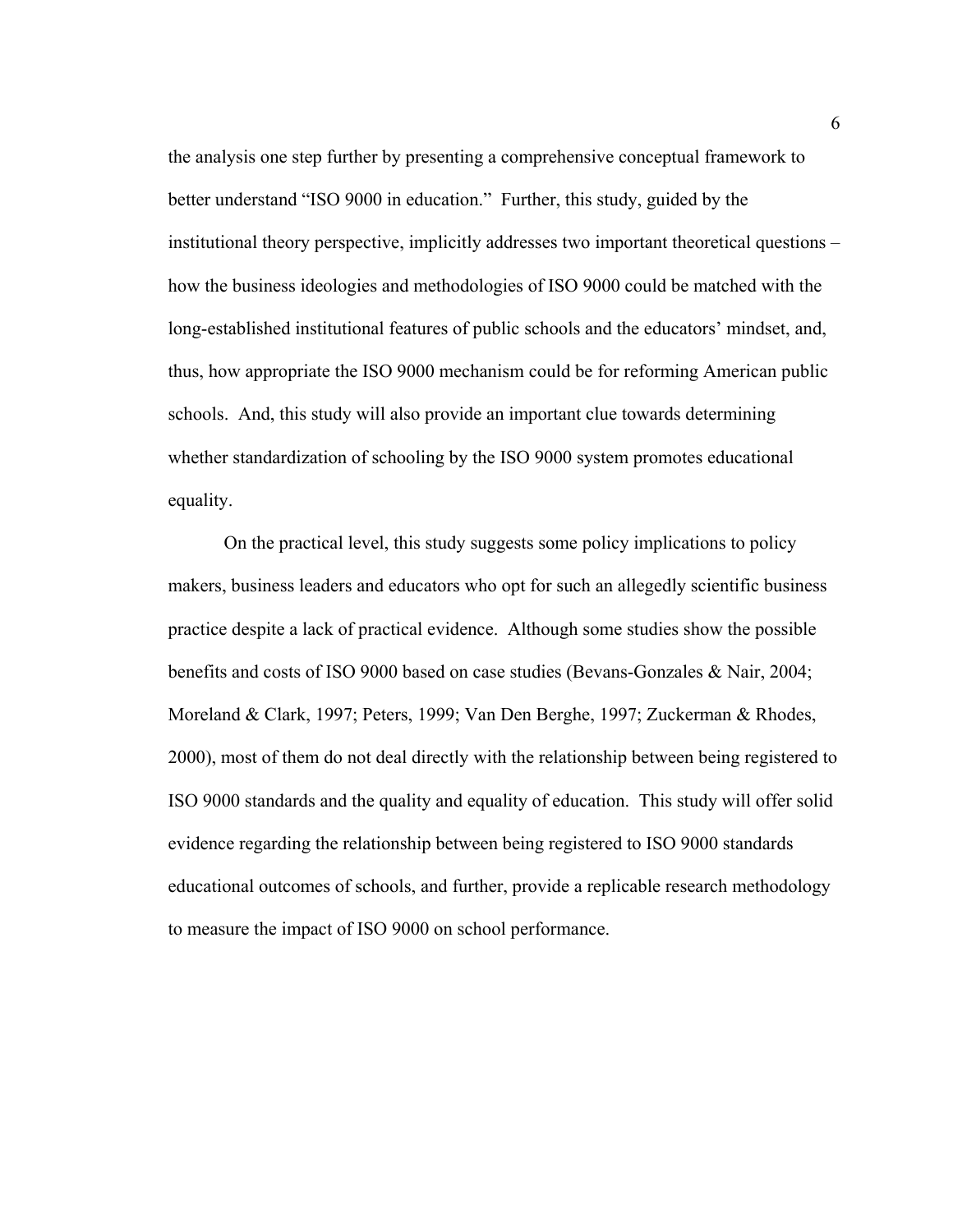the analysis one step further by presenting a comprehensive conceptual framework to better understand "ISO 9000 in education." Further, this study, guided by the institutional theory perspective, implicitly addresses two important theoretical questions – how the business ideologies and methodologies of ISO 9000 could be matched with the long-established institutional features of public schools and the educators' mindset, and, thus, how appropriate the ISO 9000 mechanism could be for reforming American public schools. And, this study will also provide an important clue towards determining whether standardization of schooling by the ISO 9000 system promotes educational equality.

On the practical level, this study suggests some policy implications to policy makers, business leaders and educators who opt for such an allegedly scientific business practice despite a lack of practical evidence. Although some studies show the possible benefits and costs of ISO 9000 based on case studies (Bevans-Gonzales & Nair, 2004; Moreland & Clark, 1997; Peters, 1999; Van Den Berghe, 1997; Zuckerman & Rhodes, 2000), most of them do not deal directly with the relationship between being registered to ISO 9000 standards and the quality and equality of education. This study will offer solid evidence regarding the relationship between being registered to ISO 9000 standards educational outcomes of schools, and further, provide a replicable research methodology to measure the impact of ISO 9000 on school performance.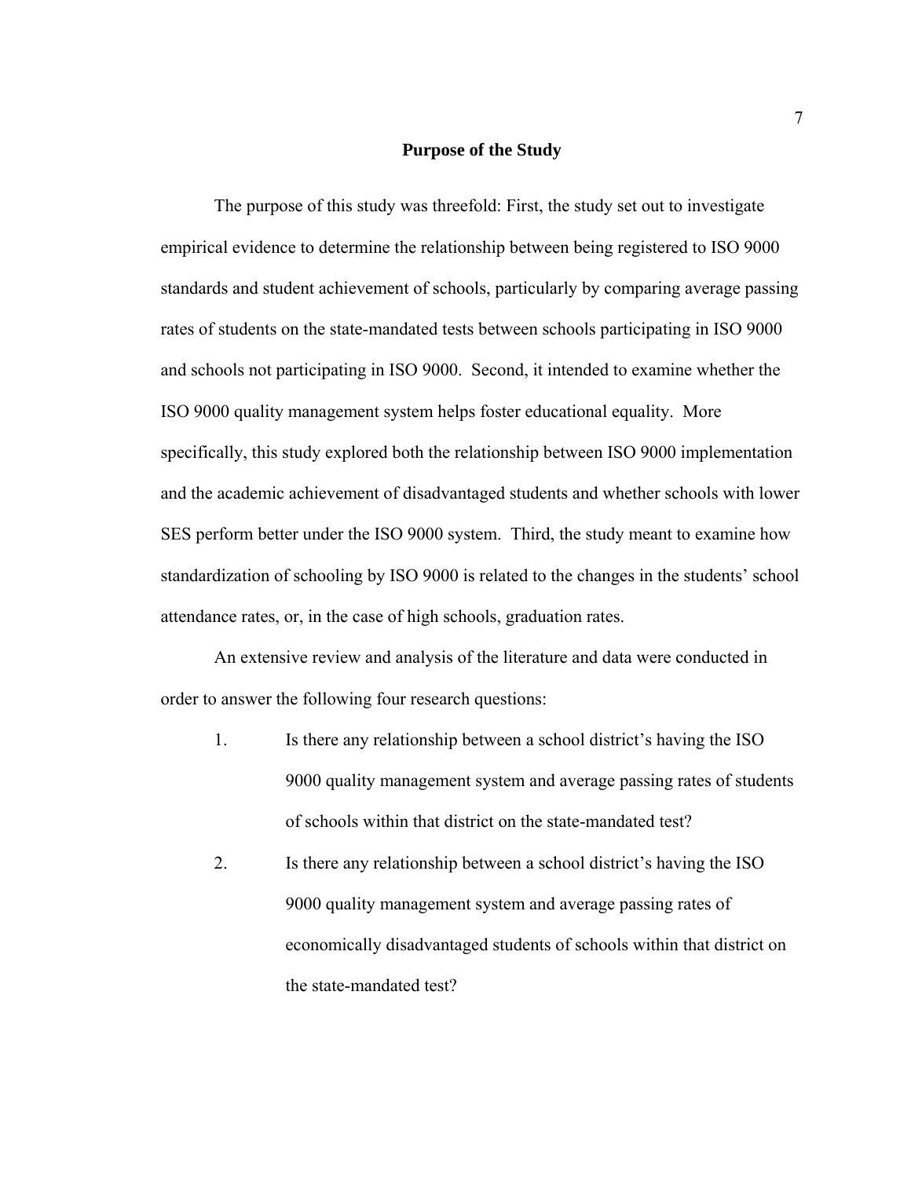## Purpose of the Study

The purpose of this study was threefold: First, the study set out to investigate empirical evidence to determine the relationship between being registered to ISO 9000 standards and student achievement of schools, particularly by comparing average passing rates of students on the state-mandated tests between schools participating in ISO 9000 and schools not participating in ISO 9000. Second, it intended to examine whether the ISO 9000 quality management system helps foster educational equality. More specifically, this study explored both the relationship between ISO 9000 implementation and the academic achievement of disadvantaged students and whether schools with lower SES perform better under the ISO 9000 system. Third, the study meant to examine how standardization of schooling by ISO 9000 is related to the changes in the students' school attendance rates, or, in the case of high schools, graduation rates.

An extensive review and analysis of the literature and data were conducted in order to answer the following four research questions:

1. Is there any relationship between a school district's having the ISO 9000 quality management system and average passing rates of students of schools within that district on the state-mandated test?
2. Is there any relationship between a school district's having the ISO 9000 quality management system and average passing rates of economically disadvantaged students of schools within that district on the state-mandated test?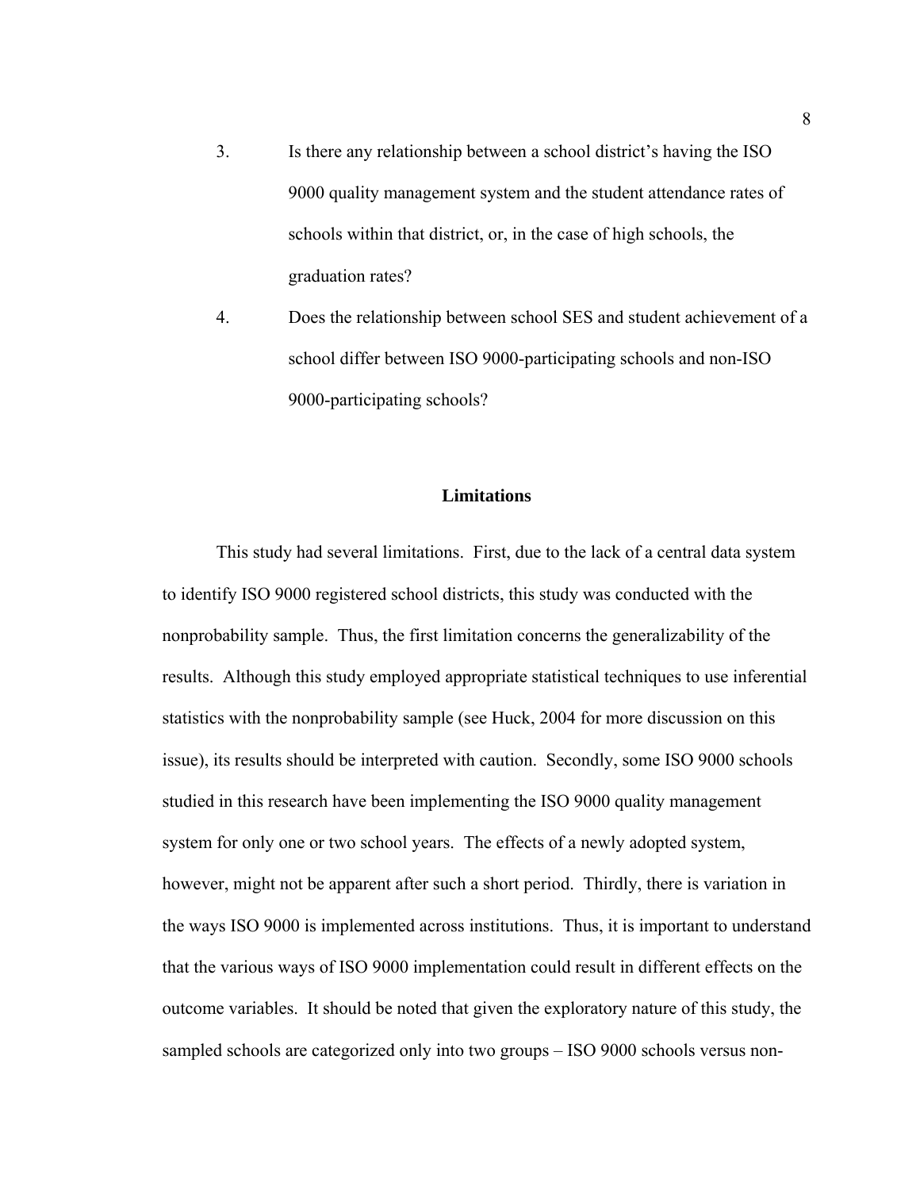3. Is there any relationship between a school district's having the ISO 9000 quality management system and the student attendance rates of schools within that district, or, in the case of high schools, the graduation rates?

4. Does the relationship between school SES and student achievement of a school differ between ISO 9000-participating schools and non-ISO 9000-participating schools?

## Limitations

This study had several limitations. First, due to the lack of a central data system to identify ISO 9000 registered school districts, this study was conducted with the nonprobability sample. Thus, the first limitation concerns the generalizability of the results. Although this study employed appropriate statistical techniques to use inferential statistics with the nonprobability sample (see Huck, 2004 for more discussion on this issue), its results should be interpreted with caution. Secondly, some ISO 9000 schools studied in this research have been implementing the ISO 9000 quality management system for only one or two school years. The effects of a newly adopted system, however, might not be apparent after such a short period. Thirdly, there is variation in the ways ISO 9000 is implemented across institutions. Thus, it is important to understand that the various ways of ISO 9000 implementation could result in different effects on the outcome variables. It should be noted that given the exploratory nature of this study, the sampled schools are categorized only into two groups – ISO 9000 schools versus non-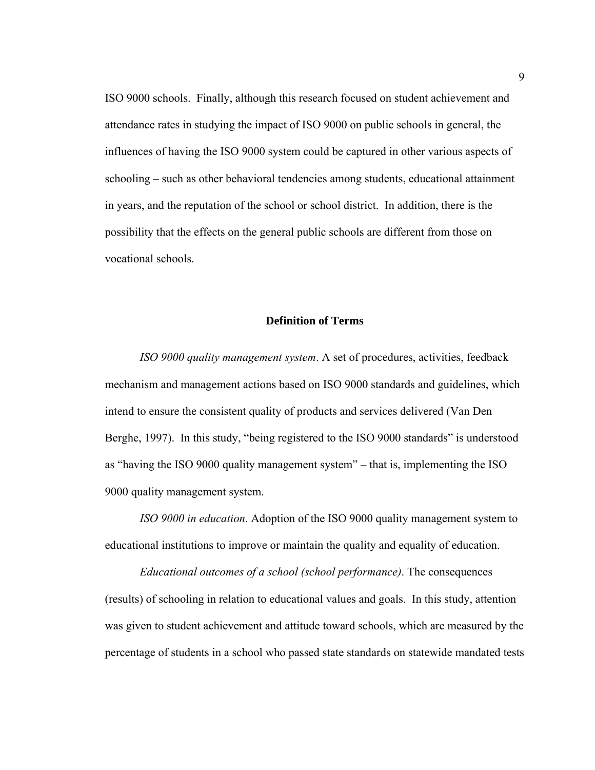ISO 9000 schools. Finally, although this research focused on student achievement and attendance rates in studying the impact of ISO 9000 on public schools in general, the influences of having the ISO 9000 system could be captured in other various aspects of schooling – such as other behavioral tendencies among students, educational attainment in years, and the reputation of the school or school district. In addition, there is the possibility that the effects on the general public schools are different from those on vocational schools.

## Definition of Terms

*ISO 9000 quality management system*. A set of procedures, activities, feedback mechanism and management actions based on ISO 9000 standards and guidelines, which intend to ensure the consistent quality of products and services delivered (Van Den Berghe, 1997). In this study, "being registered to the ISO 9000 standards" is understood as "having the ISO 9000 quality management system" – that is, implementing the ISO 9000 quality management system.

*ISO 9000 in education*. Adoption of the ISO 9000 quality management system to educational institutions to improve or maintain the quality and equality of education.

*Educational outcomes of a school (school performance)*. The consequences (results) of schooling in relation to educational values and goals. In this study, attention was given to student achievement and attitude toward schools, which are measured by the percentage of students in a school who passed state standards on statewide mandated tests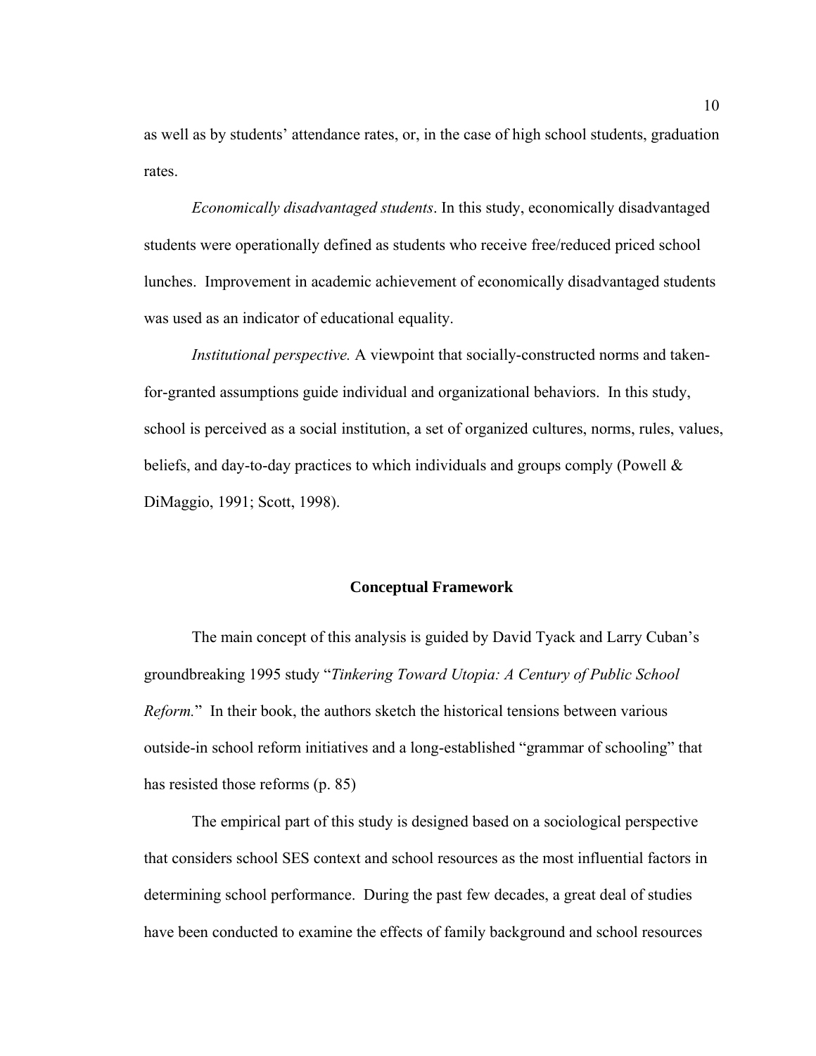as well as by students' attendance rates, or, in the case of high school students, graduation rates.

*Economically disadvantaged students*. In this study, economically disadvantaged students were operationally defined as students who receive free/reduced priced school lunches. Improvement in academic achievement of economically disadvantaged students was used as an indicator of educational equality.

*Institutional perspective.* A viewpoint that socially-constructed norms and taken-for-granted assumptions guide individual and organizational behaviors. In this study, school is perceived as a social institution, a set of organized cultures, norms, rules, values, beliefs, and day-to-day practices to which individuals and groups comply (Powell & DiMaggio, 1991; Scott, 1998).

## Conceptual Framework

The main concept of this analysis is guided by David Tyack and Larry Cuban's groundbreaking 1995 study "*Tinkering Toward Utopia: A Century of Public School Reform.*" In their book, the authors sketch the historical tensions between various outside-in school reform initiatives and a long-established "grammar of schooling" that has resisted those reforms (p. 85)

The empirical part of this study is designed based on a sociological perspective that considers school SES context and school resources as the most influential factors in determining school performance. During the past few decades, a great deal of studies have been conducted to examine the effects of family background and school resources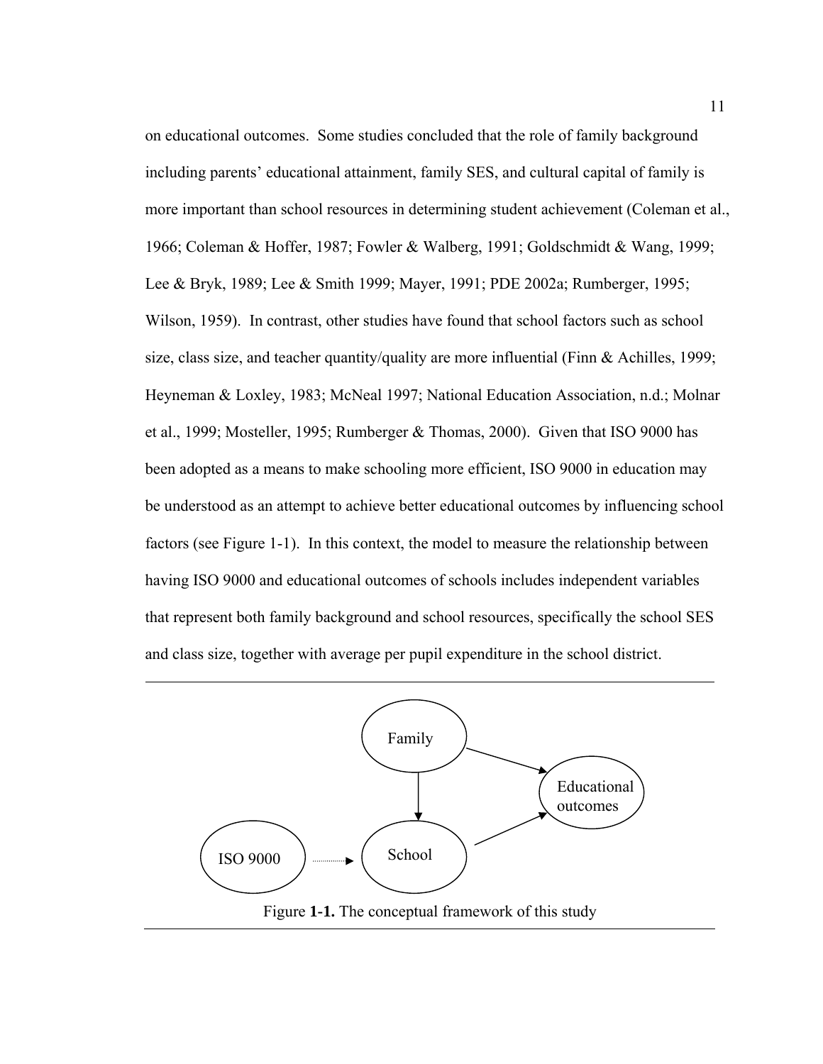on educational outcomes. Some studies concluded that the role of family background including parents' educational attainment, family SES, and cultural capital of family is more important than school resources in determining student achievement (Coleman et al., 1966; Coleman & Hoffer, 1987; Fowler & Walberg, 1991; Goldschmidt & Wang, 1999; Lee & Bryk, 1989; Lee & Smith 1999; Mayer, 1991; PDE 2002a; Rumberger, 1995; Wilson, 1959). In contrast, other studies have found that school factors such as school size, class size, and teacher quantity/quality are more influential (Finn & Achilles, 1999; Heyneman & Loxley, 1983; McNeal 1997; National Education Association, n.d.; Molnar et al., 1999; Mosteller, 1995; Rumberger & Thomas, 2000). Given that ISO 9000 has been adopted as a means to make schooling more efficient, ISO 9000 in education may be understood as an attempt to achieve better educational outcomes by influencing school factors (see Figure 1-1). In this context, the model to measure the relationship between having ISO 9000 and educational outcomes of schools includes independent variables that represent both family background and school resources, specifically the school SES and class size, together with average per pupil expenditure in the school district.

Family

Educational outcomes

ISO 9000

School

Figure **1-1.** The conceptual framework of this study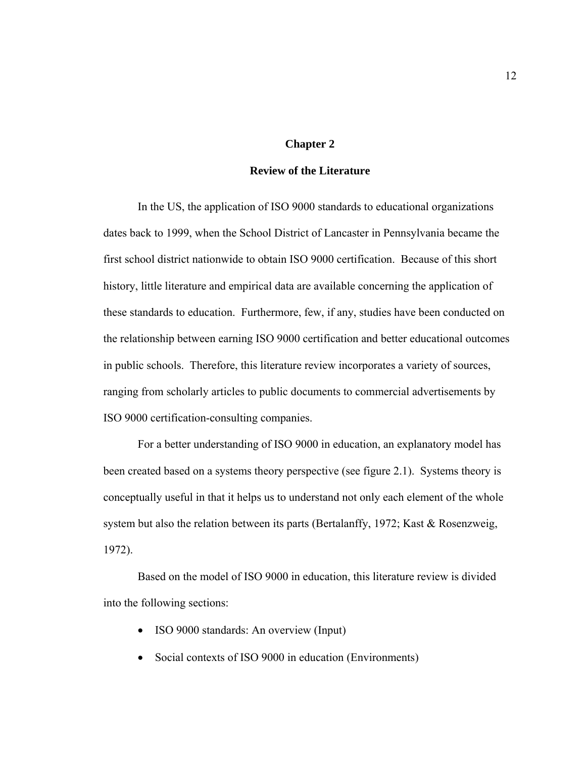# Chapter 2

## Review of the Literature

In the US, the application of ISO 9000 standards to educational organizations dates back to 1999, when the School District of Lancaster in Pennsylvania became the first school district nationwide to obtain ISO 9000 certification. Because of this short history, little literature and empirical data are available concerning the application of these standards to education. Furthermore, few, if any, studies have been conducted on the relationship between earning ISO 9000 certification and better educational outcomes in public schools. Therefore, this literature review incorporates a variety of sources, ranging from scholarly articles to public documents to commercial advertisements by ISO 9000 certification-consulting companies.

For a better understanding of ISO 9000 in education, an explanatory model has been created based on a systems theory perspective (see figure 2.1). Systems theory is conceptually useful in that it helps us to understand not only each element of the whole system but also the relation between its parts (Bertalanffy, 1972; Kast & Rosenzweig, 1972).

Based on the model of ISO 9000 in education, this literature review is divided into the following sections:

- ISO 9000 standards: An overview (Input)
- Social contexts of ISO 9000 in education (Environments)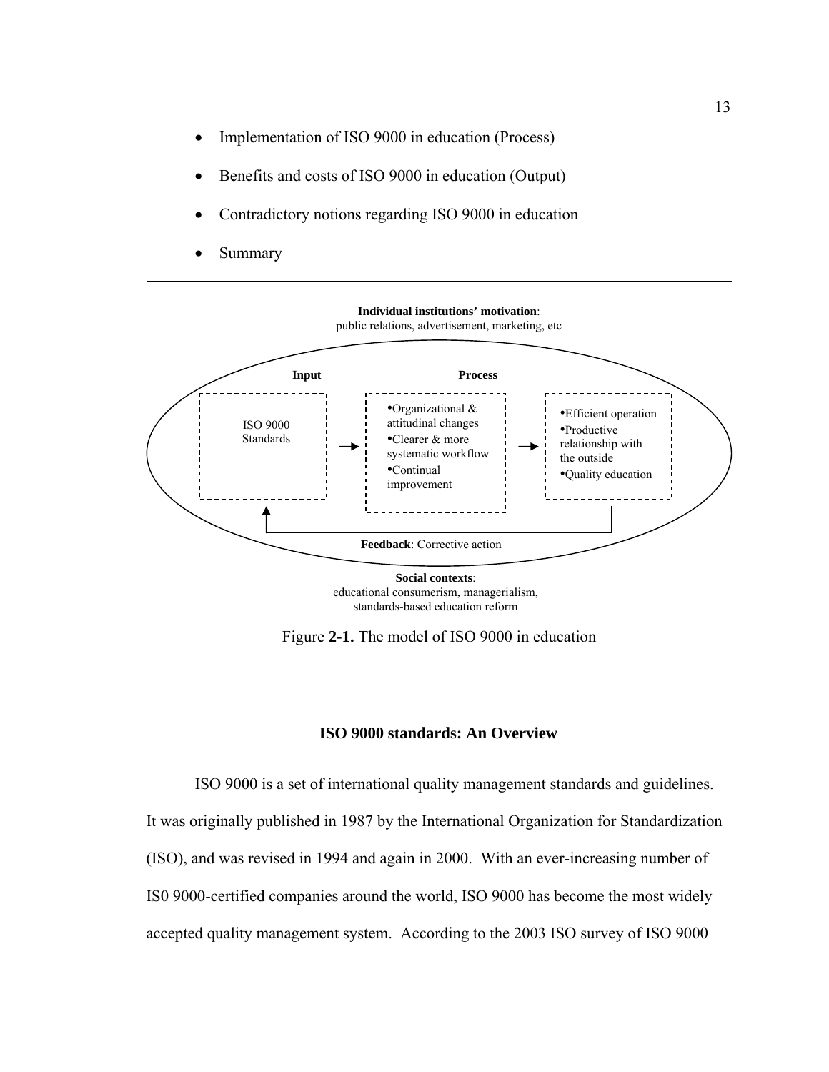- Implementation of ISO 9000 in education (Process)
- Benefits and costs of ISO 9000 in education (Output)
- Contradictory notions regarding ISO 9000 in education
- Summary

**Individual institutions' motivation**: public relations, advertisement, marketing, etc

**Input**

ISO 9000 Standards

**Process**

- Organizational & attitudinal changes
- Clearer & more systematic workflow
- Continual improvement

- Efficient operation
- Productive relationship with the outside
- Quality education

**Feedback**: Corrective action

**Social contexts**: educational consumerism, managerialism, standards-based education reform

Figure **2-1.** The model of ISO 9000 in education

## ISO 9000 standards: An Overview

ISO 9000 is a set of international quality management standards and guidelines. It was originally published in 1987 by the International Organization for Standardization (ISO), and was revised in 1994 and again in 2000. With an ever-increasing number of IS0 9000-certified companies around the world, ISO 9000 has become the most widely accepted quality management system. According to the 2003 ISO survey of ISO 9000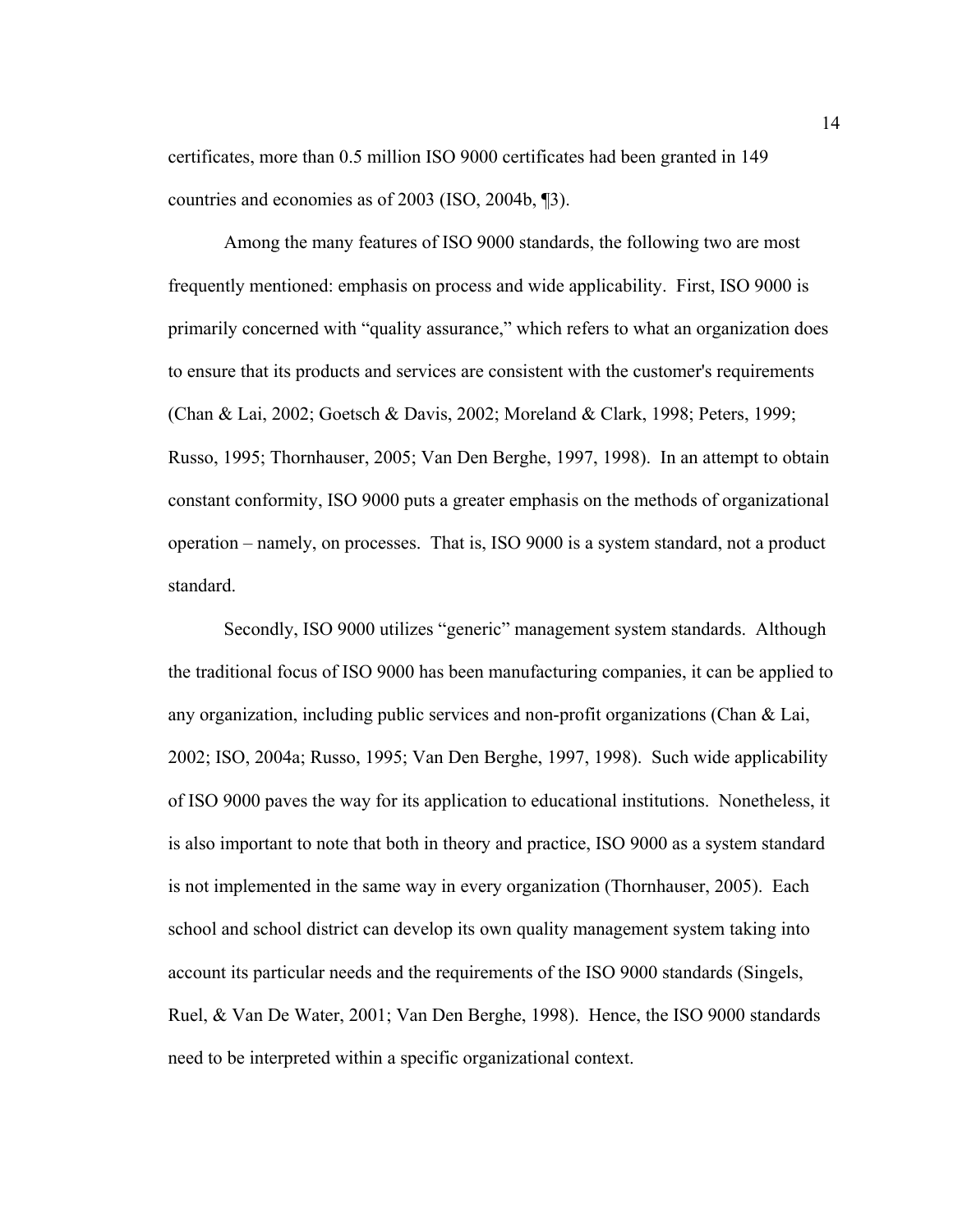certificates, more than 0.5 million ISO 9000 certificates had been granted in 149 countries and economies as of 2003 (ISO, 2004b, ¶3).

Among the many features of ISO 9000 standards, the following two are most frequently mentioned: emphasis on process and wide applicability. First, ISO 9000 is primarily concerned with "quality assurance," which refers to what an organization does to ensure that its products and services are consistent with the customer's requirements (Chan & Lai, 2002; Goetsch & Davis, 2002; Moreland & Clark, 1998; Peters, 1999; Russo, 1995; Thornhauser, 2005; Van Den Berghe, 1997, 1998). In an attempt to obtain constant conformity, ISO 9000 puts a greater emphasis on the methods of organizational operation – namely, on processes. That is, ISO 9000 is a system standard, not a product standard.

Secondly, ISO 9000 utilizes "generic" management system standards. Although the traditional focus of ISO 9000 has been manufacturing companies, it can be applied to any organization, including public services and non-profit organizations (Chan & Lai, 2002; ISO, 2004a; Russo, 1995; Van Den Berghe, 1997, 1998). Such wide applicability of ISO 9000 paves the way for its application to educational institutions. Nonetheless, it is also important to note that both in theory and practice, ISO 9000 as a system standard is not implemented in the same way in every organization (Thornhauser, 2005). Each school and school district can develop its own quality management system taking into account its particular needs and the requirements of the ISO 9000 standards (Singels, Ruel, & Van De Water, 2001; Van Den Berghe, 1998). Hence, the ISO 9000 standards need to be interpreted within a specific organizational context.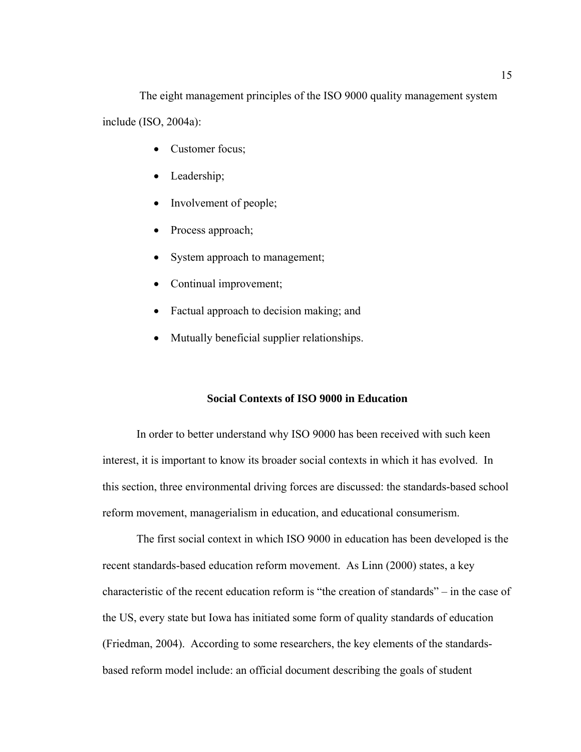The eight management principles of the ISO 9000 quality management system include (ISO, 2004a):

- Customer focus;
- Leadership;
- Involvement of people;
- Process approach;
- System approach to management;
- Continual improvement;
- Factual approach to decision making; and
- Mutually beneficial supplier relationships.

## Social Contexts of ISO 9000 in Education

In order to better understand why ISO 9000 has been received with such keen interest, it is important to know its broader social contexts in which it has evolved. In this section, three environmental driving forces are discussed: the standards-based school reform movement, managerialism in education, and educational consumerism.

The first social context in which ISO 9000 in education has been developed is the recent standards-based education reform movement. As Linn (2000) states, a key characteristic of the recent education reform is "the creation of standards" – in the case of the US, every state but Iowa has initiated some form of quality standards of education (Friedman, 2004). According to some researchers, the key elements of the standards-based reform model include: an official document describing the goals of student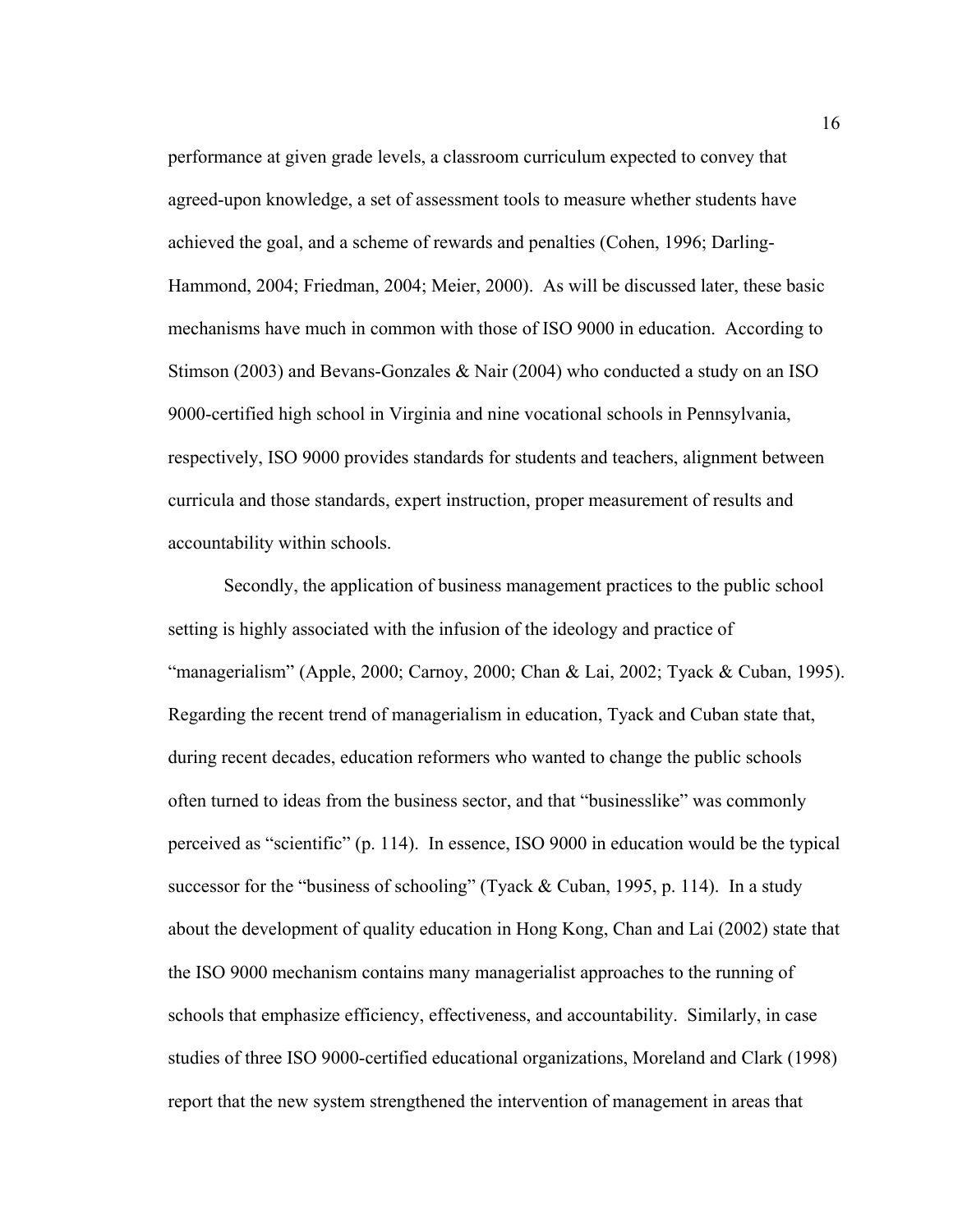performance at given grade levels, a classroom curriculum expected to convey that agreed-upon knowledge, a set of assessment tools to measure whether students have achieved the goal, and a scheme of rewards and penalties (Cohen, 1996; Darling-Hammond, 2004; Friedman, 2004; Meier, 2000). As will be discussed later, these basic mechanisms have much in common with those of ISO 9000 in education. According to Stimson (2003) and Bevans-Gonzales & Nair (2004) who conducted a study on an ISO 9000-certified high school in Virginia and nine vocational schools in Pennsylvania, respectively, ISO 9000 provides standards for students and teachers, alignment between curricula and those standards, expert instruction, proper measurement of results and accountability within schools.

Secondly, the application of business management practices to the public school setting is highly associated with the infusion of the ideology and practice of "managerialism" (Apple, 2000; Carnoy, 2000; Chan & Lai, 2002; Tyack & Cuban, 1995). Regarding the recent trend of managerialism in education, Tyack and Cuban state that, during recent decades, education reformers who wanted to change the public schools often turned to ideas from the business sector, and that "businesslike" was commonly perceived as "scientific" (p. 114). In essence, ISO 9000 in education would be the typical successor for the "business of schooling" (Tyack & Cuban, 1995, p. 114). In a study about the development of quality education in Hong Kong, Chan and Lai (2002) state that the ISO 9000 mechanism contains many managerialist approaches to the running of schools that emphasize efficiency, effectiveness, and accountability. Similarly, in case studies of three ISO 9000-certified educational organizations, Moreland and Clark (1998) report that the new system strengthened the intervention of management in areas that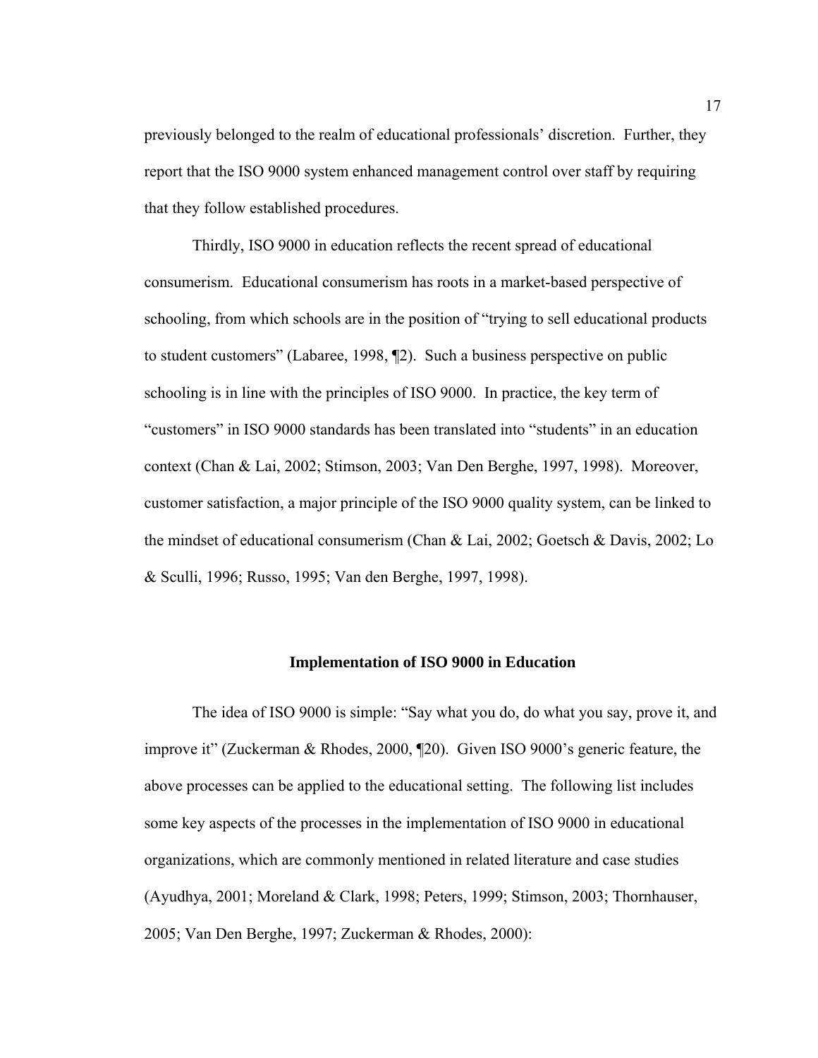previously belonged to the realm of educational professionals' discretion. Further, they report that the ISO 9000 system enhanced management control over staff by requiring that they follow established procedures.

Thirdly, ISO 9000 in education reflects the recent spread of educational consumerism. Educational consumerism has roots in a market-based perspective of schooling, from which schools are in the position of "trying to sell educational products to student customers" (Labaree, 1998, ¶2). Such a business perspective on public schooling is in line with the principles of ISO 9000. In practice, the key term of "customers" in ISO 9000 standards has been translated into "students" in an education context (Chan & Lai, 2002; Stimson, 2003; Van Den Berghe, 1997, 1998). Moreover, customer satisfaction, a major principle of the ISO 9000 quality system, can be linked to the mindset of educational consumerism (Chan & Lai, 2002; Goetsch & Davis, 2002; Lo & Sculli, 1996; Russo, 1995; Van den Berghe, 1997, 1998).

## Implementation of ISO 9000 in Education

The idea of ISO 9000 is simple: "Say what you do, do what you say, prove it, and improve it" (Zuckerman & Rhodes, 2000, ¶20). Given ISO 9000's generic feature, the above processes can be applied to the educational setting. The following list includes some key aspects of the processes in the implementation of ISO 9000 in educational organizations, which are commonly mentioned in related literature and case studies (Ayudhya, 2001; Moreland & Clark, 1998; Peters, 1999; Stimson, 2003; Thornhauser, 2005; Van Den Berghe, 1997; Zuckerman & Rhodes, 2000):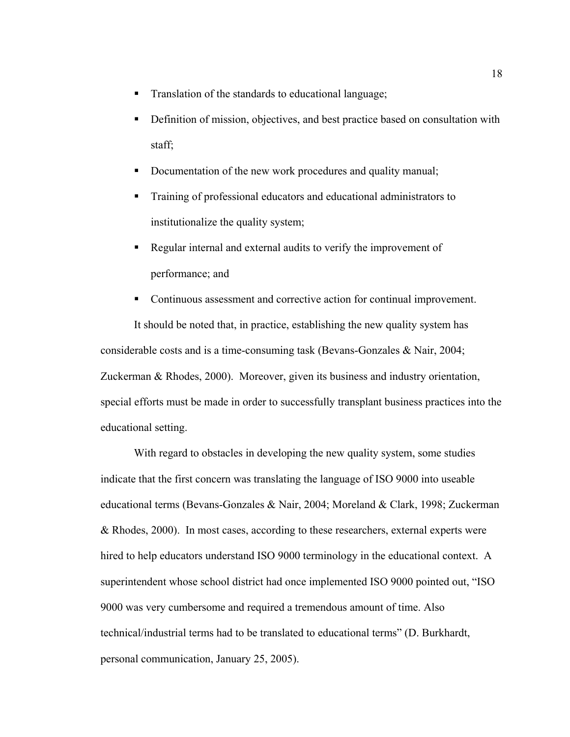- Translation of the standards to educational language;
- Definition of mission, objectives, and best practice based on consultation with staff;
- Documentation of the new work procedures and quality manual;
- Training of professional educators and educational administrators to institutionalize the quality system;
- Regular internal and external audits to verify the improvement of performance; and
- Continuous assessment and corrective action for continual improvement.

It should be noted that, in practice, establishing the new quality system has considerable costs and is a time-consuming task (Bevans-Gonzales & Nair, 2004; Zuckerman & Rhodes, 2000). Moreover, given its business and industry orientation, special efforts must be made in order to successfully transplant business practices into the educational setting.

With regard to obstacles in developing the new quality system, some studies indicate that the first concern was translating the language of ISO 9000 into useable educational terms (Bevans-Gonzales & Nair, 2004; Moreland & Clark, 1998; Zuckerman & Rhodes, 2000). In most cases, according to these researchers, external experts were hired to help educators understand ISO 9000 terminology in the educational context. A superintendent whose school district had once implemented ISO 9000 pointed out, "ISO 9000 was very cumbersome and required a tremendous amount of time. Also technical/industrial terms had to be translated to educational terms" (D. Burkhardt, personal communication, January 25, 2005).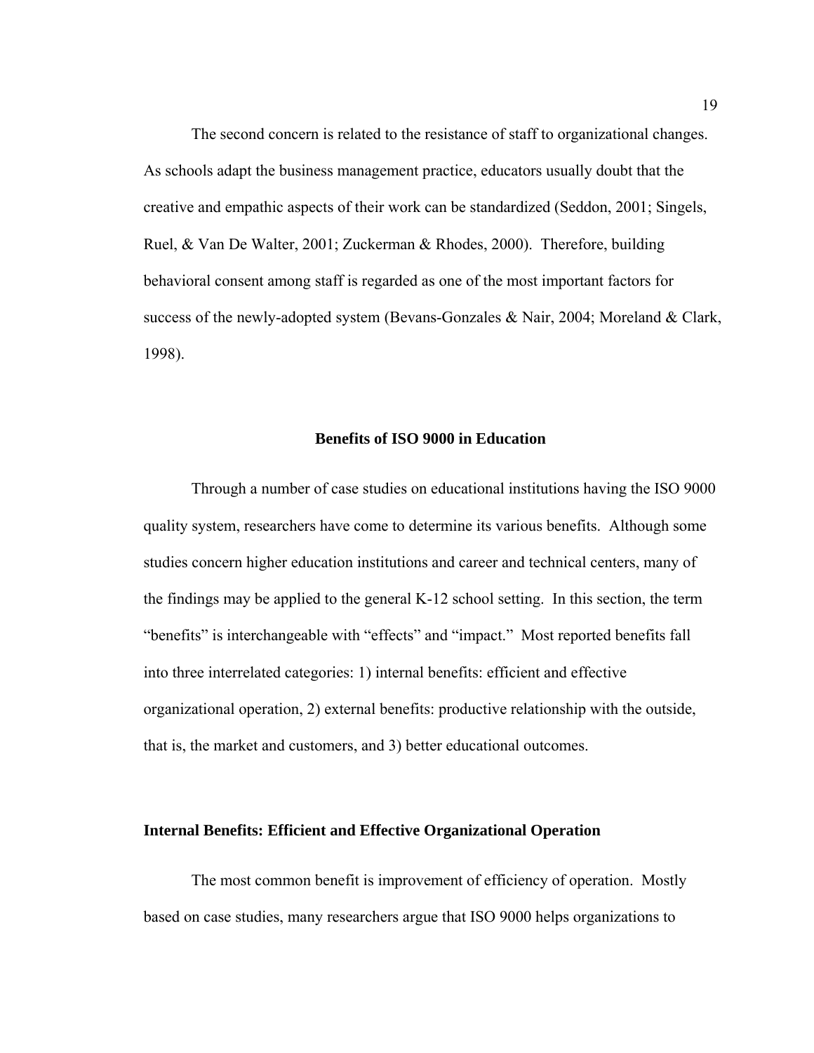The second concern is related to the resistance of staff to organizational changes. As schools adapt the business management practice, educators usually doubt that the creative and empathic aspects of their work can be standardized (Seddon, 2001; Singels, Ruel, & Van De Walter, 2001; Zuckerman & Rhodes, 2000). Therefore, building behavioral consent among staff is regarded as one of the most important factors for success of the newly-adopted system (Bevans-Gonzales & Nair, 2004; Moreland & Clark, 1998).

## Benefits of ISO 9000 in Education

Through a number of case studies on educational institutions having the ISO 9000 quality system, researchers have come to determine its various benefits. Although some studies concern higher education institutions and career and technical centers, many of the findings may be applied to the general K-12 school setting. In this section, the term "benefits" is interchangeable with "effects" and "impact." Most reported benefits fall into three interrelated categories: 1) internal benefits: efficient and effective organizational operation, 2) external benefits: productive relationship with the outside, that is, the market and customers, and 3) better educational outcomes.

### Internal Benefits: Efficient and Effective Organizational Operation

The most common benefit is improvement of efficiency of operation. Mostly based on case studies, many researchers argue that ISO 9000 helps organizations to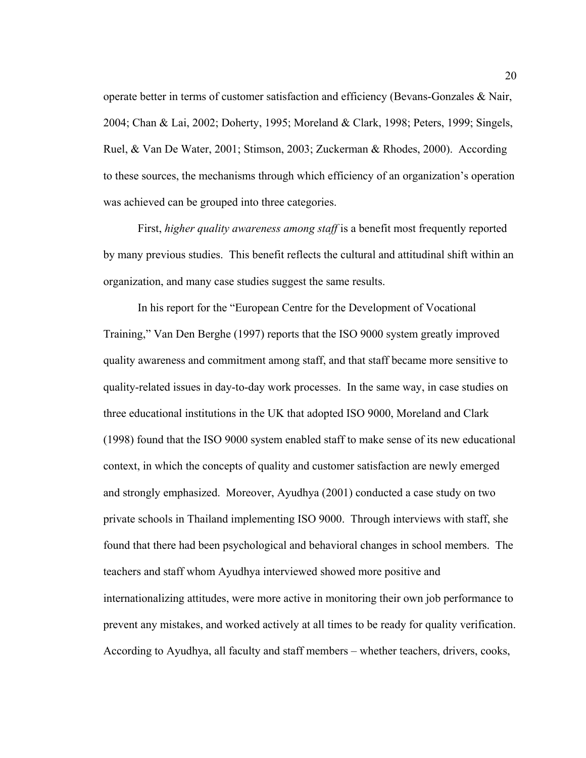operate better in terms of customer satisfaction and efficiency (Bevans-Gonzales & Nair, 2004; Chan & Lai, 2002; Doherty, 1995; Moreland & Clark, 1998; Peters, 1999; Singels, Ruel, & Van De Water, 2001; Stimson, 2003; Zuckerman & Rhodes, 2000). According to these sources, the mechanisms through which efficiency of an organization's operation was achieved can be grouped into three categories.

First, *higher quality awareness among staff* is a benefit most frequently reported by many previous studies. This benefit reflects the cultural and attitudinal shift within an organization, and many case studies suggest the same results.

In his report for the "European Centre for the Development of Vocational Training," Van Den Berghe (1997) reports that the ISO 9000 system greatly improved quality awareness and commitment among staff, and that staff became more sensitive to quality-related issues in day-to-day work processes. In the same way, in case studies on three educational institutions in the UK that adopted ISO 9000, Moreland and Clark (1998) found that the ISO 9000 system enabled staff to make sense of its new educational context, in which the concepts of quality and customer satisfaction are newly emerged and strongly emphasized. Moreover, Ayudhya (2001) conducted a case study on two private schools in Thailand implementing ISO 9000. Through interviews with staff, she found that there had been psychological and behavioral changes in school members. The teachers and staff whom Ayudhya interviewed showed more positive and internationalizing attitudes, were more active in monitoring their own job performance to prevent any mistakes, and worked actively at all times to be ready for quality verification. According to Ayudhya, all faculty and staff members – whether teachers, drivers, cooks,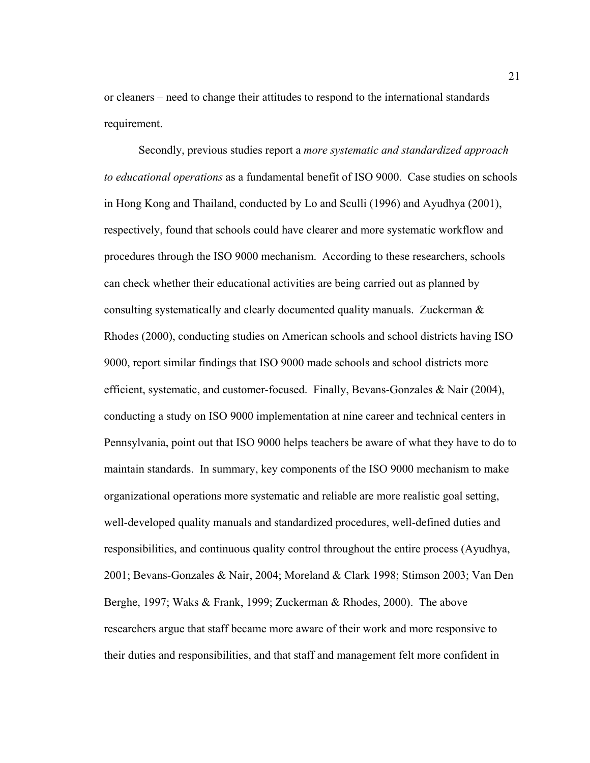or cleaners – need to change their attitudes to respond to the international standards requirement.

Secondly, previous studies report a *more systematic and standardized approach to educational operations* as a fundamental benefit of ISO 9000. Case studies on schools in Hong Kong and Thailand, conducted by Lo and Sculli (1996) and Ayudhya (2001), respectively, found that schools could have clearer and more systematic workflow and procedures through the ISO 9000 mechanism. According to these researchers, schools can check whether their educational activities are being carried out as planned by consulting systematically and clearly documented quality manuals. Zuckerman & Rhodes (2000), conducting studies on American schools and school districts having ISO 9000, report similar findings that ISO 9000 made schools and school districts more efficient, systematic, and customer-focused. Finally, Bevans-Gonzales & Nair (2004), conducting a study on ISO 9000 implementation at nine career and technical centers in Pennsylvania, point out that ISO 9000 helps teachers be aware of what they have to do to maintain standards. In summary, key components of the ISO 9000 mechanism to make organizational operations more systematic and reliable are more realistic goal setting, well-developed quality manuals and standardized procedures, well-defined duties and responsibilities, and continuous quality control throughout the entire process (Ayudhya, 2001; Bevans-Gonzales & Nair, 2004; Moreland & Clark 1998; Stimson 2003; Van Den Berghe, 1997; Waks & Frank, 1999; Zuckerman & Rhodes, 2000). The above researchers argue that staff became more aware of their work and more responsive to their duties and responsibilities, and that staff and management felt more confident in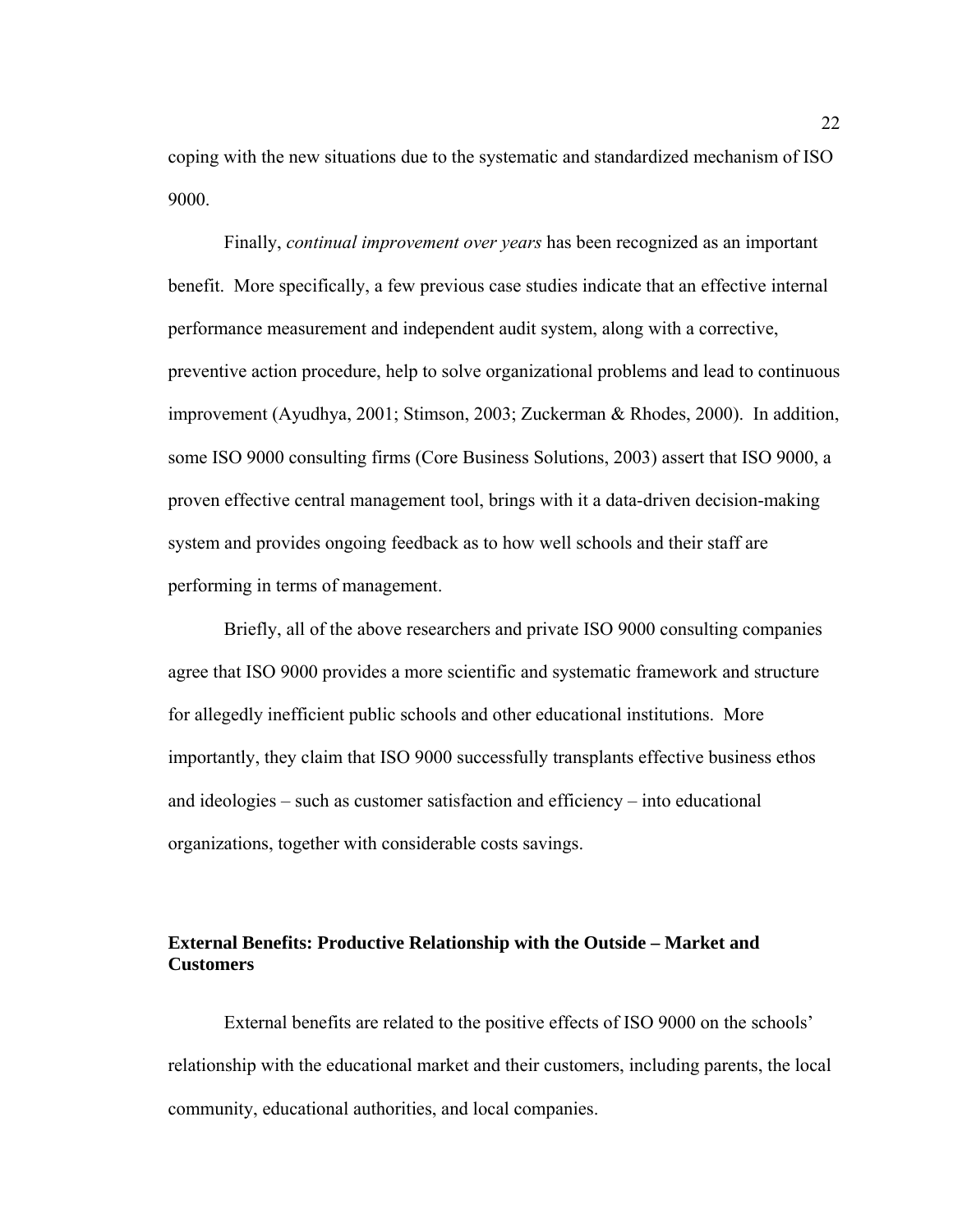coping with the new situations due to the systematic and standardized mechanism of ISO 9000.

Finally, *continual improvement over years* has been recognized as an important benefit. More specifically, a few previous case studies indicate that an effective internal performance measurement and independent audit system, along with a corrective, preventive action procedure, help to solve organizational problems and lead to continuous improvement (Ayudhya, 2001; Stimson, 2003; Zuckerman & Rhodes, 2000). In addition, some ISO 9000 consulting firms (Core Business Solutions, 2003) assert that ISO 9000, a proven effective central management tool, brings with it a data-driven decision-making system and provides ongoing feedback as to how well schools and their staff are performing in terms of management.

Briefly, all of the above researchers and private ISO 9000 consulting companies agree that ISO 9000 provides a more scientific and systematic framework and structure for allegedly inefficient public schools and other educational institutions. More importantly, they claim that ISO 9000 successfully transplants effective business ethos and ideologies – such as customer satisfaction and efficiency – into educational organizations, together with considerable costs savings.

## External Benefits: Productive Relationship with the Outside – Market and Customers

External benefits are related to the positive effects of ISO 9000 on the schools' relationship with the educational market and their customers, including parents, the local community, educational authorities, and local companies.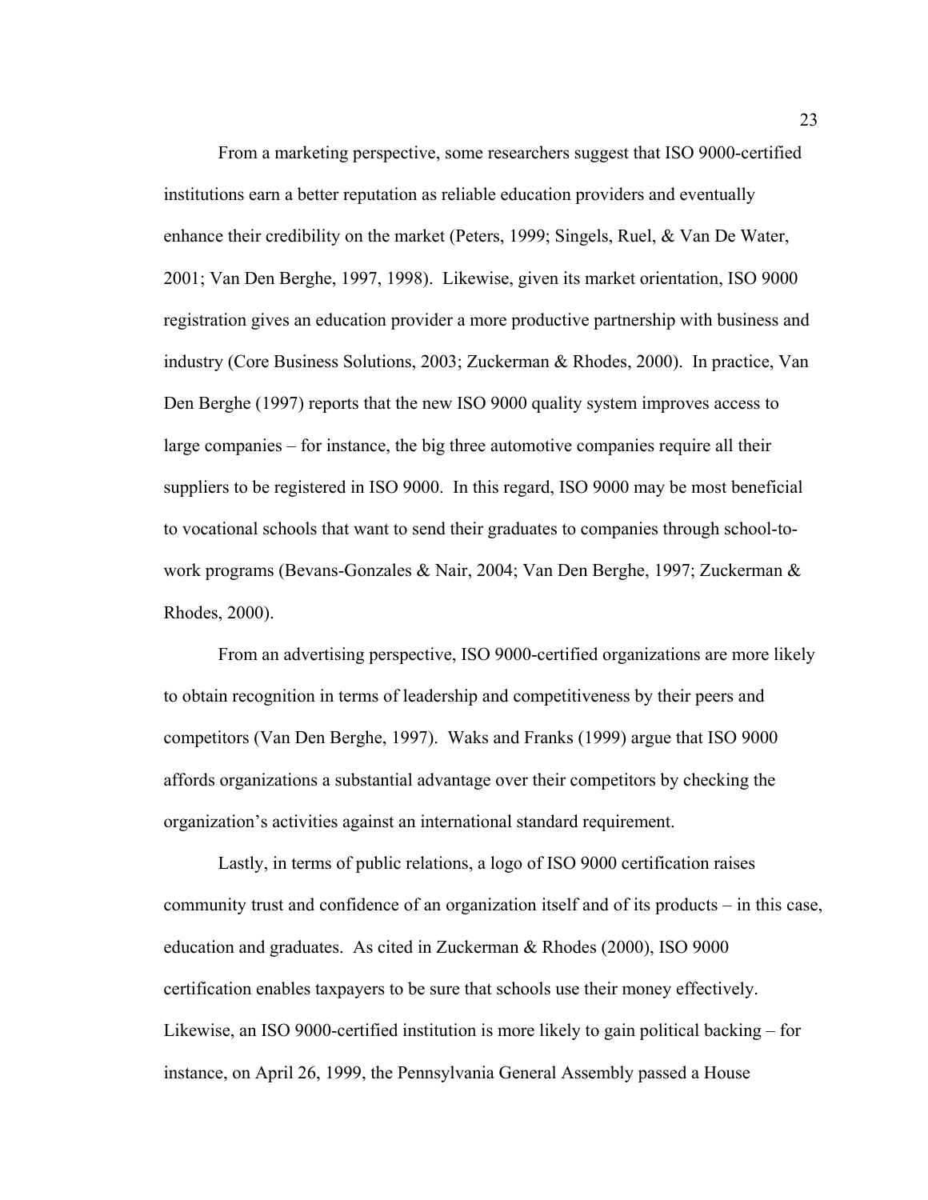From a marketing perspective, some researchers suggest that ISO 9000-certified institutions earn a better reputation as reliable education providers and eventually enhance their credibility on the market (Peters, 1999; Singels, Ruel, & Van De Water, 2001; Van Den Berghe, 1997, 1998). Likewise, given its market orientation, ISO 9000 registration gives an education provider a more productive partnership with business and industry (Core Business Solutions, 2003; Zuckerman & Rhodes, 2000). In practice, Van Den Berghe (1997) reports that the new ISO 9000 quality system improves access to large companies – for instance, the big three automotive companies require all their suppliers to be registered in ISO 9000. In this regard, ISO 9000 may be most beneficial to vocational schools that want to send their graduates to companies through school-to-work programs (Bevans-Gonzales & Nair, 2004; Van Den Berghe, 1997; Zuckerman & Rhodes, 2000).

From an advertising perspective, ISO 9000-certified organizations are more likely to obtain recognition in terms of leadership and competitiveness by their peers and competitors (Van Den Berghe, 1997). Waks and Franks (1999) argue that ISO 9000 affords organizations a substantial advantage over their competitors by checking the organization's activities against an international standard requirement.

Lastly, in terms of public relations, a logo of ISO 9000 certification raises community trust and confidence of an organization itself and of its products – in this case, education and graduates. As cited in Zuckerman & Rhodes (2000), ISO 9000 certification enables taxpayers to be sure that schools use their money effectively. Likewise, an ISO 9000-certified institution is more likely to gain political backing – for instance, on April 26, 1999, the Pennsylvania General Assembly passed a House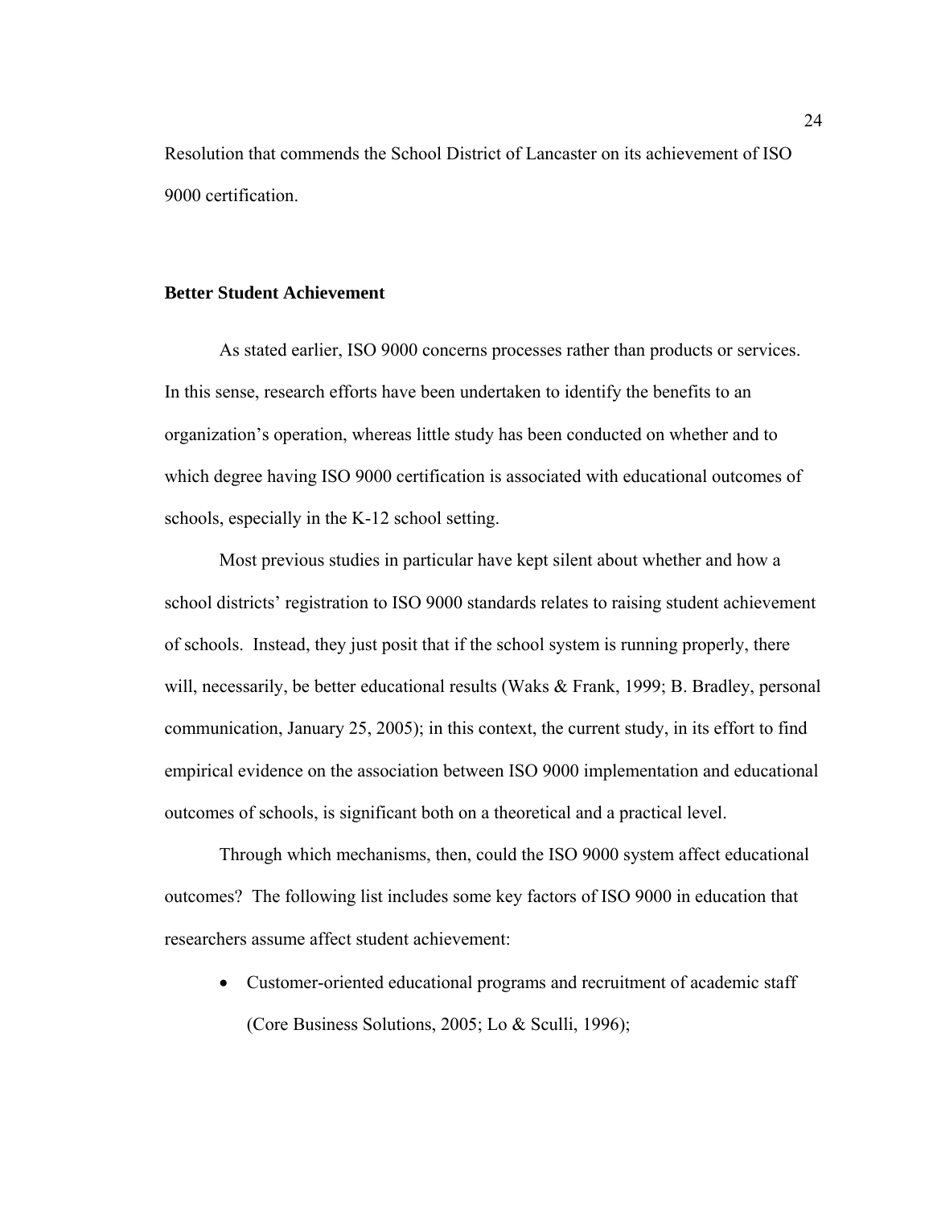Resolution that commends the School District of Lancaster on its achievement of ISO 9000 certification.

### Better Student Achievement

As stated earlier, ISO 9000 concerns processes rather than products or services. In this sense, research efforts have been undertaken to identify the benefits to an organization's operation, whereas little study has been conducted on whether and to which degree having ISO 9000 certification is associated with educational outcomes of schools, especially in the K-12 school setting.

Most previous studies in particular have kept silent about whether and how a school districts' registration to ISO 9000 standards relates to raising student achievement of schools. Instead, they just posit that if the school system is running properly, there will, necessarily, be better educational results (Waks & Frank, 1999; B. Bradley, personal communication, January 25, 2005); in this context, the current study, in its effort to find empirical evidence on the association between ISO 9000 implementation and educational outcomes of schools, is significant both on a theoretical and a practical level.

Through which mechanisms, then, could the ISO 9000 system affect educational outcomes? The following list includes some key factors of ISO 9000 in education that researchers assume affect student achievement:

- Customer-oriented educational programs and recruitment of academic staff (Core Business Solutions, 2005; Lo & Sculli, 1996);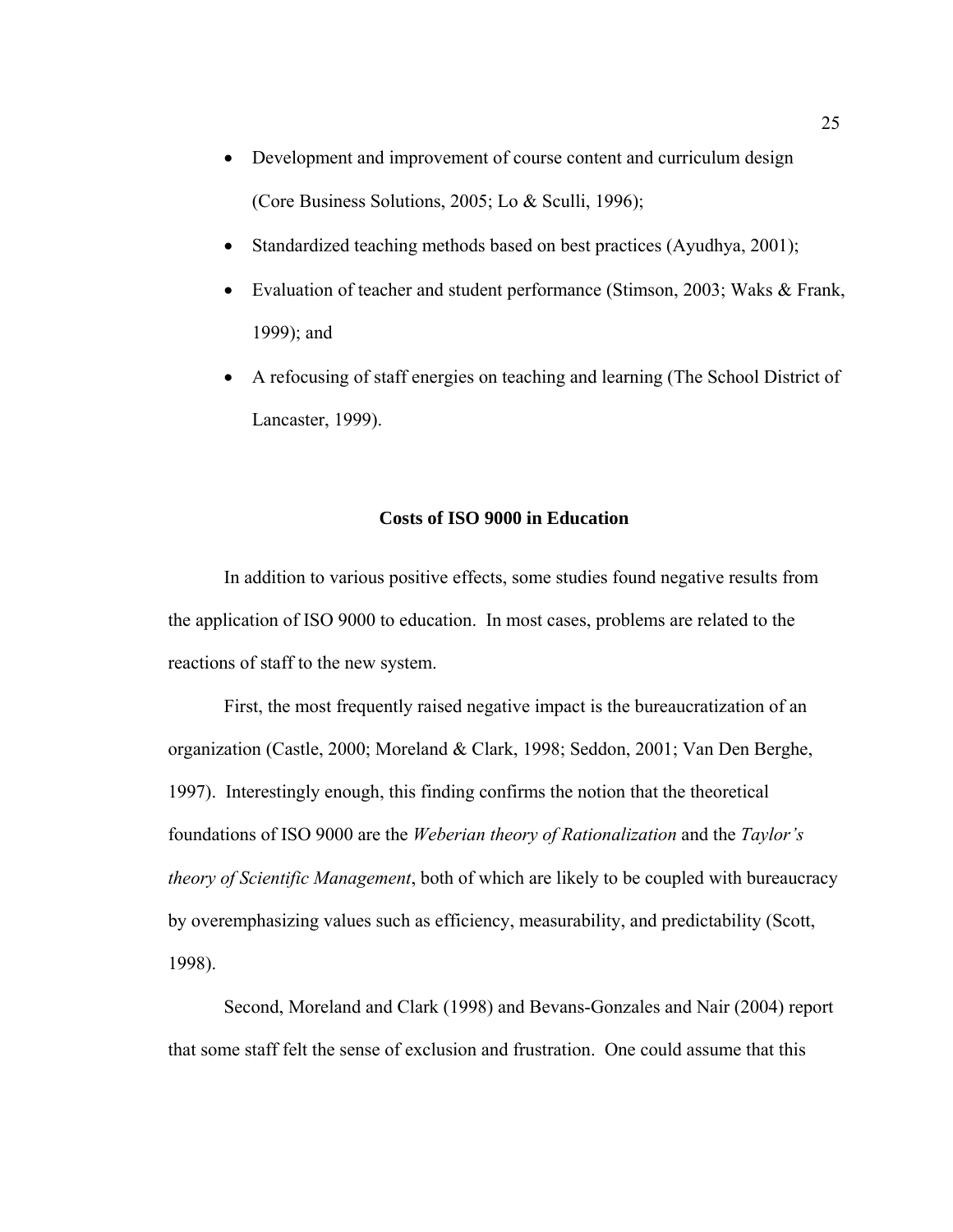- Development and improvement of course content and curriculum design (Core Business Solutions, 2005; Lo & Sculli, 1996);
- Standardized teaching methods based on best practices (Ayudhya, 2001);
- Evaluation of teacher and student performance (Stimson, 2003; Waks & Frank, 1999); and
- A refocusing of staff energies on teaching and learning (The School District of Lancaster, 1999).

## Costs of ISO 9000 in Education

In addition to various positive effects, some studies found negative results from the application of ISO 9000 to education. In most cases, problems are related to the reactions of staff to the new system.

First, the most frequently raised negative impact is the bureaucratization of an organization (Castle, 2000; Moreland & Clark, 1998; Seddon, 2001; Van Den Berghe, 1997). Interestingly enough, this finding confirms the notion that the theoretical foundations of ISO 9000 are the *Weberian theory of Rationalization* and the *Taylor's theory of Scientific Management*, both of which are likely to be coupled with bureaucracy by overemphasizing values such as efficiency, measurability, and predictability (Scott, 1998).

Second, Moreland and Clark (1998) and Bevans-Gonzales and Nair (2004) report that some staff felt the sense of exclusion and frustration. One could assume that this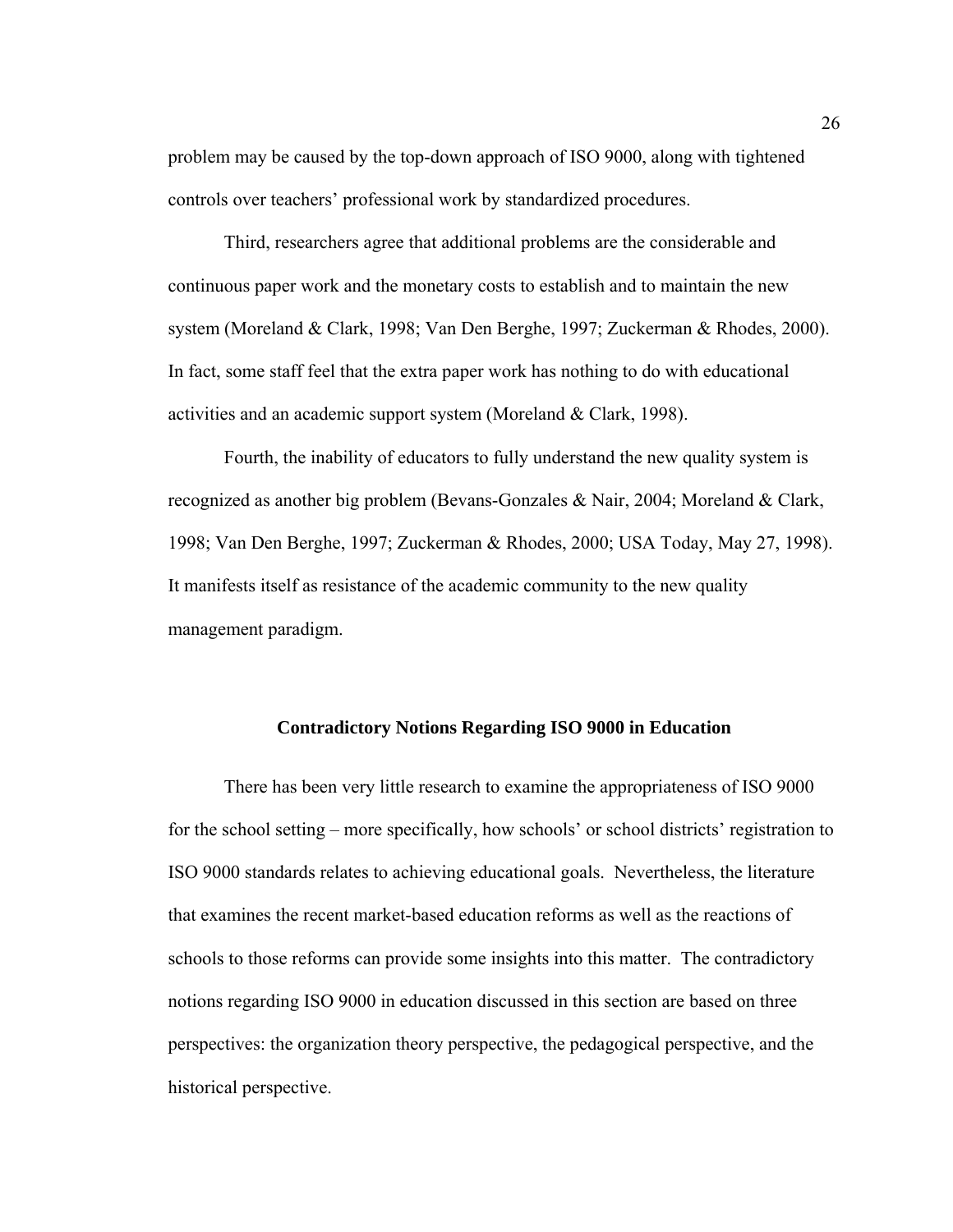problem may be caused by the top-down approach of ISO 9000, along with tightened controls over teachers' professional work by standardized procedures.

Third, researchers agree that additional problems are the considerable and continuous paper work and the monetary costs to establish and to maintain the new system (Moreland & Clark, 1998; Van Den Berghe, 1997; Zuckerman & Rhodes, 2000). In fact, some staff feel that the extra paper work has nothing to do with educational activities and an academic support system (Moreland & Clark, 1998).

Fourth, the inability of educators to fully understand the new quality system is recognized as another big problem (Bevans-Gonzales & Nair, 2004; Moreland & Clark, 1998; Van Den Berghe, 1997; Zuckerman & Rhodes, 2000; USA Today, May 27, 1998). It manifests itself as resistance of the academic community to the new quality management paradigm.

## Contradictory Notions Regarding ISO 9000 in Education

There has been very little research to examine the appropriateness of ISO 9000 for the school setting – more specifically, how schools' or school districts' registration to ISO 9000 standards relates to achieving educational goals. Nevertheless, the literature that examines the recent market-based education reforms as well as the reactions of schools to those reforms can provide some insights into this matter. The contradictory notions regarding ISO 9000 in education discussed in this section are based on three perspectives: the organization theory perspective, the pedagogical perspective, and the historical perspective.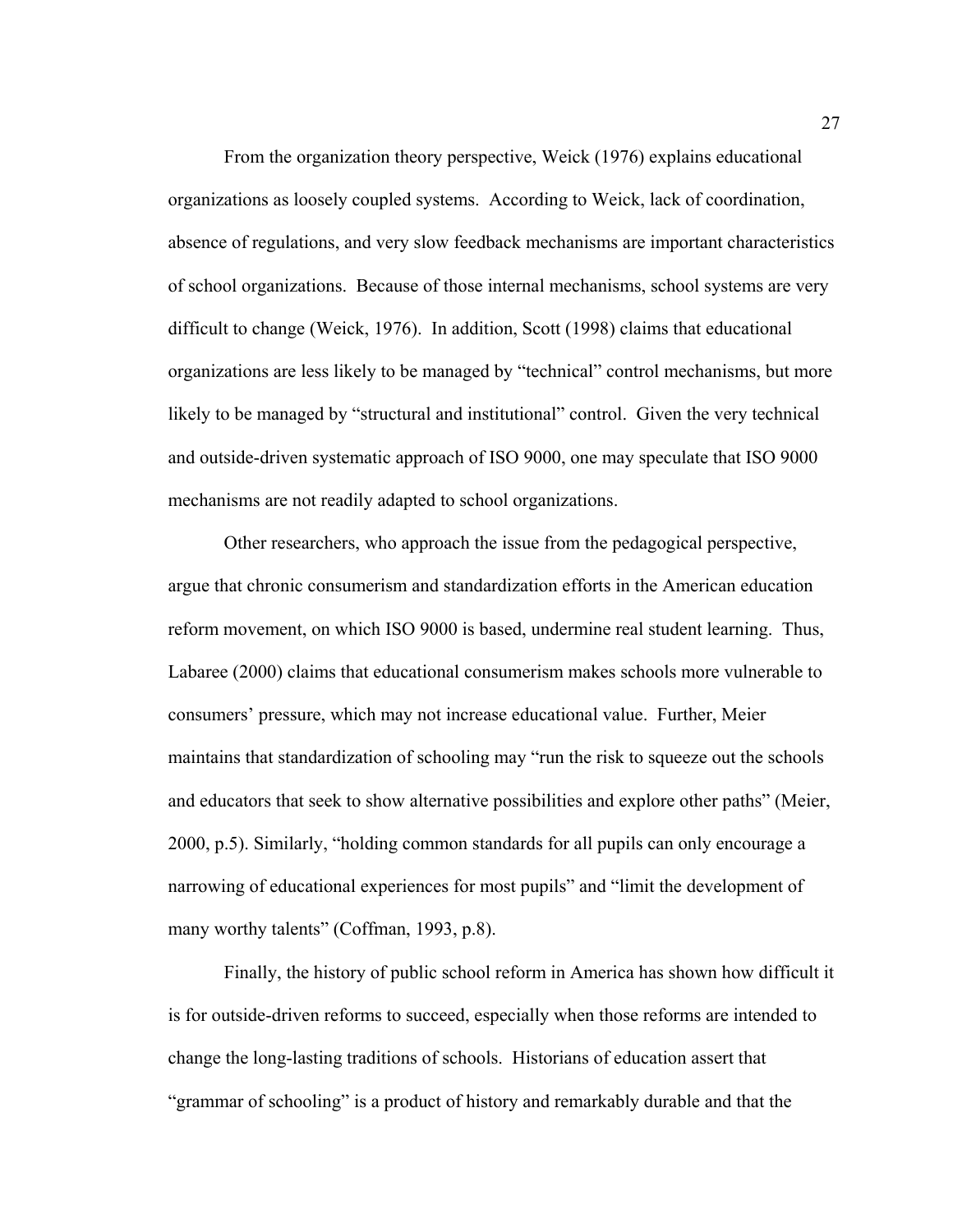From the organization theory perspective, Weick (1976) explains educational organizations as loosely coupled systems. According to Weick, lack of coordination, absence of regulations, and very slow feedback mechanisms are important characteristics of school organizations. Because of those internal mechanisms, school systems are very difficult to change (Weick, 1976). In addition, Scott (1998) claims that educational organizations are less likely to be managed by "technical" control mechanisms, but more likely to be managed by "structural and institutional" control. Given the very technical and outside-driven systematic approach of ISO 9000, one may speculate that ISO 9000 mechanisms are not readily adapted to school organizations.

Other researchers, who approach the issue from the pedagogical perspective, argue that chronic consumerism and standardization efforts in the American education reform movement, on which ISO 9000 is based, undermine real student learning. Thus, Labaree (2000) claims that educational consumerism makes schools more vulnerable to consumers' pressure, which may not increase educational value. Further, Meier maintains that standardization of schooling may "run the risk to squeeze out the schools and educators that seek to show alternative possibilities and explore other paths" (Meier, 2000, p.5). Similarly, "holding common standards for all pupils can only encourage a narrowing of educational experiences for most pupils" and "limit the development of many worthy talents" (Coffman, 1993, p.8).

Finally, the history of public school reform in America has shown how difficult it is for outside-driven reforms to succeed, especially when those reforms are intended to change the long-lasting traditions of schools. Historians of education assert that "grammar of schooling" is a product of history and remarkably durable and that the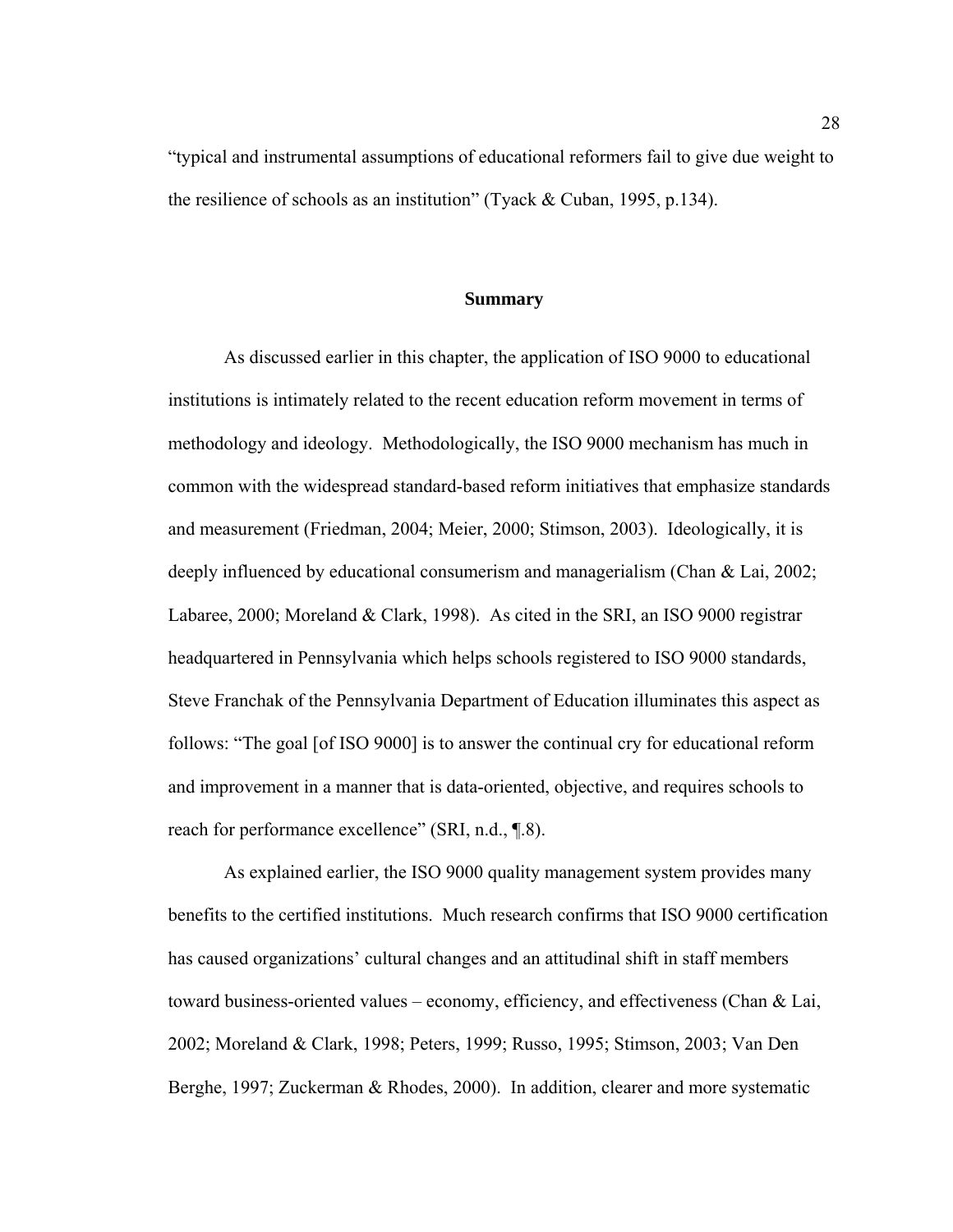"typical and instrumental assumptions of educational reformers fail to give due weight to the resilience of schools as an institution" (Tyack & Cuban, 1995, p.134).

## Summary

As discussed earlier in this chapter, the application of ISO 9000 to educational institutions is intimately related to the recent education reform movement in terms of methodology and ideology. Methodologically, the ISO 9000 mechanism has much in common with the widespread standard-based reform initiatives that emphasize standards and measurement (Friedman, 2004; Meier, 2000; Stimson, 2003). Ideologically, it is deeply influenced by educational consumerism and managerialism (Chan & Lai, 2002; Labaree, 2000; Moreland & Clark, 1998). As cited in the SRI, an ISO 9000 registrar headquartered in Pennsylvania which helps schools registered to ISO 9000 standards, Steve Franchak of the Pennsylvania Department of Education illuminates this aspect as follows: "The goal [of ISO 9000] is to answer the continual cry for educational reform and improvement in a manner that is data-oriented, objective, and requires schools to reach for performance excellence" (SRI, n.d., ¶.8).

As explained earlier, the ISO 9000 quality management system provides many benefits to the certified institutions. Much research confirms that ISO 9000 certification has caused organizations' cultural changes and an attitudinal shift in staff members toward business-oriented values – economy, efficiency, and effectiveness (Chan & Lai, 2002; Moreland & Clark, 1998; Peters, 1999; Russo, 1995; Stimson, 2003; Van Den Berghe, 1997; Zuckerman & Rhodes, 2000). In addition, clearer and more systematic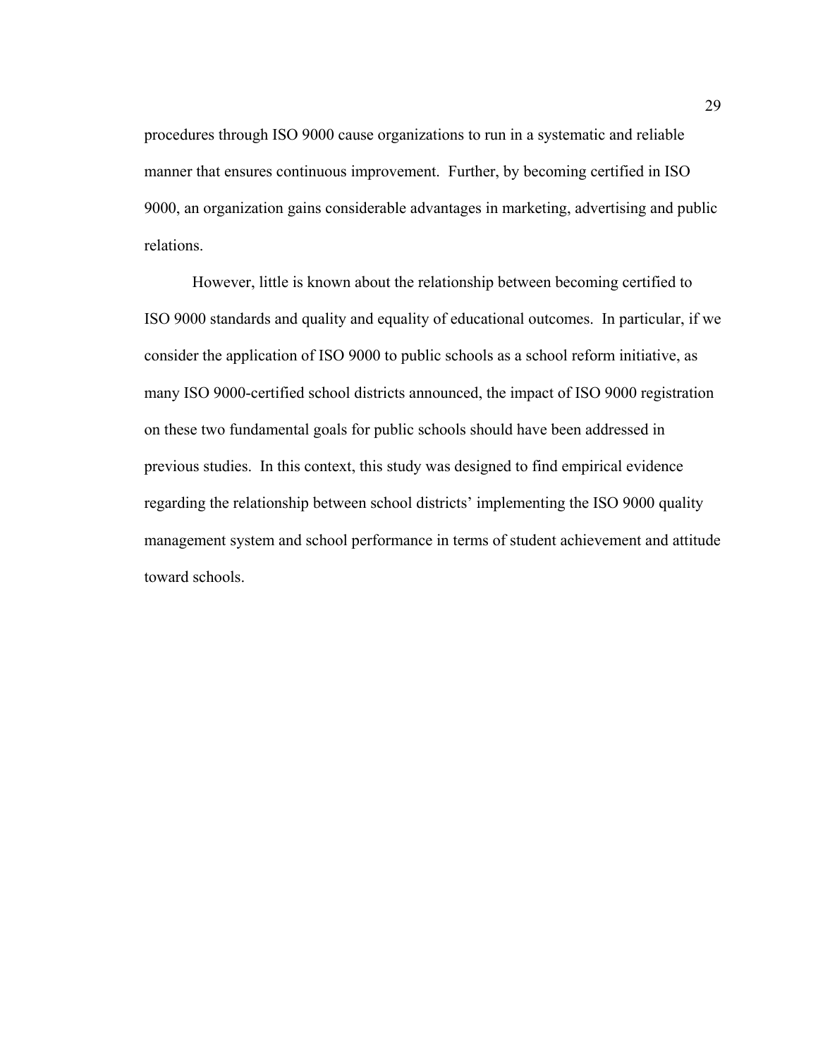procedures through ISO 9000 cause organizations to run in a systematic and reliable manner that ensures continuous improvement. Further, by becoming certified in ISO 9000, an organization gains considerable advantages in marketing, advertising and public relations.

However, little is known about the relationship between becoming certified to ISO 9000 standards and quality and equality of educational outcomes. In particular, if we consider the application of ISO 9000 to public schools as a school reform initiative, as many ISO 9000-certified school districts announced, the impact of ISO 9000 registration on these two fundamental goals for public schools should have been addressed in previous studies. In this context, this study was designed to find empirical evidence regarding the relationship between school districts' implementing the ISO 9000 quality management system and school performance in terms of student achievement and attitude toward schools.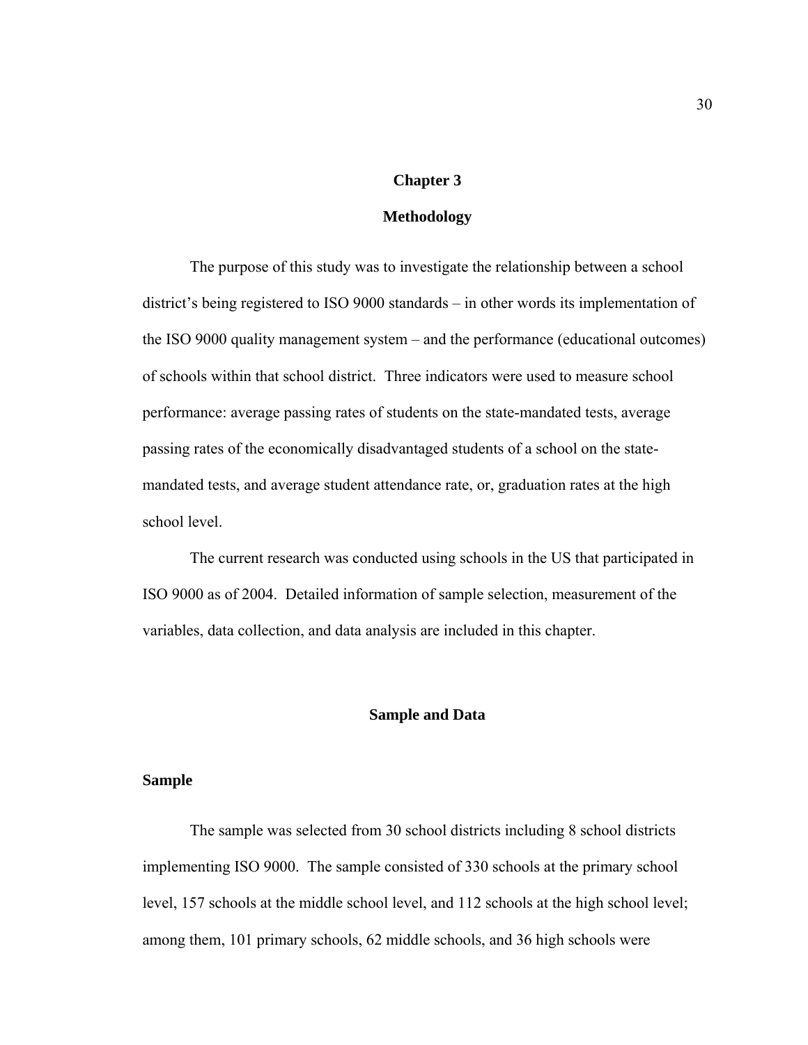# Chapter 3

# Methodology

The purpose of this study was to investigate the relationship between a school district's being registered to ISO 9000 standards – in other words its implementation of the ISO 9000 quality management system – and the performance (educational outcomes) of schools within that school district. Three indicators were used to measure school performance: average passing rates of students on the state-mandated tests, average passing rates of the economically disadvantaged students of a school on the state-mandated tests, and average student attendance rate, or, graduation rates at the high school level.

The current research was conducted using schools in the US that participated in ISO 9000 as of 2004. Detailed information of sample selection, measurement of the variables, data collection, and data analysis are included in this chapter.

## Sample and Data

### Sample

The sample was selected from 30 school districts including 8 school districts implementing ISO 9000. The sample consisted of 330 schools at the primary school level, 157 schools at the middle school level, and 112 schools at the high school level; among them, 101 primary schools, 62 middle schools, and 36 high schools were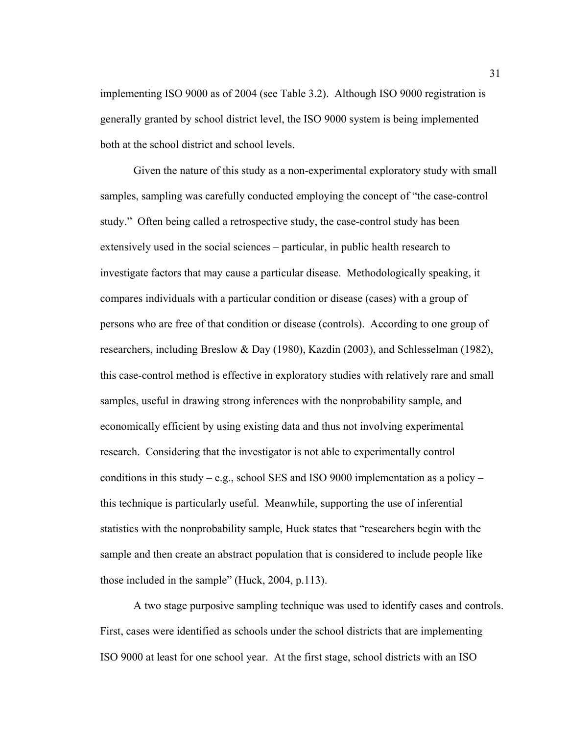implementing ISO 9000 as of 2004 (see Table 3.2). Although ISO 9000 registration is generally granted by school district level, the ISO 9000 system is being implemented both at the school district and school levels.

Given the nature of this study as a non-experimental exploratory study with small samples, sampling was carefully conducted employing the concept of "the case-control study." Often being called a retrospective study, the case-control study has been extensively used in the social sciences – particular, in public health research to investigate factors that may cause a particular disease. Methodologically speaking, it compares individuals with a particular condition or disease (cases) with a group of persons who are free of that condition or disease (controls). According to one group of researchers, including Breslow & Day (1980), Kazdin (2003), and Schlesselman (1982), this case-control method is effective in exploratory studies with relatively rare and small samples, useful in drawing strong inferences with the nonprobability sample, and economically efficient by using existing data and thus not involving experimental research. Considering that the investigator is not able to experimentally control conditions in this study – e.g., school SES and ISO 9000 implementation as a policy – this technique is particularly useful. Meanwhile, supporting the use of inferential statistics with the nonprobability sample, Huck states that "researchers begin with the sample and then create an abstract population that is considered to include people like those included in the sample" (Huck, 2004, p.113).

A two stage purposive sampling technique was used to identify cases and controls. First, cases were identified as schools under the school districts that are implementing ISO 9000 at least for one school year. At the first stage, school districts with an ISO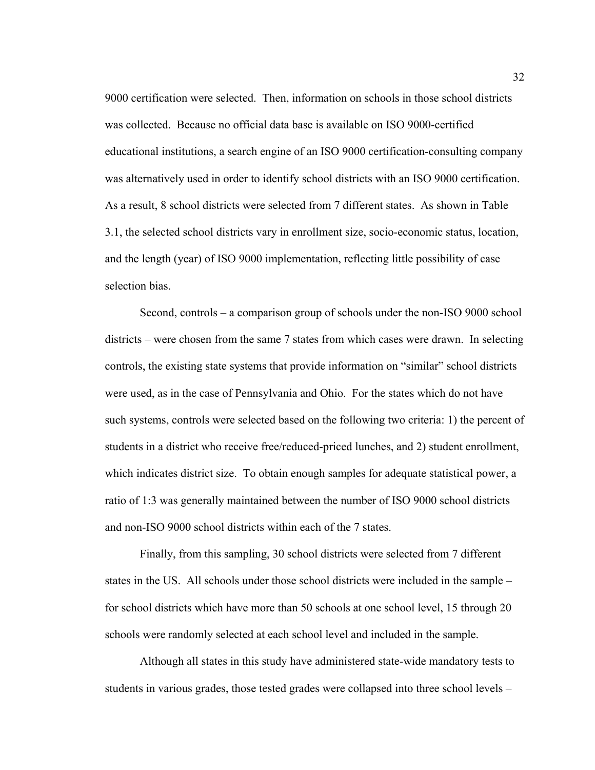9000 certification were selected. Then, information on schools in those school districts was collected. Because no official data base is available on ISO 9000-certified educational institutions, a search engine of an ISO 9000 certification-consulting company was alternatively used in order to identify school districts with an ISO 9000 certification. As a result, 8 school districts were selected from 7 different states. As shown in Table 3.1, the selected school districts vary in enrollment size, socio-economic status, location, and the length (year) of ISO 9000 implementation, reflecting little possibility of case selection bias.

Second, controls – a comparison group of schools under the non-ISO 9000 school districts – were chosen from the same 7 states from which cases were drawn. In selecting controls, the existing state systems that provide information on "similar" school districts were used, as in the case of Pennsylvania and Ohio. For the states which do not have such systems, controls were selected based on the following two criteria: 1) the percent of students in a district who receive free/reduced-priced lunches, and 2) student enrollment, which indicates district size. To obtain enough samples for adequate statistical power, a ratio of 1:3 was generally maintained between the number of ISO 9000 school districts and non-ISO 9000 school districts within each of the 7 states.

Finally, from this sampling, 30 school districts were selected from 7 different states in the US. All schools under those school districts were included in the sample – for school districts which have more than 50 schools at one school level, 15 through 20 schools were randomly selected at each school level and included in the sample.

Although all states in this study have administered state-wide mandatory tests to students in various grades, those tested grades were collapsed into three school levels –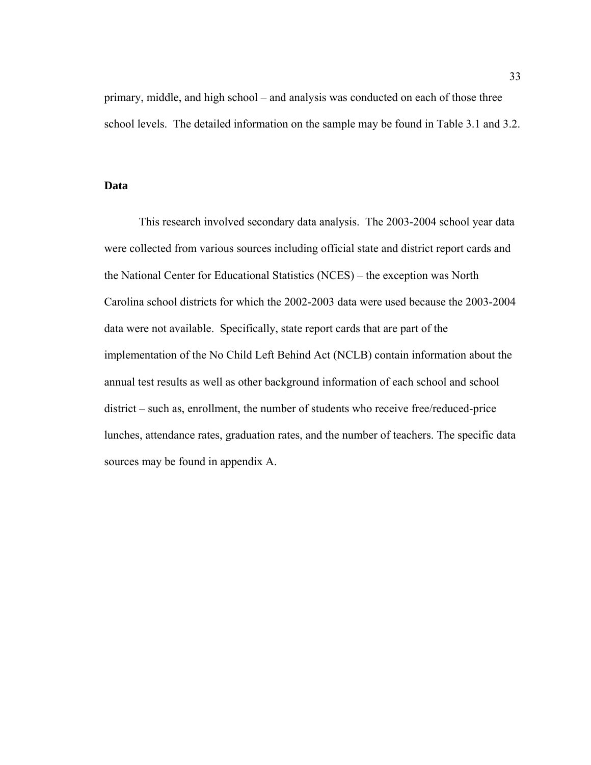primary, middle, and high school – and analysis was conducted on each of those three school levels. The detailed information on the sample may be found in Table 3.1 and 3.2.

**Data**

This research involved secondary data analysis. The 2003-2004 school year data were collected from various sources including official state and district report cards and the National Center for Educational Statistics (NCES) – the exception was North Carolina school districts for which the 2002-2003 data were used because the 2003-2004 data were not available. Specifically, state report cards that are part of the implementation of the No Child Left Behind Act (NCLB) contain information about the annual test results as well as other background information of each school and school district – such as, enrollment, the number of students who receive free/reduced-price lunches, attendance rates, graduation rates, and the number of teachers. The specific data sources may be found in appendix A.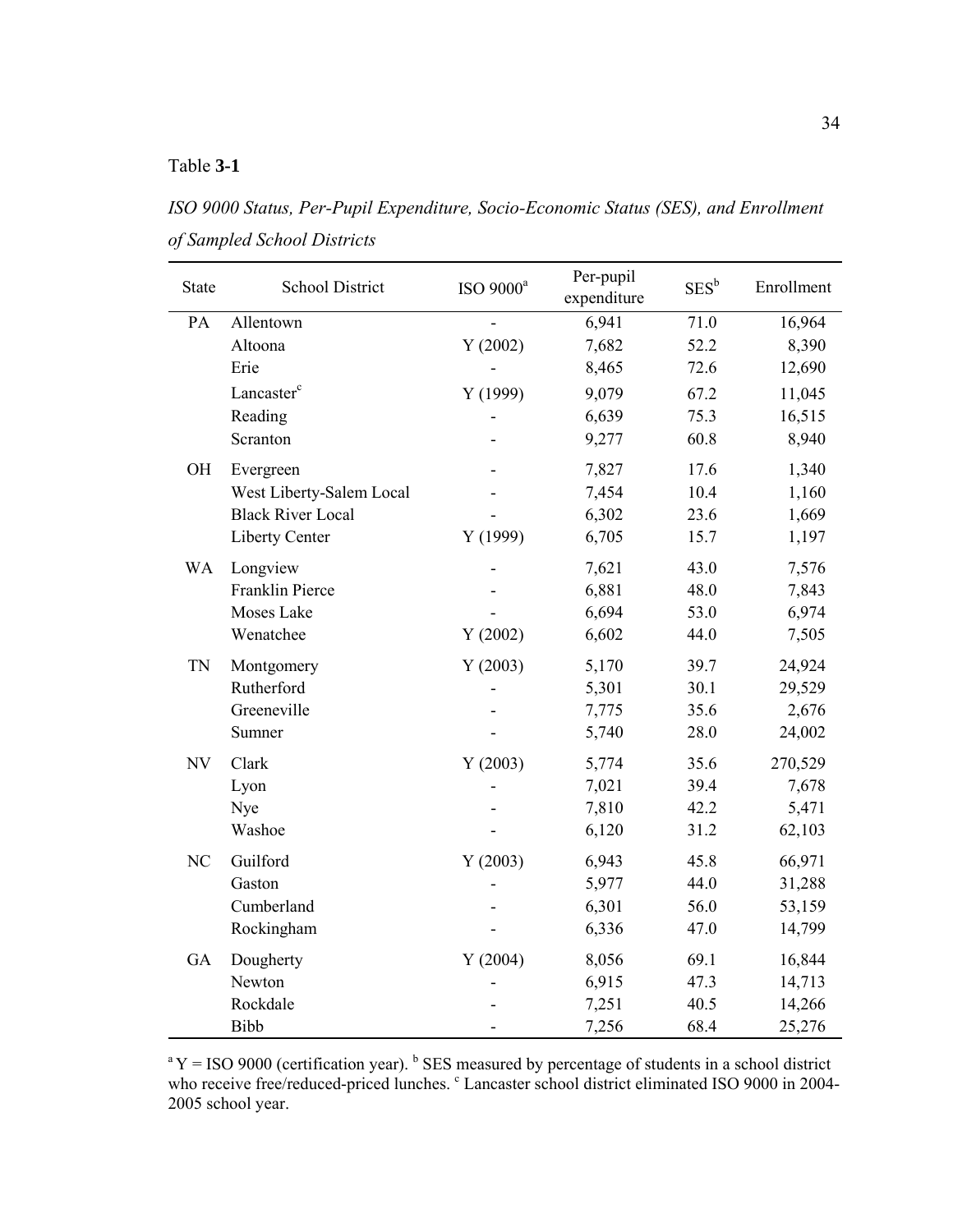Table **3-1**

*ISO 9000 Status, Per-Pupil Expenditure, Socio-Economic Status (SES), and Enrollment of Sampled School Districts*

| State | School District | ISO 9000[a] | Per-pupil expenditure | SES[b] | Enrollment |
|---|---|---|---|---|---|
| PA | Allentown | - | 6,941 | 71.0 | 16,964 |
| | Altoona | Y (2002) | 7,682 | 52.2 | 8,390 |
| | Erie | - | 8,465 | 72.6 | 12,690 |
| | Lancaster[c] | Y (1999) | 9,079 | 67.2 | 11,045 |
| | Reading | - | 6,639 | 75.3 | 16,515 |
| | Scranton | - | 9,277 | 60.8 | 8,940 |
| OH | Evergreen | - | 7,827 | 17.6 | 1,340 |
| | West Liberty-Salem Local | - | 7,454 | 10.4 | 1,160 |
| | Black River Local | - | 6,302 | 23.6 | 1,669 |
| | Liberty Center | Y (1999) | 6,705 | 15.7 | 1,197 |
| WA | Longview | - | 7,621 | 43.0 | 7,576 |
| | Franklin Pierce | - | 6,881 | 48.0 | 7,843 |
| | Moses Lake | - | 6,694 | 53.0 | 6,974 |
| | Wenatchee | Y (2002) | 6,602 | 44.0 | 7,505 |
| TN | Montgomery | Y (2003) | 5,170 | 39.7 | 24,924 |
| | Rutherford | - | 5,301 | 30.1 | 29,529 |
| | Greeneville | - | 7,775 | 35.6 | 2,676 |
| | Sumner | - | 5,740 | 28.0 | 24,002 |
| NV | Clark | Y (2003) | 5,774 | 35.6 | 270,529 |
| | Lyon | - | 7,021 | 39.4 | 7,678 |
| | Nye | - | 7,810 | 42.2 | 5,471 |
| | Washoe | - | 6,120 | 31.2 | 62,103 |
| NC | Guilford | Y (2003) | 6,943 | 45.8 | 66,971 |
| | Gaston | - | 5,977 | 44.0 | 31,288 |
| | Cumberland | - | 6,301 | 56.0 | 53,159 |
| | Rockingham | - | 6,336 | 47.0 | 14,799 |
| GA | Dougherty | Y (2004) | 8,056 | 69.1 | 16,844 |
| | Newton | - | 6,915 | 47.3 | 14,713 |
| | Rockdale | - | 7,251 | 40.5 | 14,266 |
| | Bibb | - | 7,256 | 68.4 | 25,276 |

[a] Y = ISO 9000 (certification year). [b] SES measured by percentage of students in a school district who receive free/reduced-priced lunches. [c] Lancaster school district eliminated ISO 9000 in 2004-2005 school year.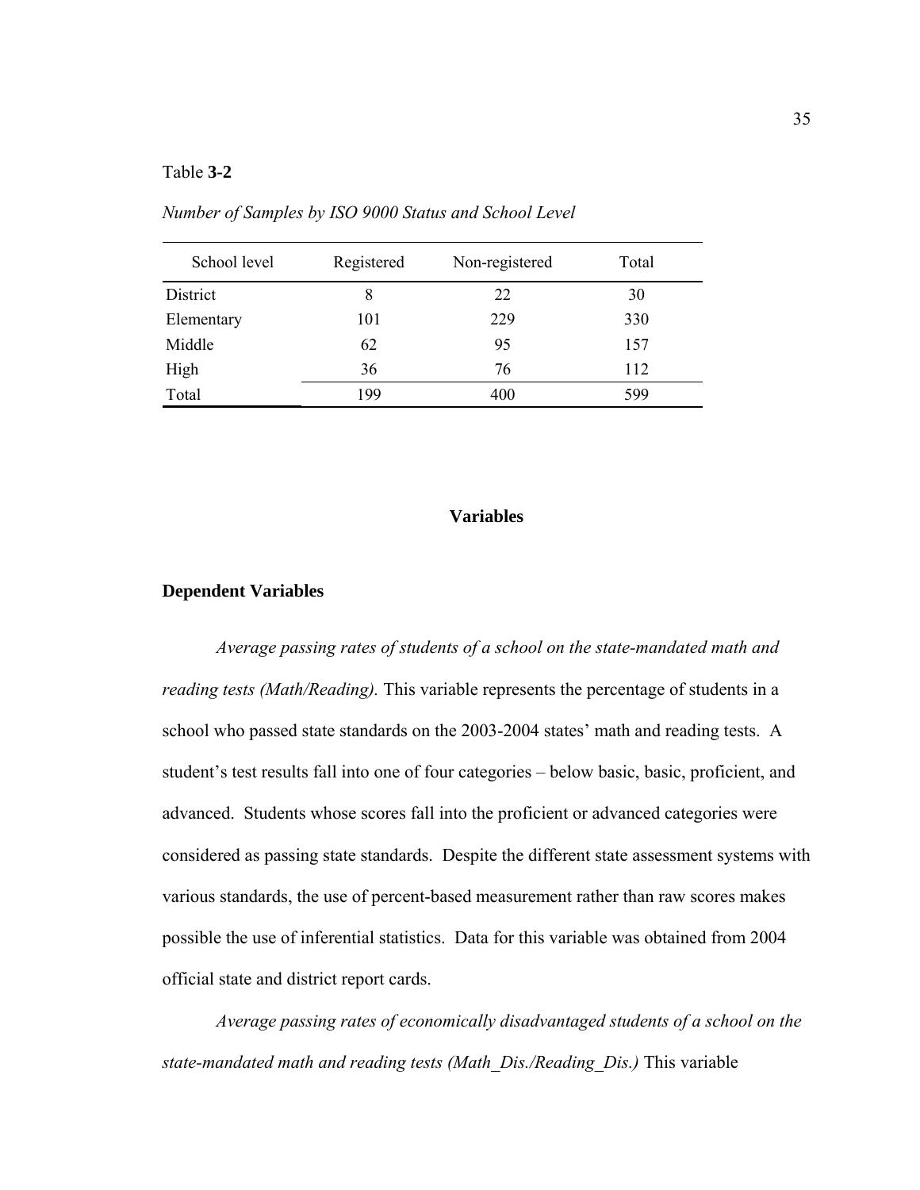Table **3-2**

*Number of Samples by ISO 9000 Status and School Level*

| School level | Registered | Non-registered | Total |
|---|---|---|---|
| District | 8 | 22 | 30 |
| Elementary | 101 | 229 | 330 |
| Middle | 62 | 95 | 157 |
| High | 36 | 76 | 112 |
| Total | 199 | 400 | 599 |

## Variables

### Dependent Variables

*Average passing rates of students of a school on the state-mandated math and reading tests (Math/Reading).* This variable represents the percentage of students in a school who passed state standards on the 2003-2004 states' math and reading tests. A student's test results fall into one of four categories – below basic, basic, proficient, and advanced. Students whose scores fall into the proficient or advanced categories were considered as passing state standards. Despite the different state assessment systems with various standards, the use of percent-based measurement rather than raw scores makes possible the use of inferential statistics. Data for this variable was obtained from 2004 official state and district report cards.

*Average passing rates of economically disadvantaged students of a school on the state-mandated math and reading tests (Math_Dis./Reading_Dis.)* This variable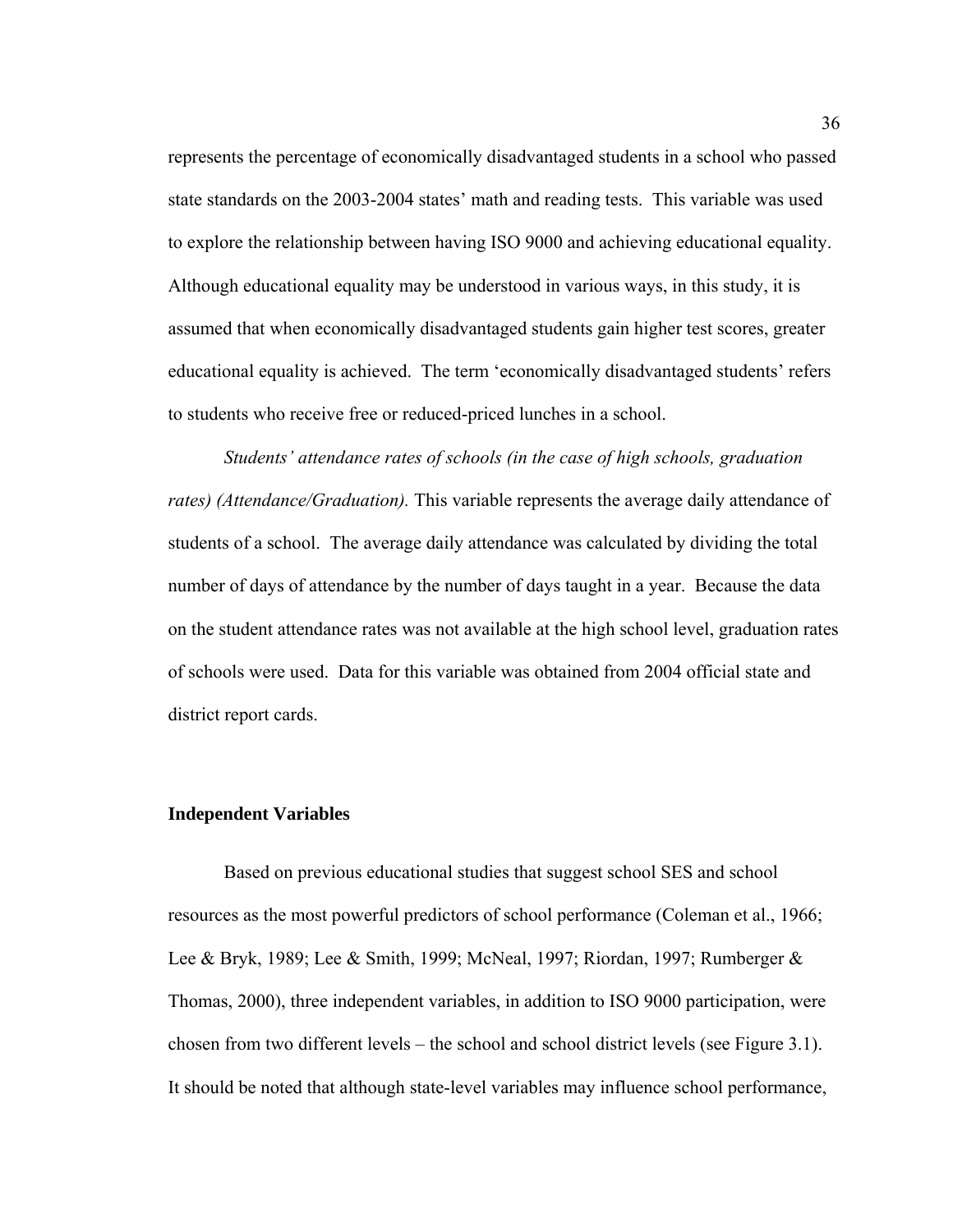represents the percentage of economically disadvantaged students in a school who passed state standards on the 2003-2004 states' math and reading tests. This variable was used to explore the relationship between having ISO 9000 and achieving educational equality. Although educational equality may be understood in various ways, in this study, it is assumed that when economically disadvantaged students gain higher test scores, greater educational equality is achieved. The term 'economically disadvantaged students' refers to students who receive free or reduced-priced lunches in a school.

*Students' attendance rates of schools (in the case of high schools, graduation rates) (Attendance/Graduation).* This variable represents the average daily attendance of students of a school. The average daily attendance was calculated by dividing the total number of days of attendance by the number of days taught in a year. Because the data on the student attendance rates was not available at the high school level, graduation rates of schools were used. Data for this variable was obtained from 2004 official state and district report cards.

### Independent Variables

Based on previous educational studies that suggest school SES and school resources as the most powerful predictors of school performance (Coleman et al., 1966; Lee & Bryk, 1989; Lee & Smith, 1999; McNeal, 1997; Riordan, 1997; Rumberger & Thomas, 2000), three independent variables, in addition to ISO 9000 participation, were chosen from two different levels – the school and school district levels (see Figure 3.1). It should be noted that although state-level variables may influence school performance,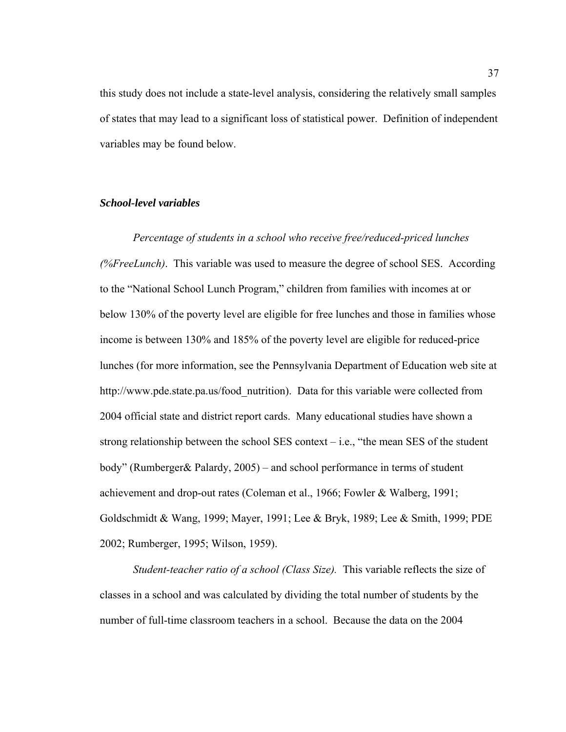this study does not include a state-level analysis, considering the relatively small samples of states that may lead to a significant loss of statistical power. Definition of independent variables may be found below.

### ***School-level variables***

*Percentage of students in a school who receive free/reduced-priced lunches (%FreeLunch)*. This variable was used to measure the degree of school SES. According to the "National School Lunch Program," children from families with incomes at or below 130% of the poverty level are eligible for free lunches and those in families whose income is between 130% and 185% of the poverty level are eligible for reduced-price lunches (for more information, see the Pennsylvania Department of Education web site at http://www.pde.state.pa.us/food_nutrition). Data for this variable were collected from 2004 official state and district report cards. Many educational studies have shown a strong relationship between the school SES context – i.e., "the mean SES of the student body" (Rumberger& Palardy, 2005) – and school performance in terms of student achievement and drop-out rates (Coleman et al., 1966; Fowler & Walberg, 1991; Goldschmidt & Wang, 1999; Mayer, 1991; Lee & Bryk, 1989; Lee & Smith, 1999; PDE 2002; Rumberger, 1995; Wilson, 1959).

*Student-teacher ratio of a school (Class Size).* This variable reflects the size of classes in a school and was calculated by dividing the total number of students by the number of full-time classroom teachers in a school. Because the data on the 2004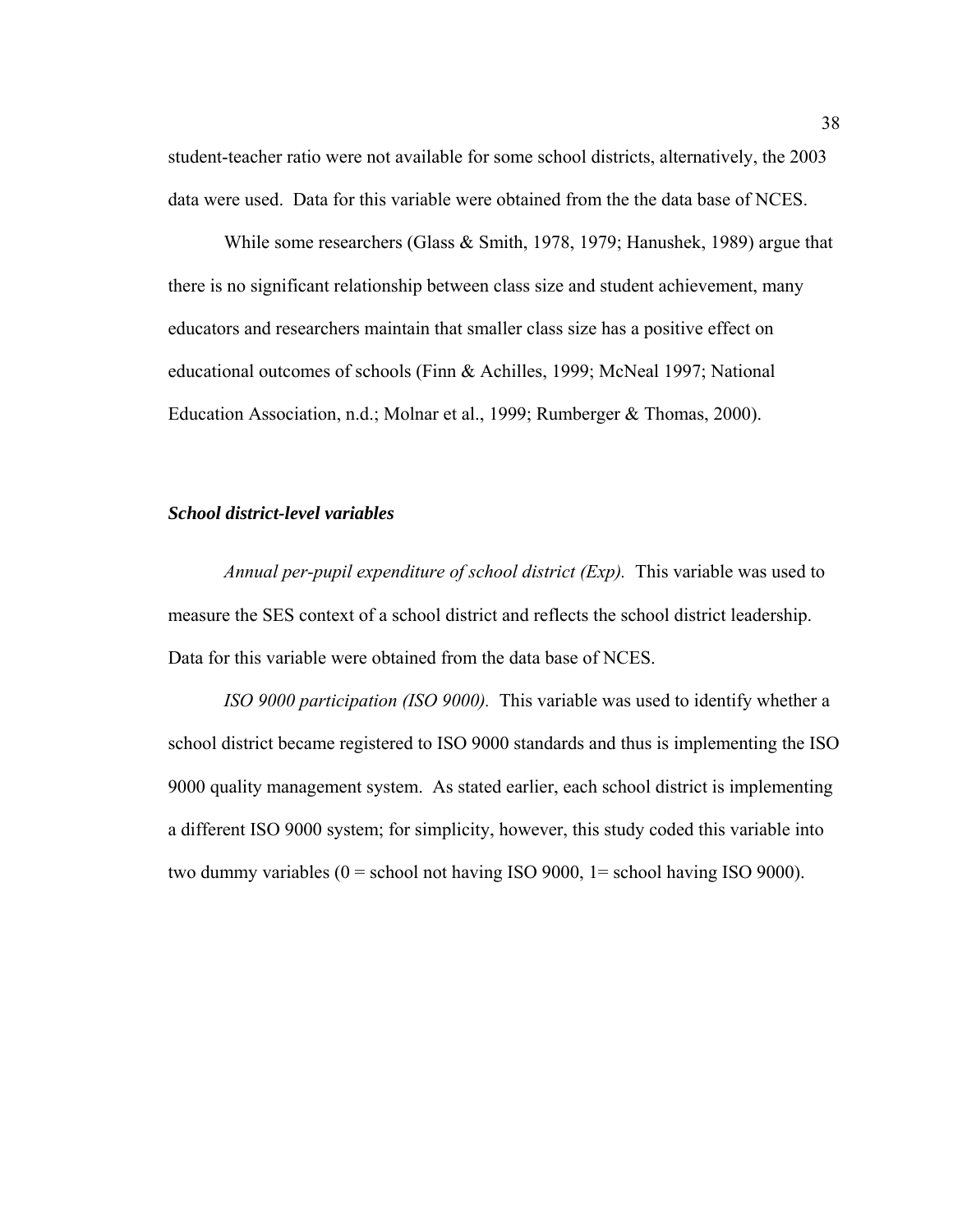student-teacher ratio were not available for some school districts, alternatively, the 2003 data were used. Data for this variable were obtained from the the data base of NCES.

While some researchers (Glass & Smith, 1978, 1979; Hanushek, 1989) argue that there is no significant relationship between class size and student achievement, many educators and researchers maintain that smaller class size has a positive effect on educational outcomes of schools (Finn & Achilles, 1999; McNeal 1997; National Education Association, n.d.; Molnar et al., 1999; Rumberger & Thomas, 2000).

### ***School district-level variables***

*Annual per-pupil expenditure of school district (Exp).* This variable was used to measure the SES context of a school district and reflects the school district leadership. Data for this variable were obtained from the data base of NCES.

*ISO 9000 participation (ISO 9000).* This variable was used to identify whether a school district became registered to ISO 9000 standards and thus is implementing the ISO 9000 quality management system. As stated earlier, each school district is implementing a different ISO 9000 system; for simplicity, however, this study coded this variable into two dummy variables (0 = school not having ISO 9000, 1= school having ISO 9000).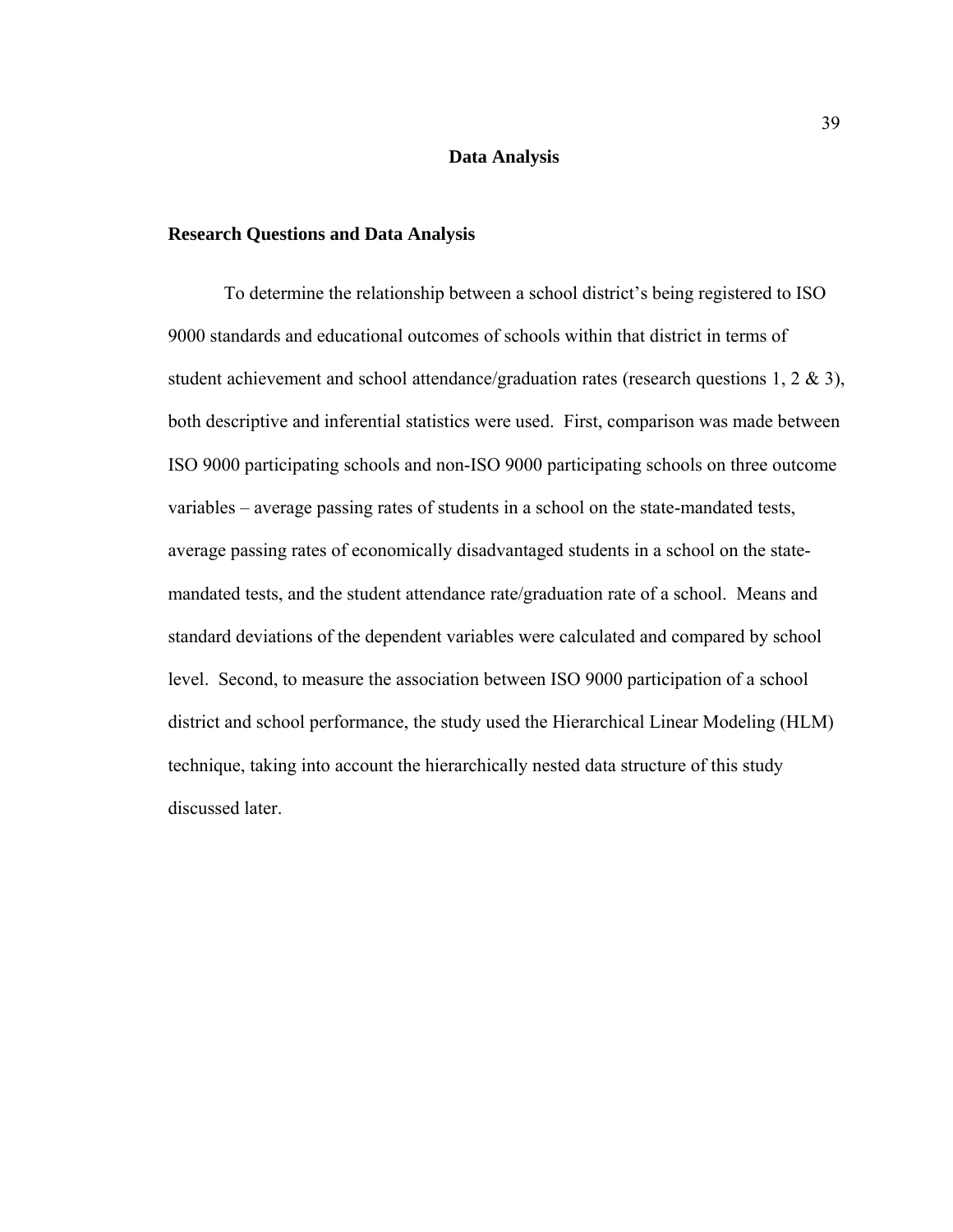## Data Analysis

### Research Questions and Data Analysis

To determine the relationship between a school district's being registered to ISO 9000 standards and educational outcomes of schools within that district in terms of student achievement and school attendance/graduation rates (research questions 1, 2 & 3), both descriptive and inferential statistics were used. First, comparison was made between ISO 9000 participating schools and non-ISO 9000 participating schools on three outcome variables – average passing rates of students in a school on the state-mandated tests, average passing rates of economically disadvantaged students in a school on the state-mandated tests, and the student attendance rate/graduation rate of a school. Means and standard deviations of the dependent variables were calculated and compared by school level. Second, to measure the association between ISO 9000 participation of a school district and school performance, the study used the Hierarchical Linear Modeling (HLM) technique, taking into account the hierarchically nested data structure of this study discussed later.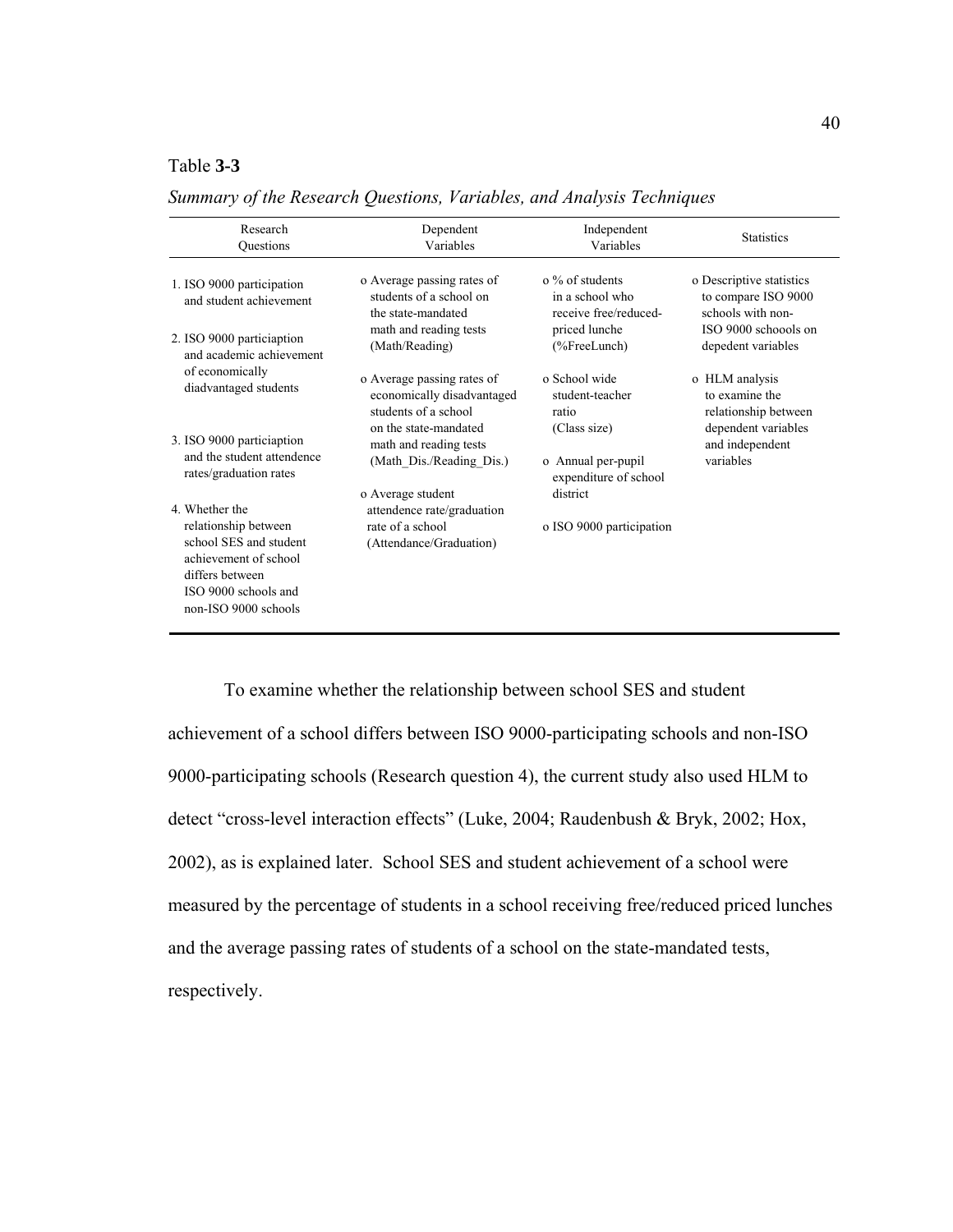Table **3-3**

*Summary of the Research Questions, Variables, and Analysis Techniques*

| Research Questions | Dependent Variables | Independent Variables | Statistics |
|---|---|---|---|
| 1. ISO 9000 participation and student achievement<br><br>2. ISO 9000 particiaption and academic achievement of economically diadvantaged students<br><br>3. ISO 9000 particiaption and the student attendence rates/graduation rates<br><br>4. Whether the relationship between school SES and student achievement of school differs between ISO 9000 schools and non-ISO 9000 schools | o Average passing rates of students of a school on the state-mandated math and reading tests (Math/Reading)<br><br>o Average passing rates of economically disadvantaged students of a school on the state-mandated math and reading tests (Math_Dis./Reading_Dis.)<br><br>o Average student attendence rate/graduation rate of a school (Attendance/Graduation) | o % of students in a school who receive free/reduced-priced lunche (%FreeLunch)<br><br>o School wide student-teacher ratio (Class size)<br><br>o Annual per-pupil expenditure of school district<br><br>o ISO 9000 participation | o Descriptive statistics to compare ISO 9000 schools with non-ISO 9000 schoools on depedent variables<br><br>o HLM analysis to examine the relationship between dependent variables and independent variables |

To examine whether the relationship between school SES and student achievement of a school differs between ISO 9000-participating schools and non-ISO 9000-participating schools (Research question 4), the current study also used HLM to detect "cross-level interaction effects" (Luke, 2004; Raudenbush & Bryk, 2002; Hox, 2002), as is explained later. School SES and student achievement of a school were measured by the percentage of students in a school receiving free/reduced priced lunches and the average passing rates of students of a school on the state-mandated tests, respectively.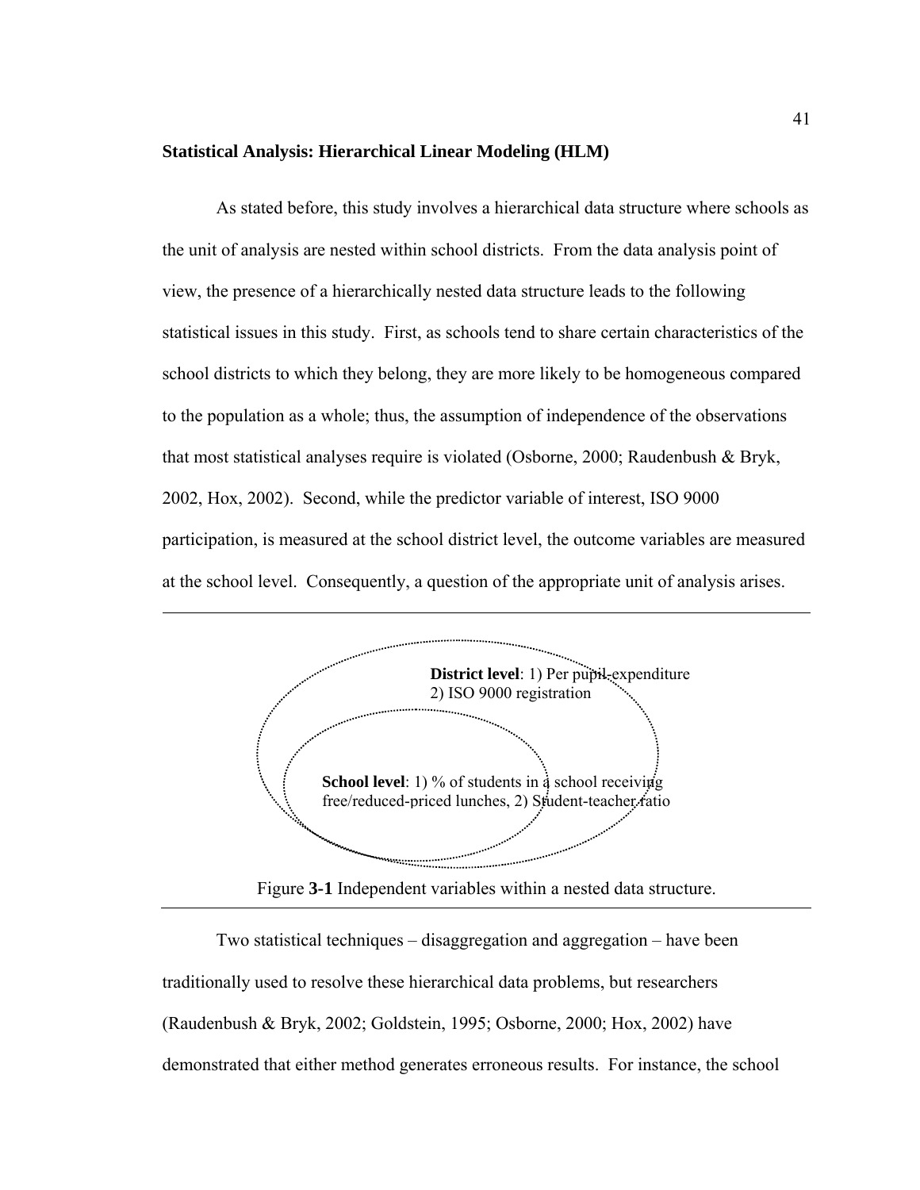**Statistical Analysis: Hierarchical Linear Modeling (HLM)**

As stated before, this study involves a hierarchical data structure where schools as the unit of analysis are nested within school districts. From the data analysis point of view, the presence of a hierarchically nested data structure leads to the following statistical issues in this study. First, as schools tend to share certain characteristics of the school districts to which they belong, they are more likely to be homogeneous compared to the population as a whole; thus, the assumption of independence of the observations that most statistical analyses require is violated (Osborne, 2000; Raudenbush & Bryk, 2002, Hox, 2002). Second, while the predictor variable of interest, ISO 9000 participation, is measured at the school district level, the outcome variables are measured at the school level. Consequently, a question of the appropriate unit of analysis arises.

**District level**: 1) Per pupil-expenditure 2) ISO 9000 registration

**School level**: 1) % of students in a school receiving free/reduced-priced lunches, 2) Student-teacher ratio

Figure **3-1** Independent variables within a nested data structure.

Two statistical techniques – disaggregation and aggregation – have been traditionally used to resolve these hierarchical data problems, but researchers (Raudenbush & Bryk, 2002; Goldstein, 1995; Osborne, 2000; Hox, 2002) have demonstrated that either method generates erroneous results. For instance, the school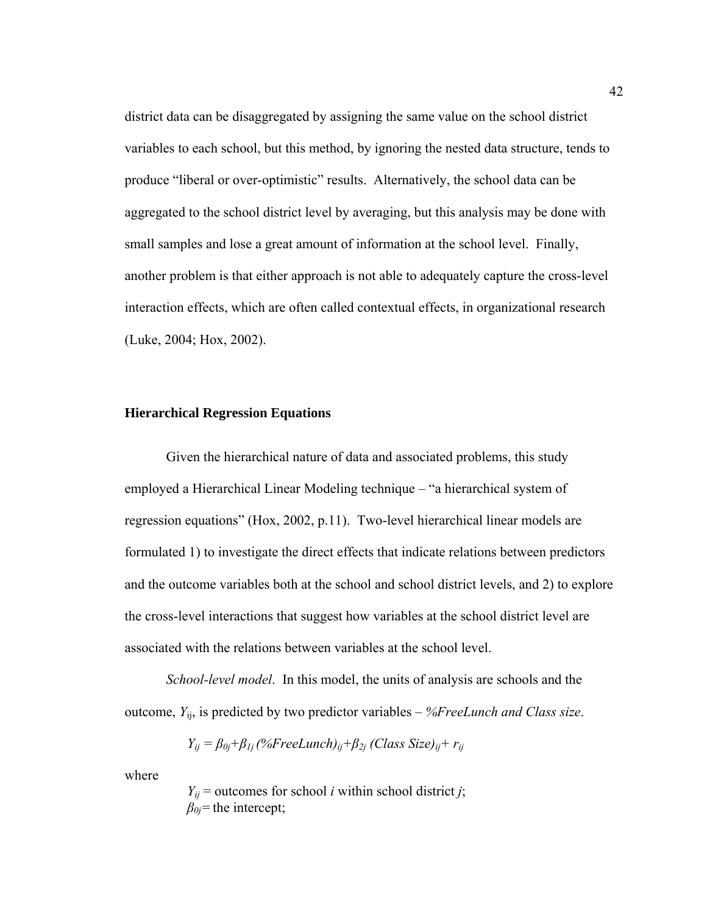district data can be disaggregated by assigning the same value on the school district variables to each school, but this method, by ignoring the nested data structure, tends to produce "liberal or over-optimistic" results. Alternatively, the school data can be aggregated to the school district level by averaging, but this analysis may be done with small samples and lose a great amount of information at the school level. Finally, another problem is that either approach is not able to adequately capture the cross-level interaction effects, which are often called contextual effects, in organizational research (Luke, 2004; Hox, 2002).

### Hierarchical Regression Equations

Given the hierarchical nature of data and associated problems, this study employed a Hierarchical Linear Modeling technique – "a hierarchical system of regression equations" (Hox, 2002, p.11). Two-level hierarchical linear models are formulated 1) to investigate the direct effects that indicate relations between predictors and the outcome variables both at the school and school district levels, and 2) to explore the cross-level interactions that suggest how variables at the school district level are associated with the relations between variables at the school level.

*School-level model*. In this model, the units of analysis are schools and the outcome, $Y_{ij}$, is predicted by two predictor variables – *%FreeLunch and Class size*.

$$Y_{ij} = \beta_{0j}+\beta_{1j}\,(\%FreeLunch)_{ij}+\beta_{2j}\,(Class\ Size)_{ij}+ r_{ij}$$

where

$Y_{ij}$ = outcomes for school *i* within school district *j*;
$\beta_{0j}$ = the intercept;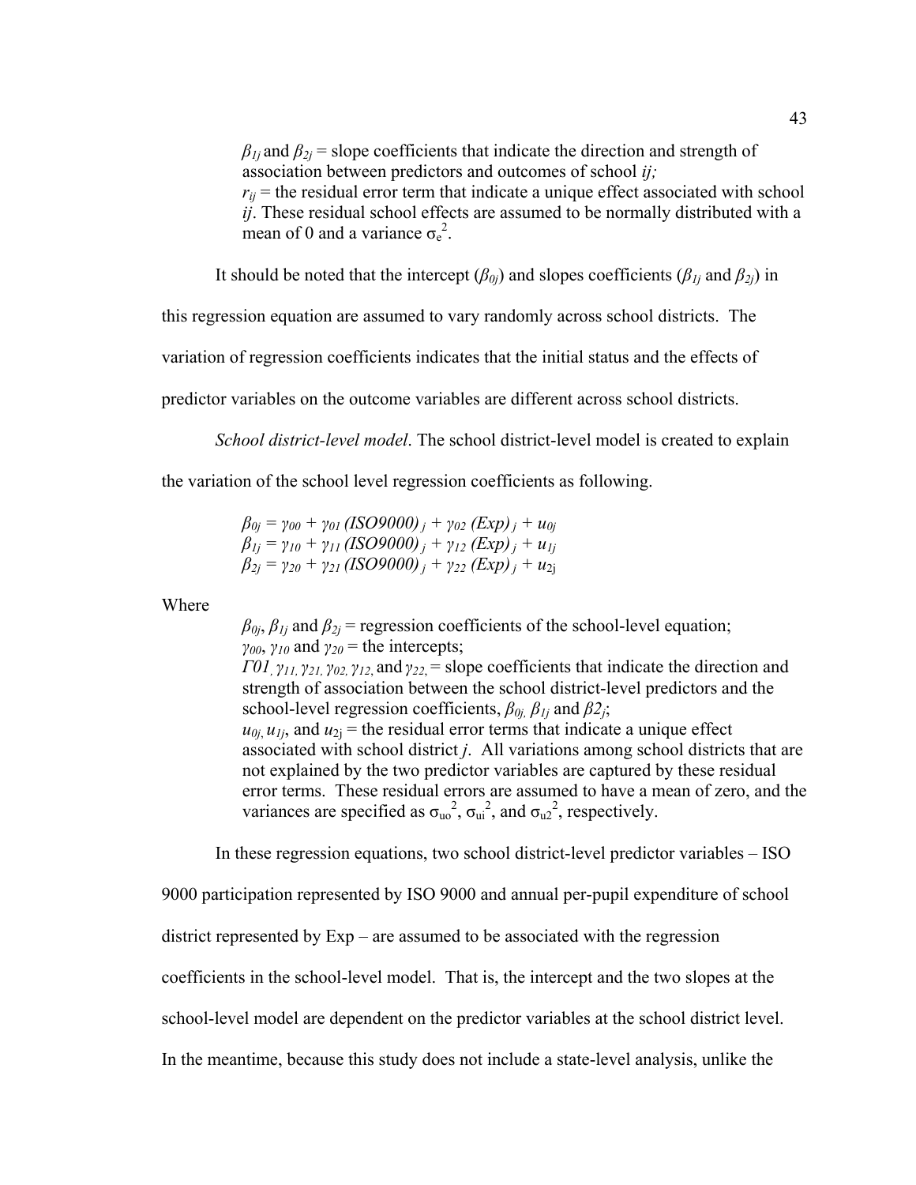$\beta_{1j}$ and $\beta_{2j}$ = slope coefficients that indicate the direction and strength of association between predictors and outcomes of school *ij;*
$r_{ij}$ = the residual error term that indicate a unique effect associated with school *ij*. These residual school effects are assumed to be normally distributed with a mean of 0 and a variance $\sigma_e^2$.

It should be noted that the intercept ($\beta_{0j}$) and slopes coefficients ($\beta_{1j}$ and $\beta_{2j}$) in this regression equation are assumed to vary randomly across school districts. The variation of regression coefficients indicates that the initial status and the effects of predictor variables on the outcome variables are different across school districts.

*School district-level model*. The school district-level model is created to explain the variation of the school level regression coefficients as following.

$$\beta_{0j} = \gamma_{00} + \gamma_{01} (ISO9000)_j + \gamma_{02} (Exp)_j + u_{0j}$$
$$\beta_{1j} = \gamma_{10} + \gamma_{11} (ISO9000)_j + \gamma_{12} (Exp)_j + u_{1j}$$
$$\beta_{2j} = \gamma_{20} + \gamma_{21} (ISO9000)_j + \gamma_{22} (Exp)_j + u_{2j}$$

Where

$\beta_{0j}$, $\beta_{1j}$ and $\beta_{2j}$ = regression coefficients of the school-level equation;
$\gamma_{00}$, $\gamma_{10}$ and $\gamma_{20}$ = the intercepts;
$\Gamma 01$, $\gamma_{11}$, $\gamma_{21}$, $\gamma_{02}$, $\gamma_{12}$, and $\gamma_{22}$, = slope coefficients that indicate the direction and strength of association between the school district-level predictors and the school-level regression coefficients, $\beta_{0j}$, $\beta_{1j}$ and $\beta 2_j$;
$u_{0j}$, $u_{1j}$, and $u_{2j}$ = the residual error terms that indicate a unique effect associated with school district *j*. All variations among school districts that are not explained by the two predictor variables are captured by these residual error terms. These residual errors are assumed to have a mean of zero, and the variances are specified as $\sigma_{uo}^2$, $\sigma_{ui}^2$, and $\sigma_{u2}^2$, respectively.

In these regression equations, two school district-level predictor variables – ISO 9000 participation represented by ISO 9000 and annual per-pupil expenditure of school district represented by Exp – are assumed to be associated with the regression coefficients in the school-level model. That is, the intercept and the two slopes at the school-level model are dependent on the predictor variables at the school district level. In the meantime, because this study does not include a state-level analysis, unlike the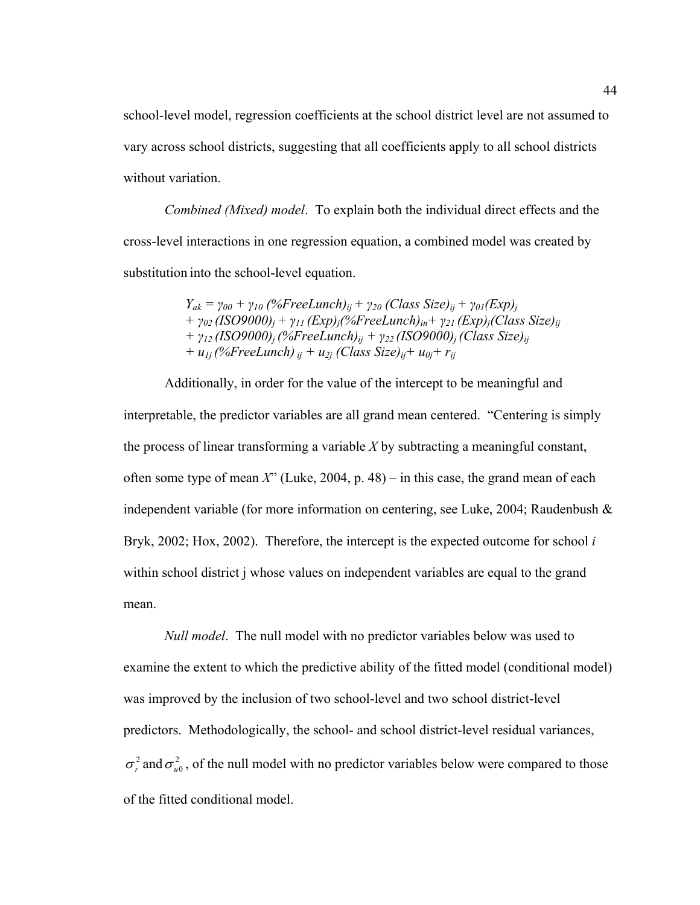school-level model, regression coefficients at the school district level are not assumed to vary across school districts, suggesting that all coefficients apply to all school districts without variation.

*Combined (Mixed) model*. To explain both the individual direct effects and the cross-level interactions in one regression equation, a combined model was created by substitution into the school-level equation.

$$
\begin{aligned}
Y_{ak} = {} & \gamma_{00} + \gamma_{10}\,(\%FreeLunch)_{ij} + \gamma_{20}\,(Class\ Size)_{ij} + \gamma_{01}(Exp)_{j} \\
& + \gamma_{02}\,(ISO9000)_{j} + \gamma_{11}\,(Exp)_{j}(\%FreeLunch)_{in} + \gamma_{21}\,(Exp)_{j}(Class\ Size)_{ij} \\
& + \gamma_{12}\,(ISO9000)_{j}\,(\%FreeLunch)_{ij} + \gamma_{22}\,(ISO9000)_{j}\,(Class\ Size)_{ij} \\
& + u_{1j}\,(\%FreeLunch)_{ij} + u_{2j}\,(Class\ Size)_{ij} + u_{0j} + r_{ij}
\end{aligned}
$$

Additionally, in order for the value of the intercept to be meaningful and interpretable, the predictor variables are all grand mean centered. "Centering is simply the process of linear transforming a variable *X* by subtracting a meaningful constant, often some type of mean *X*" (Luke, 2004, p. 48) – in this case, the grand mean of each independent variable (for more information on centering, see Luke, 2004; Raudenbush & Bryk, 2002; Hox, 2002). Therefore, the intercept is the expected outcome for school *i* within school district j whose values on independent variables are equal to the grand mean.

*Null model*. The null model with no predictor variables below was used to examine the extent to which the predictive ability of the fitted model (conditional model) was improved by the inclusion of two school-level and two school district-level predictors. Methodologically, the school- and school district-level residual variances, $\sigma_r^2$ and $\sigma_{u0}^2$, of the null model with no predictor variables below were compared to those of the fitted conditional model.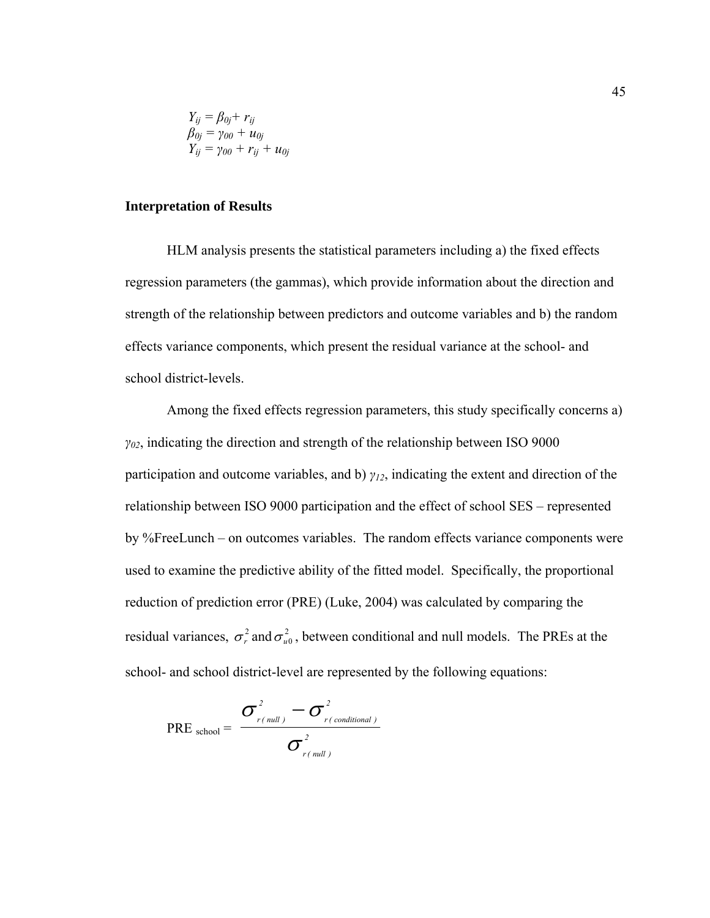$$Y_{ij} = \beta_{0j} + r_{ij}$$
$$\beta_{0j} = \gamma_{00} + u_{0j}$$
$$Y_{ij} = \gamma_{00} + r_{ij} + u_{0j}$$

### Interpretation of Results

HLM analysis presents the statistical parameters including a) the fixed effects regression parameters (the gammas), which provide information about the direction and strength of the relationship between predictors and outcome variables and b) the random effects variance components, which present the residual variance at the school- and school district-levels.

Among the fixed effects regression parameters, this study specifically concerns a) $\gamma_{02}$, indicating the direction and strength of the relationship between ISO 9000 participation and outcome variables, and b) $\gamma_{12}$, indicating the extent and direction of the relationship between ISO 9000 participation and the effect of school SES – represented by %FreeLunch – on outcomes variables. The random effects variance components were used to examine the predictive ability of the fitted model. Specifically, the proportional reduction of prediction error (PRE) (Luke, 2004) was calculated by comparing the residual variances, $\sigma_r^2$ and $\sigma_{u0}^2$, between conditional and null models. The PREs at the school- and school district-level are represented by the following equations:

$$\text{PRE}_{\text{school}} = \frac{\sigma^2_{r(null)} - \sigma^2_{r(conditional)}}{\sigma^2_{r(null)}}$$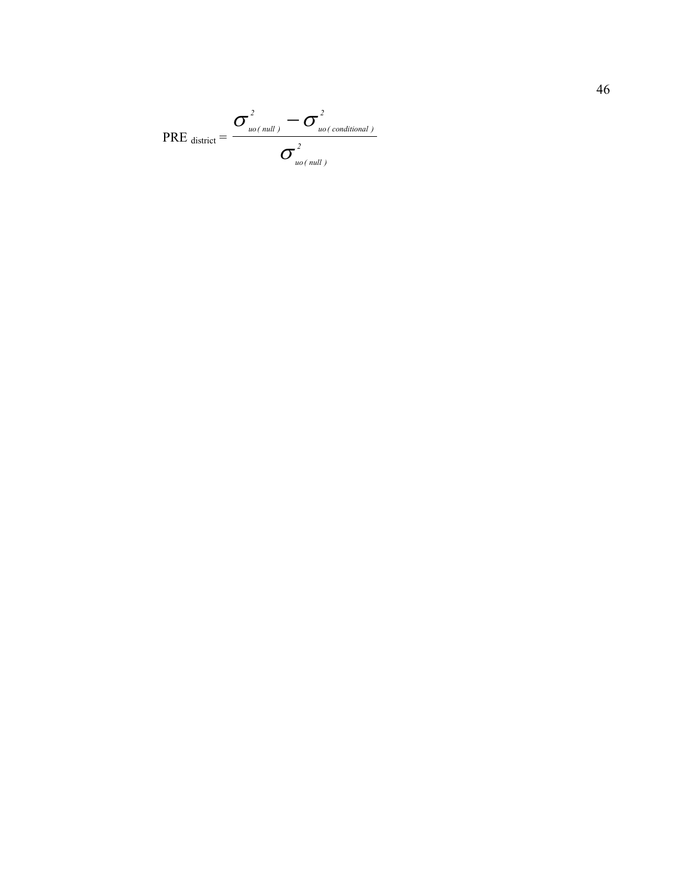$$\text{PRE}_{\text{district}} = \frac{\sigma^2_{uo(null)} - \sigma^2_{uo(conditional)}}{\sigma^2_{uo(null)}}$$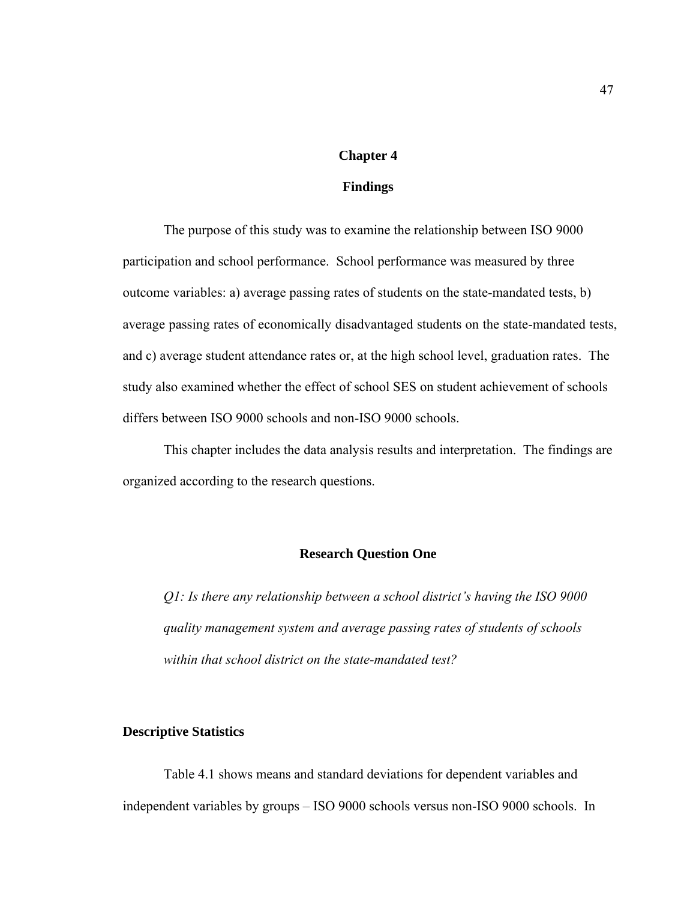# Chapter 4

## Findings

The purpose of this study was to examine the relationship between ISO 9000 participation and school performance. School performance was measured by three outcome variables: a) average passing rates of students on the state-mandated tests, b) average passing rates of economically disadvantaged students on the state-mandated tests, and c) average student attendance rates or, at the high school level, graduation rates. The study also examined whether the effect of school SES on student achievement of schools differs between ISO 9000 schools and non-ISO 9000 schools.

This chapter includes the data analysis results and interpretation. The findings are organized according to the research questions.

## Research Question One

*Q1: Is there any relationship between a school district's having the ISO 9000 quality management system and average passing rates of students of schools within that school district on the state-mandated test?*

### Descriptive Statistics

Table 4.1 shows means and standard deviations for dependent variables and independent variables by groups – ISO 9000 schools versus non-ISO 9000 schools. In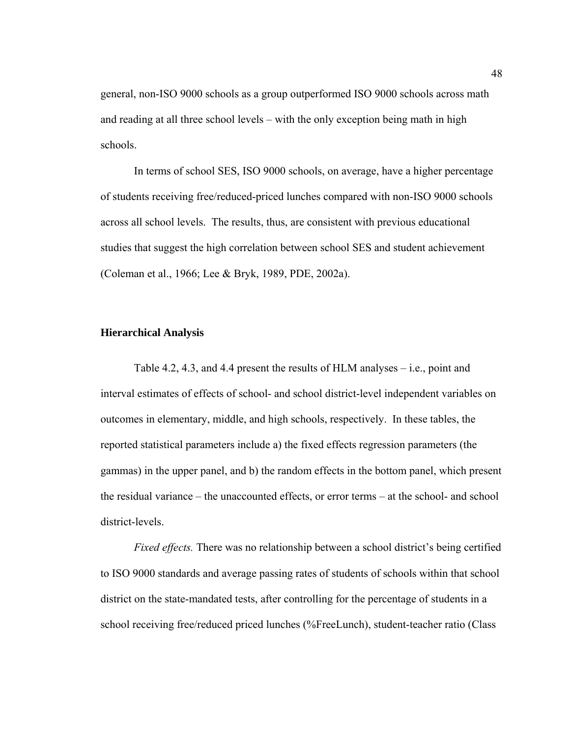general, non-ISO 9000 schools as a group outperformed ISO 9000 schools across math and reading at all three school levels – with the only exception being math in high schools.

In terms of school SES, ISO 9000 schools, on average, have a higher percentage of students receiving free/reduced-priced lunches compared with non-ISO 9000 schools across all school levels. The results, thus, are consistent with previous educational studies that suggest the high correlation between school SES and student achievement (Coleman et al., 1966; Lee & Bryk, 1989, PDE, 2002a).

### Hierarchical Analysis

Table 4.2, 4.3, and 4.4 present the results of HLM analyses – i.e., point and interval estimates of effects of school- and school district-level independent variables on outcomes in elementary, middle, and high schools, respectively. In these tables, the reported statistical parameters include a) the fixed effects regression parameters (the gammas) in the upper panel, and b) the random effects in the bottom panel, which present the residual variance – the unaccounted effects, or error terms – at the school- and school district-levels.

*Fixed effects.* There was no relationship between a school district's being certified to ISO 9000 standards and average passing rates of students of schools within that school district on the state-mandated tests, after controlling for the percentage of students in a school receiving free/reduced priced lunches (%FreeLunch), student-teacher ratio (Class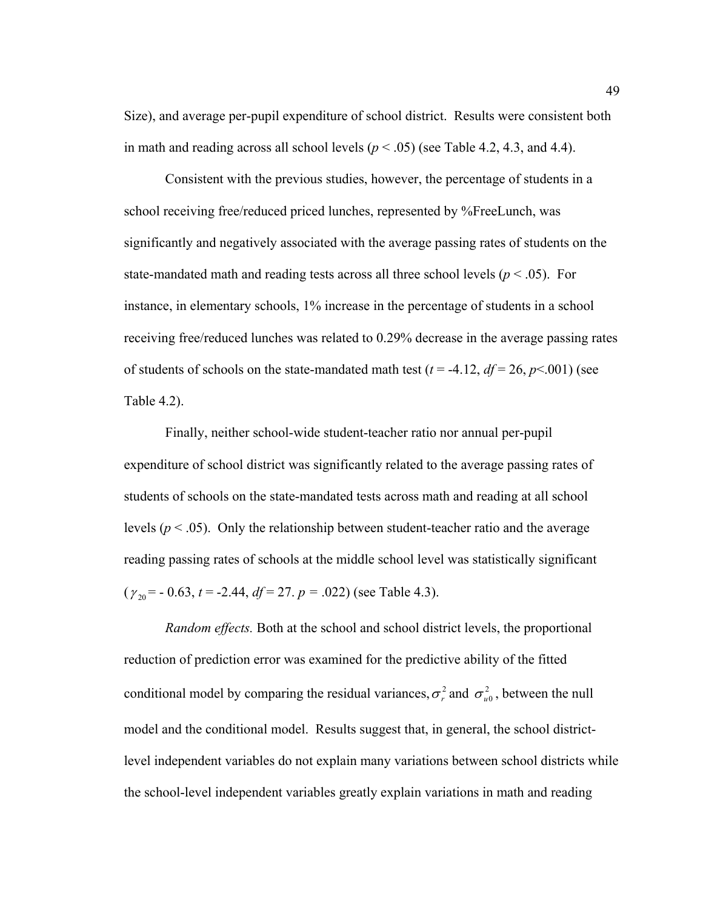Size), and average per-pupil expenditure of school district. Results were consistent both in math and reading across all school levels ($p < .05$) (see Table 4.2, 4.3, and 4.4).

Consistent with the previous studies, however, the percentage of students in a school receiving free/reduced priced lunches, represented by %FreeLunch, was significantly and negatively associated with the average passing rates of students on the state-mandated math and reading tests across all three school levels ($p < .05$). For instance, in elementary schools, 1% increase in the percentage of students in a school receiving free/reduced lunches was related to 0.29% decrease in the average passing rates of students of schools on the state-mandated math test ($t$ = -4.12, $df$ = 26, $p$<.001) (see Table 4.2).

Finally, neither school-wide student-teacher ratio nor annual per-pupil expenditure of school district was significantly related to the average passing rates of students of schools on the state-mandated tests across math and reading at all school levels ($p < .05$). Only the relationship between student-teacher ratio and the average reading passing rates of schools at the middle school level was statistically significant ($\gamma_{20}$ = - 0.63, $t$ = -2.44, $df$ = 27. $p$ = .022) (see Table 4.3).

*Random effects.* Both at the school and school district levels, the proportional reduction of prediction error was examined for the predictive ability of the fitted conditional model by comparing the residual variances, $\sigma_r^2$ and $\sigma_{u0}^2$, between the null model and the conditional model. Results suggest that, in general, the school district-level independent variables do not explain many variations between school districts while the school-level independent variables greatly explain variations in math and reading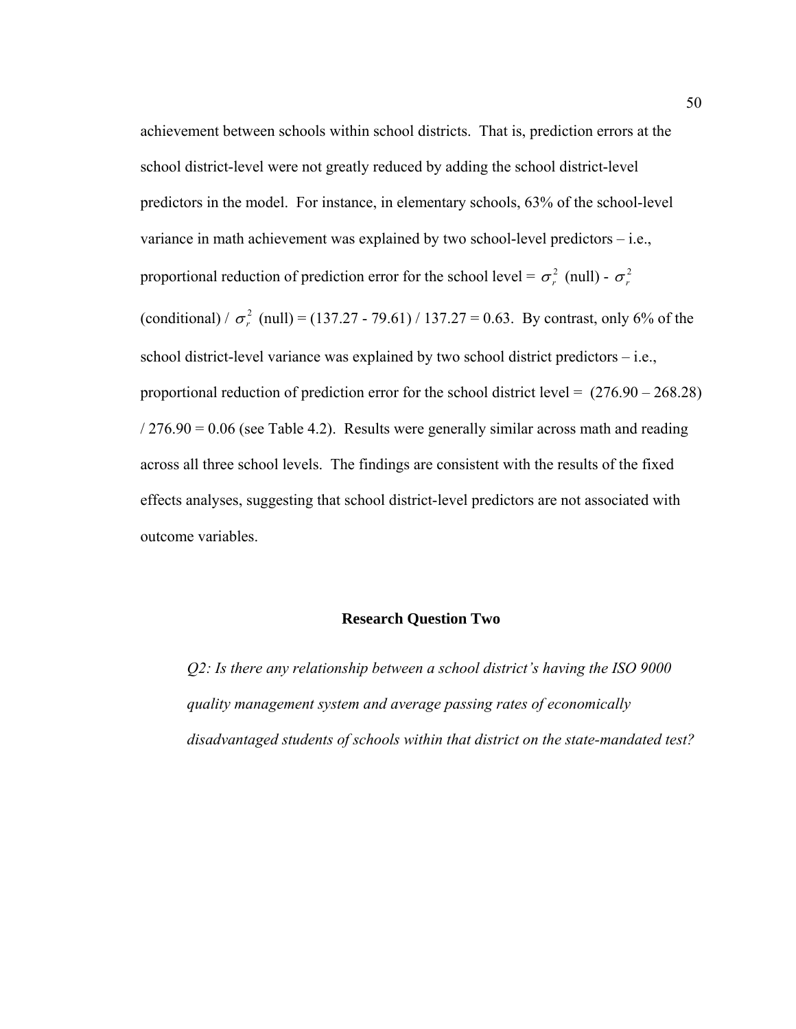achievement between schools within school districts. That is, prediction errors at the school district-level were not greatly reduced by adding the school district-level predictors in the model. For instance, in elementary schools, 63% of the school-level variance in math achievement was explained by two school-level predictors – i.e., proportional reduction of prediction error for the school level = $\sigma_r^2$ (null) - $\sigma_r^2$ (conditional) / $\sigma_r^2$ (null) = (137.27 - 79.61) / 137.27 = 0.63. By contrast, only 6% of the school district-level variance was explained by two school district predictors – i.e., proportional reduction of prediction error for the school district level = (276.90 – 268.28) / 276.90 = 0.06 (see Table 4.2). Results were generally similar across math and reading across all three school levels. The findings are consistent with the results of the fixed effects analyses, suggesting that school district-level predictors are not associated with outcome variables.

## Research Question Two

*Q2: Is there any relationship between a school district's having the ISO 9000 quality management system and average passing rates of economically disadvantaged students of schools within that district on the state-mandated test?*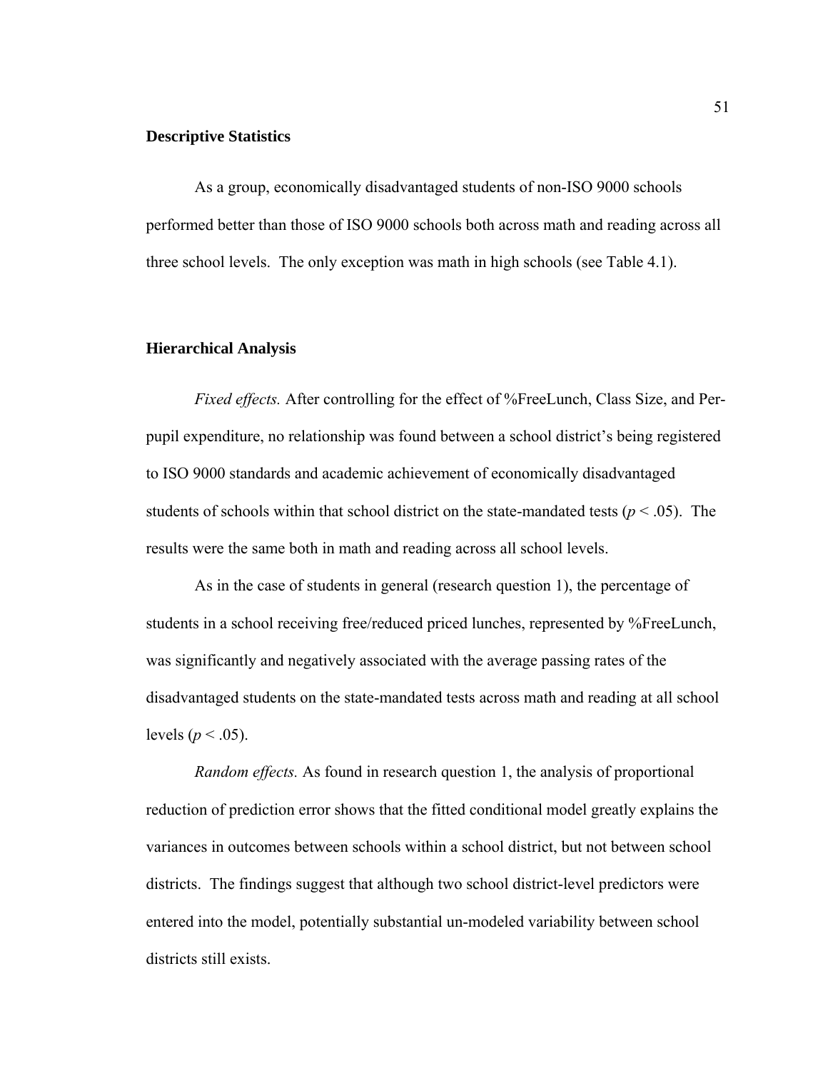### Descriptive Statistics

As a group, economically disadvantaged students of non-ISO 9000 schools performed better than those of ISO 9000 schools both across math and reading across all three school levels. The only exception was math in high schools (see Table 4.1).

### Hierarchical Analysis

*Fixed effects.* After controlling for the effect of %FreeLunch, Class Size, and Per-pupil expenditure, no relationship was found between a school district's being registered to ISO 9000 standards and academic achievement of economically disadvantaged students of schools within that school district on the state-mandated tests ($p < .05$). The results were the same both in math and reading across all school levels.

As in the case of students in general (research question 1), the percentage of students in a school receiving free/reduced priced lunches, represented by %FreeLunch, was significantly and negatively associated with the average passing rates of the disadvantaged students on the state-mandated tests across math and reading at all school levels ($p < .05$).

*Random effects.* As found in research question 1, the analysis of proportional reduction of prediction error shows that the fitted conditional model greatly explains the variances in outcomes between schools within a school district, but not between school districts. The findings suggest that although two school district-level predictors were entered into the model, potentially substantial un-modeled variability between school districts still exists.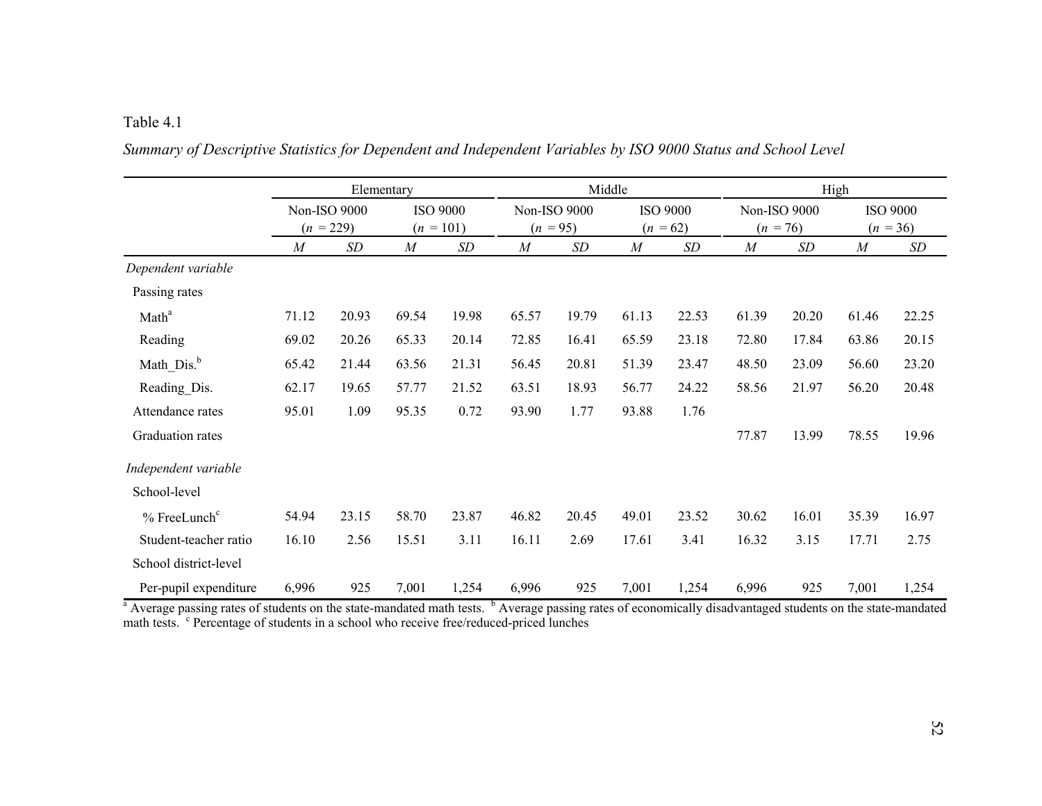Table 4.1

*Summary of Descriptive Statistics for Dependent and Independent Variables by ISO 9000 Status and School Level*

| | Elementary | | | | Middle | | | | High | | | |
|---|---|---|---|---|---|---|---|---|---|---|---|---|
| | Non-ISO 9000 (*n* = 229) | | ISO 9000 (*n* = 101) | | Non-ISO 9000 (*n* = 95) | | ISO 9000 (*n* = 62) | | Non-ISO 9000 (*n* = 76) | | ISO 9000 (*n* = 36) | |
| | *M* | *SD* | *M* | *SD* | *M* | *SD* | *M* | *SD* | *M* | *SD* | *M* | *SD* |
| *Dependent variable* | | | | | | | | | | | | |
| Passing rates | | | | | | | | | | | | |
| Math[a] | 71.12 | 20.93 | 69.54 | 19.98 | 65.57 | 19.79 | 61.13 | 22.53 | 61.39 | 20.20 | 61.46 | 22.25 |
| Reading | 69.02 | 20.26 | 65.33 | 20.14 | 72.85 | 16.41 | 65.59 | 23.18 | 72.80 | 17.84 | 63.86 | 20.15 |
| Math_Dis.[b] | 65.42 | 21.44 | 63.56 | 21.31 | 56.45 | 20.81 | 51.39 | 23.47 | 48.50 | 23.09 | 56.60 | 23.20 |
| Reading_Dis. | 62.17 | 19.65 | 57.77 | 21.52 | 63.51 | 18.93 | 56.77 | 24.22 | 58.56 | 21.97 | 56.20 | 20.48 |
| Attendance rates | 95.01 | 1.09 | 95.35 | 0.72 | 93.90 | 1.77 | 93.88 | 1.76 | | | | |
| Graduation rates | | | | | | | | | 77.87 | 13.99 | 78.55 | 19.96 |
| *Independent variable* | | | | | | | | | | | | |
| School-level | | | | | | | | | | | | |
| % FreeLunch[c] | 54.94 | 23.15 | 58.70 | 23.87 | 46.82 | 20.45 | 49.01 | 23.52 | 30.62 | 16.01 | 35.39 | 16.97 |
| Student-teacher ratio | 16.10 | 2.56 | 15.51 | 3.11 | 16.11 | 2.69 | 17.61 | 3.41 | 16.32 | 3.15 | 17.71 | 2.75 |
| School district-level | | | | | | | | | | | | |
| Per-pupil expenditure | 6,996 | 925 | 7,001 | 1,254 | 6,996 | 925 | 7,001 | 1,254 | 6,996 | 925 | 7,001 | 1,254 |

[a] Average passing rates of students on the state-mandated math tests. [b] Average passing rates of economically disadvantaged students on the state-mandated math tests. [c] Percentage of students in a school who receive free/reduced-priced lunches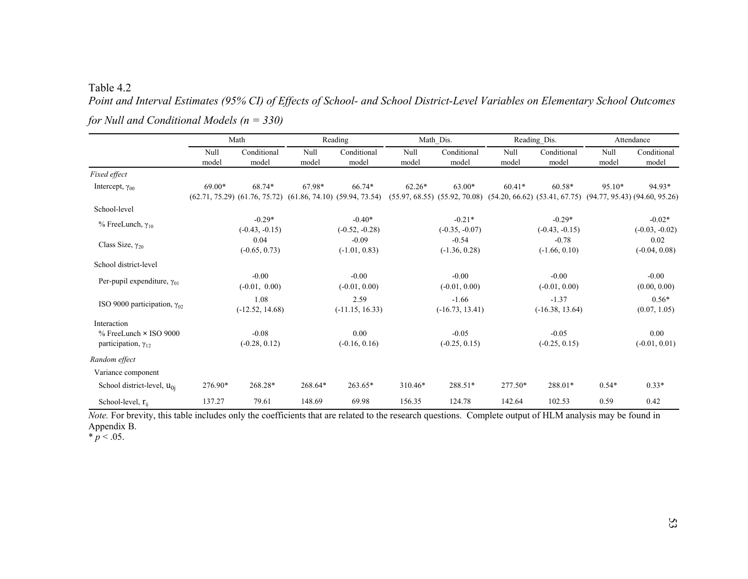Table 4.2

*Point and Interval Estimates (95% CI) of Effects of School- and School District-Level Variables on Elementary School Outcomes for Null and Conditional Models (n = 330)*

| | Math | | Reading | | Math_Dis. | | Reading_Dis. | | Attendance | |
|---|---|---|---|---|---|---|---|---|---|---|
| | Null model | Conditional model | Null model | Conditional model | Null model | Conditional model | Null model | Conditional model | Null model | Conditional model |
| *Fixed effect* | | | | | | | | | | |
| Intercept, $\gamma_{00}$ | 69.00* (62.71, 75.29) | 68.74* (61.76, 75.72) | 67.98* (61.86, 74.10) | 66.74* (59.94, 73.54) | 62.26* (55.97, 68.55) | 63.00* (55.92, 70.08) | 60.41* (54.20, 66.62) | 60.58* (53.41, 67.75) | 95.10* (94.77, 95.43) | 94.93* (94.60, 95.26) |
| School-level | | | | | | | | | | |
| % FreeLunch, $\gamma_{10}$ | | -0.29* (-0.43, -0.15) | | -0.40* (-0.52, -0.28) | | -0.21* (-0.35, -0.07) | | -0.29* (-0.43, -0.15) | | -0.02* (-0.03, -0.02) |
| Class Size, $\gamma_{20}$ | | 0.04 (-0.65, 0.73) | | -0.09 (-1.01, 0.83) | | -0.54 (-1.36, 0.28) | | -0.78 (-1.66, 0.10) | | 0.02 (-0.04, 0.08) |
| School district-level | | | | | | | | | | |
| Per-pupil expenditure, $\gamma_{01}$ | | -0.00 (-0.01, 0.00) | | -0.00 (-0.01, 0.00) | | -0.00 (-0.01, 0.00) | | -0.00 (-0.01, 0.00) | | -0.00 (0.00, 0.00) |
| ISO 9000 participation, $\gamma_{02}$ | | 1.08 (-12.52, 14.68) | | 2.59 (-11.15, 16.33) | | -1.66 (-16.73, 13.41) | | -1.37 (-16.38, 13.64) | | 0.56* (0.07, 1.05) |
| Interaction | | | | | | | | | | |
| % FreeLunch × ISO 9000 participation, $\gamma_{12}$ | | -0.08 (-0.28, 0.12) | | 0.00 (-0.16, 0.16) | | -0.05 (-0.25, 0.15) | | -0.05 (-0.25, 0.15) | | 0.00 (-0.01, 0.01) |
| *Random effect* | | | | | | | | | | |
| Variance component | | | | | | | | | | |
| School district-level, $u_{0j}$ | 276.90* | 268.28* | 268.64* | 263.65* | 310.46* | 288.51* | 277.50* | 288.01* | 0.54* | 0.33* |
| School-level, $r_{ij}$ | 137.27 | 79.61 | 148.69 | 69.98 | 156.35 | 124.78 | 142.64 | 102.53 | 0.59 | 0.42 |

*Note.* For brevity, this table includes only the coefficients that are related to the research questions. Complete output of HLM analysis may be found in Appendix B.

\* $p < .05$.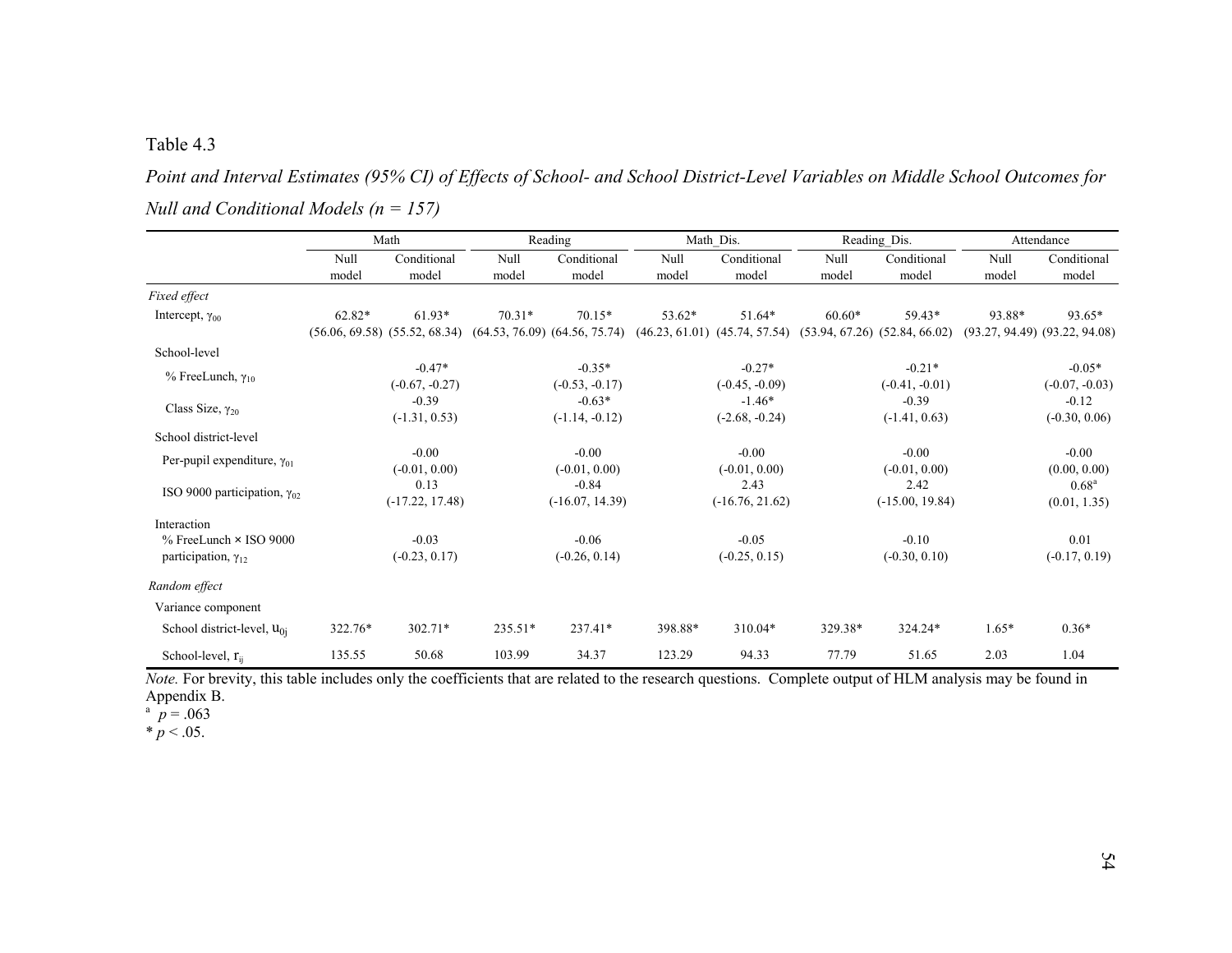Table 4.3

*Point and Interval Estimates (95% CI) of Effects of School- and School District-Level Variables on Middle School Outcomes for Null and Conditional Models (n = 157)*

| | Math | | Reading | | Math_Dis. | | Reading_Dis. | | Attendance | |
|---|---|---|---|---|---|---|---|---|---|---|
| | Null model | Conditional model | Null model | Conditional model | Null model | Conditional model | Null model | Conditional model | Null model | Conditional model |
| *Fixed effect* | | | | | | | | | | |
| Intercept, $\gamma_{00}$ | 62.82* (56.06, 69.58) | 61.93* (55.52, 68.34) | 70.31* (64.53, 76.09) | 70.15* (64.56, 75.74) | 53.62* (46.23, 61.01) | 51.64* (45.74, 57.54) | 60.60* (53.94, 67.26) | 59.43* (52.84, 66.02) | 93.88* (93.27, 94.49) | 93.65* (93.22, 94.08) |
| School-level | | | | | | | | | | |
| % FreeLunch, $\gamma_{10}$ | | -0.47* (-0.67, -0.27) | | -0.35* (-0.53, -0.17) | | -0.27* (-0.45, -0.09) | | -0.21* (-0.41, -0.01) | | -0.05* (-0.07, -0.03) |
| Class Size, $\gamma_{20}$ | | -0.39 (-1.31, 0.53) | | -0.63* (-1.14, -0.12) | | -1.46* (-2.68, -0.24) | | -0.39 (-1.41, 0.63) | | -0.12 (-0.30, 0.06) |
| School district-level | | | | | | | | | | |
| Per-pupil expenditure, $\gamma_{01}$ | | -0.00 (-0.01, 0.00) | | -0.00 (-0.01, 0.00) | | -0.00 (-0.01, 0.00) | | -0.00 (-0.01, 0.00) | | -0.00 (0.00, 0.00) |
| ISO 9000 participation, $\gamma_{02}$ | | 0.13 (-17.22, 17.48) | | -0.84 (-16.07, 14.39) | | 2.43 (-16.76, 21.62) | | 2.42 (-15.00, 19.84) | | 0.68[a] (0.01, 1.35) |
| Interaction | | | | | | | | | | |
| % FreeLunch × ISO 9000 participation, $\gamma_{12}$ | | -0.03 (-0.23, 0.17) | | -0.06 (-0.26, 0.14) | | -0.05 (-0.25, 0.15) | | -0.10 (-0.30, 0.10) | | 0.01 (-0.17, 0.19) |
| *Random effect* | | | | | | | | | | |
| Variance component | | | | | | | | | | |
| School district-level, $u_{0j}$ | 322.76* | 302.71* | 235.51* | 237.41* | 398.88* | 310.04* | 329.38* | 324.24* | 1.65* | 0.36* |
| School-level, $r_{ij}$ | 135.55 | 50.68 | 103.99 | 34.37 | 123.29 | 94.33 | 77.79 | 51.65 | 2.03 | 1.04 |

*Note.* For brevity, this table includes only the coefficients that are related to the research questions. Complete output of HLM analysis may be found in Appendix B.

[a] $p = .063$

* $p < .05$.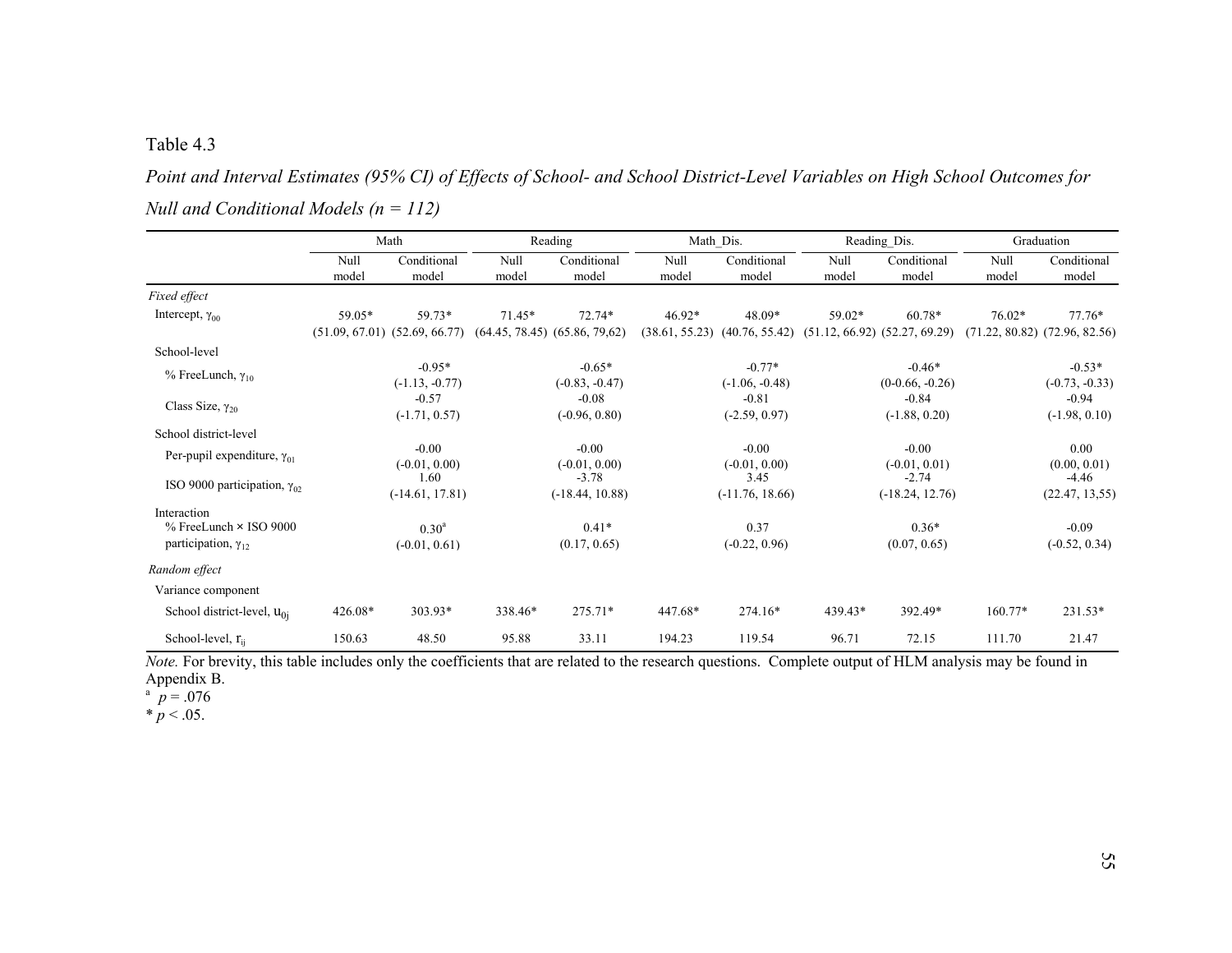Table 4.3

*Point and Interval Estimates (95% CI) of Effects of School- and School District-Level Variables on High School Outcomes for Null and Conditional Models (n = 112)*

| | Math | | Reading | | Math_Dis. | | Reading_Dis. | | Graduation | |
|---|---|---|---|---|---|---|---|---|---|---|
| | Null model | Conditional model | Null model | Conditional model | Null model | Conditional model | Null model | Conditional model | Null model | Conditional model |
| *Fixed effect* | | | | | | | | | | |
| Intercept, $\gamma_{00}$ | 59.05* (51.09, 67.01) | 59.73* (52.69, 66.77) | 71.45* (64.45, 78.45) | 72.74* (65.86, 79,62) | 46.92* (38.61, 55.23) | 48.09* (40.76, 55.42) | 59.02* (51.12, 66.92) | 60.78* (52.27, 69.29) | 76.02* (71.22, 80.82) | 77.76* (72.96, 82.56) |
| School-level | | | | | | | | | | |
| % FreeLunch, $\gamma_{10}$ | | -0.95* (-1.13, -0.77) | | -0.65* (-0.83, -0.47) | | -0.77* (-1.06, -0.48) | | -0.46* (0-0.66, -0.26) | | -0.53* (-0.73, -0.33) |
| Class Size, $\gamma_{20}$ | | -0.57 (-1.71, 0.57) | | -0.08 (-0.96, 0.80) | | -0.81 (-2.59, 0.97) | | -0.84 (-1.88, 0.20) | | -0.94 (-1.98, 0.10) |
| School district-level | | | | | | | | | | |
| Per-pupil expenditure, $\gamma_{01}$ | | -0.00 (-0.01, 0.00) | | -0.00 (-0.01, 0.00) | | -0.00 (-0.01, 0.00) | | -0.00 (-0.01, 0.01) | | 0.00 (0.00, 0.01) |
| ISO 9000 participation, $\gamma_{02}$ | | 1.60 (-14.61, 17.81) | | -3.78 (-18.44, 10.88) | | 3.45 (-11.76, 18.66) | | -2.74 (-18.24, 12.76) | | -4.46 (22.47, 13,55) |
| Interaction | | | | | | | | | | |
| % FreeLunch × ISO 9000 participation, $\gamma_{12}$ | | 0.30[a] (-0.01, 0.61) | | 0.41* (0.17, 0.65) | | 0.37 (-0.22, 0.96) | | 0.36* (0.07, 0.65) | | -0.09 (-0.52, 0.34) |
| *Random effect* | | | | | | | | | | |
| Variance component | | | | | | | | | | |
| School district-level, $u_{0j}$ | 426.08* | 303.93* | 338.46* | 275.71* | 447.68* | 274.16* | 439.43* | 392.49* | 160.77* | 231.53* |
| School-level, $r_{ij}$ | 150.63 | 48.50 | 95.88 | 33.11 | 194.23 | 119.54 | 96.71 | 72.15 | 111.70 | 21.47 |

*Note.* For brevity, this table includes only the coefficients that are related to the research questions. Complete output of HLM analysis may be found in Appendix B.

[a] $p = .076$

* $p < .05$.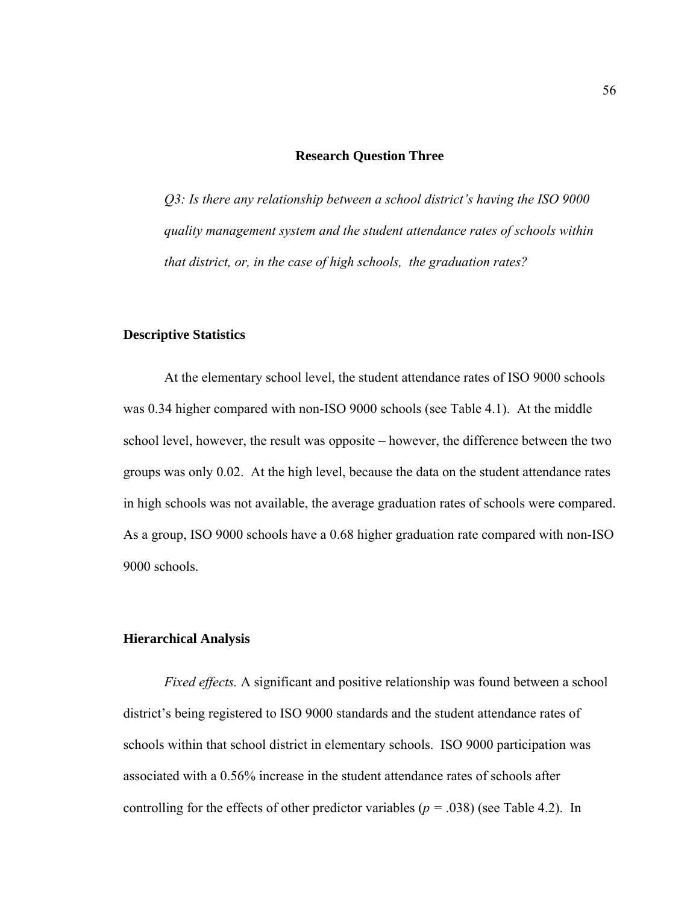## Research Question Three

*Q3: Is there any relationship between a school district's having the ISO 9000 quality management system and the student attendance rates of schools within that district, or, in the case of high schools, the graduation rates?*

### Descriptive Statistics

At the elementary school level, the student attendance rates of ISO 9000 schools was 0.34 higher compared with non-ISO 9000 schools (see Table 4.1). At the middle school level, however, the result was opposite – however, the difference between the two groups was only 0.02. At the high level, because the data on the student attendance rates in high schools was not available, the average graduation rates of schools were compared. As a group, ISO 9000 schools have a 0.68 higher graduation rate compared with non-ISO 9000 schools.

### Hierarchical Analysis

*Fixed effects.* A significant and positive relationship was found between a school district's being registered to ISO 9000 standards and the student attendance rates of schools within that school district in elementary schools. ISO 9000 participation was associated with a 0.56% increase in the student attendance rates of schools after controlling for the effects of other predictor variables ($p$ = .038) (see Table 4.2). In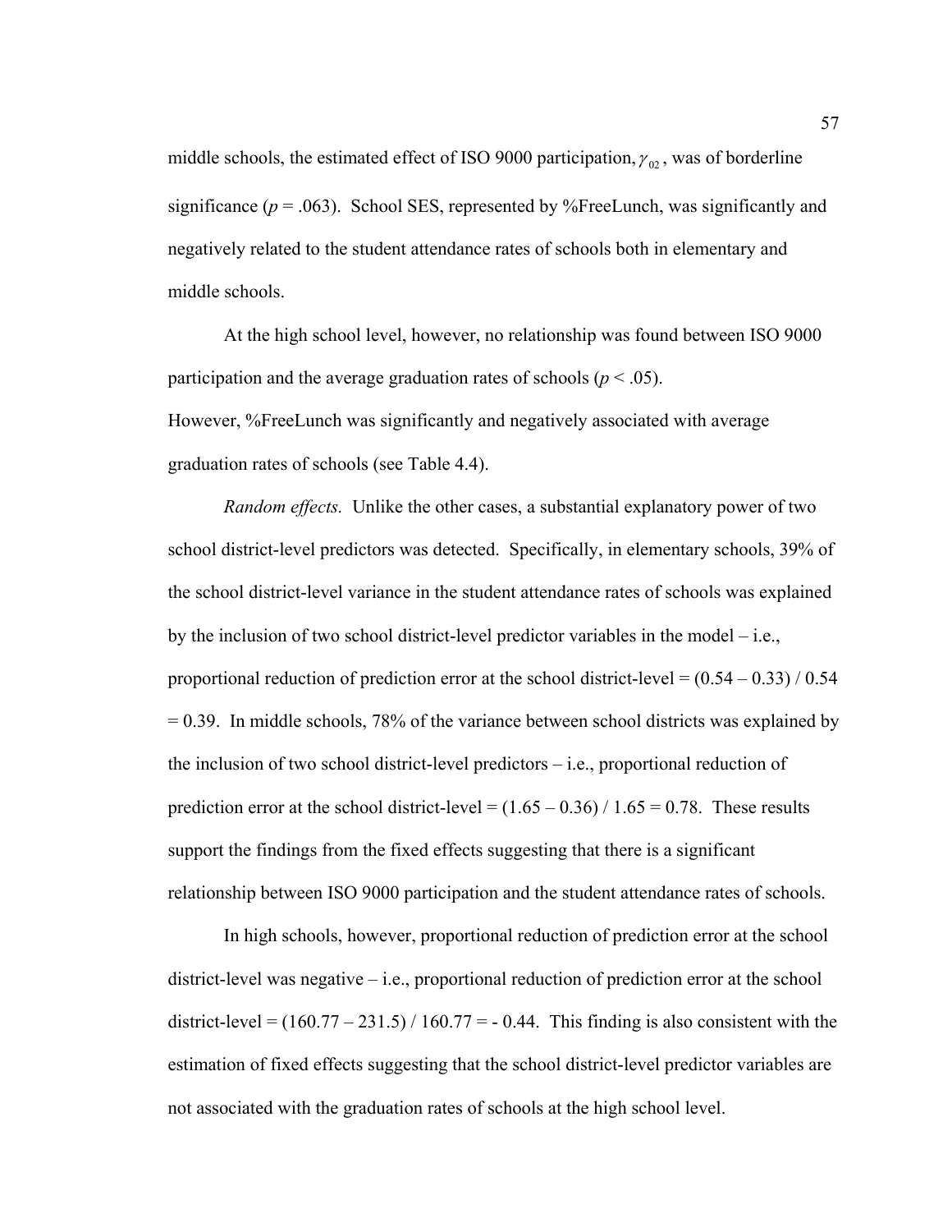middle schools, the estimated effect of ISO 9000 participation, $\gamma_{02}$, was of borderline significance ($p$ = .063). School SES, represented by %FreeLunch, was significantly and negatively related to the student attendance rates of schools both in elementary and middle schools.

At the high school level, however, no relationship was found between ISO 9000 participation and the average graduation rates of schools ($p$ < .05). However, %FreeLunch was significantly and negatively associated with average graduation rates of schools (see Table 4.4).

*Random effects.* Unlike the other cases, a substantial explanatory power of two school district-level predictors was detected. Specifically, in elementary schools, 39% of the school district-level variance in the student attendance rates of schools was explained by the inclusion of two school district-level predictor variables in the model – i.e., proportional reduction of prediction error at the school district-level = (0.54 – 0.33) / 0.54 = 0.39. In middle schools, 78% of the variance between school districts was explained by the inclusion of two school district-level predictors – i.e., proportional reduction of prediction error at the school district-level = (1.65 – 0.36) / 1.65 = 0.78. These results support the findings from the fixed effects suggesting that there is a significant relationship between ISO 9000 participation and the student attendance rates of schools.

In high schools, however, proportional reduction of prediction error at the school district-level was negative – i.e., proportional reduction of prediction error at the school district-level = (160.77 – 231.5) / 160.77 = - 0.44. This finding is also consistent with the estimation of fixed effects suggesting that the school district-level predictor variables are not associated with the graduation rates of schools at the high school level.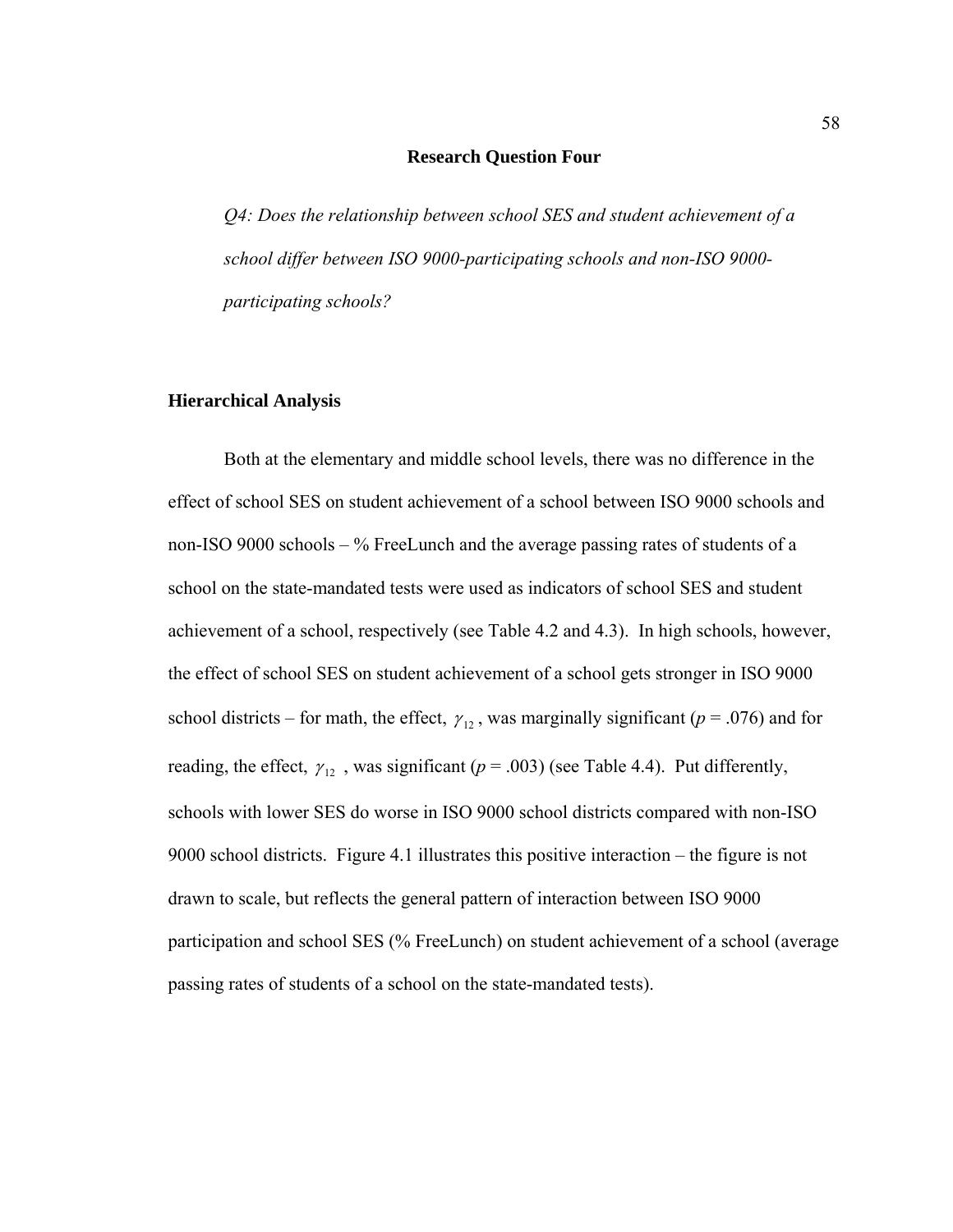## Research Question Four

*Q4: Does the relationship between school SES and student achievement of a school differ between ISO 9000-participating schools and non-ISO 9000-participating schools?*

### Hierarchical Analysis

Both at the elementary and middle school levels, there was no difference in the effect of school SES on student achievement of a school between ISO 9000 schools and non-ISO 9000 schools – % FreeLunch and the average passing rates of students of a school on the state-mandated tests were used as indicators of school SES and student achievement of a school, respectively (see Table 4.2 and 4.3). In high schools, however, the effect of school SES on student achievement of a school gets stronger in ISO 9000 school districts – for math, the effect, $\gamma_{12}$, was marginally significant ($p$ = .076) and for reading, the effect, $\gamma_{12}$, was significant ($p$ = .003) (see Table 4.4). Put differently, schools with lower SES do worse in ISO 9000 school districts compared with non-ISO 9000 school districts. Figure 4.1 illustrates this positive interaction – the figure is not drawn to scale, but reflects the general pattern of interaction between ISO 9000 participation and school SES (% FreeLunch) on student achievement of a school (average passing rates of students of a school on the state-mandated tests).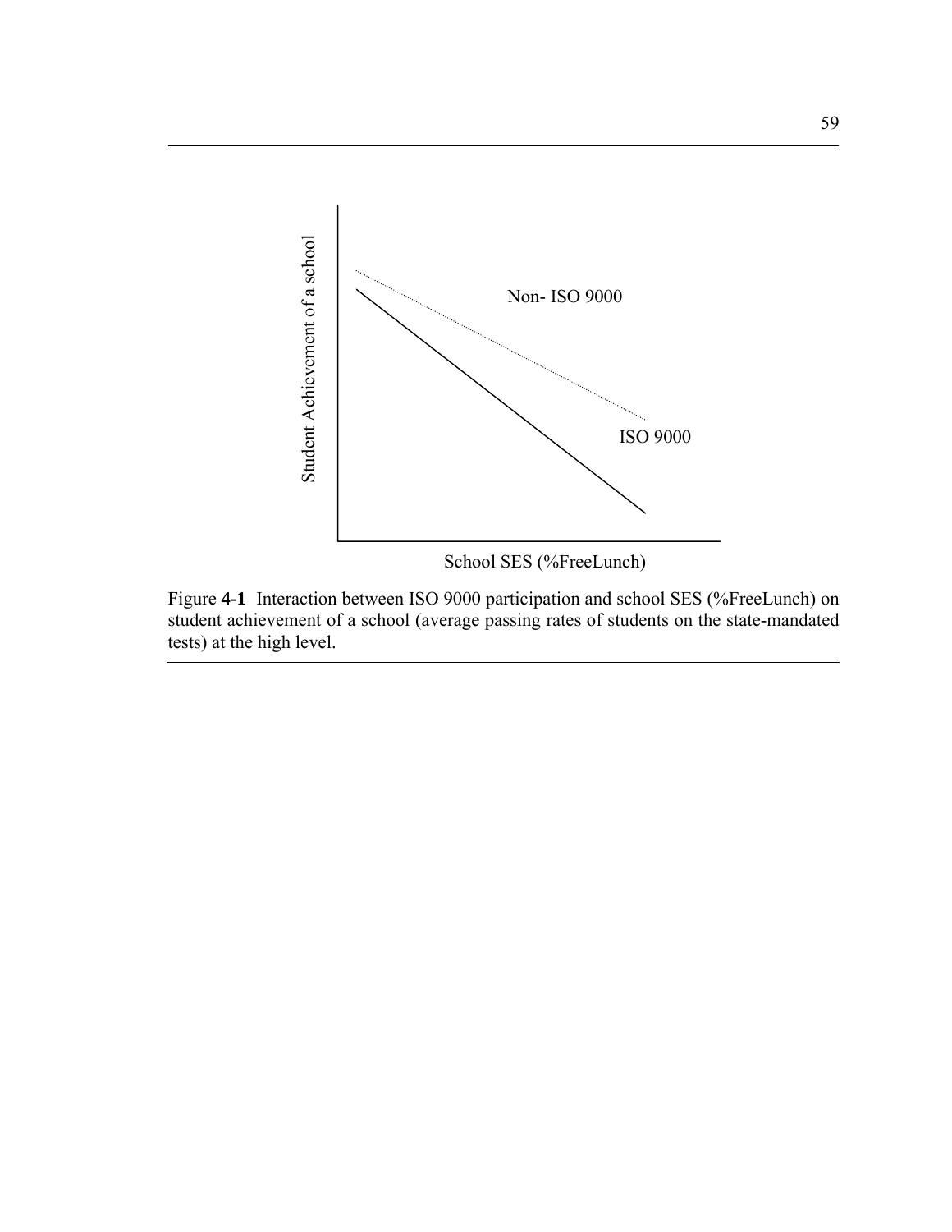Figure **4-1** Interaction between ISO 9000 participation and school SES (%FreeLunch) on student achievement of a school (average passing rates of students on the state-mandated tests) at the high level.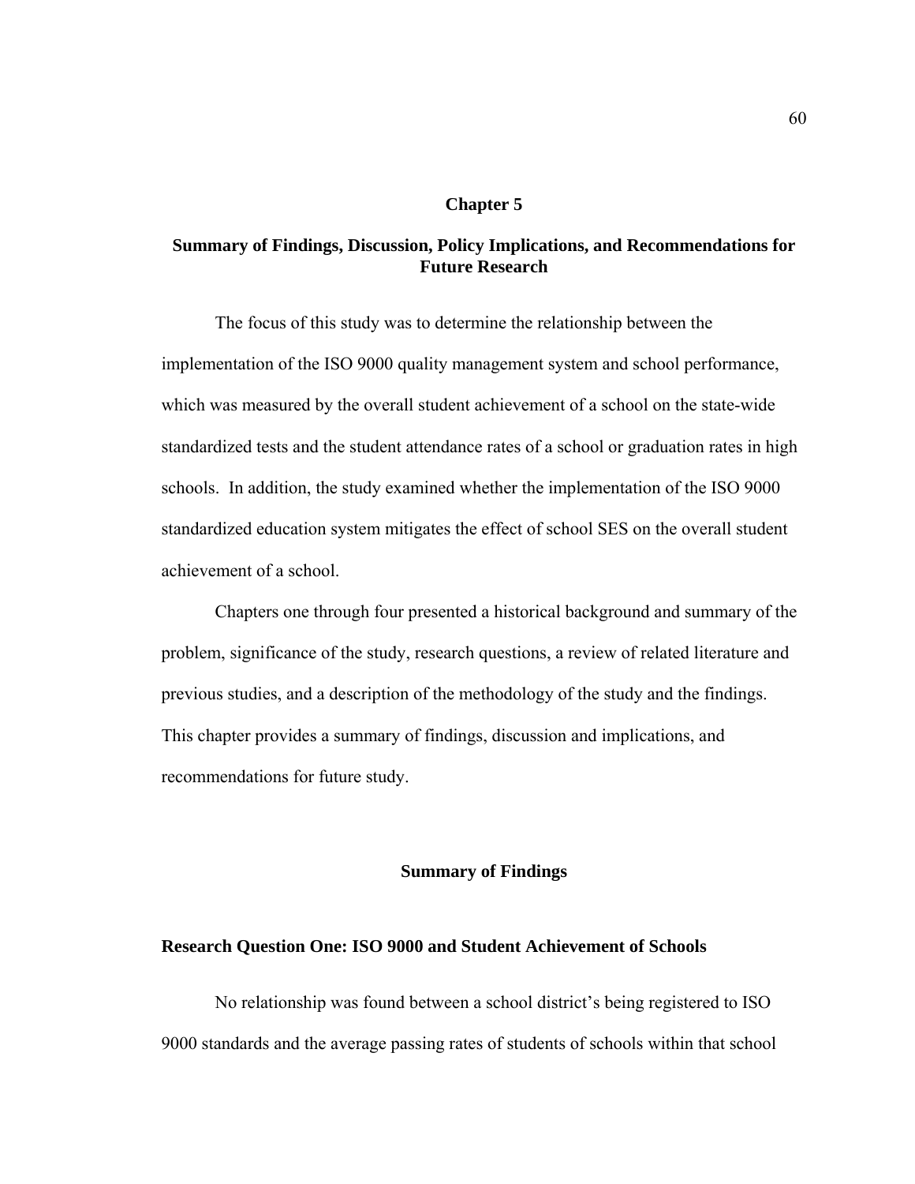# Chapter 5

## Summary of Findings, Discussion, Policy Implications, and Recommendations for Future Research

The focus of this study was to determine the relationship between the implementation of the ISO 9000 quality management system and school performance, which was measured by the overall student achievement of a school on the state-wide standardized tests and the student attendance rates of a school or graduation rates in high schools. In addition, the study examined whether the implementation of the ISO 9000 standardized education system mitigates the effect of school SES on the overall student achievement of a school.

Chapters one through four presented a historical background and summary of the problem, significance of the study, research questions, a review of related literature and previous studies, and a description of the methodology of the study and the findings. This chapter provides a summary of findings, discussion and implications, and recommendations for future study.

## Summary of Findings

### Research Question One: ISO 9000 and Student Achievement of Schools

No relationship was found between a school district's being registered to ISO 9000 standards and the average passing rates of students of schools within that school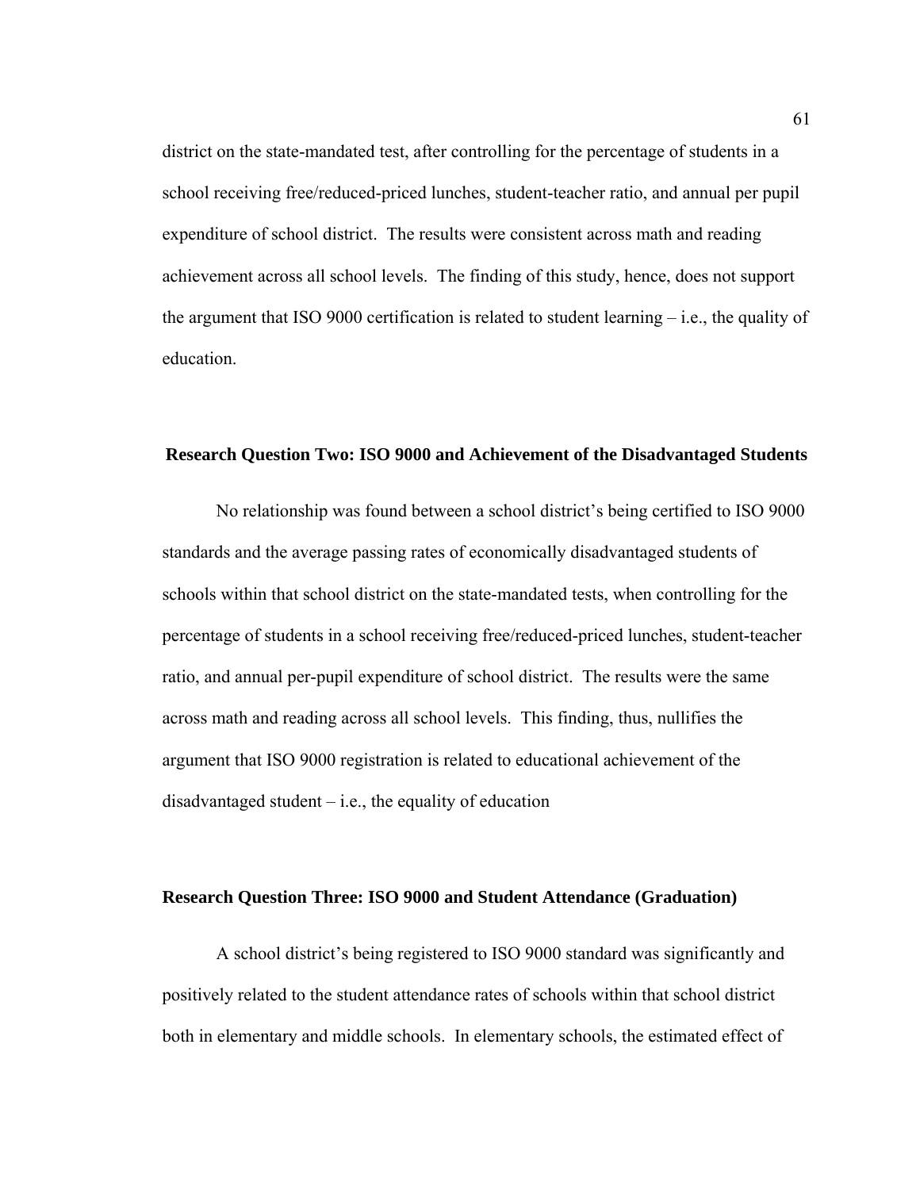district on the state-mandated test, after controlling for the percentage of students in a school receiving free/reduced-priced lunches, student-teacher ratio, and annual per pupil expenditure of school district. The results were consistent across math and reading achievement across all school levels. The finding of this study, hence, does not support the argument that ISO 9000 certification is related to student learning – i.e., the quality of education.

### Research Question Two: ISO 9000 and Achievement of the Disadvantaged Students

No relationship was found between a school district's being certified to ISO 9000 standards and the average passing rates of economically disadvantaged students of schools within that school district on the state-mandated tests, when controlling for the percentage of students in a school receiving free/reduced-priced lunches, student-teacher ratio, and annual per-pupil expenditure of school district. The results were the same across math and reading across all school levels. This finding, thus, nullifies the argument that ISO 9000 registration is related to educational achievement of the disadvantaged student – i.e., the equality of education

### Research Question Three: ISO 9000 and Student Attendance (Graduation)

A school district's being registered to ISO 9000 standard was significantly and positively related to the student attendance rates of schools within that school district both in elementary and middle schools. In elementary schools, the estimated effect of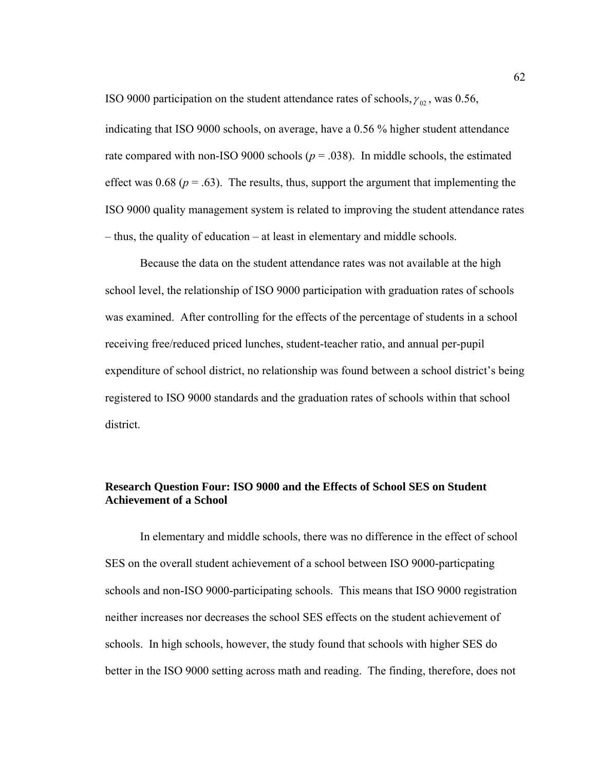ISO 9000 participation on the student attendance rates of schools, $\gamma_{02}$, was 0.56, indicating that ISO 9000 schools, on average, have a 0.56 % higher student attendance rate compared with non-ISO 9000 schools (*p* = .038). In middle schools, the estimated effect was 0.68 (*p* = .63). The results, thus, support the argument that implementing the ISO 9000 quality management system is related to improving the student attendance rates – thus, the quality of education – at least in elementary and middle schools.

Because the data on the student attendance rates was not available at the high school level, the relationship of ISO 9000 participation with graduation rates of schools was examined. After controlling for the effects of the percentage of students in a school receiving free/reduced priced lunches, student-teacher ratio, and annual per-pupil expenditure of school district, no relationship was found between a school district's being registered to ISO 9000 standards and the graduation rates of schools within that school district.

### Research Question Four: ISO 9000 and the Effects of School SES on Student Achievement of a School

In elementary and middle schools, there was no difference in the effect of school SES on the overall student achievement of a school between ISO 9000-particpating schools and non-ISO 9000-participating schools. This means that ISO 9000 registration neither increases nor decreases the school SES effects on the student achievement of schools. In high schools, however, the study found that schools with higher SES do better in the ISO 9000 setting across math and reading. The finding, therefore, does not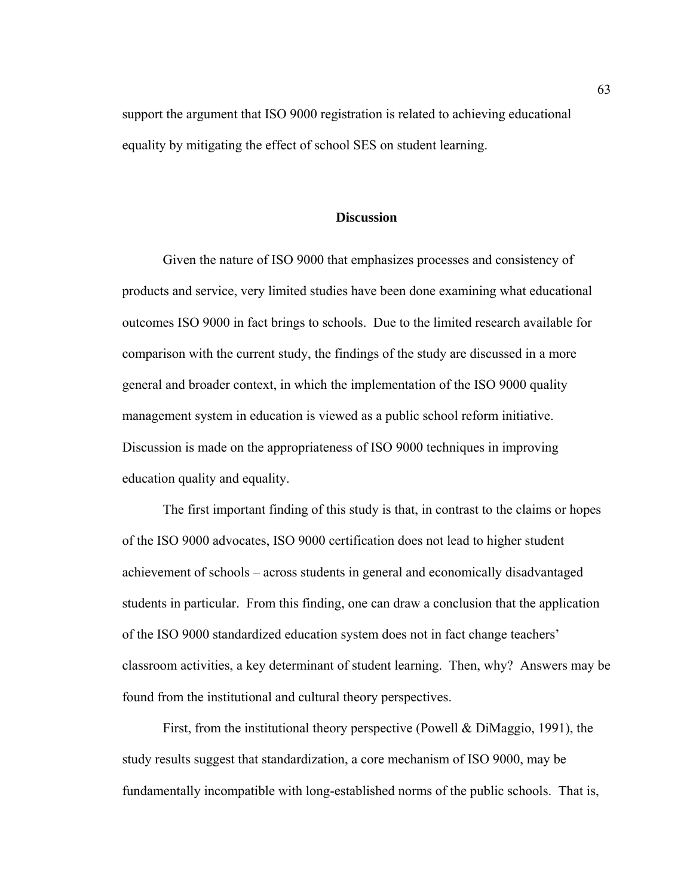support the argument that ISO 9000 registration is related to achieving educational equality by mitigating the effect of school SES on student learning.

## Discussion

Given the nature of ISO 9000 that emphasizes processes and consistency of products and service, very limited studies have been done examining what educational outcomes ISO 9000 in fact brings to schools. Due to the limited research available for comparison with the current study, the findings of the study are discussed in a more general and broader context, in which the implementation of the ISO 9000 quality management system in education is viewed as a public school reform initiative. Discussion is made on the appropriateness of ISO 9000 techniques in improving education quality and equality.

The first important finding of this study is that, in contrast to the claims or hopes of the ISO 9000 advocates, ISO 9000 certification does not lead to higher student achievement of schools – across students in general and economically disadvantaged students in particular. From this finding, one can draw a conclusion that the application of the ISO 9000 standardized education system does not in fact change teachers' classroom activities, a key determinant of student learning. Then, why? Answers may be found from the institutional and cultural theory perspectives.

First, from the institutional theory perspective (Powell & DiMaggio, 1991), the study results suggest that standardization, a core mechanism of ISO 9000, may be fundamentally incompatible with long-established norms of the public schools. That is,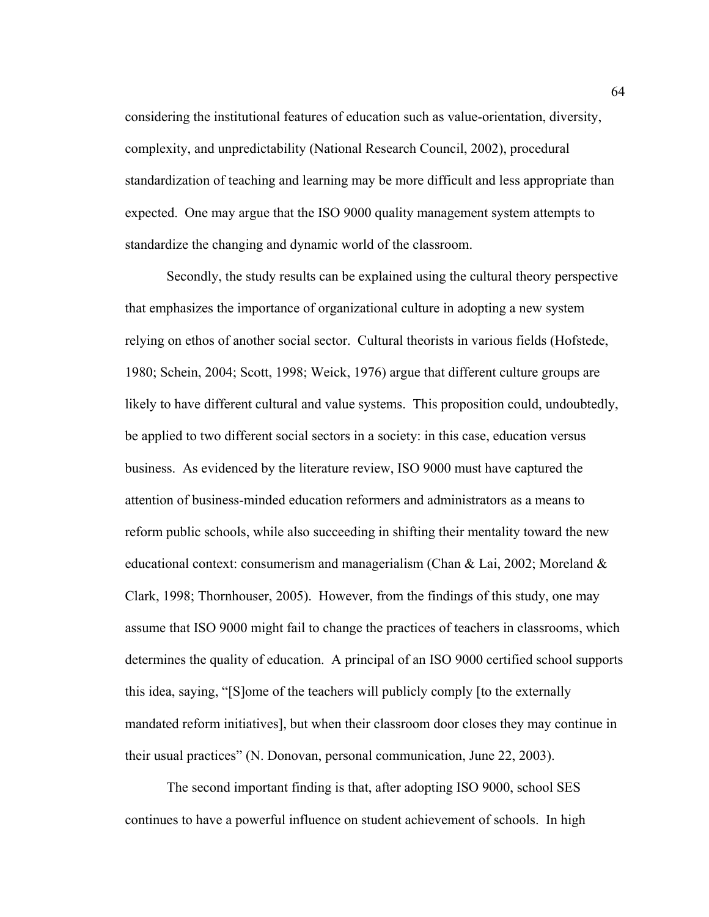considering the institutional features of education such as value-orientation, diversity, complexity, and unpredictability (National Research Council, 2002), procedural standardization of teaching and learning may be more difficult and less appropriate than expected. One may argue that the ISO 9000 quality management system attempts to standardize the changing and dynamic world of the classroom.

Secondly, the study results can be explained using the cultural theory perspective that emphasizes the importance of organizational culture in adopting a new system relying on ethos of another social sector. Cultural theorists in various fields (Hofstede, 1980; Schein, 2004; Scott, 1998; Weick, 1976) argue that different culture groups are likely to have different cultural and value systems. This proposition could, undoubtedly, be applied to two different social sectors in a society: in this case, education versus business. As evidenced by the literature review, ISO 9000 must have captured the attention of business-minded education reformers and administrators as a means to reform public schools, while also succeeding in shifting their mentality toward the new educational context: consumerism and managerialism (Chan & Lai, 2002; Moreland & Clark, 1998; Thornhouser, 2005). However, from the findings of this study, one may assume that ISO 9000 might fail to change the practices of teachers in classrooms, which determines the quality of education. A principal of an ISO 9000 certified school supports this idea, saying, "[S]ome of the teachers will publicly comply [to the externally mandated reform initiatives], but when their classroom door closes they may continue in their usual practices" (N. Donovan, personal communication, June 22, 2003).

The second important finding is that, after adopting ISO 9000, school SES continues to have a powerful influence on student achievement of schools. In high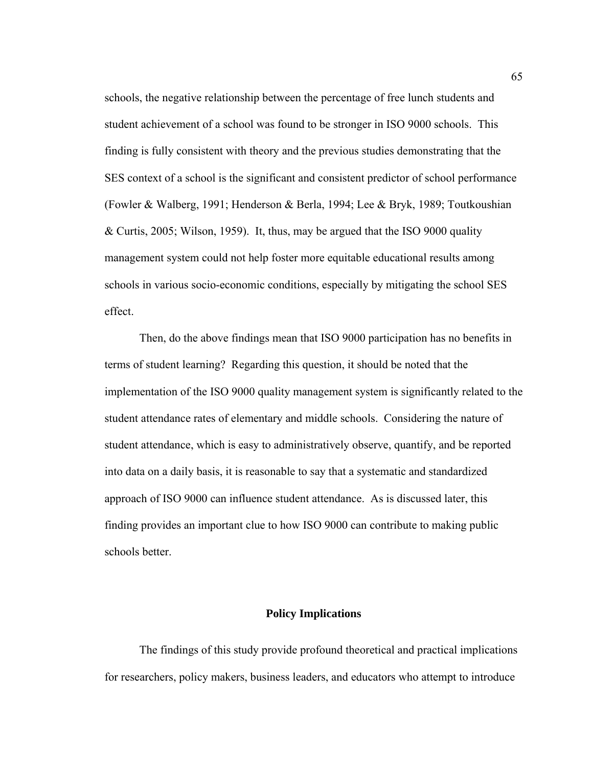schools, the negative relationship between the percentage of free lunch students and student achievement of a school was found to be stronger in ISO 9000 schools. This finding is fully consistent with theory and the previous studies demonstrating that the SES context of a school is the significant and consistent predictor of school performance (Fowler & Walberg, 1991; Henderson & Berla, 1994; Lee & Bryk, 1989; Toutkoushian & Curtis, 2005; Wilson, 1959). It, thus, may be argued that the ISO 9000 quality management system could not help foster more equitable educational results among schools in various socio-economic conditions, especially by mitigating the school SES effect.

Then, do the above findings mean that ISO 9000 participation has no benefits in terms of student learning? Regarding this question, it should be noted that the implementation of the ISO 9000 quality management system is significantly related to the student attendance rates of elementary and middle schools. Considering the nature of student attendance, which is easy to administratively observe, quantify, and be reported into data on a daily basis, it is reasonable to say that a systematic and standardized approach of ISO 9000 can influence student attendance. As is discussed later, this finding provides an important clue to how ISO 9000 can contribute to making public schools better.

## Policy Implications

The findings of this study provide profound theoretical and practical implications for researchers, policy makers, business leaders, and educators who attempt to introduce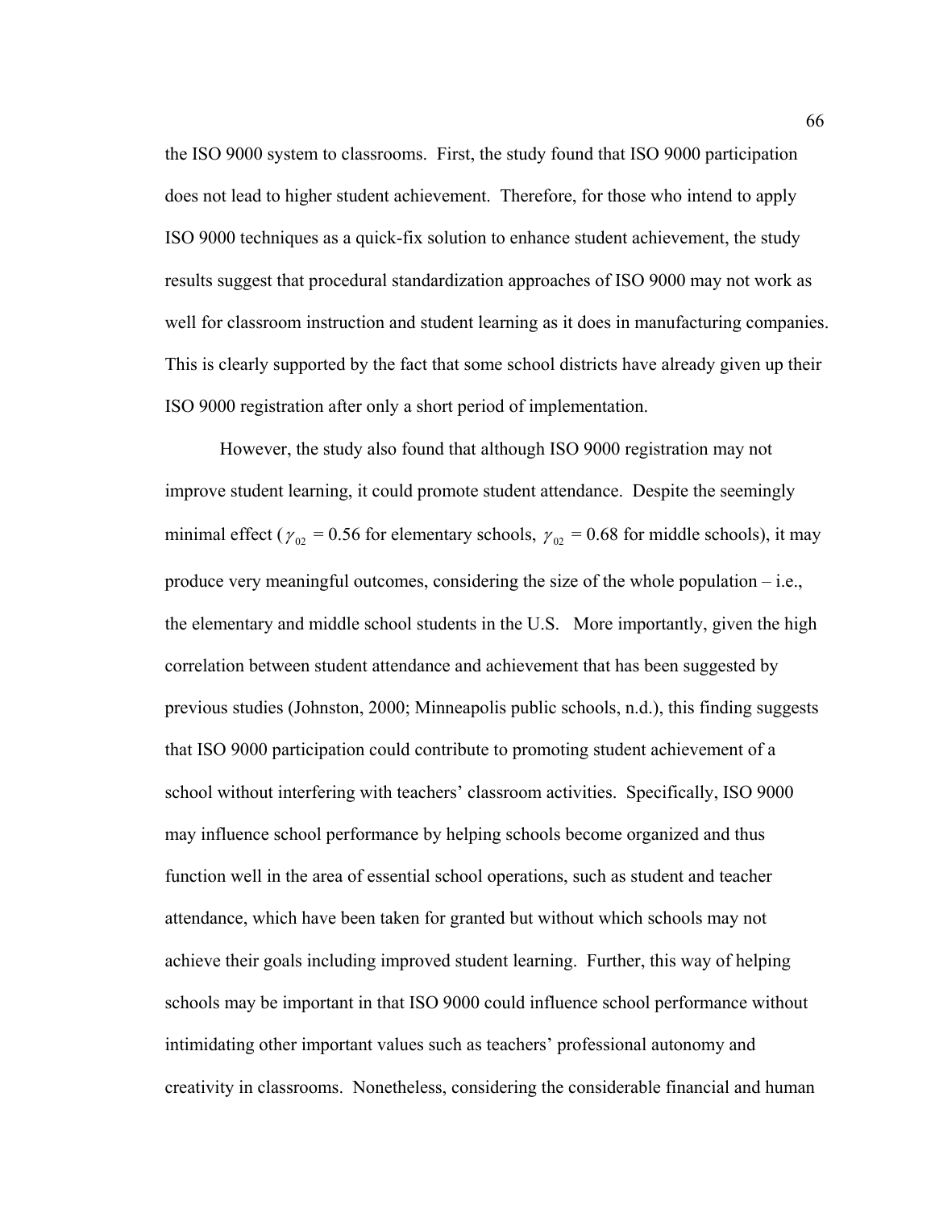the ISO 9000 system to classrooms. First, the study found that ISO 9000 participation does not lead to higher student achievement. Therefore, for those who intend to apply ISO 9000 techniques as a quick-fix solution to enhance student achievement, the study results suggest that procedural standardization approaches of ISO 9000 may not work as well for classroom instruction and student learning as it does in manufacturing companies. This is clearly supported by the fact that some school districts have already given up their ISO 9000 registration after only a short period of implementation.

However, the study also found that although ISO 9000 registration may not improve student learning, it could promote student attendance. Despite the seemingly minimal effect ($\gamma_{02}$ = 0.56 for elementary schools, $\gamma_{02}$ = 0.68 for middle schools), it may produce very meaningful outcomes, considering the size of the whole population – i.e., the elementary and middle school students in the U.S. More importantly, given the high correlation between student attendance and achievement that has been suggested by previous studies (Johnston, 2000; Minneapolis public schools, n.d.), this finding suggests that ISO 9000 participation could contribute to promoting student achievement of a school without interfering with teachers' classroom activities. Specifically, ISO 9000 may influence school performance by helping schools become organized and thus function well in the area of essential school operations, such as student and teacher attendance, which have been taken for granted but without which schools may not achieve their goals including improved student learning. Further, this way of helping schools may be important in that ISO 9000 could influence school performance without intimidating other important values such as teachers' professional autonomy and creativity in classrooms. Nonetheless, considering the considerable financial and human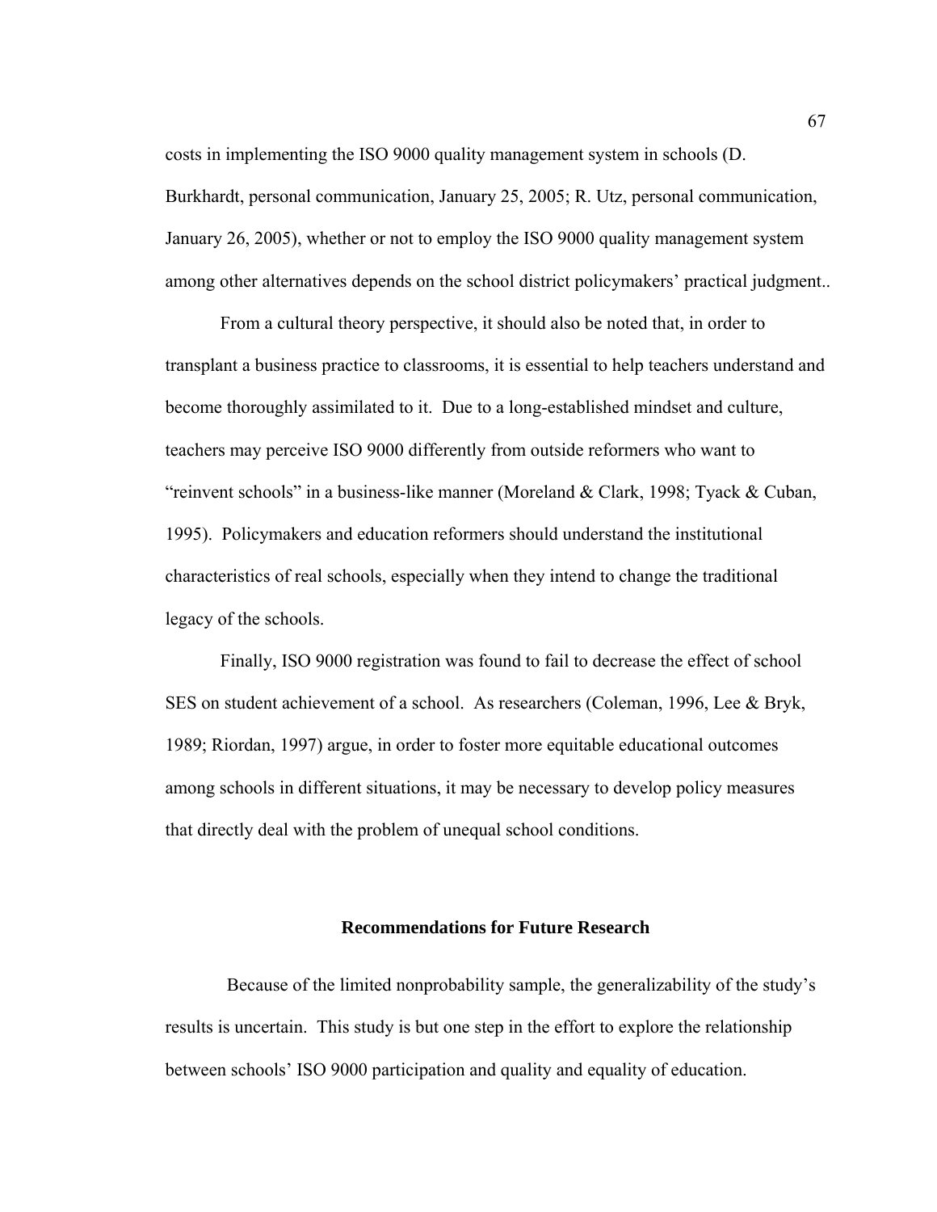costs in implementing the ISO 9000 quality management system in schools (D. Burkhardt, personal communication, January 25, 2005; R. Utz, personal communication, January 26, 2005), whether or not to employ the ISO 9000 quality management system among other alternatives depends on the school district policymakers' practical judgment..

From a cultural theory perspective, it should also be noted that, in order to transplant a business practice to classrooms, it is essential to help teachers understand and become thoroughly assimilated to it. Due to a long-established mindset and culture, teachers may perceive ISO 9000 differently from outside reformers who want to "reinvent schools" in a business-like manner (Moreland & Clark, 1998; Tyack & Cuban, 1995). Policymakers and education reformers should understand the institutional characteristics of real schools, especially when they intend to change the traditional legacy of the schools.

Finally, ISO 9000 registration was found to fail to decrease the effect of school SES on student achievement of a school. As researchers (Coleman, 1996, Lee & Bryk, 1989; Riordan, 1997) argue, in order to foster more equitable educational outcomes among schools in different situations, it may be necessary to develop policy measures that directly deal with the problem of unequal school conditions.

## Recommendations for Future Research

Because of the limited nonprobability sample, the generalizability of the study's results is uncertain. This study is but one step in the effort to explore the relationship between schools' ISO 9000 participation and quality and equality of education.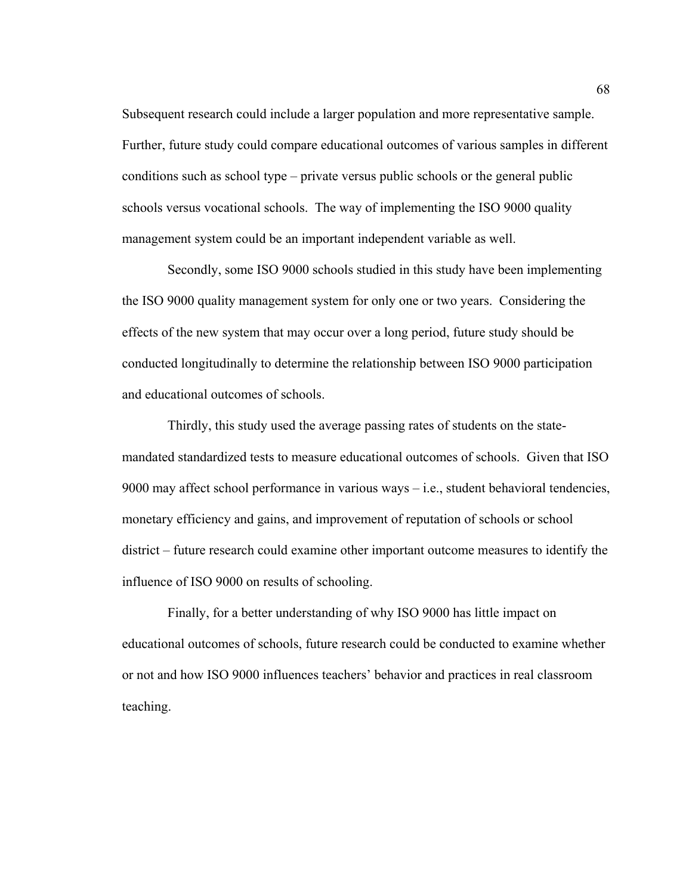Subsequent research could include a larger population and more representative sample. Further, future study could compare educational outcomes of various samples in different conditions such as school type – private versus public schools or the general public schools versus vocational schools. The way of implementing the ISO 9000 quality management system could be an important independent variable as well.

Secondly, some ISO 9000 schools studied in this study have been implementing the ISO 9000 quality management system for only one or two years. Considering the effects of the new system that may occur over a long period, future study should be conducted longitudinally to determine the relationship between ISO 9000 participation and educational outcomes of schools.

Thirdly, this study used the average passing rates of students on the state-mandated standardized tests to measure educational outcomes of schools. Given that ISO 9000 may affect school performance in various ways – i.e., student behavioral tendencies, monetary efficiency and gains, and improvement of reputation of schools or school district – future research could examine other important outcome measures to identify the influence of ISO 9000 on results of schooling.

Finally, for a better understanding of why ISO 9000 has little impact on educational outcomes of schools, future research could be conducted to examine whether or not and how ISO 9000 influences teachers' behavior and practices in real classroom teaching.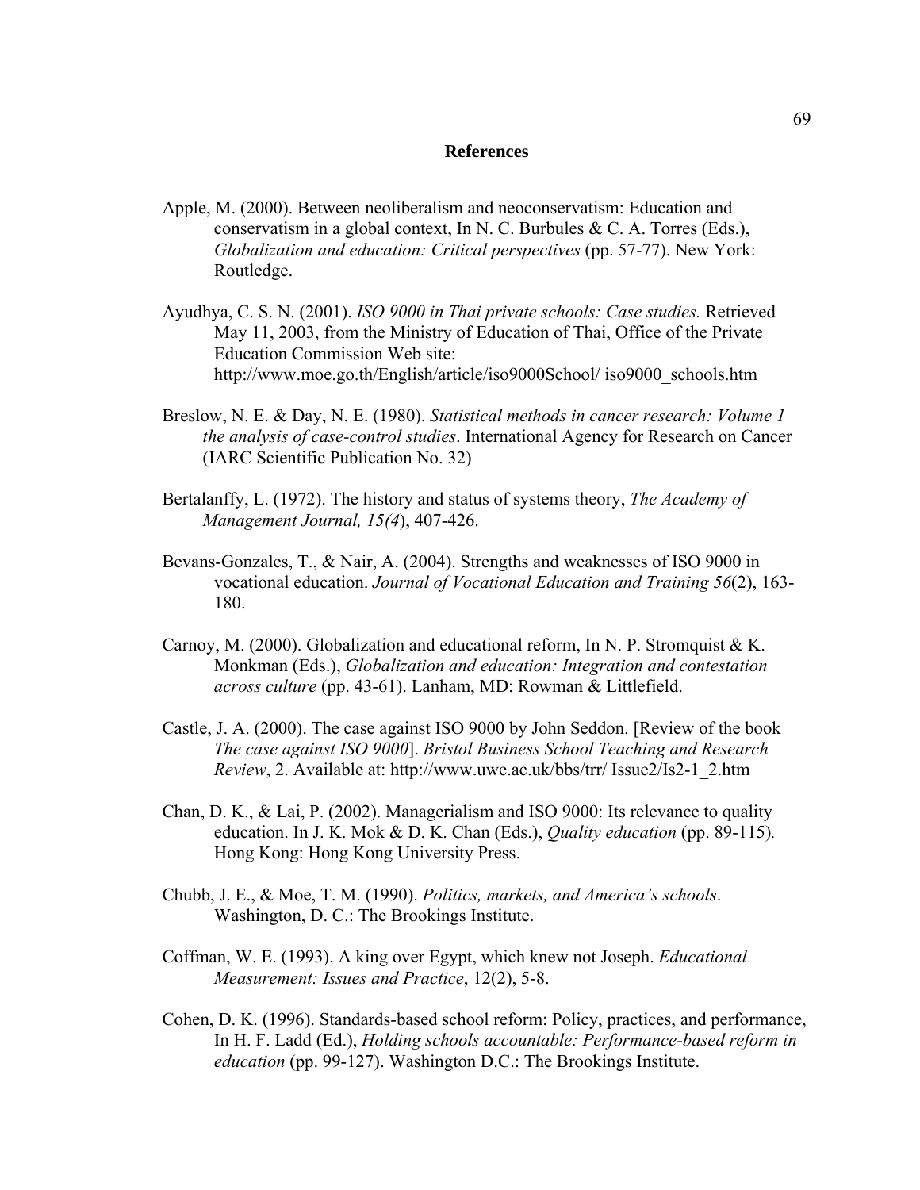## References

Apple, M. (2000). Between neoliberalism and neoconservatism: Education and conservatism in a global context, In N. C. Burbules & C. A. Torres (Eds.), *Globalization and education: Critical perspectives* (pp. 57-77). New York: Routledge.

Ayudhya, C. S. N. (2001). *ISO 9000 in Thai private schools: Case studies.* Retrieved May 11, 2003, from the Ministry of Education of Thai, Office of the Private Education Commission Web site: http://www.moe.go.th/English/article/iso9000School/ iso9000_schools.htm

Breslow, N. E. & Day, N. E. (1980). *Statistical methods in cancer research: Volume 1 – the analysis of case-control studies*. International Agency for Research on Cancer (IARC Scientific Publication No. 32)

Bertalanffy, L. (1972). The history and status of systems theory, *The Academy of Management Journal, 15(4*), 407-426.

Bevans-Gonzales, T., & Nair, A. (2004). Strengths and weaknesses of ISO 9000 in vocational education. *Journal of Vocational Education and Training 56*(2), 163-180.

Carnoy, M. (2000). Globalization and educational reform, In N. P. Stromquist & K. Monkman (Eds.), *Globalization and education: Integration and contestation across culture* (pp. 43-61). Lanham, MD: Rowman & Littlefield.

Castle, J. A. (2000). The case against ISO 9000 by John Seddon. [Review of the book *The case against ISO 9000*]. *Bristol Business School Teaching and Research Review*, 2. Available at: http://www.uwe.ac.uk/bbs/trr/ Issue2/Is2-1_2.htm

Chan, D. K., & Lai, P. (2002). Managerialism and ISO 9000: Its relevance to quality education. In J. K. Mok & D. K. Chan (Eds.), *Quality education* (pp. 89-115). Hong Kong: Hong Kong University Press.

Chubb, J. E., & Moe, T. M. (1990). *Politics, markets, and America's schools*. Washington, D. C.: The Brookings Institute.

Coffman, W. E. (1993). A king over Egypt, which knew not Joseph. *Educational Measurement: Issues and Practice*, 12(2), 5-8.

Cohen, D. K. (1996). Standards-based school reform: Policy, practices, and performance, In H. F. Ladd (Ed.), *Holding schools accountable: Performance-based reform in education* (pp. 99-127). Washington D.C.: The Brookings Institute.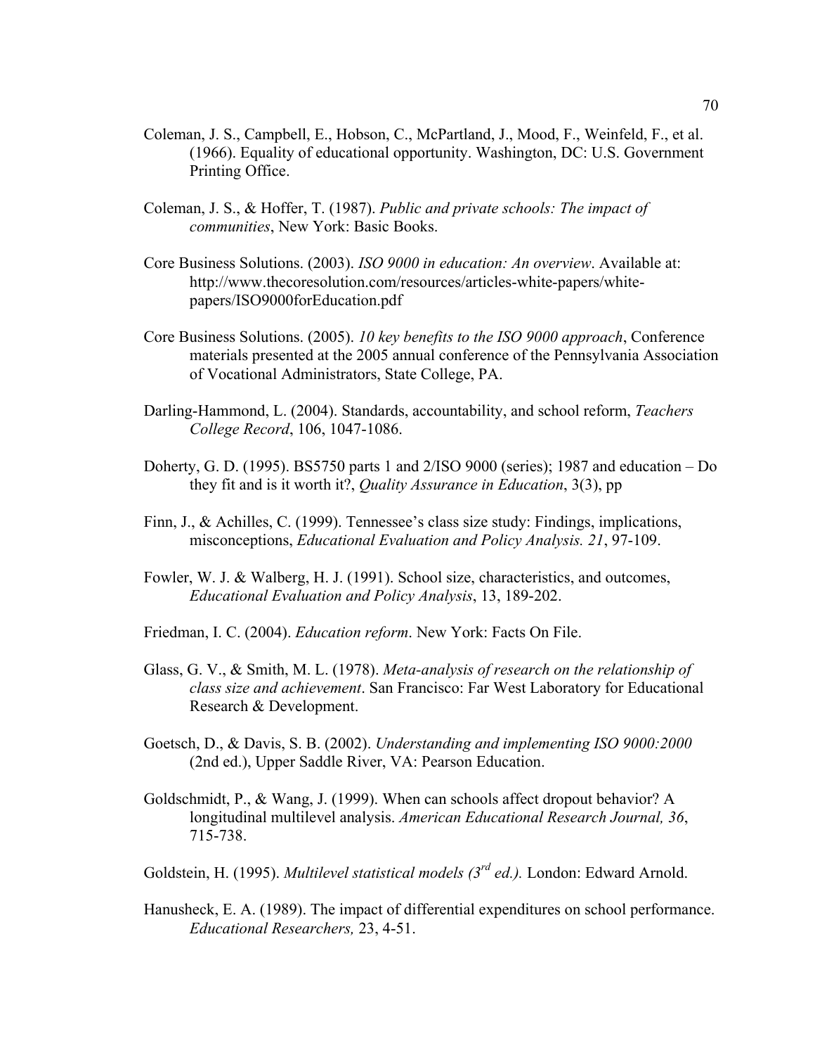Coleman, J. S., Campbell, E., Hobson, C., McPartland, J., Mood, F., Weinfeld, F., et al. (1966). Equality of educational opportunity. Washington, DC: U.S. Government Printing Office.

Coleman, J. S., & Hoffer, T. (1987). *Public and private schools: The impact of communities*, New York: Basic Books.

Core Business Solutions. (2003). *ISO 9000 in education: An overview*. Available at: http://www.thecoresolution.com/resources/articles-white-papers/white-papers/ISO9000forEducation.pdf

Core Business Solutions. (2005). *10 key benefits to the ISO 9000 approach*, Conference materials presented at the 2005 annual conference of the Pennsylvania Association of Vocational Administrators, State College, PA.

Darling-Hammond, L. (2004). Standards, accountability, and school reform, *Teachers College Record*, 106, 1047-1086.

Doherty, G. D. (1995). BS5750 parts 1 and 2/ISO 9000 (series); 1987 and education – Do they fit and is it worth it?, *Quality Assurance in Education*, 3(3), pp

Finn, J., & Achilles, C. (1999). Tennessee's class size study: Findings, implications, misconceptions, *Educational Evaluation and Policy Analysis. 21*, 97-109.

Fowler, W. J. & Walberg, H. J. (1991). School size, characteristics, and outcomes, *Educational Evaluation and Policy Analysis*, 13, 189-202.

Friedman, I. C. (2004). *Education reform*. New York: Facts On File.

Glass, G. V., & Smith, M. L. (1978). *Meta-analysis of research on the relationship of class size and achievement*. San Francisco: Far West Laboratory for Educational Research & Development.

Goetsch, D., & Davis, S. B. (2002). *Understanding and implementing ISO 9000:2000* (2nd ed.), Upper Saddle River, VA: Pearson Education.

Goldschmidt, P., & Wang, J. (1999). When can schools affect dropout behavior? A longitudinal multilevel analysis. *American Educational Research Journal, 36*, 715-738.

Goldstein, H. (1995). *Multilevel statistical models (3rd ed.).* London: Edward Arnold.

Hanusheck, E. A. (1989). The impact of differential expenditures on school performance. *Educational Researchers,* 23, 4-51.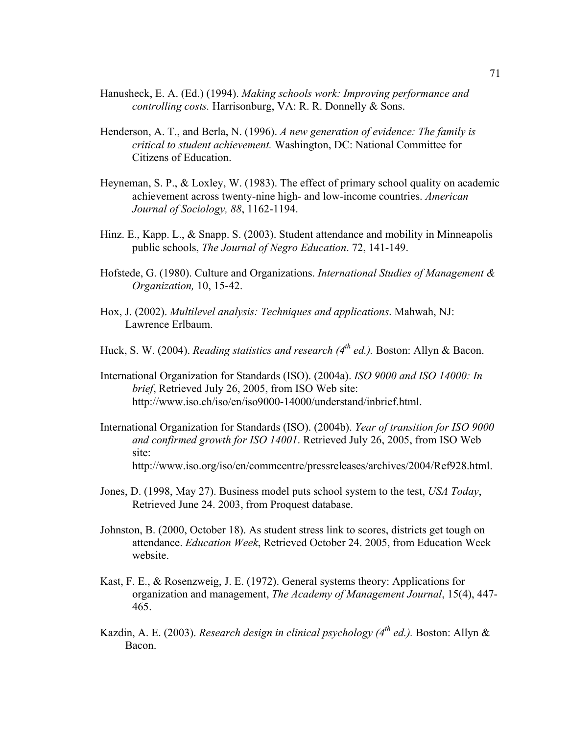Hanusheck, E. A. (Ed.) (1994). *Making schools work: Improving performance and controlling costs.* Harrisonburg, VA: R. R. Donnelly & Sons.

Henderson, A. T., and Berla, N. (1996). *A new generation of evidence: The family is critical to student achievement.* Washington, DC: National Committee for Citizens of Education.

Heyneman, S. P., & Loxley, W. (1983). The effect of primary school quality on academic achievement across twenty-nine high- and low-income countries. *American Journal of Sociology, 88*, 1162-1194.

Hinz. E., Kapp. L., & Snapp. S. (2003). Student attendance and mobility in Minneapolis public schools, *The Journal of Negro Education*. 72, 141-149.

Hofstede, G. (1980). Culture and Organizations. *International Studies of Management & Organization,* 10, 15-42.

Hox, J. (2002). *Multilevel analysis: Techniques and applications*. Mahwah, NJ: Lawrence Erlbaum.

Huck, S. W. (2004). *Reading statistics and research (4th ed.).* Boston: Allyn & Bacon.

International Organization for Standards (ISO). (2004a). *ISO 9000 and ISO 14000: In brief*, Retrieved July 26, 2005, from ISO Web site: http://www.iso.ch/iso/en/iso9000-14000/understand/inbrief.html.

International Organization for Standards (ISO). (2004b). *Year of transition for ISO 9000 and confirmed growth for ISO 14001*. Retrieved July 26, 2005, from ISO Web site: http://www.iso.org/iso/en/commcentre/pressreleases/archives/2004/Ref928.html.

Jones, D. (1998, May 27). Business model puts school system to the test, *USA Today*, Retrieved June 24. 2003, from Proquest database.

Johnston, B. (2000, October 18). As student stress link to scores, districts get tough on attendance. *Education Week*, Retrieved October 24. 2005, from Education Week website.

Kast, F. E., & Rosenzweig, J. E. (1972). General systems theory: Applications for organization and management, *The Academy of Management Journal*, 15(4), 447-465.

Kazdin, A. E. (2003). *Research design in clinical psychology (4th ed.).* Boston: Allyn & Bacon.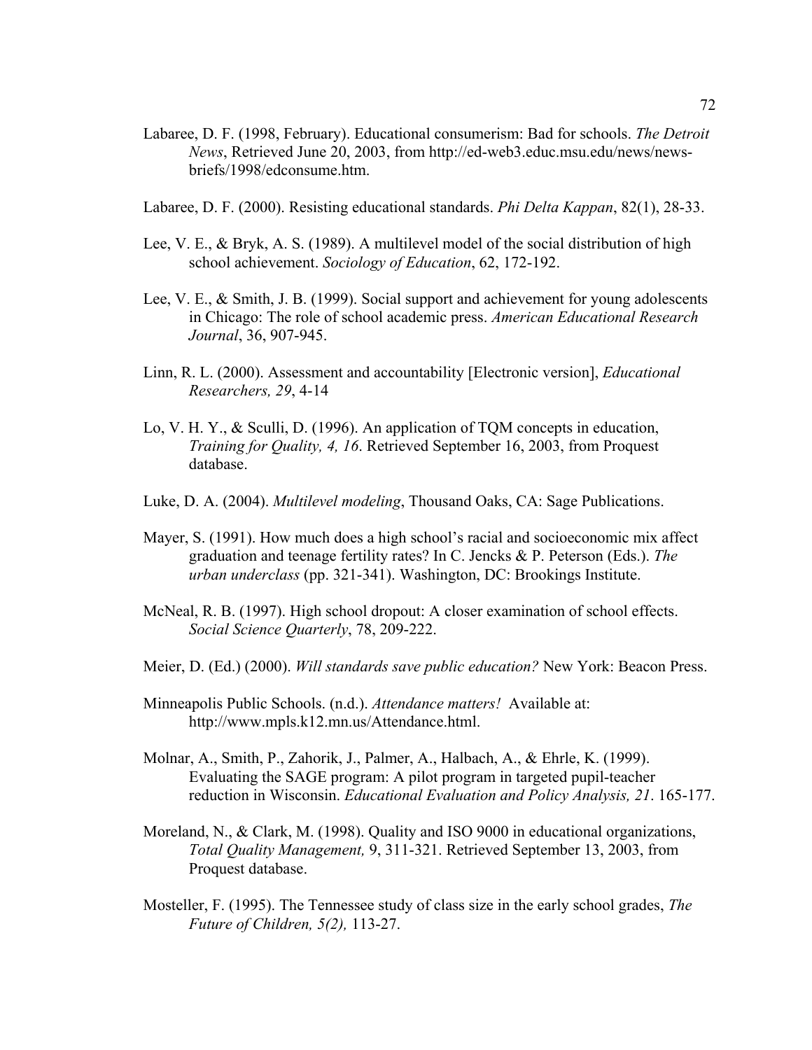Labaree, D. F. (1998, February). Educational consumerism: Bad for schools. *The Detroit News*, Retrieved June 20, 2003, from http://ed-web3.educ.msu.edu/news/news-briefs/1998/edconsume.htm.

Labaree, D. F. (2000). Resisting educational standards. *Phi Delta Kappan*, 82(1), 28-33.

Lee, V. E., & Bryk, A. S. (1989). A multilevel model of the social distribution of high school achievement. *Sociology of Education*, 62, 172-192.

Lee, V. E., & Smith, J. B. (1999). Social support and achievement for young adolescents in Chicago: The role of school academic press. *American Educational Research Journal*, 36, 907-945.

Linn, R. L. (2000). Assessment and accountability [Electronic version], *Educational Researchers, 29*, 4-14

Lo, V. H. Y., & Sculli, D. (1996). An application of TQM concepts in education, *Training for Quality, 4, 16*. Retrieved September 16, 2003, from Proquest database.

Luke, D. A. (2004). *Multilevel modeling*, Thousand Oaks, CA: Sage Publications.

Mayer, S. (1991). How much does a high school's racial and socioeconomic mix affect graduation and teenage fertility rates? In C. Jencks & P. Peterson (Eds.). *The urban underclass* (pp. 321-341). Washington, DC: Brookings Institute.

McNeal, R. B. (1997). High school dropout: A closer examination of school effects. *Social Science Quarterly*, 78, 209-222.

Meier, D. (Ed.) (2000). *Will standards save public education?* New York: Beacon Press.

Minneapolis Public Schools. (n.d.). *Attendance matters!* Available at: http://www.mpls.k12.mn.us/Attendance.html.

Molnar, A., Smith, P., Zahorik, J., Palmer, A., Halbach, A., & Ehrle, K. (1999). Evaluating the SAGE program: A pilot program in targeted pupil-teacher reduction in Wisconsin. *Educational Evaluation and Policy Analysis, 21*. 165-177.

Moreland, N., & Clark, M. (1998). Quality and ISO 9000 in educational organizations, *Total Quality Management,* 9, 311-321. Retrieved September 13, 2003, from Proquest database.

Mosteller, F. (1995). The Tennessee study of class size in the early school grades, *The Future of Children, 5(2),* 113-27.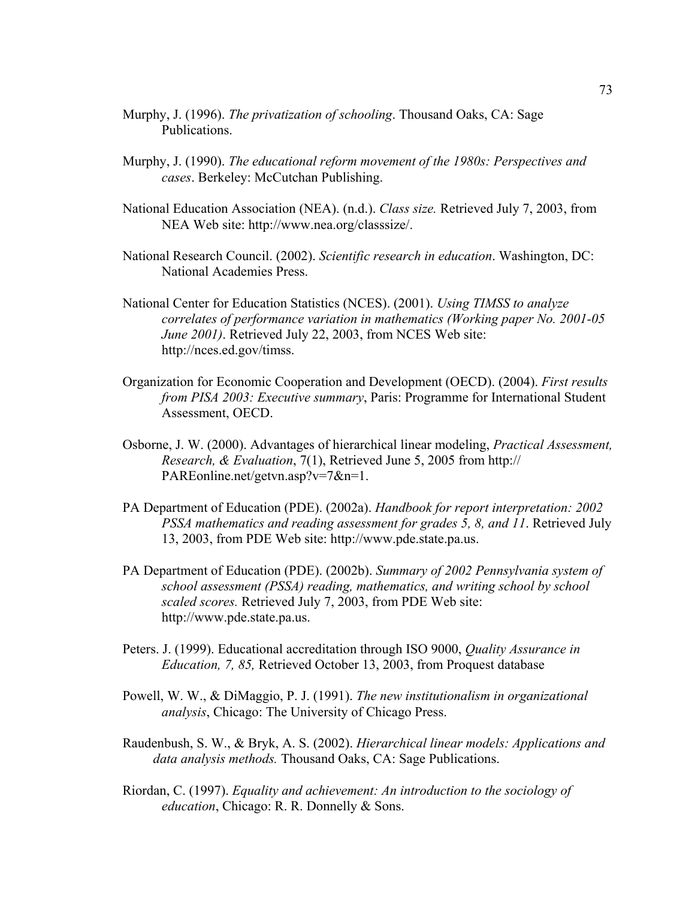Murphy, J. (1996). *The privatization of schooling*. Thousand Oaks, CA: Sage Publications.

Murphy, J. (1990). *The educational reform movement of the 1980s: Perspectives and cases*. Berkeley: McCutchan Publishing.

National Education Association (NEA). (n.d.). *Class size.* Retrieved July 7, 2003, from NEA Web site: http://www.nea.org/classsize/.

National Research Council. (2002). *Scientific research in education*. Washington, DC: National Academies Press.

National Center for Education Statistics (NCES). (2001). *Using TIMSS to analyze correlates of performance variation in mathematics (Working paper No. 2001-05 June 2001)*. Retrieved July 22, 2003, from NCES Web site: http://nces.ed.gov/timss.

Organization for Economic Cooperation and Development (OECD). (2004). *First results from PISA 2003: Executive summary*, Paris: Programme for International Student Assessment, OECD.

Osborne, J. W. (2000). Advantages of hierarchical linear modeling, *Practical Assessment, Research, & Evaluation*, 7(1), Retrieved June 5, 2005 from http:// PAREonline.net/getvn.asp?v=7&n=1.

PA Department of Education (PDE). (2002a). *Handbook for report interpretation: 2002 PSSA mathematics and reading assessment for grades 5, 8, and 11*. Retrieved July 13, 2003, from PDE Web site: http://www.pde.state.pa.us.

PA Department of Education (PDE). (2002b). *Summary of 2002 Pennsylvania system of school assessment (PSSA) reading, mathematics, and writing school by school scaled scores.* Retrieved July 7, 2003, from PDE Web site: http://www.pde.state.pa.us.

Peters. J. (1999). Educational accreditation through ISO 9000, *Quality Assurance in Education, 7, 85,* Retrieved October 13, 2003, from Proquest database

Powell, W. W., & DiMaggio, P. J. (1991). *The new institutionalism in organizational analysis*, Chicago: The University of Chicago Press.

Raudenbush, S. W., & Bryk, A. S. (2002). *Hierarchical linear models: Applications and data analysis methods.* Thousand Oaks, CA: Sage Publications.

Riordan, C. (1997). *Equality and achievement: An introduction to the sociology of education*, Chicago: R. R. Donnelly & Sons.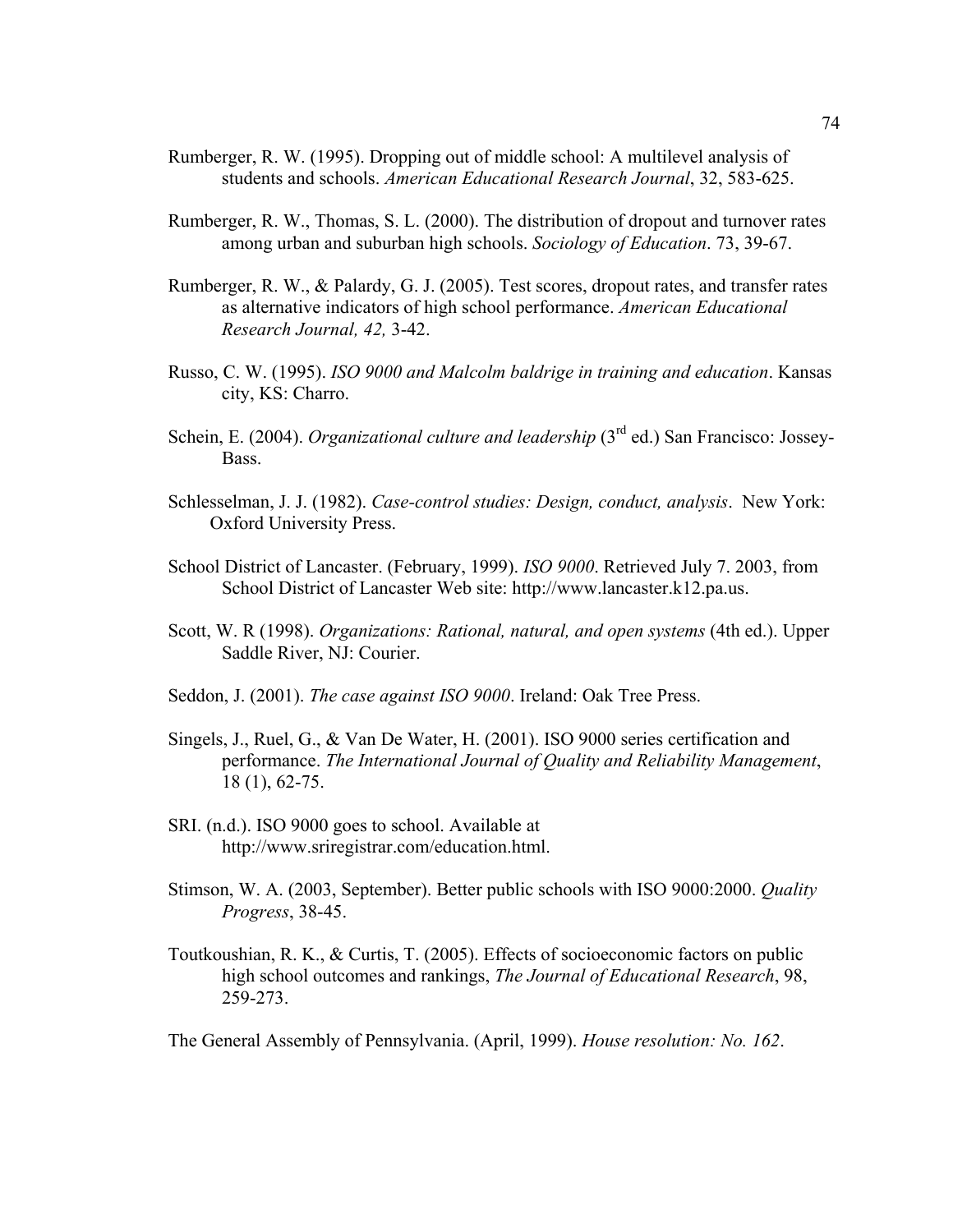Rumberger, R. W. (1995). Dropping out of middle school: A multilevel analysis of students and schools. *American Educational Research Journal*, 32, 583-625.

Rumberger, R. W., Thomas, S. L. (2000). The distribution of dropout and turnover rates among urban and suburban high schools. *Sociology of Education*. 73, 39-67.

Rumberger, R. W., & Palardy, G. J. (2005). Test scores, dropout rates, and transfer rates as alternative indicators of high school performance. *American Educational Research Journal, 42,* 3-42.

Russo, C. W. (1995). *ISO 9000 and Malcolm baldrige in training and education*. Kansas city, KS: Charro.

Schein, E. (2004). *Organizational culture and leadership* (3rd ed.) San Francisco: Jossey-Bass.

Schlesselman, J. J. (1982). *Case-control studies: Design, conduct, analysis*. New York: Oxford University Press.

School District of Lancaster. (February, 1999). *ISO 9000*. Retrieved July 7. 2003, from School District of Lancaster Web site: http://www.lancaster.k12.pa.us.

Scott, W. R (1998). *Organizations: Rational, natural, and open systems* (4th ed.). Upper Saddle River, NJ: Courier.

Seddon, J. (2001). *The case against ISO 9000*. Ireland: Oak Tree Press.

Singels, J., Ruel, G., & Van De Water, H. (2001). ISO 9000 series certification and performance. *The International Journal of Quality and Reliability Management*, 18 (1), 62-75.

SRI. (n.d.). ISO 9000 goes to school. Available at http://www.sriregistrar.com/education.html.

Stimson, W. A. (2003, September). Better public schools with ISO 9000:2000. *Quality Progress*, 38-45.

Toutkoushian, R. K., & Curtis, T. (2005). Effects of socioeconomic factors on public high school outcomes and rankings, *The Journal of Educational Research*, 98, 259-273.

The General Assembly of Pennsylvania. (April, 1999). *House resolution: No. 162*.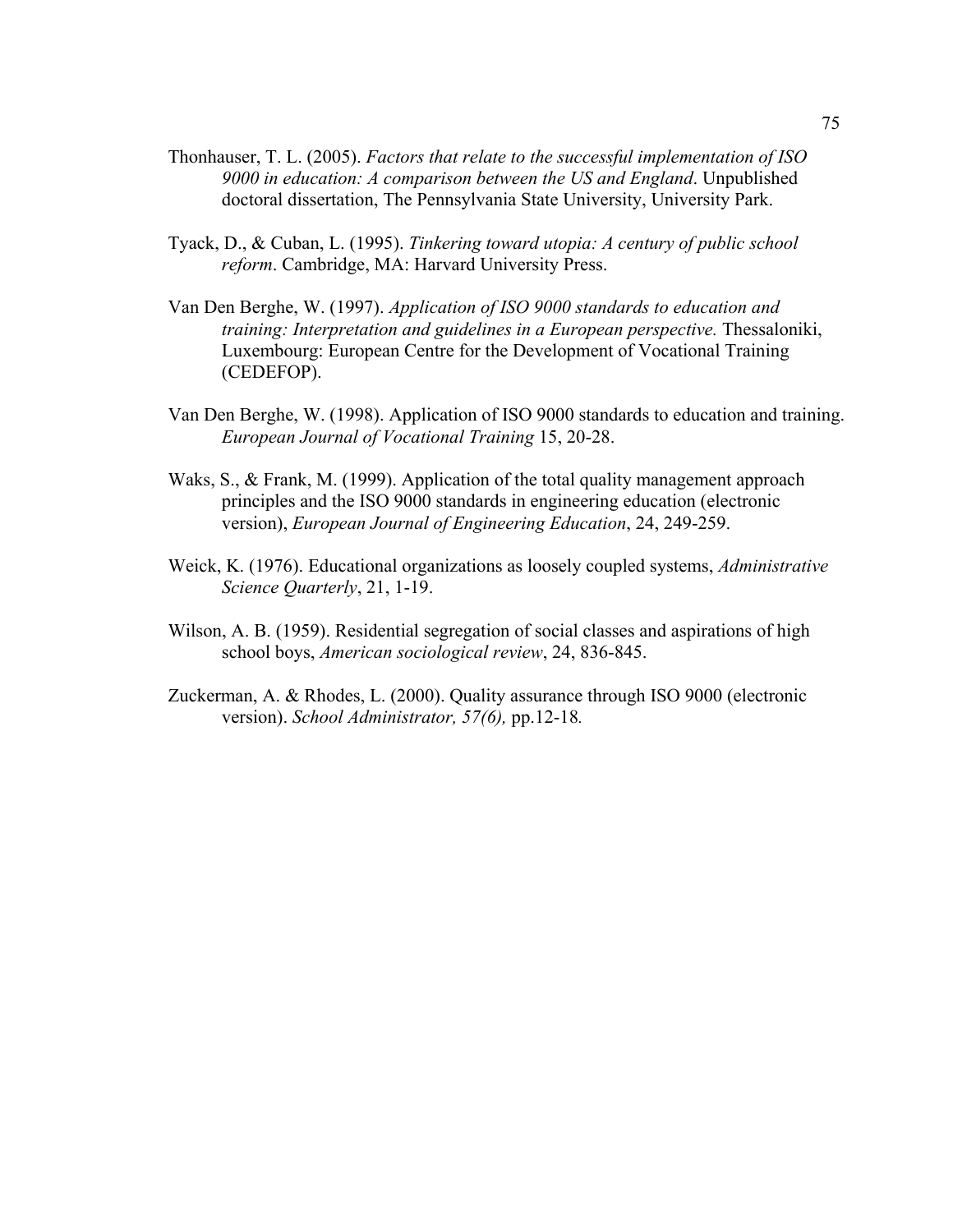Thonhauser, T. L. (2005). *Factors that relate to the successful implementation of ISO 9000 in education: A comparison between the US and England*. Unpublished doctoral dissertation, The Pennsylvania State University, University Park.

Tyack, D., & Cuban, L. (1995). *Tinkering toward utopia: A century of public school reform*. Cambridge, MA: Harvard University Press.

Van Den Berghe, W. (1997). *Application of ISO 9000 standards to education and training: Interpretation and guidelines in a European perspective.* Thessaloniki, Luxembourg: European Centre for the Development of Vocational Training (CEDEFOP).

Van Den Berghe, W. (1998). Application of ISO 9000 standards to education and training. *European Journal of Vocational Training* 15, 20-28.

Waks, S., & Frank, M. (1999). Application of the total quality management approach principles and the ISO 9000 standards in engineering education (electronic version), *European Journal of Engineering Education*, 24, 249-259.

Weick, K. (1976). Educational organizations as loosely coupled systems, *Administrative Science Quarterly*, 21, 1-19.

Wilson, A. B. (1959). Residential segregation of social classes and aspirations of high school boys, *American sociological review*, 24, 836-845.

Zuckerman, A. & Rhodes, L. (2000). Quality assurance through ISO 9000 (electronic version). *School Administrator, 57(6),* pp.12-18*.*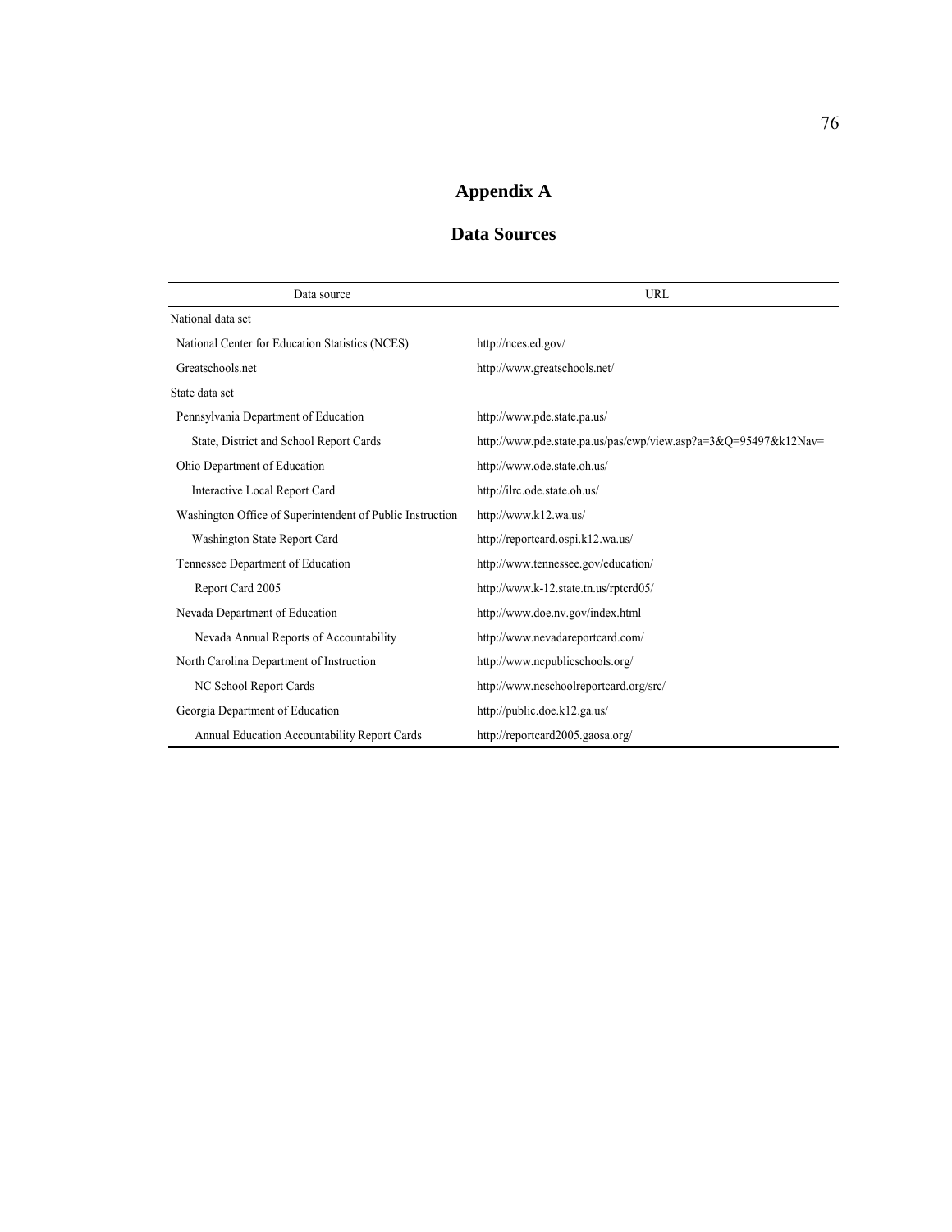# Appendix A

## Data Sources

| Data source | URL |
|---|---|
| National data set | |
| National Center for Education Statistics (NCES) | http://nces.ed.gov/ |
| Greatschools.net | http://www.greatschools.net/ |
| State data set | |
| Pennsylvania Department of Education | http://www.pde.state.pa.us/ |
| State, District and School Report Cards | http://www.pde.state.pa.us/pas/cwp/view.asp?a=3&Q=95497&k12Nav= |
| Ohio Department of Education | http://www.ode.state.oh.us/ |
| Interactive Local Report Card | http://ilrc.ode.state.oh.us/ |
| Washington Office of Superintendent of Public Instruction | http://www.k12.wa.us/ |
| Washington State Report Card | http://reportcard.ospi.k12.wa.us/ |
| Tennessee Department of Education | http://www.tennessee.gov/education/ |
| Report Card 2005 | http://www.k-12.state.tn.us/rptcrd05/ |
| Nevada Department of Education | http://www.doe.nv.gov/index.html |
| Nevada Annual Reports of Accountability | http://www.nevadareportcard.com/ |
| North Carolina Department of Instruction | http://www.ncpublicschools.org/ |
| NC School Report Cards | http://www.ncschoolreportcard.org/src/ |
| Georgia Department of Education | http://public.doe.k12.ga.us/ |
| Annual Education Accountability Report Cards | http://reportcard2005.gaosa.org/ |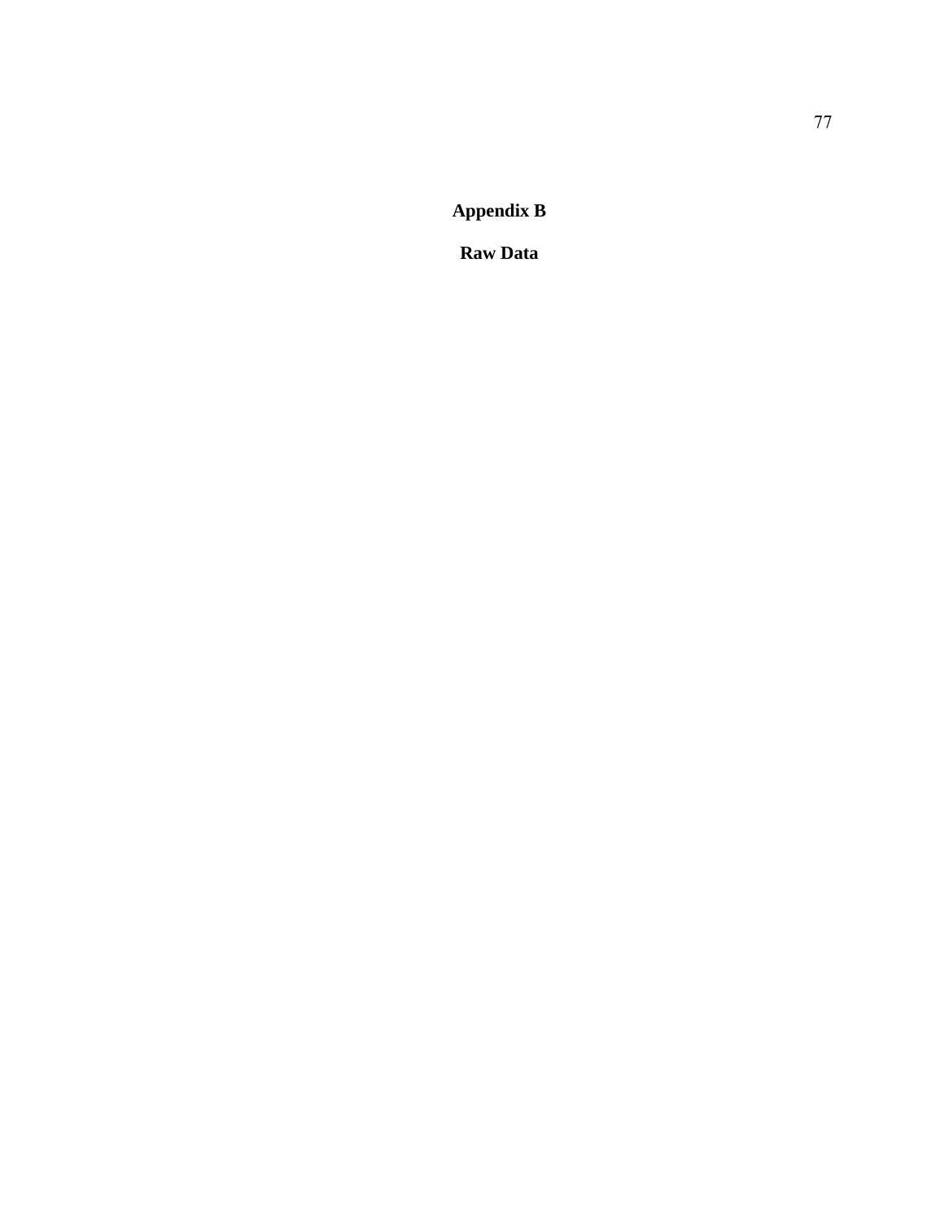# Appendix B

## Raw Data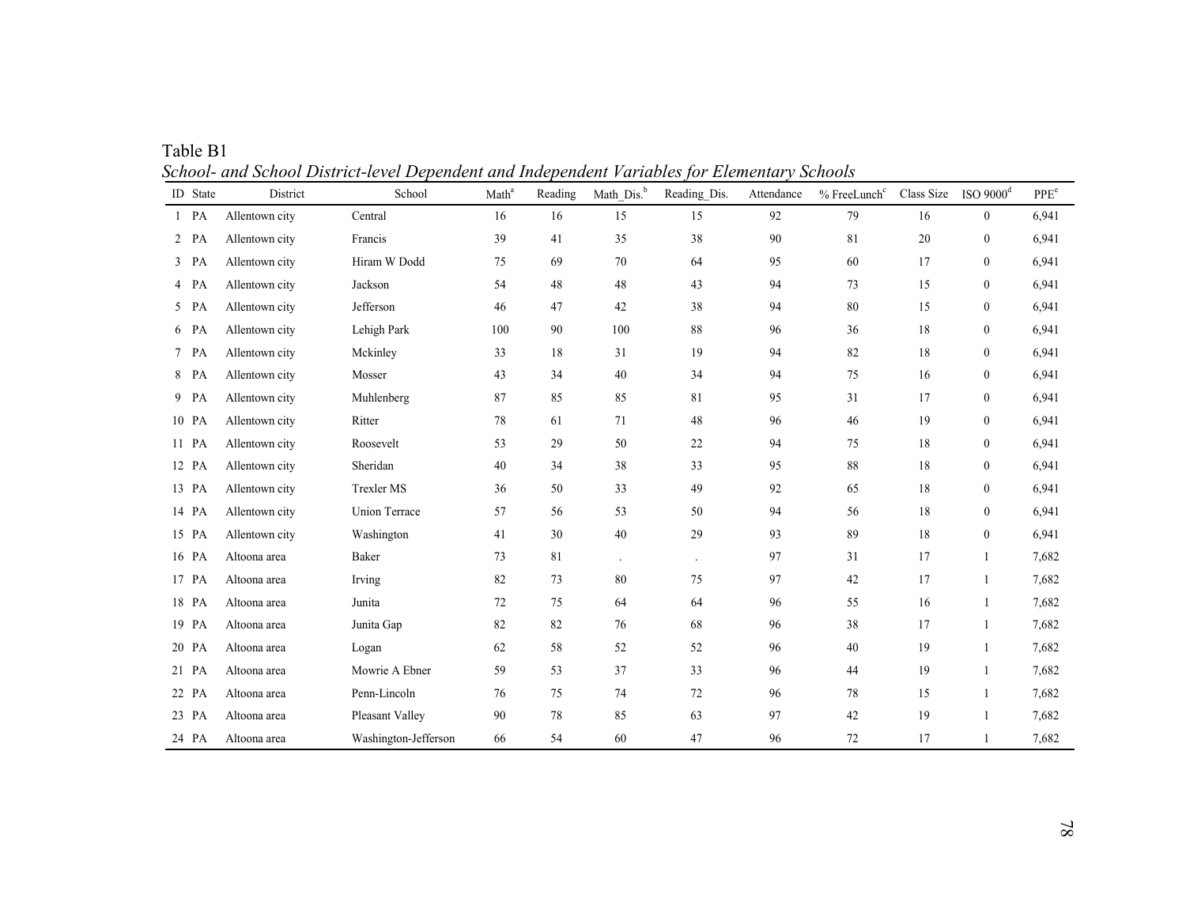Table B1

*School- and School District-level Dependent and Independent Variables for Elementary Schools*

| ID | State | District | School | Math[a] | Reading | Math_Dis.[b] | Reading_Dis. | Attendance | % FreeLunch[c] | Class Size | ISO 9000[d] | PPE[e] |
|---|---|---|---|---|---|---|---|---|---|---|---|---|
| 1 | PA | Allentown city | Central | 16 | 16 | 15 | 15 | 92 | 79 | 16 | 0 | 6,941 |
| 2 | PA | Allentown city | Francis | 39 | 41 | 35 | 38 | 90 | 81 | 20 | 0 | 6,941 |
| 3 | PA | Allentown city | Hiram W Dodd | 75 | 69 | 70 | 64 | 95 | 60 | 17 | 0 | 6,941 |
| 4 | PA | Allentown city | Jackson | 54 | 48 | 48 | 43 | 94 | 73 | 15 | 0 | 6,941 |
| 5 | PA | Allentown city | Jefferson | 46 | 47 | 42 | 38 | 94 | 80 | 15 | 0 | 6,941 |
| 6 | PA | Allentown city | Lehigh Park | 100 | 90 | 100 | 88 | 96 | 36 | 18 | 0 | 6,941 |
| 7 | PA | Allentown city | Mckinley | 33 | 18 | 31 | 19 | 94 | 82 | 18 | 0 | 6,941 |
| 8 | PA | Allentown city | Mosser | 43 | 34 | 40 | 34 | 94 | 75 | 16 | 0 | 6,941 |
| 9 | PA | Allentown city | Muhlenberg | 87 | 85 | 85 | 81 | 95 | 31 | 17 | 0 | 6,941 |
| 10 | PA | Allentown city | Ritter | 78 | 61 | 71 | 48 | 96 | 46 | 19 | 0 | 6,941 |
| 11 | PA | Allentown city | Roosevelt | 53 | 29 | 50 | 22 | 94 | 75 | 18 | 0 | 6,941 |
| 12 | PA | Allentown city | Sheridan | 40 | 34 | 38 | 33 | 95 | 88 | 18 | 0 | 6,941 |
| 13 | PA | Allentown city | Trexler MS | 36 | 50 | 33 | 49 | 92 | 65 | 18 | 0 | 6,941 |
| 14 | PA | Allentown city | Union Terrace | 57 | 56 | 53 | 50 | 94 | 56 | 18 | 0 | 6,941 |
| 15 | PA | Allentown city | Washington | 41 | 30 | 40 | 29 | 93 | 89 | 18 | 0 | 6,941 |
| 16 | PA | Altoona area | Baker | 73 | 81 | . | . | 97 | 31 | 17 | 1 | 7,682 |
| 17 | PA | Altoona area | Irving | 82 | 73 | 80 | 75 | 97 | 42 | 17 | 1 | 7,682 |
| 18 | PA | Altoona area | Junita | 72 | 75 | 64 | 64 | 96 | 55 | 16 | 1 | 7,682 |
| 19 | PA | Altoona area | Junita Gap | 82 | 82 | 76 | 68 | 96 | 38 | 17 | 1 | 7,682 |
| 20 | PA | Altoona area | Logan | 62 | 58 | 52 | 52 | 96 | 40 | 19 | 1 | 7,682 |
| 21 | PA | Altoona area | Mowrie A Ebner | 59 | 53 | 37 | 33 | 96 | 44 | 19 | 1 | 7,682 |
| 22 | PA | Altoona area | Penn-Lincoln | 76 | 75 | 74 | 72 | 96 | 78 | 15 | 1 | 7,682 |
| 23 | PA | Altoona area | Pleasant Valley | 90 | 78 | 85 | 63 | 97 | 42 | 19 | 1 | 7,682 |
| 24 | PA | Altoona area | Washington-Jefferson | 66 | 54 | 60 | 47 | 96 | 72 | 17 | 1 | 7,682 |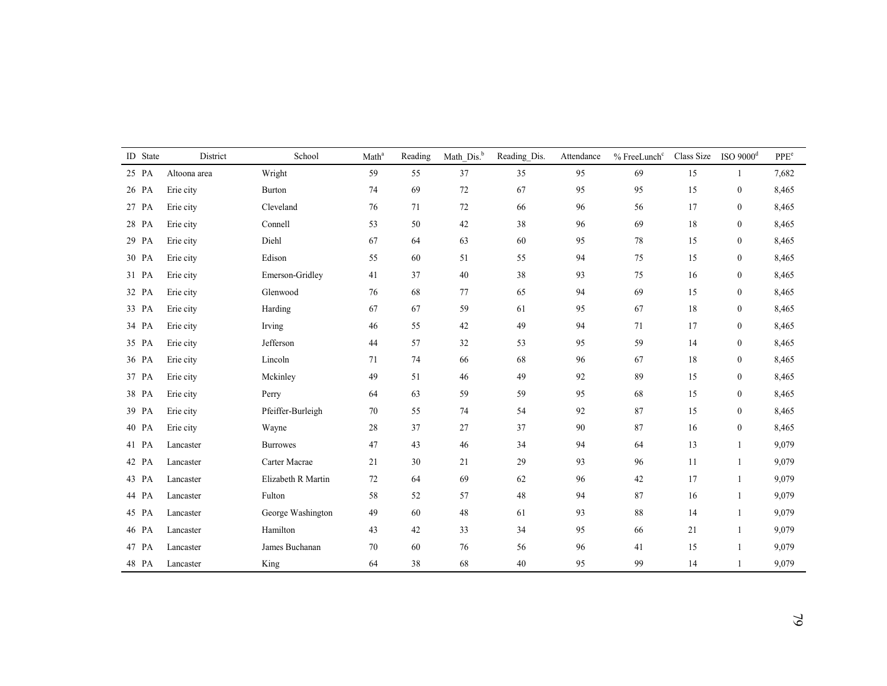| ID | State | District | School | Math[a] | Reading | Math_Dis.[b] | Reading_Dis. | Attendance | % FreeLunch[c] | Class Size | ISO 9000[d] | PPE[e] |
|---|---|---|---|---|---|---|---|---|---|---|---|---|
| 25 | PA | Altoona area | Wright | 59 | 55 | 37 | 35 | 95 | 69 | 15 | 1 | 7,682 |
| 26 | PA | Erie city | Burton | 74 | 69 | 72 | 67 | 95 | 95 | 15 | 0 | 8,465 |
| 27 | PA | Erie city | Cleveland | 76 | 71 | 72 | 66 | 96 | 56 | 17 | 0 | 8,465 |
| 28 | PA | Erie city | Connell | 53 | 50 | 42 | 38 | 96 | 69 | 18 | 0 | 8,465 |
| 29 | PA | Erie city | Diehl | 67 | 64 | 63 | 60 | 95 | 78 | 15 | 0 | 8,465 |
| 30 | PA | Erie city | Edison | 55 | 60 | 51 | 55 | 94 | 75 | 15 | 0 | 8,465 |
| 31 | PA | Erie city | Emerson-Gridley | 41 | 37 | 40 | 38 | 93 | 75 | 16 | 0 | 8,465 |
| 32 | PA | Erie city | Glenwood | 76 | 68 | 77 | 65 | 94 | 69 | 15 | 0 | 8,465 |
| 33 | PA | Erie city | Harding | 67 | 67 | 59 | 61 | 95 | 67 | 18 | 0 | 8,465 |
| 34 | PA | Erie city | Irving | 46 | 55 | 42 | 49 | 94 | 71 | 17 | 0 | 8,465 |
| 35 | PA | Erie city | Jefferson | 44 | 57 | 32 | 53 | 95 | 59 | 14 | 0 | 8,465 |
| 36 | PA | Erie city | Lincoln | 71 | 74 | 66 | 68 | 96 | 67 | 18 | 0 | 8,465 |
| 37 | PA | Erie city | Mckinley | 49 | 51 | 46 | 49 | 92 | 89 | 15 | 0 | 8,465 |
| 38 | PA | Erie city | Perry | 64 | 63 | 59 | 59 | 95 | 68 | 15 | 0 | 8,465 |
| 39 | PA | Erie city | Pfeiffer-Burleigh | 70 | 55 | 74 | 54 | 92 | 87 | 15 | 0 | 8,465 |
| 40 | PA | Erie city | Wayne | 28 | 37 | 27 | 37 | 90 | 87 | 16 | 0 | 8,465 |
| 41 | PA | Lancaster | Burrowes | 47 | 43 | 46 | 34 | 94 | 64 | 13 | 1 | 9,079 |
| 42 | PA | Lancaster | Carter Macrae | 21 | 30 | 21 | 29 | 93 | 96 | 11 | 1 | 9,079 |
| 43 | PA | Lancaster | Elizabeth R Martin | 72 | 64 | 69 | 62 | 96 | 42 | 17 | 1 | 9,079 |
| 44 | PA | Lancaster | Fulton | 58 | 52 | 57 | 48 | 94 | 87 | 16 | 1 | 9,079 |
| 45 | PA | Lancaster | George Washington | 49 | 60 | 48 | 61 | 93 | 88 | 14 | 1 | 9,079 |
| 46 | PA | Lancaster | Hamilton | 43 | 42 | 33 | 34 | 95 | 66 | 21 | 1 | 9,079 |
| 47 | PA | Lancaster | James Buchanan | 70 | 60 | 76 | 56 | 96 | 41 | 15 | 1 | 9,079 |
| 48 | PA | Lancaster | King | 64 | 38 | 68 | 40 | 95 | 99 | 14 | 1 | 9,079 |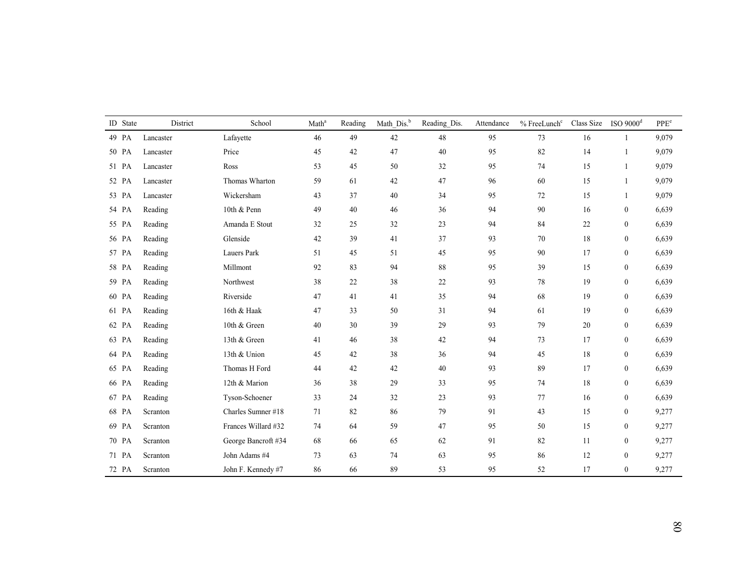| ID | State | District | School | Math[a] | Reading | Math_Dis.[b] | Reading_Dis. | Attendance | % FreeLunch[c] | Class Size | ISO 9000[d] | PPE[e] |
|---|---|---|---|---|---|---|---|---|---|---|---|---|
| 49 | PA | Lancaster | Lafayette | 46 | 49 | 42 | 48 | 95 | 73 | 16 | 1 | 9,079 |
| 50 | PA | Lancaster | Price | 45 | 42 | 47 | 40 | 95 | 82 | 14 | 1 | 9,079 |
| 51 | PA | Lancaster | Ross | 53 | 45 | 50 | 32 | 95 | 74 | 15 | 1 | 9,079 |
| 52 | PA | Lancaster | Thomas Wharton | 59 | 61 | 42 | 47 | 96 | 60 | 15 | 1 | 9,079 |
| 53 | PA | Lancaster | Wickersham | 43 | 37 | 40 | 34 | 95 | 72 | 15 | 1 | 9,079 |
| 54 | PA | Reading | 10th & Penn | 49 | 40 | 46 | 36 | 94 | 90 | 16 | 0 | 6,639 |
| 55 | PA | Reading | Amanda E Stout | 32 | 25 | 32 | 23 | 94 | 84 | 22 | 0 | 6,639 |
| 56 | PA | Reading | Glenside | 42 | 39 | 41 | 37 | 93 | 70 | 18 | 0 | 6,639 |
| 57 | PA | Reading | Lauers Park | 51 | 45 | 51 | 45 | 95 | 90 | 17 | 0 | 6,639 |
| 58 | PA | Reading | Millmont | 92 | 83 | 94 | 88 | 95 | 39 | 15 | 0 | 6,639 |
| 59 | PA | Reading | Northwest | 38 | 22 | 38 | 22 | 93 | 78 | 19 | 0 | 6,639 |
| 60 | PA | Reading | Riverside | 47 | 41 | 41 | 35 | 94 | 68 | 19 | 0 | 6,639 |
| 61 | PA | Reading | 16th & Haak | 47 | 33 | 50 | 31 | 94 | 61 | 19 | 0 | 6,639 |
| 62 | PA | Reading | 10th & Green | 40 | 30 | 39 | 29 | 93 | 79 | 20 | 0 | 6,639 |
| 63 | PA | Reading | 13th & Green | 41 | 46 | 38 | 42 | 94 | 73 | 17 | 0 | 6,639 |
| 64 | PA | Reading | 13th & Union | 45 | 42 | 38 | 36 | 94 | 45 | 18 | 0 | 6,639 |
| 65 | PA | Reading | Thomas H Ford | 44 | 42 | 42 | 40 | 93 | 89 | 17 | 0 | 6,639 |
| 66 | PA | Reading | 12th & Marion | 36 | 38 | 29 | 33 | 95 | 74 | 18 | 0 | 6,639 |
| 67 | PA | Reading | Tyson-Schoener | 33 | 24 | 32 | 23 | 93 | 77 | 16 | 0 | 6,639 |
| 68 | PA | Scranton | Charles Sumner #18 | 71 | 82 | 86 | 79 | 91 | 43 | 15 | 0 | 9,277 |
| 69 | PA | Scranton | Frances Willard #32 | 74 | 64 | 59 | 47 | 95 | 50 | 15 | 0 | 9,277 |
| 70 | PA | Scranton | George Bancroft #34 | 68 | 66 | 65 | 62 | 91 | 82 | 11 | 0 | 9,277 |
| 71 | PA | Scranton | John Adams #4 | 73 | 63 | 74 | 63 | 95 | 86 | 12 | 0 | 9,277 |
| 72 | PA | Scranton | John F. Kennedy #7 | 86 | 66 | 89 | 53 | 95 | 52 | 17 | 0 | 9,277 |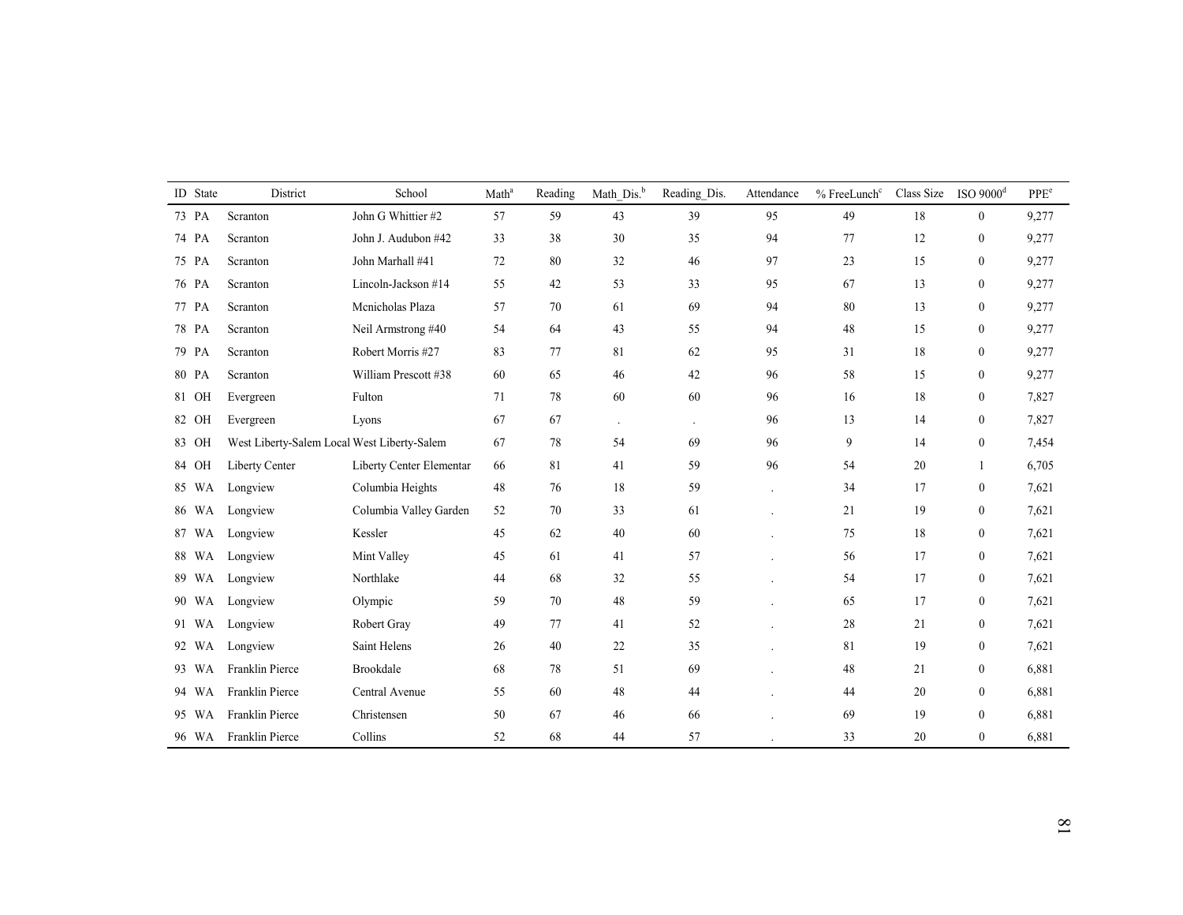| ID | State | District | School | Math[a] | Reading | Math_Dis.[b] | Reading_Dis. | Attendance | % FreeLunch[c] | Class Size | ISO 9000[d] | PPE[e] |
|---|---|---|---|---|---|---|---|---|---|---|---|---|
| 73 | PA | Scranton | John G Whittier #2 | 57 | 59 | 43 | 39 | 95 | 49 | 18 | 0 | 9,277 |
| 74 | PA | Scranton | John J. Audubon #42 | 33 | 38 | 30 | 35 | 94 | 77 | 12 | 0 | 9,277 |
| 75 | PA | Scranton | John Marhall #41 | 72 | 80 | 32 | 46 | 97 | 23 | 15 | 0 | 9,277 |
| 76 | PA | Scranton | Lincoln-Jackson #14 | 55 | 42 | 53 | 33 | 95 | 67 | 13 | 0 | 9,277 |
| 77 | PA | Scranton | Mcnicholas Plaza | 57 | 70 | 61 | 69 | 94 | 80 | 13 | 0 | 9,277 |
| 78 | PA | Scranton | Neil Armstrong #40 | 54 | 64 | 43 | 55 | 94 | 48 | 15 | 0 | 9,277 |
| 79 | PA | Scranton | Robert Morris #27 | 83 | 77 | 81 | 62 | 95 | 31 | 18 | 0 | 9,277 |
| 80 | PA | Scranton | William Prescott #38 | 60 | 65 | 46 | 42 | 96 | 58 | 15 | 0 | 9,277 |
| 81 | OH | Evergreen | Fulton | 71 | 78 | 60 | 60 | 96 | 16 | 18 | 0 | 7,827 |
| 82 | OH | Evergreen | Lyons | 67 | 67 | . | . | 96 | 13 | 14 | 0 | 7,827 |
| 83 | OH | West Liberty-Salem Local | West Liberty-Salem | 67 | 78 | 54 | 69 | 96 | 9 | 14 | 0 | 7,454 |
| 84 | OH | Liberty Center | Liberty Center Elementar | 66 | 81 | 41 | 59 | 96 | 54 | 20 | 1 | 6,705 |
| 85 | WA | Longview | Columbia Heights | 48 | 76 | 18 | 59 | . | 34 | 17 | 0 | 7,621 |
| 86 | WA | Longview | Columbia Valley Garden | 52 | 70 | 33 | 61 | . | 21 | 19 | 0 | 7,621 |
| 87 | WA | Longview | Kessler | 45 | 62 | 40 | 60 | . | 75 | 18 | 0 | 7,621 |
| 88 | WA | Longview | Mint Valley | 45 | 61 | 41 | 57 | . | 56 | 17 | 0 | 7,621 |
| 89 | WA | Longview | Northlake | 44 | 68 | 32 | 55 | . | 54 | 17 | 0 | 7,621 |
| 90 | WA | Longview | Olympic | 59 | 70 | 48 | 59 | . | 65 | 17 | 0 | 7,621 |
| 91 | WA | Longview | Robert Gray | 49 | 77 | 41 | 52 | . | 28 | 21 | 0 | 7,621 |
| 92 | WA | Longview | Saint Helens | 26 | 40 | 22 | 35 | . | 81 | 19 | 0 | 7,621 |
| 93 | WA | Franklin Pierce | Brookdale | 68 | 78 | 51 | 69 | . | 48 | 21 | 0 | 6,881 |
| 94 | WA | Franklin Pierce | Central Avenue | 55 | 60 | 48 | 44 | . | 44 | 20 | 0 | 6,881 |
| 95 | WA | Franklin Pierce | Christensen | 50 | 67 | 46 | 66 | . | 69 | 19 | 0 | 6,881 |
| 96 | WA | Franklin Pierce | Collins | 52 | 68 | 44 | 57 | . | 33 | 20 | 0 | 6,881 |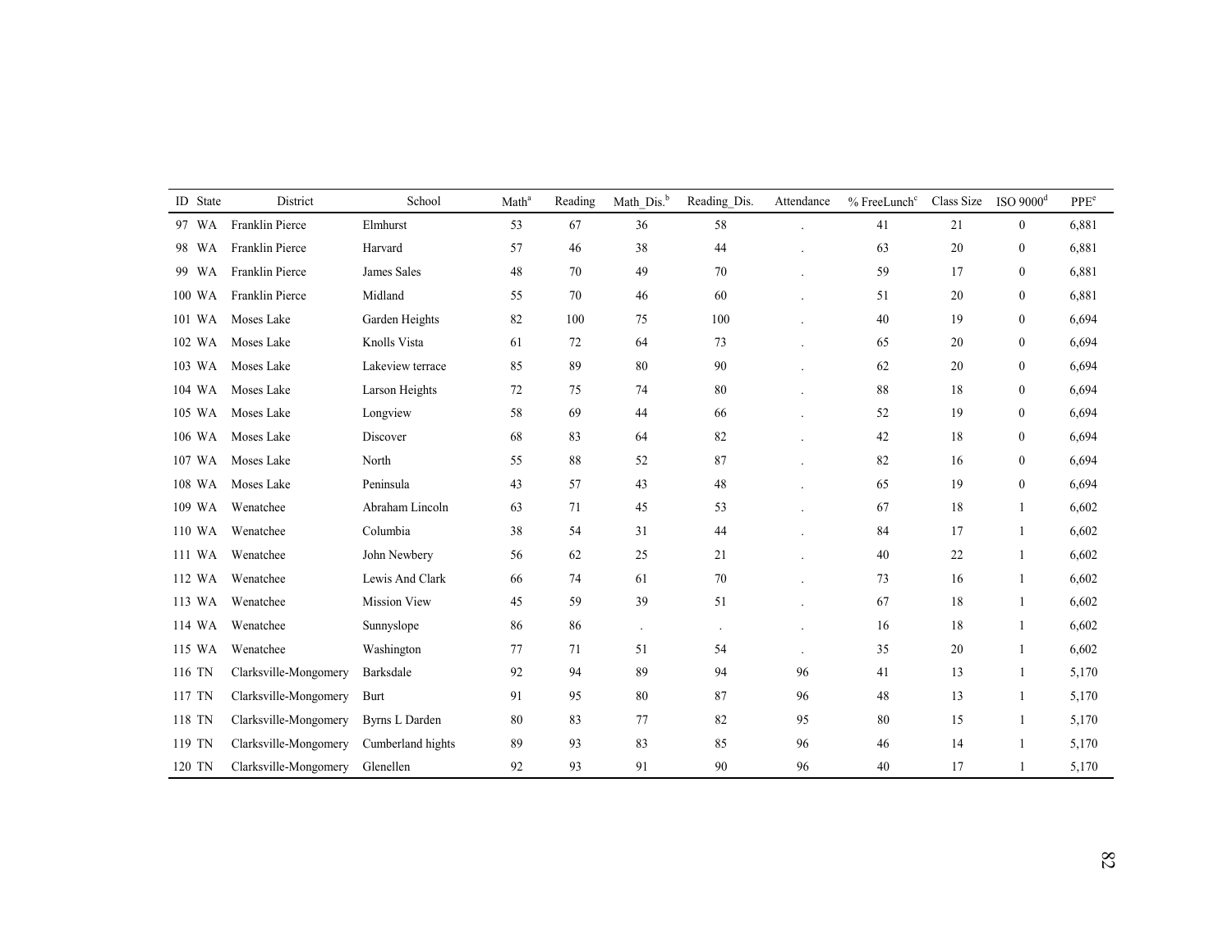| ID | State | District | School | Math[a] | Reading | Math_Dis.[b] | Reading_Dis. | Attendance | % FreeLunch[c] | Class Size | ISO 9000[d] | PPE[e] |
|---|---|---|---|---|---|---|---|---|---|---|---|---|
| 97 | WA | Franklin Pierce | Elmhurst | 53 | 67 | 36 | 58 | . | 41 | 21 | 0 | 6,881 |
| 98 | WA | Franklin Pierce | Harvard | 57 | 46 | 38 | 44 | . | 63 | 20 | 0 | 6,881 |
| 99 | WA | Franklin Pierce | James Sales | 48 | 70 | 49 | 70 | . | 59 | 17 | 0 | 6,881 |
| 100 | WA | Franklin Pierce | Midland | 55 | 70 | 46 | 60 | . | 51 | 20 | 0 | 6,881 |
| 101 | WA | Moses Lake | Garden Heights | 82 | 100 | 75 | 100 | . | 40 | 19 | 0 | 6,694 |
| 102 | WA | Moses Lake | Knolls Vista | 61 | 72 | 64 | 73 | . | 65 | 20 | 0 | 6,694 |
| 103 | WA | Moses Lake | Lakeview terrace | 85 | 89 | 80 | 90 | . | 62 | 20 | 0 | 6,694 |
| 104 | WA | Moses Lake | Larson Heights | 72 | 75 | 74 | 80 | . | 88 | 18 | 0 | 6,694 |
| 105 | WA | Moses Lake | Longview | 58 | 69 | 44 | 66 | . | 52 | 19 | 0 | 6,694 |
| 106 | WA | Moses Lake | Discover | 68 | 83 | 64 | 82 | . | 42 | 18 | 0 | 6,694 |
| 107 | WA | Moses Lake | North | 55 | 88 | 52 | 87 | . | 82 | 16 | 0 | 6,694 |
| 108 | WA | Moses Lake | Peninsula | 43 | 57 | 43 | 48 | . | 65 | 19 | 0 | 6,694 |
| 109 | WA | Wenatchee | Abraham Lincoln | 63 | 71 | 45 | 53 | . | 67 | 18 | 1 | 6,602 |
| 110 | WA | Wenatchee | Columbia | 38 | 54 | 31 | 44 | . | 84 | 17 | 1 | 6,602 |
| 111 | WA | Wenatchee | John Newbery | 56 | 62 | 25 | 21 | . | 40 | 22 | 1 | 6,602 |
| 112 | WA | Wenatchee | Lewis And Clark | 66 | 74 | 61 | 70 | . | 73 | 16 | 1 | 6,602 |
| 113 | WA | Wenatchee | Mission View | 45 | 59 | 39 | 51 | . | 67 | 18 | 1 | 6,602 |
| 114 | WA | Wenatchee | Sunnyslope | 86 | 86 | . | . | . | 16 | 18 | 1 | 6,602 |
| 115 | WA | Wenatchee | Washington | 77 | 71 | 51 | 54 | . | 35 | 20 | 1 | 6,602 |
| 116 | TN | Clarksville-Mongomery | Barksdale | 92 | 94 | 89 | 94 | 96 | 41 | 13 | 1 | 5,170 |
| 117 | TN | Clarksville-Mongomery | Burt | 91 | 95 | 80 | 87 | 96 | 48 | 13 | 1 | 5,170 |
| 118 | TN | Clarksville-Mongomery | Byrns L Darden | 80 | 83 | 77 | 82 | 95 | 80 | 15 | 1 | 5,170 |
| 119 | TN | Clarksville-Mongomery | Cumberland hights | 89 | 93 | 83 | 85 | 96 | 46 | 14 | 1 | 5,170 |
| 120 | TN | Clarksville-Mongomery | Glenellen | 92 | 93 | 91 | 90 | 96 | 40 | 17 | 1 | 5,170 |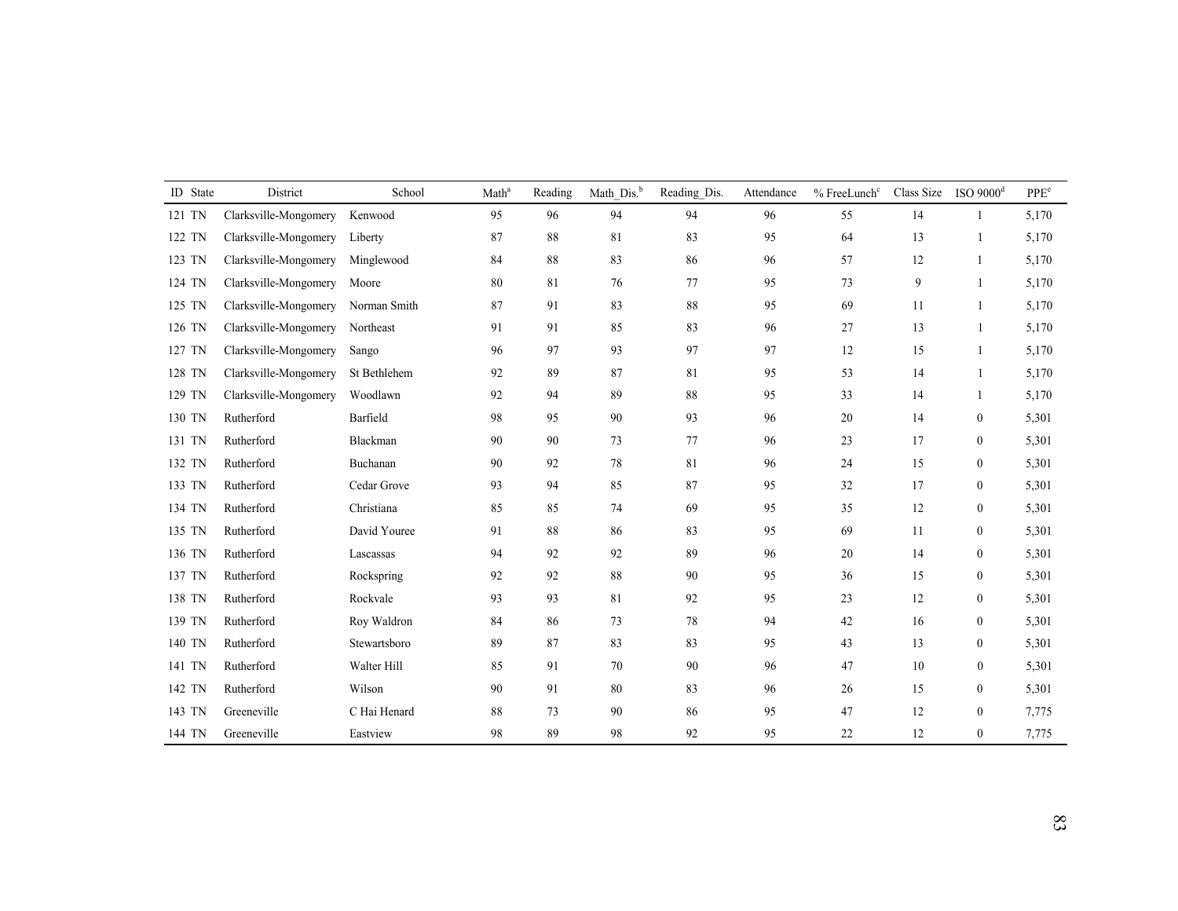| ID | State | District | School | Math[a] | Reading | Math_Dis.[b] | Reading_Dis. | Attendance | % FreeLunch[c] | Class Size | ISO 9000[d] | PPE[e] |
|---|---|---|---|---|---|---|---|---|---|---|---|---|
| 121 | TN | Clarksville-Mongomery | Kenwood | 95 | 96 | 94 | 94 | 96 | 55 | 14 | 1 | 5,170 |
| 122 | TN | Clarksville-Mongomery | Liberty | 87 | 88 | 81 | 83 | 95 | 64 | 13 | 1 | 5,170 |
| 123 | TN | Clarksville-Mongomery | Minglewood | 84 | 88 | 83 | 86 | 96 | 57 | 12 | 1 | 5,170 |
| 124 | TN | Clarksville-Mongomery | Moore | 80 | 81 | 76 | 77 | 95 | 73 | 9 | 1 | 5,170 |
| 125 | TN | Clarksville-Mongomery | Norman Smith | 87 | 91 | 83 | 88 | 95 | 69 | 11 | 1 | 5,170 |
| 126 | TN | Clarksville-Mongomery | Northeast | 91 | 91 | 85 | 83 | 96 | 27 | 13 | 1 | 5,170 |
| 127 | TN | Clarksville-Mongomery | Sango | 96 | 97 | 93 | 97 | 97 | 12 | 15 | 1 | 5,170 |
| 128 | TN | Clarksville-Mongomery | St Bethlehem | 92 | 89 | 87 | 81 | 95 | 53 | 14 | 1 | 5,170 |
| 129 | TN | Clarksville-Mongomery | Woodlawn | 92 | 94 | 89 | 88 | 95 | 33 | 14 | 1 | 5,170 |
| 130 | TN | Rutherford | Barfield | 98 | 95 | 90 | 93 | 96 | 20 | 14 | 0 | 5,301 |
| 131 | TN | Rutherford | Blackman | 90 | 90 | 73 | 77 | 96 | 23 | 17 | 0 | 5,301 |
| 132 | TN | Rutherford | Buchanan | 90 | 92 | 78 | 81 | 96 | 24 | 15 | 0 | 5,301 |
| 133 | TN | Rutherford | Cedar Grove | 93 | 94 | 85 | 87 | 95 | 32 | 17 | 0 | 5,301 |
| 134 | TN | Rutherford | Christiana | 85 | 85 | 74 | 69 | 95 | 35 | 12 | 0 | 5,301 |
| 135 | TN | Rutherford | David Youree | 91 | 88 | 86 | 83 | 95 | 69 | 11 | 0 | 5,301 |
| 136 | TN | Rutherford | Lascassas | 94 | 92 | 92 | 89 | 96 | 20 | 14 | 0 | 5,301 |
| 137 | TN | Rutherford | Rockspring | 92 | 92 | 88 | 90 | 95 | 36 | 15 | 0 | 5,301 |
| 138 | TN | Rutherford | Rockvale | 93 | 93 | 81 | 92 | 95 | 23 | 12 | 0 | 5,301 |
| 139 | TN | Rutherford | Roy Waldron | 84 | 86 | 73 | 78 | 94 | 42 | 16 | 0 | 5,301 |
| 140 | TN | Rutherford | Stewartsboro | 89 | 87 | 83 | 83 | 95 | 43 | 13 | 0 | 5,301 |
| 141 | TN | Rutherford | Walter Hill | 85 | 91 | 70 | 90 | 96 | 47 | 10 | 0 | 5,301 |
| 142 | TN | Rutherford | Wilson | 90 | 91 | 80 | 83 | 96 | 26 | 15 | 0 | 5,301 |
| 143 | TN | Greeneville | C Hai Henard | 88 | 73 | 90 | 86 | 95 | 47 | 12 | 0 | 7,775 |
| 144 | TN | Greeneville | Eastview | 98 | 89 | 98 | 92 | 95 | 22 | 12 | 0 | 7,775 |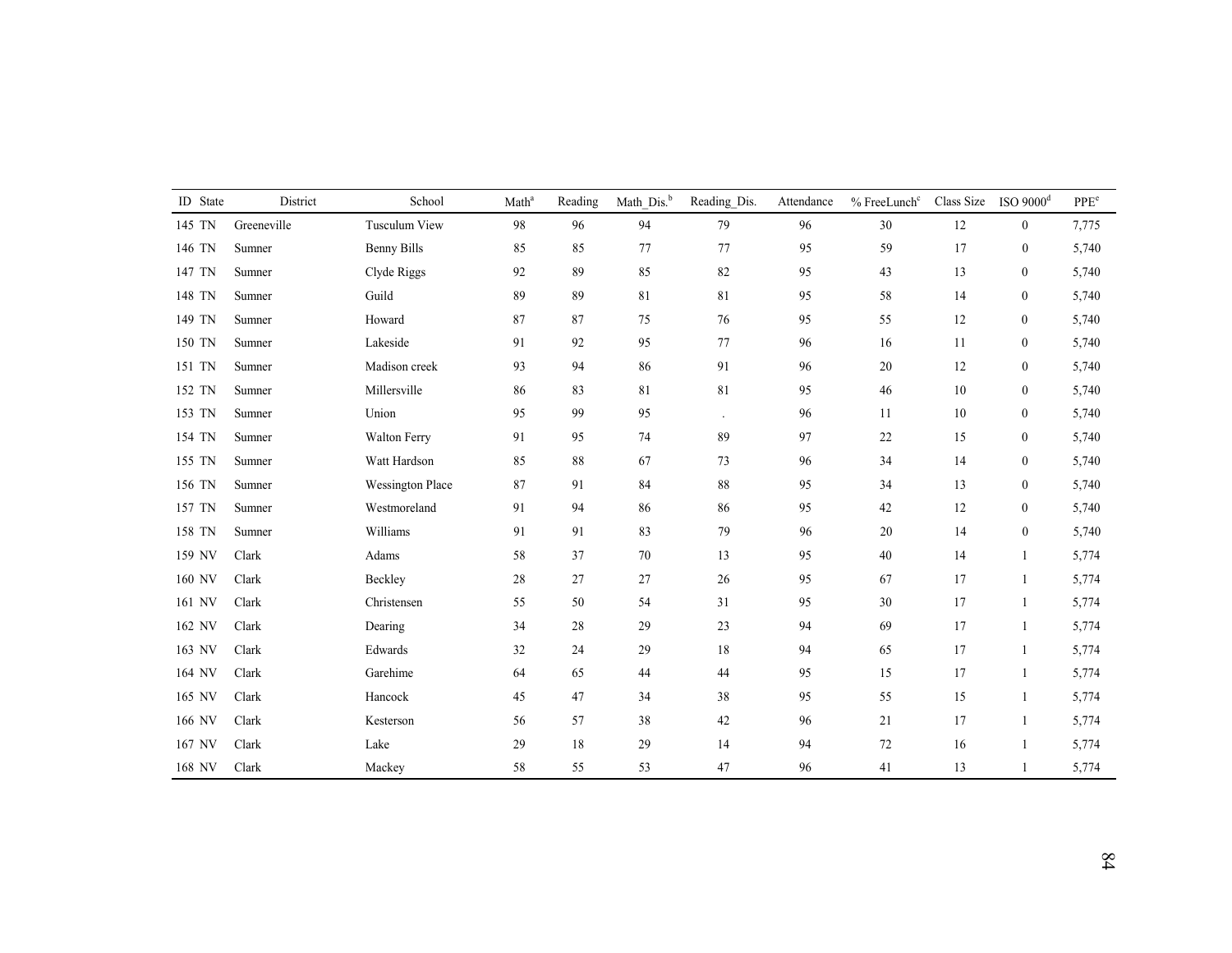| ID | State | District | School | Math[a] | Reading | Math_Dis.[b] | Reading_Dis. | Attendance | % FreeLunch[c] | Class Size | ISO 9000[d] | PPE[e] |
|---|---|---|---|---|---|---|---|---|---|---|---|---|
| 145 | TN | Greeneville | Tusculum View | 98 | 96 | 94 | 79 | 96 | 30 | 12 | 0 | 7,775 |
| 146 | TN | Sumner | Benny Bills | 85 | 85 | 77 | 77 | 95 | 59 | 17 | 0 | 5,740 |
| 147 | TN | Sumner | Clyde Riggs | 92 | 89 | 85 | 82 | 95 | 43 | 13 | 0 | 5,740 |
| 148 | TN | Sumner | Guild | 89 | 89 | 81 | 81 | 95 | 58 | 14 | 0 | 5,740 |
| 149 | TN | Sumner | Howard | 87 | 87 | 75 | 76 | 95 | 55 | 12 | 0 | 5,740 |
| 150 | TN | Sumner | Lakeside | 91 | 92 | 95 | 77 | 96 | 16 | 11 | 0 | 5,740 |
| 151 | TN | Sumner | Madison creek | 93 | 94 | 86 | 91 | 96 | 20 | 12 | 0 | 5,740 |
| 152 | TN | Sumner | Millersville | 86 | 83 | 81 | 81 | 95 | 46 | 10 | 0 | 5,740 |
| 153 | TN | Sumner | Union | 95 | 99 | 95 | . | 96 | 11 | 10 | 0 | 5,740 |
| 154 | TN | Sumner | Walton Ferry | 91 | 95 | 74 | 89 | 97 | 22 | 15 | 0 | 5,740 |
| 155 | TN | Sumner | Watt Hardson | 85 | 88 | 67 | 73 | 96 | 34 | 14 | 0 | 5,740 |
| 156 | TN | Sumner | Wessington Place | 87 | 91 | 84 | 88 | 95 | 34 | 13 | 0 | 5,740 |
| 157 | TN | Sumner | Westmoreland | 91 | 94 | 86 | 86 | 95 | 42 | 12 | 0 | 5,740 |
| 158 | TN | Sumner | Williams | 91 | 91 | 83 | 79 | 96 | 20 | 14 | 0 | 5,740 |
| 159 | NV | Clark | Adams | 58 | 37 | 70 | 13 | 95 | 40 | 14 | 1 | 5,774 |
| 160 | NV | Clark | Beckley | 28 | 27 | 27 | 26 | 95 | 67 | 17 | 1 | 5,774 |
| 161 | NV | Clark | Christensen | 55 | 50 | 54 | 31 | 95 | 30 | 17 | 1 | 5,774 |
| 162 | NV | Clark | Dearing | 34 | 28 | 29 | 23 | 94 | 69 | 17 | 1 | 5,774 |
| 163 | NV | Clark | Edwards | 32 | 24 | 29 | 18 | 94 | 65 | 17 | 1 | 5,774 |
| 164 | NV | Clark | Garehime | 64 | 65 | 44 | 44 | 95 | 15 | 17 | 1 | 5,774 |
| 165 | NV | Clark | Hancock | 45 | 47 | 34 | 38 | 95 | 55 | 15 | 1 | 5,774 |
| 166 | NV | Clark | Kesterson | 56 | 57 | 38 | 42 | 96 | 21 | 17 | 1 | 5,774 |
| 167 | NV | Clark | Lake | 29 | 18 | 29 | 14 | 94 | 72 | 16 | 1 | 5,774 |
| 168 | NV | Clark | Mackey | 58 | 55 | 53 | 47 | 96 | 41 | 13 | 1 | 5,774 |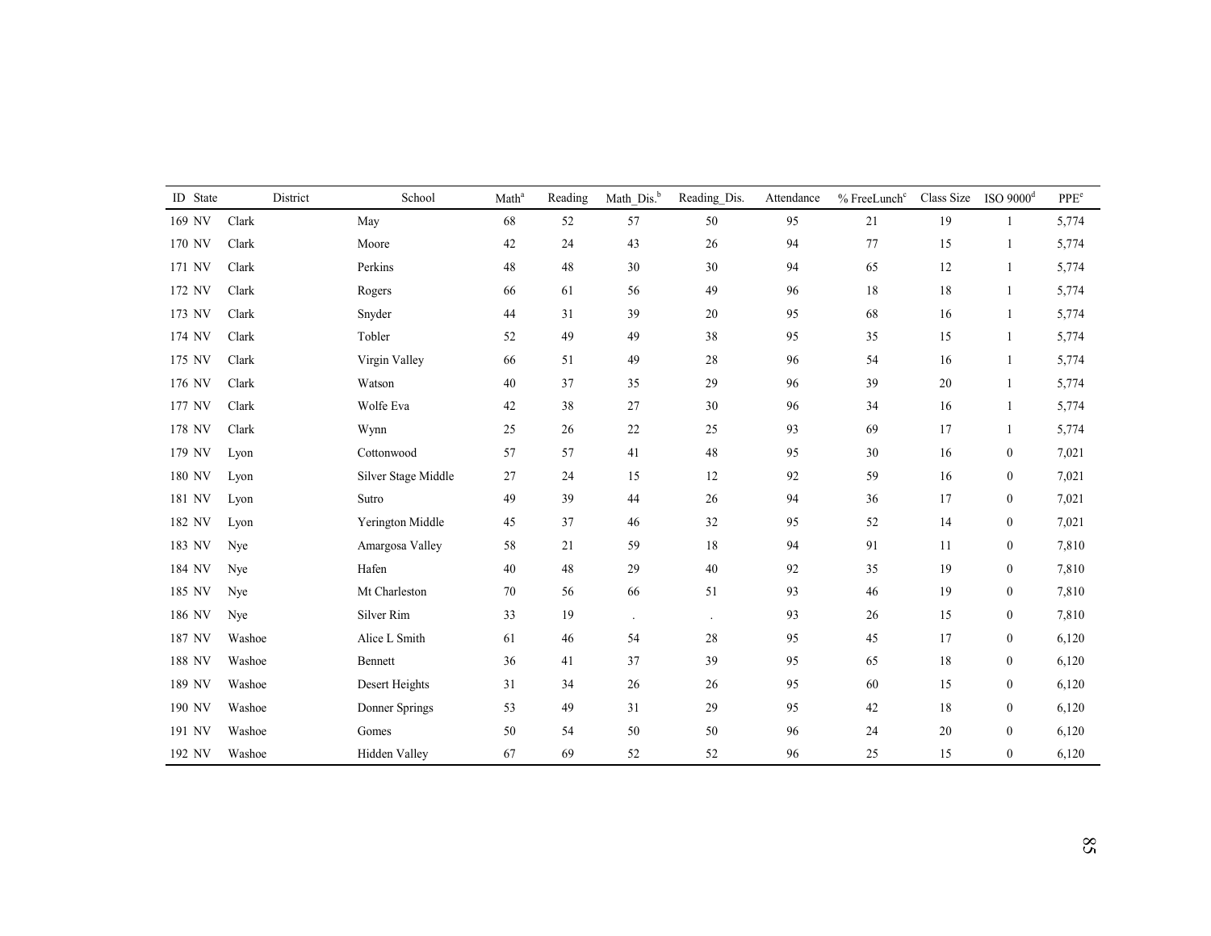| ID | State | District | School | Math[a] | Reading | Math_Dis.[b] | Reading_Dis. | Attendance | % FreeLunch[c] | Class Size | ISO 9000[d] | PPE[e] |
|---|---|---|---|---|---|---|---|---|---|---|---|---|
| 169 | NV | Clark | May | 68 | 52 | 57 | 50 | 95 | 21 | 19 | 1 | 5,774 |
| 170 | NV | Clark | Moore | 42 | 24 | 43 | 26 | 94 | 77 | 15 | 1 | 5,774 |
| 171 | NV | Clark | Perkins | 48 | 48 | 30 | 30 | 94 | 65 | 12 | 1 | 5,774 |
| 172 | NV | Clark | Rogers | 66 | 61 | 56 | 49 | 96 | 18 | 18 | 1 | 5,774 |
| 173 | NV | Clark | Snyder | 44 | 31 | 39 | 20 | 95 | 68 | 16 | 1 | 5,774 |
| 174 | NV | Clark | Tobler | 52 | 49 | 49 | 38 | 95 | 35 | 15 | 1 | 5,774 |
| 175 | NV | Clark | Virgin Valley | 66 | 51 | 49 | 28 | 96 | 54 | 16 | 1 | 5,774 |
| 176 | NV | Clark | Watson | 40 | 37 | 35 | 29 | 96 | 39 | 20 | 1 | 5,774 |
| 177 | NV | Clark | Wolfe Eva | 42 | 38 | 27 | 30 | 96 | 34 | 16 | 1 | 5,774 |
| 178 | NV | Clark | Wynn | 25 | 26 | 22 | 25 | 93 | 69 | 17 | 1 | 5,774 |
| 179 | NV | Lyon | Cottonwood | 57 | 57 | 41 | 48 | 95 | 30 | 16 | 0 | 7,021 |
| 180 | NV | Lyon | Silver Stage Middle | 27 | 24 | 15 | 12 | 92 | 59 | 16 | 0 | 7,021 |
| 181 | NV | Lyon | Sutro | 49 | 39 | 44 | 26 | 94 | 36 | 17 | 0 | 7,021 |
| 182 | NV | Lyon | Yerington Middle | 45 | 37 | 46 | 32 | 95 | 52 | 14 | 0 | 7,021 |
| 183 | NV | Nye | Amargosa Valley | 58 | 21 | 59 | 18 | 94 | 91 | 11 | 0 | 7,810 |
| 184 | NV | Nye | Hafen | 40 | 48 | 29 | 40 | 92 | 35 | 19 | 0 | 7,810 |
| 185 | NV | Nye | Mt Charleston | 70 | 56 | 66 | 51 | 93 | 46 | 19 | 0 | 7,810 |
| 186 | NV | Nye | Silver Rim | 33 | 19 | . | . | 93 | 26 | 15 | 0 | 7,810 |
| 187 | NV | Washoe | Alice L Smith | 61 | 46 | 54 | 28 | 95 | 45 | 17 | 0 | 6,120 |
| 188 | NV | Washoe | Bennett | 36 | 41 | 37 | 39 | 95 | 65 | 18 | 0 | 6,120 |
| 189 | NV | Washoe | Desert Heights | 31 | 34 | 26 | 26 | 95 | 60 | 15 | 0 | 6,120 |
| 190 | NV | Washoe | Donner Springs | 53 | 49 | 31 | 29 | 95 | 42 | 18 | 0 | 6,120 |
| 191 | NV | Washoe | Gomes | 50 | 54 | 50 | 50 | 96 | 24 | 20 | 0 | 6,120 |
| 192 | NV | Washoe | Hidden Valley | 67 | 69 | 52 | 52 | 96 | 25 | 15 | 0 | 6,120 |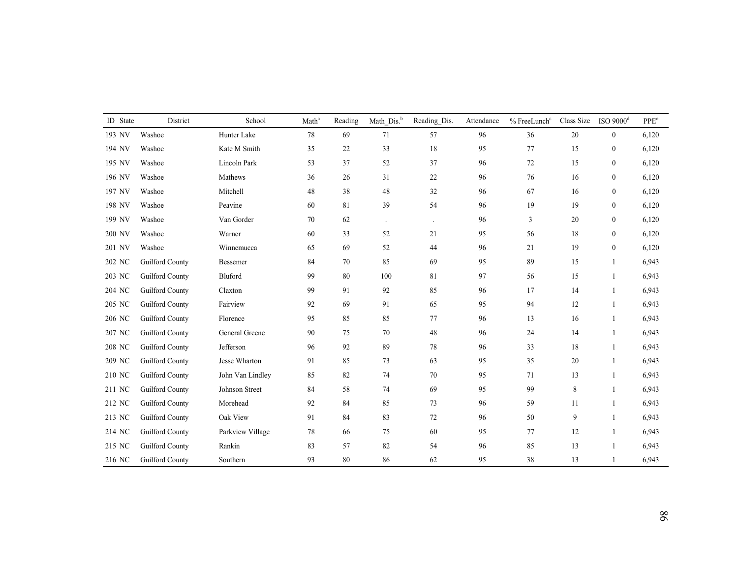| ID | State | District | School | Math[a] | Reading | Math_Dis.[b] | Reading_Dis. | Attendance | % FreeLunch[c] | Class Size | ISO 9000[d] | PPE[e] |
|---|---|---|---|---|---|---|---|---|---|---|---|---|
| 193 | NV | Washoe | Hunter Lake | 78 | 69 | 71 | 57 | 96 | 36 | 20 | 0 | 6,120 |
| 194 | NV | Washoe | Kate M Smith | 35 | 22 | 33 | 18 | 95 | 77 | 15 | 0 | 6,120 |
| 195 | NV | Washoe | Lincoln Park | 53 | 37 | 52 | 37 | 96 | 72 | 15 | 0 | 6,120 |
| 196 | NV | Washoe | Mathews | 36 | 26 | 31 | 22 | 96 | 76 | 16 | 0 | 6,120 |
| 197 | NV | Washoe | Mitchell | 48 | 38 | 48 | 32 | 96 | 67 | 16 | 0 | 6,120 |
| 198 | NV | Washoe | Peavine | 60 | 81 | 39 | 54 | 96 | 19 | 19 | 0 | 6,120 |
| 199 | NV | Washoe | Van Gorder | 70 | 62 | . | . | 96 | 3 | 20 | 0 | 6,120 |
| 200 | NV | Washoe | Warner | 60 | 33 | 52 | 21 | 95 | 56 | 18 | 0 | 6,120 |
| 201 | NV | Washoe | Winnemucca | 65 | 69 | 52 | 44 | 96 | 21 | 19 | 0 | 6,120 |
| 202 | NC | Guilford County | Bessemer | 84 | 70 | 85 | 69 | 95 | 89 | 15 | 1 | 6,943 |
| 203 | NC | Guilford County | Bluford | 99 | 80 | 100 | 81 | 97 | 56 | 15 | 1 | 6,943 |
| 204 | NC | Guilford County | Claxton | 99 | 91 | 92 | 85 | 96 | 17 | 14 | 1 | 6,943 |
| 205 | NC | Guilford County | Fairview | 92 | 69 | 91 | 65 | 95 | 94 | 12 | 1 | 6,943 |
| 206 | NC | Guilford County | Florence | 95 | 85 | 85 | 77 | 96 | 13 | 16 | 1 | 6,943 |
| 207 | NC | Guilford County | General Greene | 90 | 75 | 70 | 48 | 96 | 24 | 14 | 1 | 6,943 |
| 208 | NC | Guilford County | Jefferson | 96 | 92 | 89 | 78 | 96 | 33 | 18 | 1 | 6,943 |
| 209 | NC | Guilford County | Jesse Wharton | 91 | 85 | 73 | 63 | 95 | 35 | 20 | 1 | 6,943 |
| 210 | NC | Guilford County | John Van Lindley | 85 | 82 | 74 | 70 | 95 | 71 | 13 | 1 | 6,943 |
| 211 | NC | Guilford County | Johnson Street | 84 | 58 | 74 | 69 | 95 | 99 | 8 | 1 | 6,943 |
| 212 | NC | Guilford County | Morehead | 92 | 84 | 85 | 73 | 96 | 59 | 11 | 1 | 6,943 |
| 213 | NC | Guilford County | Oak View | 91 | 84 | 83 | 72 | 96 | 50 | 9 | 1 | 6,943 |
| 214 | NC | Guilford County | Parkview Village | 78 | 66 | 75 | 60 | 95 | 77 | 12 | 1 | 6,943 |
| 215 | NC | Guilford County | Rankin | 83 | 57 | 82 | 54 | 96 | 85 | 13 | 1 | 6,943 |
| 216 | NC | Guilford County | Southern | 93 | 80 | 86 | 62 | 95 | 38 | 13 | 1 | 6,943 |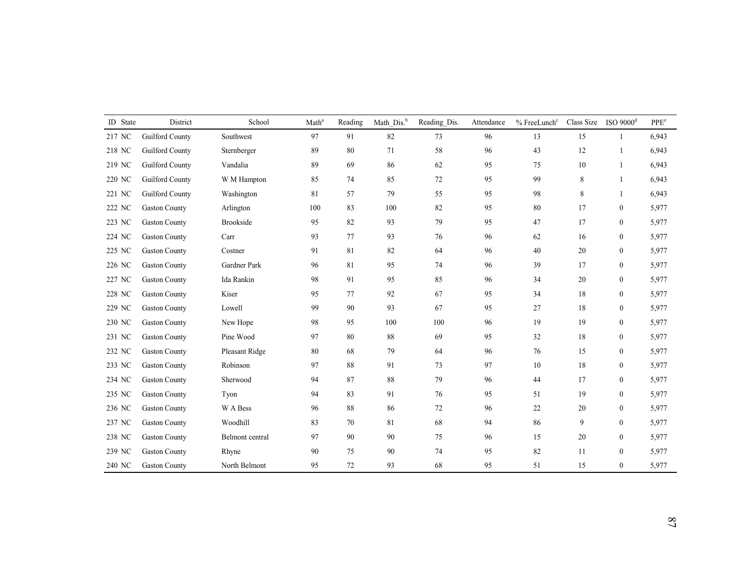| ID | State | District | School | Math[a] | Reading | Math_Dis.[b] | Reading_Dis. | Attendance | % FreeLunch[c] | Class Size | ISO 9000[d] | PPE[e] |
|---|---|---|---|---|---|---|---|---|---|---|---|---|
| 217 | NC | Guilford County | Southwest | 97 | 91 | 82 | 73 | 96 | 13 | 15 | 1 | 6,943 |
| 218 | NC | Guilford County | Sternberger | 89 | 80 | 71 | 58 | 96 | 43 | 12 | 1 | 6,943 |
| 219 | NC | Guilford County | Vandalia | 89 | 69 | 86 | 62 | 95 | 75 | 10 | 1 | 6,943 |
| 220 | NC | Guilford County | W M Hampton | 85 | 74 | 85 | 72 | 95 | 99 | 8 | 1 | 6,943 |
| 221 | NC | Guilford County | Washington | 81 | 57 | 79 | 55 | 95 | 98 | 8 | 1 | 6,943 |
| 222 | NC | Gaston County | Arlington | 100 | 83 | 100 | 82 | 95 | 80 | 17 | 0 | 5,977 |
| 223 | NC | Gaston County | Brookside | 95 | 82 | 93 | 79 | 95 | 47 | 17 | 0 | 5,977 |
| 224 | NC | Gaston County | Carr | 93 | 77 | 93 | 76 | 96 | 62 | 16 | 0 | 5,977 |
| 225 | NC | Gaston County | Costner | 91 | 81 | 82 | 64 | 96 | 40 | 20 | 0 | 5,977 |
| 226 | NC | Gaston County | Gardner Park | 96 | 81 | 95 | 74 | 96 | 39 | 17 | 0 | 5,977 |
| 227 | NC | Gaston County | Ida Rankin | 98 | 91 | 95 | 85 | 96 | 34 | 20 | 0 | 5,977 |
| 228 | NC | Gaston County | Kiser | 95 | 77 | 92 | 67 | 95 | 34 | 18 | 0 | 5,977 |
| 229 | NC | Gaston County | Lowell | 99 | 90 | 93 | 67 | 95 | 27 | 18 | 0 | 5,977 |
| 230 | NC | Gaston County | New Hope | 98 | 95 | 100 | 100 | 96 | 19 | 19 | 0 | 5,977 |
| 231 | NC | Gaston County | Pine Wood | 97 | 80 | 88 | 69 | 95 | 32 | 18 | 0 | 5,977 |
| 232 | NC | Gaston County | Pleasant Ridge | 80 | 68 | 79 | 64 | 96 | 76 | 15 | 0 | 5,977 |
| 233 | NC | Gaston County | Robinson | 97 | 88 | 91 | 73 | 97 | 10 | 18 | 0 | 5,977 |
| 234 | NC | Gaston County | Sherwood | 94 | 87 | 88 | 79 | 96 | 44 | 17 | 0 | 5,977 |
| 235 | NC | Gaston County | Tyon | 94 | 83 | 91 | 76 | 95 | 51 | 19 | 0 | 5,977 |
| 236 | NC | Gaston County | W A Bess | 96 | 88 | 86 | 72 | 96 | 22 | 20 | 0 | 5,977 |
| 237 | NC | Gaston County | Woodhill | 83 | 70 | 81 | 68 | 94 | 86 | 9 | 0 | 5,977 |
| 238 | NC | Gaston County | Belmont central | 97 | 90 | 90 | 75 | 96 | 15 | 20 | 0 | 5,977 |
| 239 | NC | Gaston County | Rhyne | 90 | 75 | 90 | 74 | 95 | 82 | 11 | 0 | 5,977 |
| 240 | NC | Gaston County | North Belmont | 95 | 72 | 93 | 68 | 95 | 51 | 15 | 0 | 5,977 |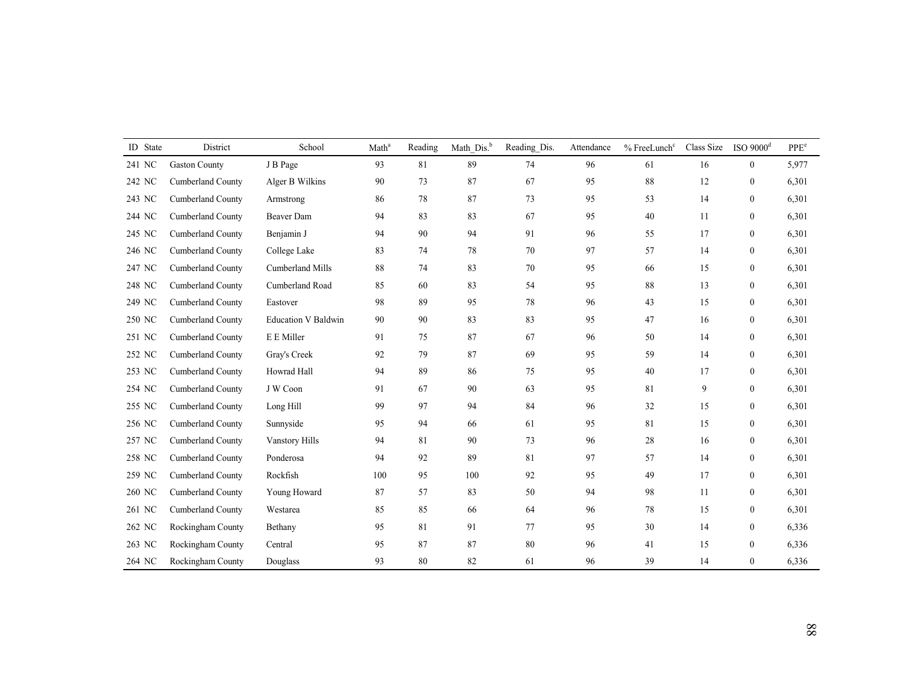| ID | State | District | School | Math[a] | Reading | Math_Dis.[b] | Reading_Dis. | Attendance | % FreeLunch[c] | Class Size | ISO 9000[d] | PPE[e] |
|---|---|---|---|---|---|---|---|---|---|---|---|---|
| 241 | NC | Gaston County | J B Page | 93 | 81 | 89 | 74 | 96 | 61 | 16 | 0 | 5,977 |
| 242 | NC | Cumberland County | Alger B Wilkins | 90 | 73 | 87 | 67 | 95 | 88 | 12 | 0 | 6,301 |
| 243 | NC | Cumberland County | Armstrong | 86 | 78 | 87 | 73 | 95 | 53 | 14 | 0 | 6,301 |
| 244 | NC | Cumberland County | Beaver Dam | 94 | 83 | 83 | 67 | 95 | 40 | 11 | 0 | 6,301 |
| 245 | NC | Cumberland County | Benjamin J | 94 | 90 | 94 | 91 | 96 | 55 | 17 | 0 | 6,301 |
| 246 | NC | Cumberland County | College Lake | 83 | 74 | 78 | 70 | 97 | 57 | 14 | 0 | 6,301 |
| 247 | NC | Cumberland County | Cumberland Mills | 88 | 74 | 83 | 70 | 95 | 66 | 15 | 0 | 6,301 |
| 248 | NC | Cumberland County | Cumberland Road | 85 | 60 | 83 | 54 | 95 | 88 | 13 | 0 | 6,301 |
| 249 | NC | Cumberland County | Eastover | 98 | 89 | 95 | 78 | 96 | 43 | 15 | 0 | 6,301 |
| 250 | NC | Cumberland County | Education V Baldwin | 90 | 90 | 83 | 83 | 95 | 47 | 16 | 0 | 6,301 |
| 251 | NC | Cumberland County | E E Miller | 91 | 75 | 87 | 67 | 96 | 50 | 14 | 0 | 6,301 |
| 252 | NC | Cumberland County | Gray's Creek | 92 | 79 | 87 | 69 | 95 | 59 | 14 | 0 | 6,301 |
| 253 | NC | Cumberland County | Howrad Hall | 94 | 89 | 86 | 75 | 95 | 40 | 17 | 0 | 6,301 |
| 254 | NC | Cumberland County | J W Coon | 91 | 67 | 90 | 63 | 95 | 81 | 9 | 0 | 6,301 |
| 255 | NC | Cumberland County | Long Hill | 99 | 97 | 94 | 84 | 96 | 32 | 15 | 0 | 6,301 |
| 256 | NC | Cumberland County | Sunnyside | 95 | 94 | 66 | 61 | 95 | 81 | 15 | 0 | 6,301 |
| 257 | NC | Cumberland County | Vanstory Hills | 94 | 81 | 90 | 73 | 96 | 28 | 16 | 0 | 6,301 |
| 258 | NC | Cumberland County | Ponderosa | 94 | 92 | 89 | 81 | 97 | 57 | 14 | 0 | 6,301 |
| 259 | NC | Cumberland County | Rockfish | 100 | 95 | 100 | 92 | 95 | 49 | 17 | 0 | 6,301 |
| 260 | NC | Cumberland County | Young Howard | 87 | 57 | 83 | 50 | 94 | 98 | 11 | 0 | 6,301 |
| 261 | NC | Cumberland County | Westarea | 85 | 85 | 66 | 64 | 96 | 78 | 15 | 0 | 6,301 |
| 262 | NC | Rockingham County | Bethany | 95 | 81 | 91 | 77 | 95 | 30 | 14 | 0 | 6,336 |
| 263 | NC | Rockingham County | Central | 95 | 87 | 87 | 80 | 96 | 41 | 15 | 0 | 6,336 |
| 264 | NC | Rockingham County | Douglass | 93 | 80 | 82 | 61 | 96 | 39 | 14 | 0 | 6,336 |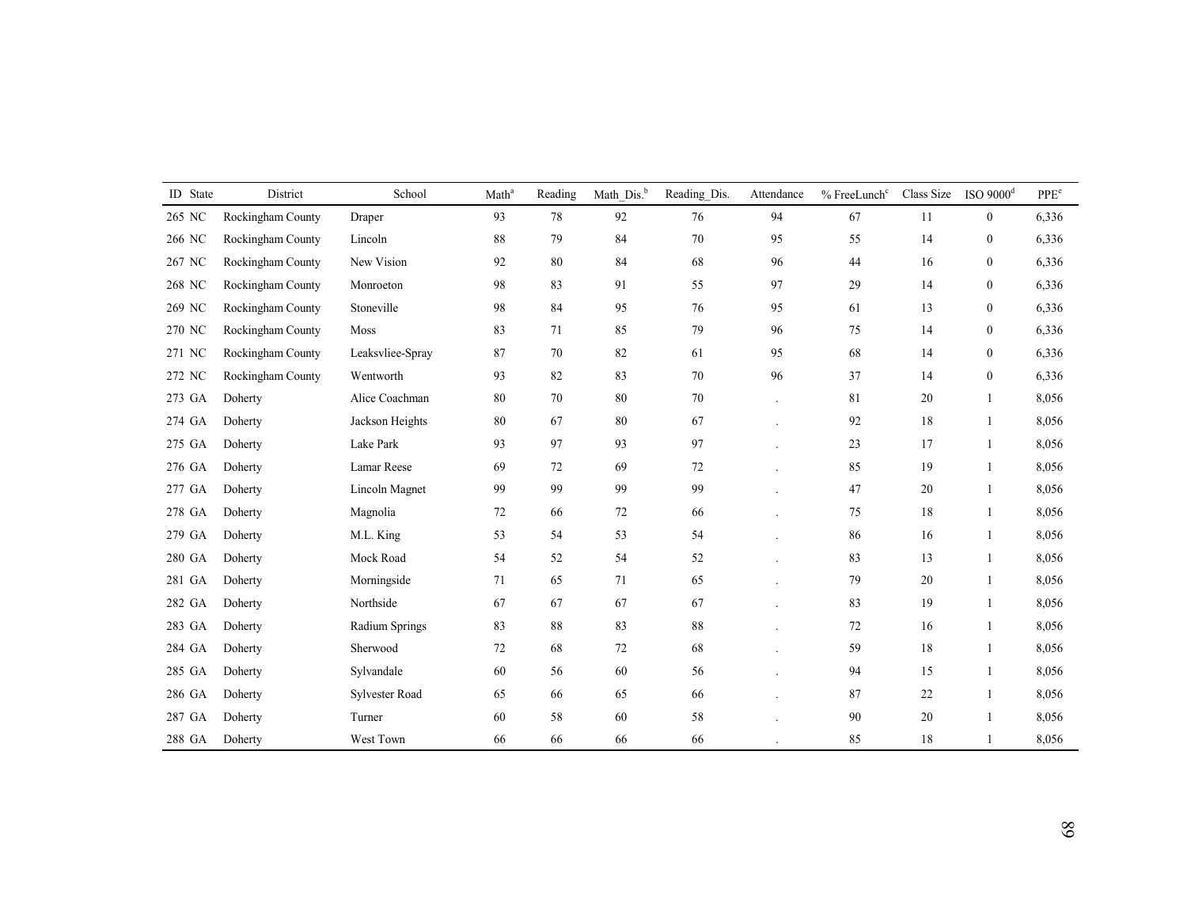| ID | State | District | School | Math[a] | Reading | Math_Dis.[b] | Reading_Dis. | Attendance | % FreeLunch[c] | Class Size | ISO 9000[d] | PPE[e] |
|---|---|---|---|---|---|---|---|---|---|---|---|---|
| 265 | NC | Rockingham County | Draper | 93 | 78 | 92 | 76 | 94 | 67 | 11 | 0 | 6,336 |
| 266 | NC | Rockingham County | Lincoln | 88 | 79 | 84 | 70 | 95 | 55 | 14 | 0 | 6,336 |
| 267 | NC | Rockingham County | New Vision | 92 | 80 | 84 | 68 | 96 | 44 | 16 | 0 | 6,336 |
| 268 | NC | Rockingham County | Monroeton | 98 | 83 | 91 | 55 | 97 | 29 | 14 | 0 | 6,336 |
| 269 | NC | Rockingham County | Stoneville | 98 | 84 | 95 | 76 | 95 | 61 | 13 | 0 | 6,336 |
| 270 | NC | Rockingham County | Moss | 83 | 71 | 85 | 79 | 96 | 75 | 14 | 0 | 6,336 |
| 271 | NC | Rockingham County | Leaksvliee-Spray | 87 | 70 | 82 | 61 | 95 | 68 | 14 | 0 | 6,336 |
| 272 | NC | Rockingham County | Wentworth | 93 | 82 | 83 | 70 | 96 | 37 | 14 | 0 | 6,336 |
| 273 | GA | Doherty | Alice Coachman | 80 | 70 | 80 | 70 | . | 81 | 20 | 1 | 8,056 |
| 274 | GA | Doherty | Jackson Heights | 80 | 67 | 80 | 67 | . | 92 | 18 | 1 | 8,056 |
| 275 | GA | Doherty | Lake Park | 93 | 97 | 93 | 97 | . | 23 | 17 | 1 | 8,056 |
| 276 | GA | Doherty | Lamar Reese | 69 | 72 | 69 | 72 | . | 85 | 19 | 1 | 8,056 |
| 277 | GA | Doherty | Lincoln Magnet | 99 | 99 | 99 | 99 | . | 47 | 20 | 1 | 8,056 |
| 278 | GA | Doherty | Magnolia | 72 | 66 | 72 | 66 | . | 75 | 18 | 1 | 8,056 |
| 279 | GA | Doherty | M.L. King | 53 | 54 | 53 | 54 | . | 86 | 16 | 1 | 8,056 |
| 280 | GA | Doherty | Mock Road | 54 | 52 | 54 | 52 | . | 83 | 13 | 1 | 8,056 |
| 281 | GA | Doherty | Morningside | 71 | 65 | 71 | 65 | . | 79 | 20 | 1 | 8,056 |
| 282 | GA | Doherty | Northside | 67 | 67 | 67 | 67 | . | 83 | 19 | 1 | 8,056 |
| 283 | GA | Doherty | Radium Springs | 83 | 88 | 83 | 88 | . | 72 | 16 | 1 | 8,056 |
| 284 | GA | Doherty | Sherwood | 72 | 68 | 72 | 68 | . | 59 | 18 | 1 | 8,056 |
| 285 | GA | Doherty | Sylvandale | 60 | 56 | 60 | 56 | . | 94 | 15 | 1 | 8,056 |
| 286 | GA | Doherty | Sylvester Road | 65 | 66 | 65 | 66 | . | 87 | 22 | 1 | 8,056 |
| 287 | GA | Doherty | Turner | 60 | 58 | 60 | 58 | . | 90 | 20 | 1 | 8,056 |
| 288 | GA | Doherty | West Town | 66 | 66 | 66 | 66 | . | 85 | 18 | 1 | 8,056 |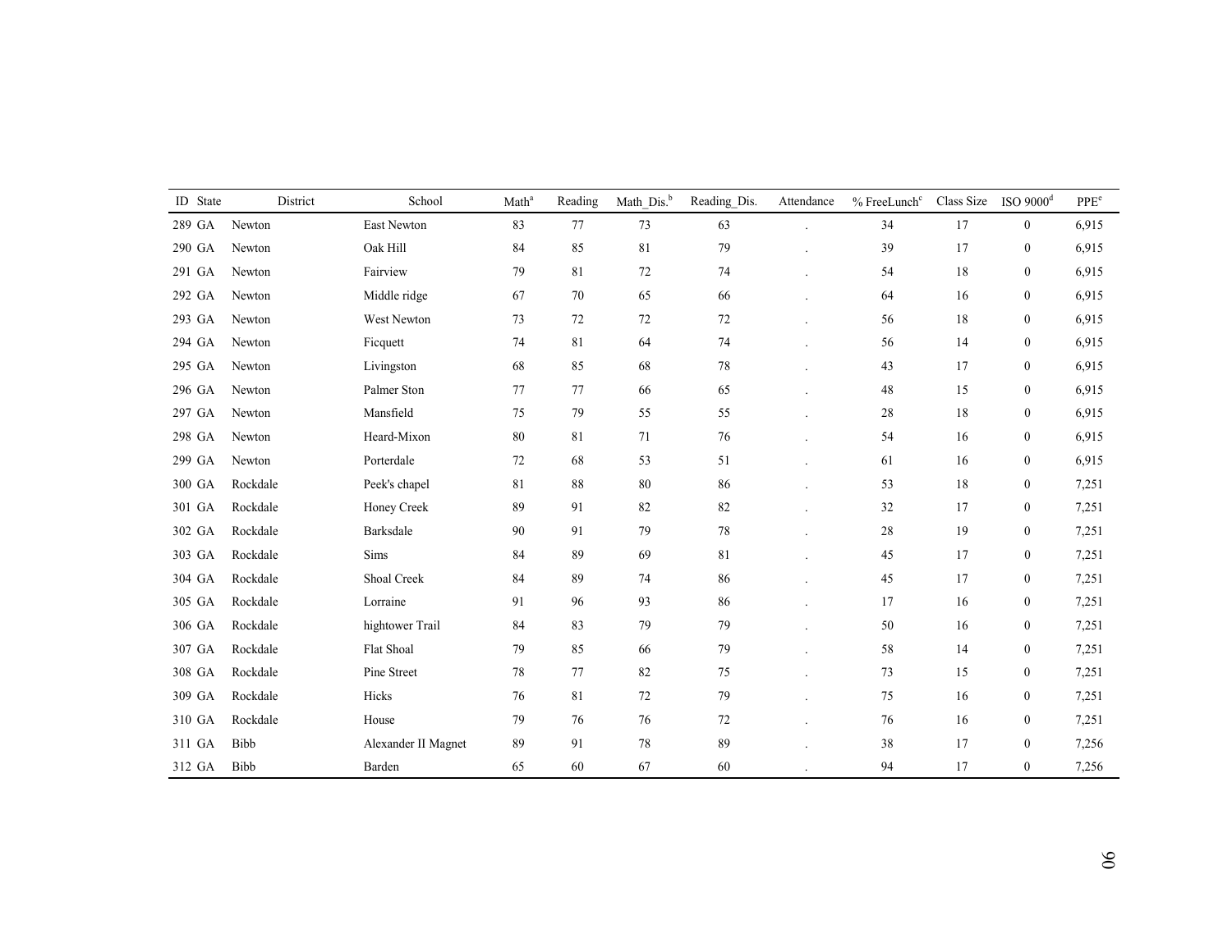| ID | State | District | School | Math[a] | Reading | Math_Dis.[b] | Reading_Dis. | Attendance | % FreeLunch[c] | Class Size | ISO 9000[d] | PPE[e] |
|---|---|---|---|---|---|---|---|---|---|---|---|---|
| 289 | GA | Newton | East Newton | 83 | 77 | 73 | 63 | . | 34 | 17 | 0 | 6,915 |
| 290 | GA | Newton | Oak Hill | 84 | 85 | 81 | 79 | . | 39 | 17 | 0 | 6,915 |
| 291 | GA | Newton | Fairview | 79 | 81 | 72 | 74 | . | 54 | 18 | 0 | 6,915 |
| 292 | GA | Newton | Middle ridge | 67 | 70 | 65 | 66 | . | 64 | 16 | 0 | 6,915 |
| 293 | GA | Newton | West Newton | 73 | 72 | 72 | 72 | . | 56 | 18 | 0 | 6,915 |
| 294 | GA | Newton | Ficquett | 74 | 81 | 64 | 74 | . | 56 | 14 | 0 | 6,915 |
| 295 | GA | Newton | Livingston | 68 | 85 | 68 | 78 | . | 43 | 17 | 0 | 6,915 |
| 296 | GA | Newton | Palmer Ston | 77 | 77 | 66 | 65 | . | 48 | 15 | 0 | 6,915 |
| 297 | GA | Newton | Mansfield | 75 | 79 | 55 | 55 | . | 28 | 18 | 0 | 6,915 |
| 298 | GA | Newton | Heard-Mixon | 80 | 81 | 71 | 76 | . | 54 | 16 | 0 | 6,915 |
| 299 | GA | Newton | Porterdale | 72 | 68 | 53 | 51 | . | 61 | 16 | 0 | 6,915 |
| 300 | GA | Rockdale | Peek's chapel | 81 | 88 | 80 | 86 | . | 53 | 18 | 0 | 7,251 |
| 301 | GA | Rockdale | Honey Creek | 89 | 91 | 82 | 82 | . | 32 | 17 | 0 | 7,251 |
| 302 | GA | Rockdale | Barksdale | 90 | 91 | 79 | 78 | . | 28 | 19 | 0 | 7,251 |
| 303 | GA | Rockdale | Sims | 84 | 89 | 69 | 81 | . | 45 | 17 | 0 | 7,251 |
| 304 | GA | Rockdale | Shoal Creek | 84 | 89 | 74 | 86 | . | 45 | 17 | 0 | 7,251 |
| 305 | GA | Rockdale | Lorraine | 91 | 96 | 93 | 86 | . | 17 | 16 | 0 | 7,251 |
| 306 | GA | Rockdale | hightower Trail | 84 | 83 | 79 | 79 | . | 50 | 16 | 0 | 7,251 |
| 307 | GA | Rockdale | Flat Shoal | 79 | 85 | 66 | 79 | . | 58 | 14 | 0 | 7,251 |
| 308 | GA | Rockdale | Pine Street | 78 | 77 | 82 | 75 | . | 73 | 15 | 0 | 7,251 |
| 309 | GA | Rockdale | Hicks | 76 | 81 | 72 | 79 | . | 75 | 16 | 0 | 7,251 |
| 310 | GA | Rockdale | House | 79 | 76 | 76 | 72 | . | 76 | 16 | 0 | 7,251 |
| 311 | GA | Bibb | Alexander II Magnet | 89 | 91 | 78 | 89 | . | 38 | 17 | 0 | 7,256 |
| 312 | GA | Bibb | Barden | 65 | 60 | 67 | 60 | . | 94 | 17 | 0 | 7,256 |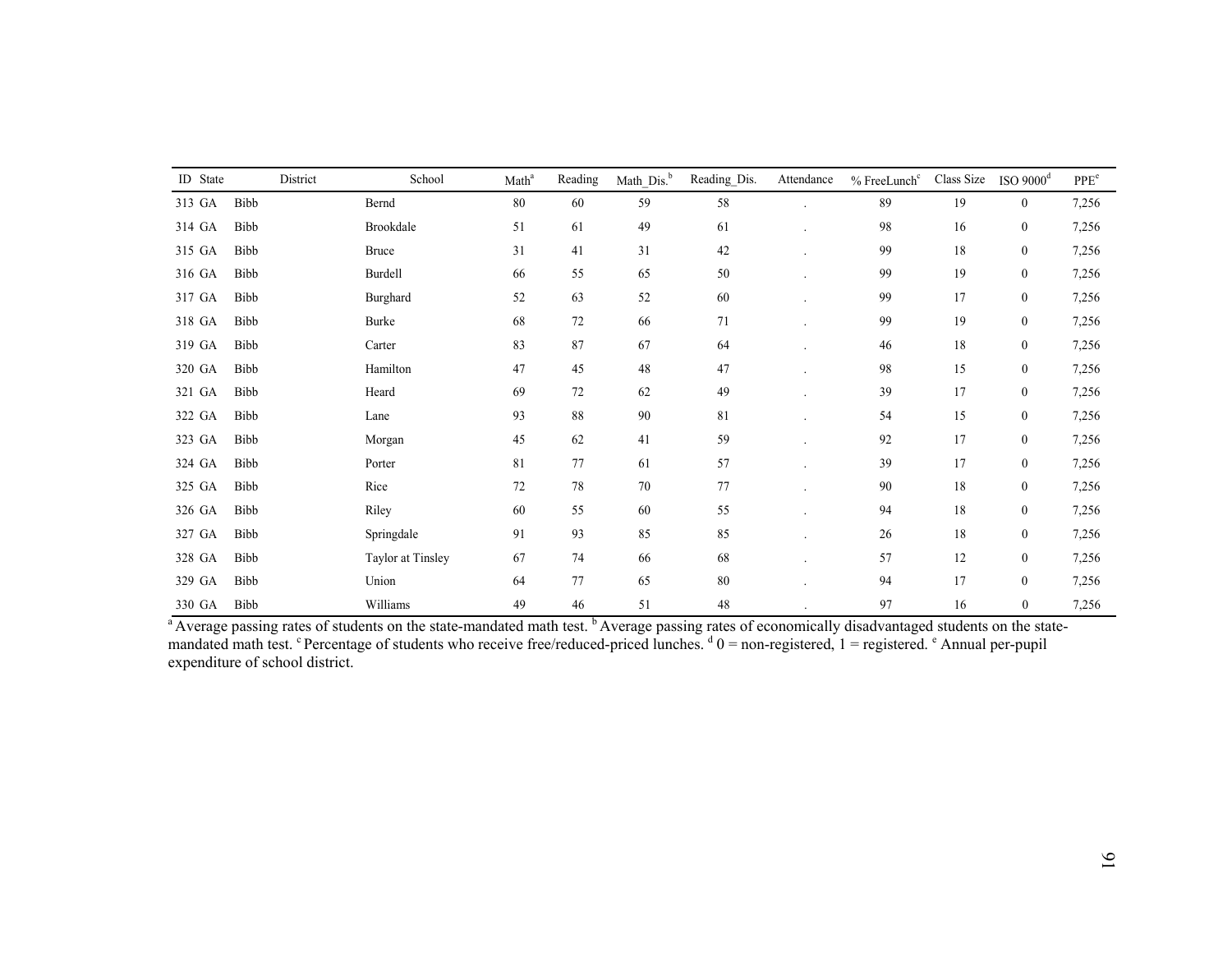| ID | State | District | School | Math[a] | Reading | Math_Dis.[b] | Reading_Dis. | Attendance | % FreeLunch[c] | Class Size | ISO 9000[d] | PPE[e] |
|---|---|---|---|---|---|---|---|---|---|---|---|---|
| 313 | GA | Bibb | Bernd | 80 | 60 | 59 | 58 | . | 89 | 19 | 0 | 7,256 |
| 314 | GA | Bibb | Brookdale | 51 | 61 | 49 | 61 | . | 98 | 16 | 0 | 7,256 |
| 315 | GA | Bibb | Bruce | 31 | 41 | 31 | 42 | . | 99 | 18 | 0 | 7,256 |
| 316 | GA | Bibb | Burdell | 66 | 55 | 65 | 50 | . | 99 | 19 | 0 | 7,256 |
| 317 | GA | Bibb | Burghard | 52 | 63 | 52 | 60 | . | 99 | 17 | 0 | 7,256 |
| 318 | GA | Bibb | Burke | 68 | 72 | 66 | 71 | . | 99 | 19 | 0 | 7,256 |
| 319 | GA | Bibb | Carter | 83 | 87 | 67 | 64 | . | 46 | 18 | 0 | 7,256 |
| 320 | GA | Bibb | Hamilton | 47 | 45 | 48 | 47 | . | 98 | 15 | 0 | 7,256 |
| 321 | GA | Bibb | Heard | 69 | 72 | 62 | 49 | . | 39 | 17 | 0 | 7,256 |
| 322 | GA | Bibb | Lane | 93 | 88 | 90 | 81 | . | 54 | 15 | 0 | 7,256 |
| 323 | GA | Bibb | Morgan | 45 | 62 | 41 | 59 | . | 92 | 17 | 0 | 7,256 |
| 324 | GA | Bibb | Porter | 81 | 77 | 61 | 57 | . | 39 | 17 | 0 | 7,256 |
| 325 | GA | Bibb | Rice | 72 | 78 | 70 | 77 | . | 90 | 18 | 0 | 7,256 |
| 326 | GA | Bibb | Riley | 60 | 55 | 60 | 55 | . | 94 | 18 | 0 | 7,256 |
| 327 | GA | Bibb | Springdale | 91 | 93 | 85 | 85 | . | 26 | 18 | 0 | 7,256 |
| 328 | GA | Bibb | Taylor at Tinsley | 67 | 74 | 66 | 68 | . | 57 | 12 | 0 | 7,256 |
| 329 | GA | Bibb | Union | 64 | 77 | 65 | 80 | . | 94 | 17 | 0 | 7,256 |
| 330 | GA | Bibb | Williams | 49 | 46 | 51 | 48 | . | 97 | 16 | 0 | 7,256 |

[a] Average passing rates of students on the state-mandated math test. [b] Average passing rates of economically disadvantaged students on the state-mandated math test. [c] Percentage of students who receive free/reduced-priced lunches. [d] 0 = non-registered, 1 = registered. [e] Annual per-pupil expenditure of school district.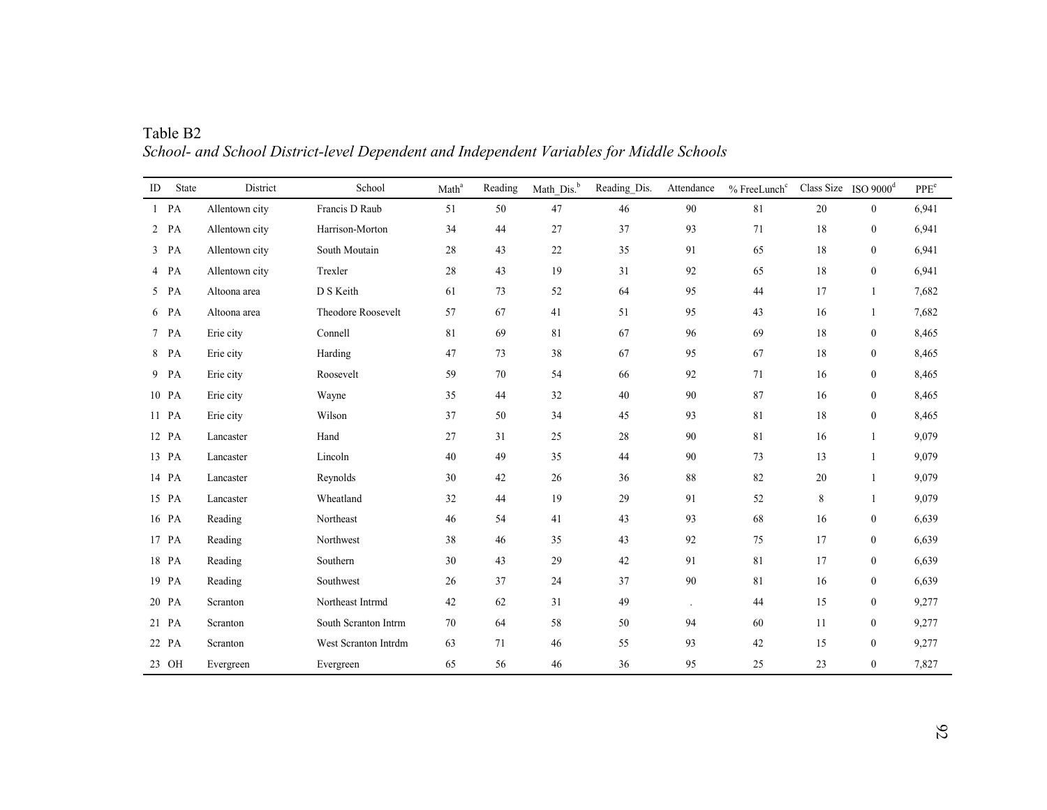Table B2

*School- and School District-level Dependent and Independent Variables for Middle Schools*

| ID | State | District | School | Math[a] | Reading | Math_Dis.[b] | Reading_Dis. | Attendance | % FreeLunch[c] | Class Size | ISO 9000[d] | PPE[e] |
|---|---|---|---|---|---|---|---|---|---|---|---|---|
| 1 | PA | Allentown city | Francis D Raub | 51 | 50 | 47 | 46 | 90 | 81 | 20 | 0 | 6,941 |
| 2 | PA | Allentown city | Harrison-Morton | 34 | 44 | 27 | 37 | 93 | 71 | 18 | 0 | 6,941 |
| 3 | PA | Allentown city | South Moutain | 28 | 43 | 22 | 35 | 91 | 65 | 18 | 0 | 6,941 |
| 4 | PA | Allentown city | Trexler | 28 | 43 | 19 | 31 | 92 | 65 | 18 | 0 | 6,941 |
| 5 | PA | Altoona area | D S Keith | 61 | 73 | 52 | 64 | 95 | 44 | 17 | 1 | 7,682 |
| 6 | PA | Altoona area | Theodore Roosevelt | 57 | 67 | 41 | 51 | 95 | 43 | 16 | 1 | 7,682 |
| 7 | PA | Erie city | Connell | 81 | 69 | 81 | 67 | 96 | 69 | 18 | 0 | 8,465 |
| 8 | PA | Erie city | Harding | 47 | 73 | 38 | 67 | 95 | 67 | 18 | 0 | 8,465 |
| 9 | PA | Erie city | Roosevelt | 59 | 70 | 54 | 66 | 92 | 71 | 16 | 0 | 8,465 |
| 10 | PA | Erie city | Wayne | 35 | 44 | 32 | 40 | 90 | 87 | 16 | 0 | 8,465 |
| 11 | PA | Erie city | Wilson | 37 | 50 | 34 | 45 | 93 | 81 | 18 | 0 | 8,465 |
| 12 | PA | Lancaster | Hand | 27 | 31 | 25 | 28 | 90 | 81 | 16 | 1 | 9,079 |
| 13 | PA | Lancaster | Lincoln | 40 | 49 | 35 | 44 | 90 | 73 | 13 | 1 | 9,079 |
| 14 | PA | Lancaster | Reynolds | 30 | 42 | 26 | 36 | 88 | 82 | 20 | 1 | 9,079 |
| 15 | PA | Lancaster | Wheatland | 32 | 44 | 19 | 29 | 91 | 52 | 8 | 1 | 9,079 |
| 16 | PA | Reading | Northeast | 46 | 54 | 41 | 43 | 93 | 68 | 16 | 0 | 6,639 |
| 17 | PA | Reading | Northwest | 38 | 46 | 35 | 43 | 92 | 75 | 17 | 0 | 6,639 |
| 18 | PA | Reading | Southern | 30 | 43 | 29 | 42 | 91 | 81 | 17 | 0 | 6,639 |
| 19 | PA | Reading | Southwest | 26 | 37 | 24 | 37 | 90 | 81 | 16 | 0 | 6,639 |
| 20 | PA | Scranton | Northeast Intrmd | 42 | 62 | 31 | 49 | . | 44 | 15 | 0 | 9,277 |
| 21 | PA | Scranton | South Scranton Intrm | 70 | 64 | 58 | 50 | 94 | 60 | 11 | 0 | 9,277 |
| 22 | PA | Scranton | West Scranton Intrdm | 63 | 71 | 46 | 55 | 93 | 42 | 15 | 0 | 9,277 |
| 23 | OH | Evergreen | Evergreen | 65 | 56 | 46 | 36 | 95 | 25 | 23 | 0 | 7,827 |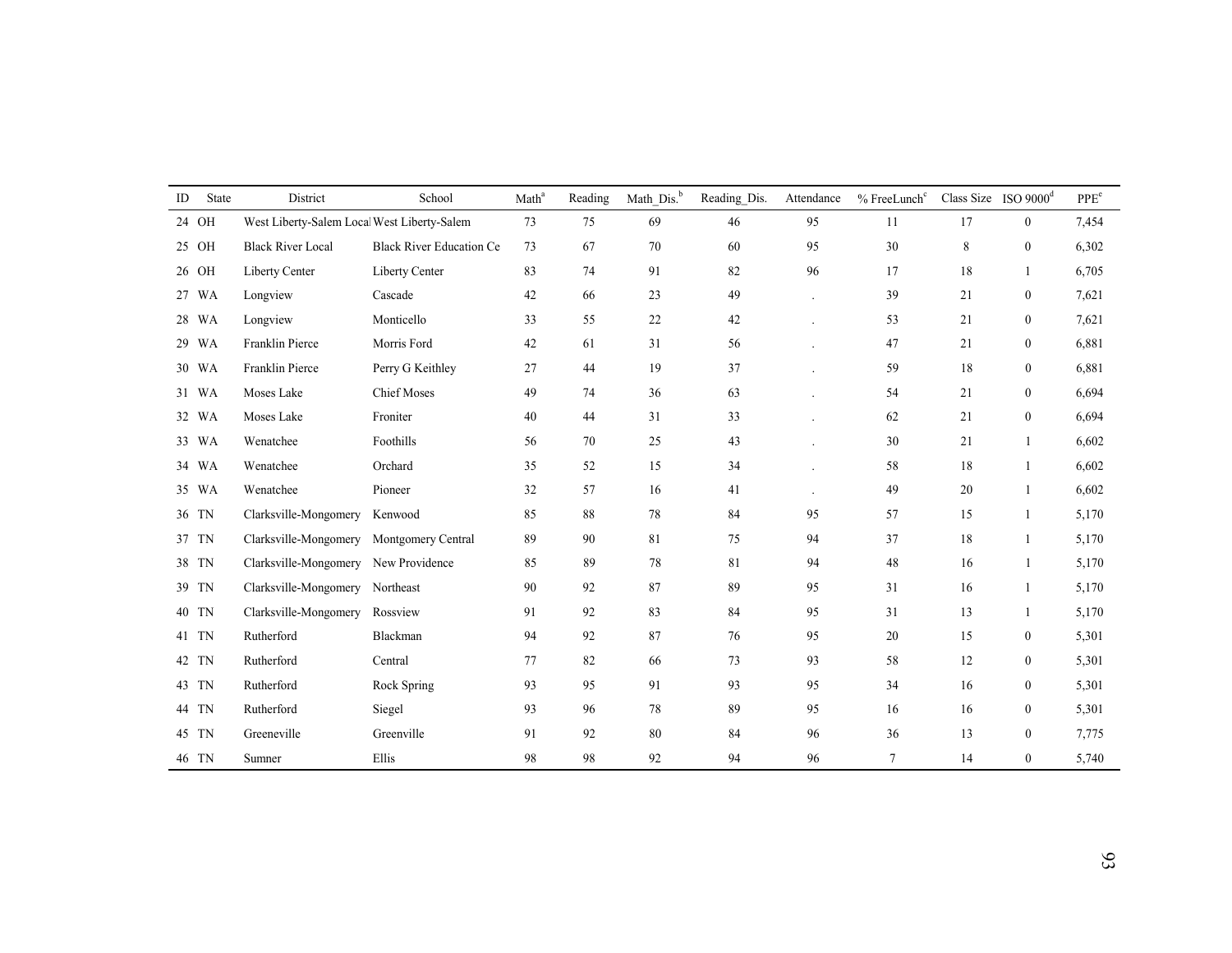| ID | State | District | School | Math[a] | Reading | Math_Dis.[b] | Reading_Dis. | Attendance | % FreeLunch[c] | Class Size | ISO 9000[d] | PPE[e] |
|---|---|---|---|---|---|---|---|---|---|---|---|---|
| 24 | OH | West Liberty-Salem Local | West Liberty-Salem | 73 | 75 | 69 | 46 | 95 | 11 | 17 | 0 | 7,454 |
| 25 | OH | Black River Local | Black River Education Ce | 73 | 67 | 70 | 60 | 95 | 30 | 8 | 0 | 6,302 |
| 26 | OH | Liberty Center | Liberty Center | 83 | 74 | 91 | 82 | 96 | 17 | 18 | 1 | 6,705 |
| 27 | WA | Longview | Cascade | 42 | 66 | 23 | 49 | . | 39 | 21 | 0 | 7,621 |
| 28 | WA | Longview | Monticello | 33 | 55 | 22 | 42 | . | 53 | 21 | 0 | 7,621 |
| 29 | WA | Franklin Pierce | Morris Ford | 42 | 61 | 31 | 56 | . | 47 | 21 | 0 | 6,881 |
| 30 | WA | Franklin Pierce | Perry G Keithley | 27 | 44 | 19 | 37 | . | 59 | 18 | 0 | 6,881 |
| 31 | WA | Moses Lake | Chief Moses | 49 | 74 | 36 | 63 | . | 54 | 21 | 0 | 6,694 |
| 32 | WA | Moses Lake | Froniter | 40 | 44 | 31 | 33 | . | 62 | 21 | 0 | 6,694 |
| 33 | WA | Wenatchee | Foothills | 56 | 70 | 25 | 43 | . | 30 | 21 | 1 | 6,602 |
| 34 | WA | Wenatchee | Orchard | 35 | 52 | 15 | 34 | . | 58 | 18 | 1 | 6,602 |
| 35 | WA | Wenatchee | Pioneer | 32 | 57 | 16 | 41 | . | 49 | 20 | 1 | 6,602 |
| 36 | TN | Clarksville-Mongomery | Kenwood | 85 | 88 | 78 | 84 | 95 | 57 | 15 | 1 | 5,170 |
| 37 | TN | Clarksville-Mongomery | Montgomery Central | 89 | 90 | 81 | 75 | 94 | 37 | 18 | 1 | 5,170 |
| 38 | TN | Clarksville-Mongomery | New Providence | 85 | 89 | 78 | 81 | 94 | 48 | 16 | 1 | 5,170 |
| 39 | TN | Clarksville-Mongomery | Northeast | 90 | 92 | 87 | 89 | 95 | 31 | 16 | 1 | 5,170 |
| 40 | TN | Clarksville-Mongomery | Rossview | 91 | 92 | 83 | 84 | 95 | 31 | 13 | 1 | 5,170 |
| 41 | TN | Rutherford | Blackman | 94 | 92 | 87 | 76 | 95 | 20 | 15 | 0 | 5,301 |
| 42 | TN | Rutherford | Central | 77 | 82 | 66 | 73 | 93 | 58 | 12 | 0 | 5,301 |
| 43 | TN | Rutherford | Rock Spring | 93 | 95 | 91 | 93 | 95 | 34 | 16 | 0 | 5,301 |
| 44 | TN | Rutherford | Siegel | 93 | 96 | 78 | 89 | 95 | 16 | 16 | 0 | 5,301 |
| 45 | TN | Greeneville | Greenville | 91 | 92 | 80 | 84 | 96 | 36 | 13 | 0 | 7,775 |
| 46 | TN | Sumner | Ellis | 98 | 98 | 92 | 94 | 96 | 7 | 14 | 0 | 5,740 |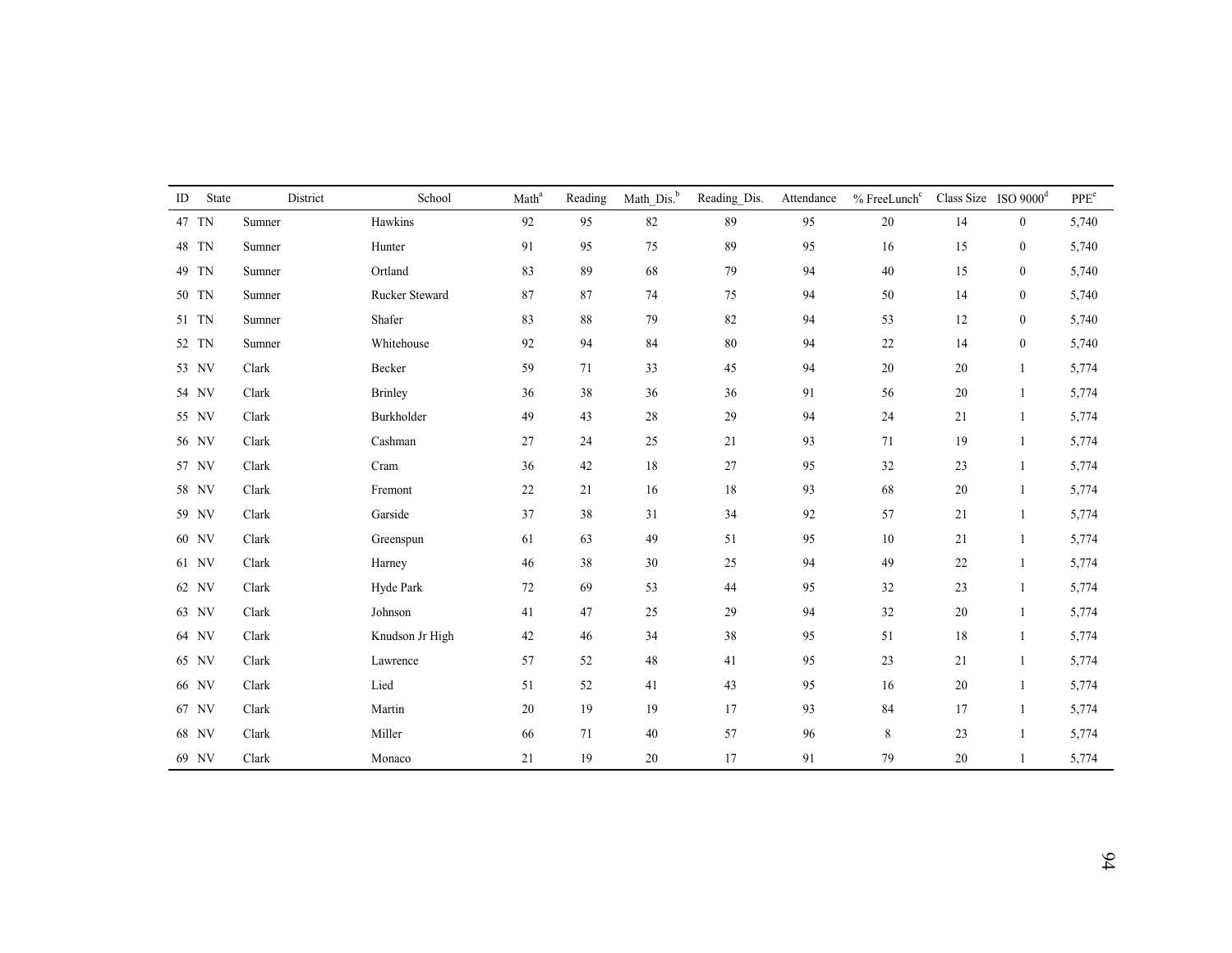| ID | State | District | School | Math[a] | Reading | Math_Dis.[b] | Reading_Dis. | Attendance | % FreeLunch[c] | Class Size | ISO 9000[d] | PPE[e] |
|---|---|---|---|---|---|---|---|---|---|---|---|---|
| 47 | TN | Sumner | Hawkins | 92 | 95 | 82 | 89 | 95 | 20 | 14 | 0 | 5,740 |
| 48 | TN | Sumner | Hunter | 91 | 95 | 75 | 89 | 95 | 16 | 15 | 0 | 5,740 |
| 49 | TN | Sumner | Ortland | 83 | 89 | 68 | 79 | 94 | 40 | 15 | 0 | 5,740 |
| 50 | TN | Sumner | Rucker Steward | 87 | 87 | 74 | 75 | 94 | 50 | 14 | 0 | 5,740 |
| 51 | TN | Sumner | Shafer | 83 | 88 | 79 | 82 | 94 | 53 | 12 | 0 | 5,740 |
| 52 | TN | Sumner | Whitehouse | 92 | 94 | 84 | 80 | 94 | 22 | 14 | 0 | 5,740 |
| 53 | NV | Clark | Becker | 59 | 71 | 33 | 45 | 94 | 20 | 20 | 1 | 5,774 |
| 54 | NV | Clark | Brinley | 36 | 38 | 36 | 36 | 91 | 56 | 20 | 1 | 5,774 |
| 55 | NV | Clark | Burkholder | 49 | 43 | 28 | 29 | 94 | 24 | 21 | 1 | 5,774 |
| 56 | NV | Clark | Cashman | 27 | 24 | 25 | 21 | 93 | 71 | 19 | 1 | 5,774 |
| 57 | NV | Clark | Cram | 36 | 42 | 18 | 27 | 95 | 32 | 23 | 1 | 5,774 |
| 58 | NV | Clark | Fremont | 22 | 21 | 16 | 18 | 93 | 68 | 20 | 1 | 5,774 |
| 59 | NV | Clark | Garside | 37 | 38 | 31 | 34 | 92 | 57 | 21 | 1 | 5,774 |
| 60 | NV | Clark | Greenspun | 61 | 63 | 49 | 51 | 95 | 10 | 21 | 1 | 5,774 |
| 61 | NV | Clark | Harney | 46 | 38 | 30 | 25 | 94 | 49 | 22 | 1 | 5,774 |
| 62 | NV | Clark | Hyde Park | 72 | 69 | 53 | 44 | 95 | 32 | 23 | 1 | 5,774 |
| 63 | NV | Clark | Johnson | 41 | 47 | 25 | 29 | 94 | 32 | 20 | 1 | 5,774 |
| 64 | NV | Clark | Knudson Jr High | 42 | 46 | 34 | 38 | 95 | 51 | 18 | 1 | 5,774 |
| 65 | NV | Clark | Lawrence | 57 | 52 | 48 | 41 | 95 | 23 | 21 | 1 | 5,774 |
| 66 | NV | Clark | Lied | 51 | 52 | 41 | 43 | 95 | 16 | 20 | 1 | 5,774 |
| 67 | NV | Clark | Martin | 20 | 19 | 19 | 17 | 93 | 84 | 17 | 1 | 5,774 |
| 68 | NV | Clark | Miller | 66 | 71 | 40 | 57 | 96 | 8 | 23 | 1 | 5,774 |
| 69 | NV | Clark | Monaco | 21 | 19 | 20 | 17 | 91 | 79 | 20 | 1 | 5,774 |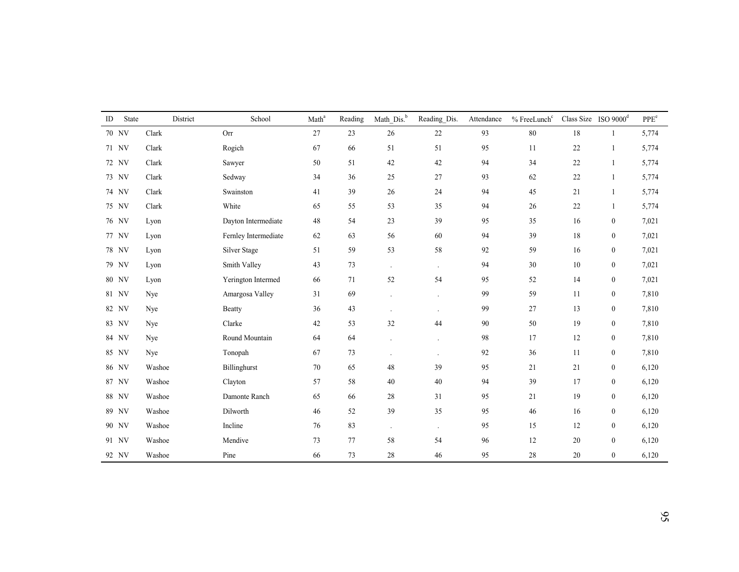| ID | State | District | School | Math[a] | Reading | Math_Dis.[b] | Reading_Dis. | Attendance | % FreeLunch[c] | Class Size | ISO 9000[d] | PPE[e] |
|---|---|---|---|---|---|---|---|---|---|---|---|---|
| 70 | NV | Clark | Orr | 27 | 23 | 26 | 22 | 93 | 80 | 18 | 1 | 5,774 |
| 71 | NV | Clark | Rogich | 67 | 66 | 51 | 51 | 95 | 11 | 22 | 1 | 5,774 |
| 72 | NV | Clark | Sawyer | 50 | 51 | 42 | 42 | 94 | 34 | 22 | 1 | 5,774 |
| 73 | NV | Clark | Sedway | 34 | 36 | 25 | 27 | 93 | 62 | 22 | 1 | 5,774 |
| 74 | NV | Clark | Swainston | 41 | 39 | 26 | 24 | 94 | 45 | 21 | 1 | 5,774 |
| 75 | NV | Clark | White | 65 | 55 | 53 | 35 | 94 | 26 | 22 | 1 | 5,774 |
| 76 | NV | Lyon | Dayton Intermediate | 48 | 54 | 23 | 39 | 95 | 35 | 16 | 0 | 7,021 |
| 77 | NV | Lyon | Fernley Intermediate | 62 | 63 | 56 | 60 | 94 | 39 | 18 | 0 | 7,021 |
| 78 | NV | Lyon | Silver Stage | 51 | 59 | 53 | 58 | 92 | 59 | 16 | 0 | 7,021 |
| 79 | NV | Lyon | Smith Valley | 43 | 73 | . | . | 94 | 30 | 10 | 0 | 7,021 |
| 80 | NV | Lyon | Yerington Intermed | 66 | 71 | 52 | 54 | 95 | 52 | 14 | 0 | 7,021 |
| 81 | NV | Nye | Amargosa Valley | 31 | 69 | . | . | 99 | 59 | 11 | 0 | 7,810 |
| 82 | NV | Nye | Beatty | 36 | 43 | . | . | 99 | 27 | 13 | 0 | 7,810 |
| 83 | NV | Nye | Clarke | 42 | 53 | 32 | 44 | 90 | 50 | 19 | 0 | 7,810 |
| 84 | NV | Nye | Round Mountain | 64 | 64 | . | . | 98 | 17 | 12 | 0 | 7,810 |
| 85 | NV | Nye | Tonopah | 67 | 73 | . | . | 92 | 36 | 11 | 0 | 7,810 |
| 86 | NV | Washoe | Billinghurst | 70 | 65 | 48 | 39 | 95 | 21 | 21 | 0 | 6,120 |
| 87 | NV | Washoe | Clayton | 57 | 58 | 40 | 40 | 94 | 39 | 17 | 0 | 6,120 |
| 88 | NV | Washoe | Damonte Ranch | 65 | 66 | 28 | 31 | 95 | 21 | 19 | 0 | 6,120 |
| 89 | NV | Washoe | Dilworth | 46 | 52 | 39 | 35 | 95 | 46 | 16 | 0 | 6,120 |
| 90 | NV | Washoe | Incline | 76 | 83 | . | . | 95 | 15 | 12 | 0 | 6,120 |
| 91 | NV | Washoe | Mendive | 73 | 77 | 58 | 54 | 96 | 12 | 20 | 0 | 6,120 |
| 92 | NV | Washoe | Pine | 66 | 73 | 28 | 46 | 95 | 28 | 20 | 0 | 6,120 |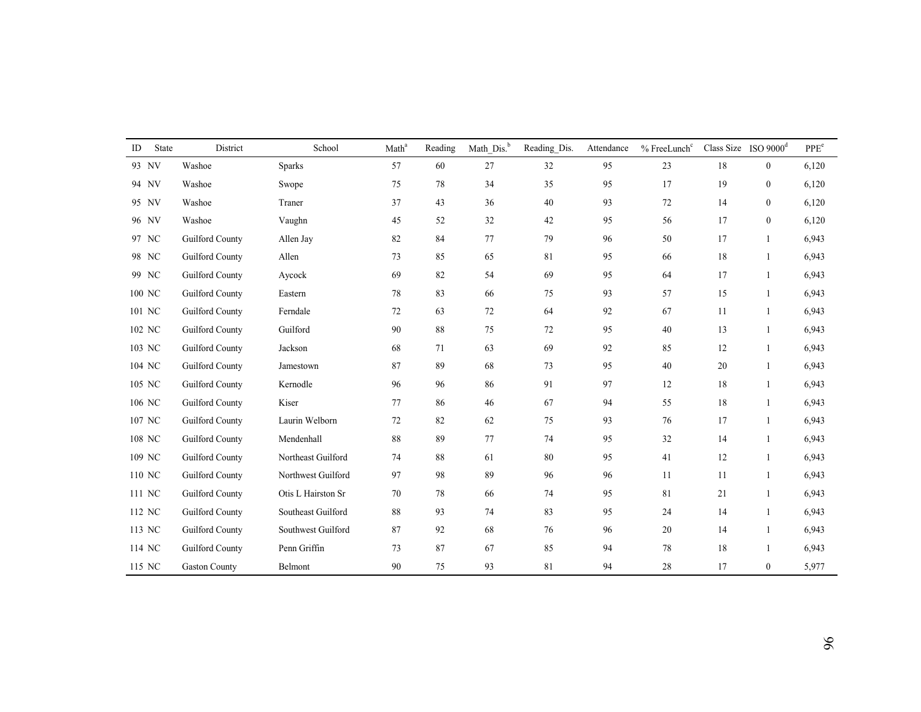| ID | State | District | School | Math[a] | Reading | Math_Dis.[b] | Reading_Dis. | Attendance | % FreeLunch[c] | Class Size | ISO 9000[d] | PPE[e] |
|---|---|---|---|---|---|---|---|---|---|---|---|---|
| 93 | NV | Washoe | Sparks | 57 | 60 | 27 | 32 | 95 | 23 | 18 | 0 | 6,120 |
| 94 | NV | Washoe | Swope | 75 | 78 | 34 | 35 | 95 | 17 | 19 | 0 | 6,120 |
| 95 | NV | Washoe | Traner | 37 | 43 | 36 | 40 | 93 | 72 | 14 | 0 | 6,120 |
| 96 | NV | Washoe | Vaughn | 45 | 52 | 32 | 42 | 95 | 56 | 17 | 0 | 6,120 |
| 97 | NC | Guilford County | Allen Jay | 82 | 84 | 77 | 79 | 96 | 50 | 17 | 1 | 6,943 |
| 98 | NC | Guilford County | Allen | 73 | 85 | 65 | 81 | 95 | 66 | 18 | 1 | 6,943 |
| 99 | NC | Guilford County | Aycock | 69 | 82 | 54 | 69 | 95 | 64 | 17 | 1 | 6,943 |
| 100 | NC | Guilford County | Eastern | 78 | 83 | 66 | 75 | 93 | 57 | 15 | 1 | 6,943 |
| 101 | NC | Guilford County | Ferndale | 72 | 63 | 72 | 64 | 92 | 67 | 11 | 1 | 6,943 |
| 102 | NC | Guilford County | Guilford | 90 | 88 | 75 | 72 | 95 | 40 | 13 | 1 | 6,943 |
| 103 | NC | Guilford County | Jackson | 68 | 71 | 63 | 69 | 92 | 85 | 12 | 1 | 6,943 |
| 104 | NC | Guilford County | Jamestown | 87 | 89 | 68 | 73 | 95 | 40 | 20 | 1 | 6,943 |
| 105 | NC | Guilford County | Kernodle | 96 | 96 | 86 | 91 | 97 | 12 | 18 | 1 | 6,943 |
| 106 | NC | Guilford County | Kiser | 77 | 86 | 46 | 67 | 94 | 55 | 18 | 1 | 6,943 |
| 107 | NC | Guilford County | Laurin Welborn | 72 | 82 | 62 | 75 | 93 | 76 | 17 | 1 | 6,943 |
| 108 | NC | Guilford County | Mendenhall | 88 | 89 | 77 | 74 | 95 | 32 | 14 | 1 | 6,943 |
| 109 | NC | Guilford County | Northeast Guilford | 74 | 88 | 61 | 80 | 95 | 41 | 12 | 1 | 6,943 |
| 110 | NC | Guilford County | Northwest Guilford | 97 | 98 | 89 | 96 | 96 | 11 | 11 | 1 | 6,943 |
| 111 | NC | Guilford County | Otis L Hairston Sr | 70 | 78 | 66 | 74 | 95 | 81 | 21 | 1 | 6,943 |
| 112 | NC | Guilford County | Southeast Guilford | 88 | 93 | 74 | 83 | 95 | 24 | 14 | 1 | 6,943 |
| 113 | NC | Guilford County | Southwest Guilford | 87 | 92 | 68 | 76 | 96 | 20 | 14 | 1 | 6,943 |
| 114 | NC | Guilford County | Penn Griffin | 73 | 87 | 67 | 85 | 94 | 78 | 18 | 1 | 6,943 |
| 115 | NC | Gaston County | Belmont | 90 | 75 | 93 | 81 | 94 | 28 | 17 | 0 | 5,977 |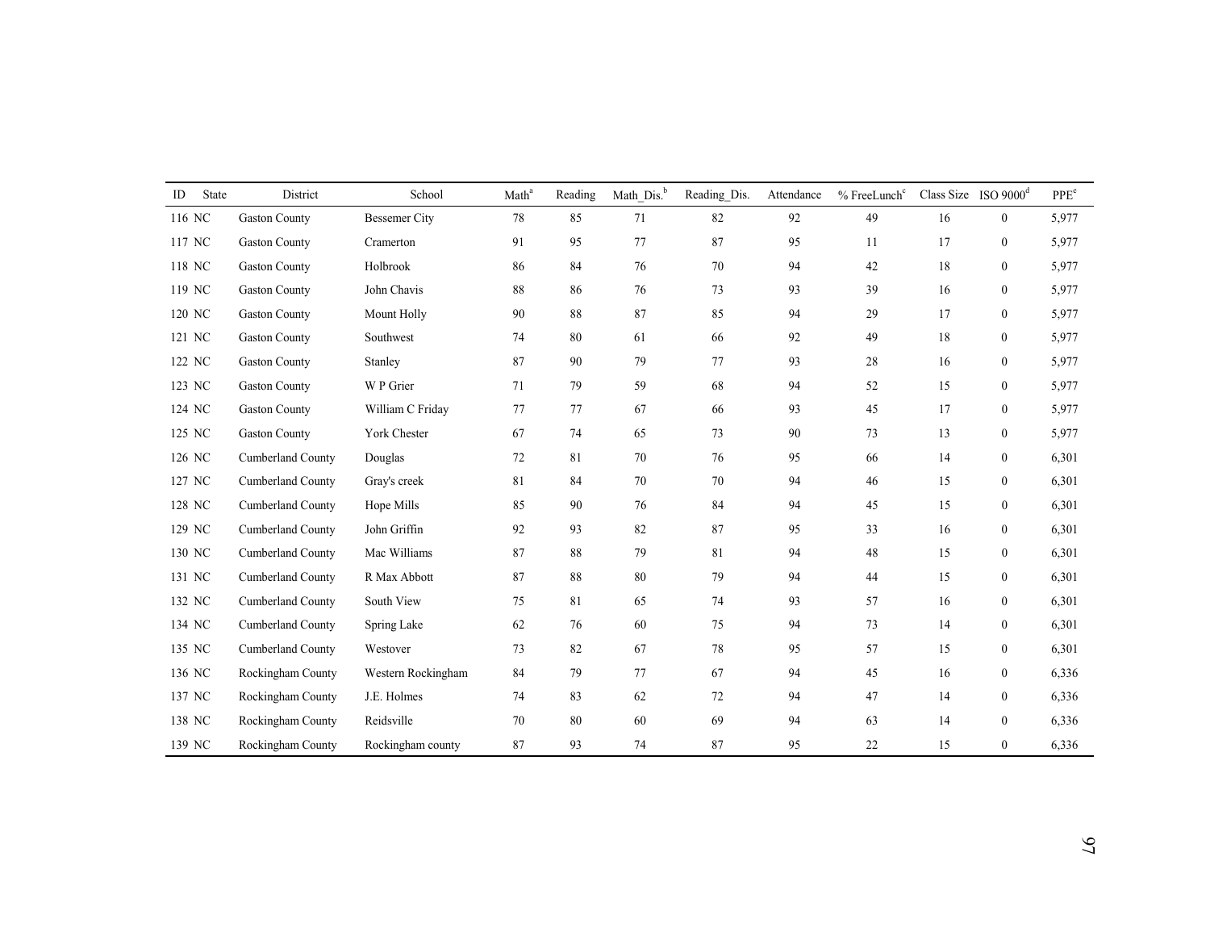| ID | State | District | School | Math[a] | Reading | Math_Dis.[b] | Reading_Dis. | Attendance | % FreeLunch[c] | Class Size | ISO 9000[d] | PPE[e] |
|---|---|---|---|---|---|---|---|---|---|---|---|---|
| 116 | NC | Gaston County | Bessemer City | 78 | 85 | 71 | 82 | 92 | 49 | 16 | 0 | 5,977 |
| 117 | NC | Gaston County | Cramerton | 91 | 95 | 77 | 87 | 95 | 11 | 17 | 0 | 5,977 |
| 118 | NC | Gaston County | Holbrook | 86 | 84 | 76 | 70 | 94 | 42 | 18 | 0 | 5,977 |
| 119 | NC | Gaston County | John Chavis | 88 | 86 | 76 | 73 | 93 | 39 | 16 | 0 | 5,977 |
| 120 | NC | Gaston County | Mount Holly | 90 | 88 | 87 | 85 | 94 | 29 | 17 | 0 | 5,977 |
| 121 | NC | Gaston County | Southwest | 74 | 80 | 61 | 66 | 92 | 49 | 18 | 0 | 5,977 |
| 122 | NC | Gaston County | Stanley | 87 | 90 | 79 | 77 | 93 | 28 | 16 | 0 | 5,977 |
| 123 | NC | Gaston County | W P Grier | 71 | 79 | 59 | 68 | 94 | 52 | 15 | 0 | 5,977 |
| 124 | NC | Gaston County | William C Friday | 77 | 77 | 67 | 66 | 93 | 45 | 17 | 0 | 5,977 |
| 125 | NC | Gaston County | York Chester | 67 | 74 | 65 | 73 | 90 | 73 | 13 | 0 | 5,977 |
| 126 | NC | Cumberland County | Douglas | 72 | 81 | 70 | 76 | 95 | 66 | 14 | 0 | 6,301 |
| 127 | NC | Cumberland County | Gray's creek | 81 | 84 | 70 | 70 | 94 | 46 | 15 | 0 | 6,301 |
| 128 | NC | Cumberland County | Hope Mills | 85 | 90 | 76 | 84 | 94 | 45 | 15 | 0 | 6,301 |
| 129 | NC | Cumberland County | John Griffin | 92 | 93 | 82 | 87 | 95 | 33 | 16 | 0 | 6,301 |
| 130 | NC | Cumberland County | Mac Williams | 87 | 88 | 79 | 81 | 94 | 48 | 15 | 0 | 6,301 |
| 131 | NC | Cumberland County | R Max Abbott | 87 | 88 | 80 | 79 | 94 | 44 | 15 | 0 | 6,301 |
| 132 | NC | Cumberland County | South View | 75 | 81 | 65 | 74 | 93 | 57 | 16 | 0 | 6,301 |
| 134 | NC | Cumberland County | Spring Lake | 62 | 76 | 60 | 75 | 94 | 73 | 14 | 0 | 6,301 |
| 135 | NC | Cumberland County | Westover | 73 | 82 | 67 | 78 | 95 | 57 | 15 | 0 | 6,301 |
| 136 | NC | Rockingham County | Western Rockingham | 84 | 79 | 77 | 67 | 94 | 45 | 16 | 0 | 6,336 |
| 137 | NC | Rockingham County | J.E. Holmes | 74 | 83 | 62 | 72 | 94 | 47 | 14 | 0 | 6,336 |
| 138 | NC | Rockingham County | Reidsville | 70 | 80 | 60 | 69 | 94 | 63 | 14 | 0 | 6,336 |
| 139 | NC | Rockingham County | Rockingham county | 87 | 93 | 74 | 87 | 95 | 22 | 15 | 0 | 6,336 |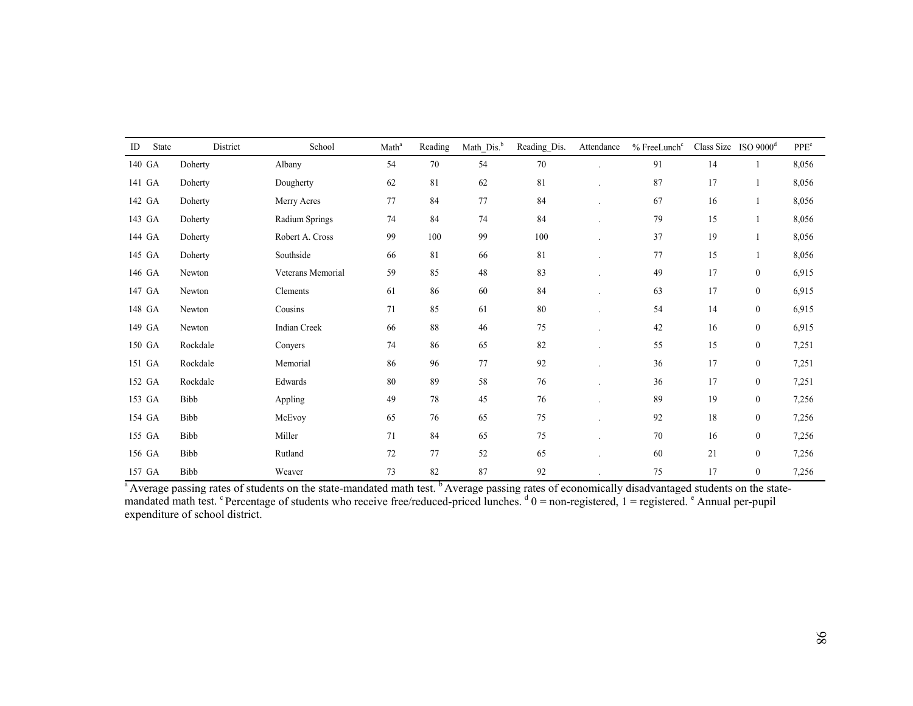| ID | State | District | School | Math[a] | Reading | Math_Dis.[b] | Reading_Dis. | Attendance | % FreeLunch[c] | Class Size | ISO 9000[d] | PPE[e] |
|---|---|---|---|---|---|---|---|---|---|---|---|---|
| 140 | GA | Doherty | Albany | 54 | 70 | 54 | 70 | . | 91 | 14 | 1 | 8,056 |
| 141 | GA | Doherty | Dougherty | 62 | 81 | 62 | 81 | . | 87 | 17 | 1 | 8,056 |
| 142 | GA | Doherty | Merry Acres | 77 | 84 | 77 | 84 | . | 67 | 16 | 1 | 8,056 |
| 143 | GA | Doherty | Radium Springs | 74 | 84 | 74 | 84 | . | 79 | 15 | 1 | 8,056 |
| 144 | GA | Doherty | Robert A. Cross | 99 | 100 | 99 | 100 | . | 37 | 19 | 1 | 8,056 |
| 145 | GA | Doherty | Southside | 66 | 81 | 66 | 81 | . | 77 | 15 | 1 | 8,056 |
| 146 | GA | Newton | Veterans Memorial | 59 | 85 | 48 | 83 | . | 49 | 17 | 0 | 6,915 |
| 147 | GA | Newton | Clements | 61 | 86 | 60 | 84 | . | 63 | 17 | 0 | 6,915 |
| 148 | GA | Newton | Cousins | 71 | 85 | 61 | 80 | . | 54 | 14 | 0 | 6,915 |
| 149 | GA | Newton | Indian Creek | 66 | 88 | 46 | 75 | . | 42 | 16 | 0 | 6,915 |
| 150 | GA | Rockdale | Conyers | 74 | 86 | 65 | 82 | . | 55 | 15 | 0 | 7,251 |
| 151 | GA | Rockdale | Memorial | 86 | 96 | 77 | 92 | . | 36 | 17 | 0 | 7,251 |
| 152 | GA | Rockdale | Edwards | 80 | 89 | 58 | 76 | . | 36 | 17 | 0 | 7,251 |
| 153 | GA | Bibb | Appling | 49 | 78 | 45 | 76 | . | 89 | 19 | 0 | 7,256 |
| 154 | GA | Bibb | McEvoy | 65 | 76 | 65 | 75 | . | 92 | 18 | 0 | 7,256 |
| 155 | GA | Bibb | Miller | 71 | 84 | 65 | 75 | . | 70 | 16 | 0 | 7,256 |
| 156 | GA | Bibb | Rutland | 72 | 77 | 52 | 65 | . | 60 | 21 | 0 | 7,256 |
| 157 | GA | Bibb | Weaver | 73 | 82 | 87 | 92 | . | 75 | 17 | 0 | 7,256 |

[a] Average passing rates of students on the state-mandated math test. [b] Average passing rates of economically disadvantaged students on the state-mandated math test. [c] Percentage of students who receive free/reduced-priced lunches. [d] 0 = non-registered, 1 = registered. [e] Annual per-pupil expenditure of school district.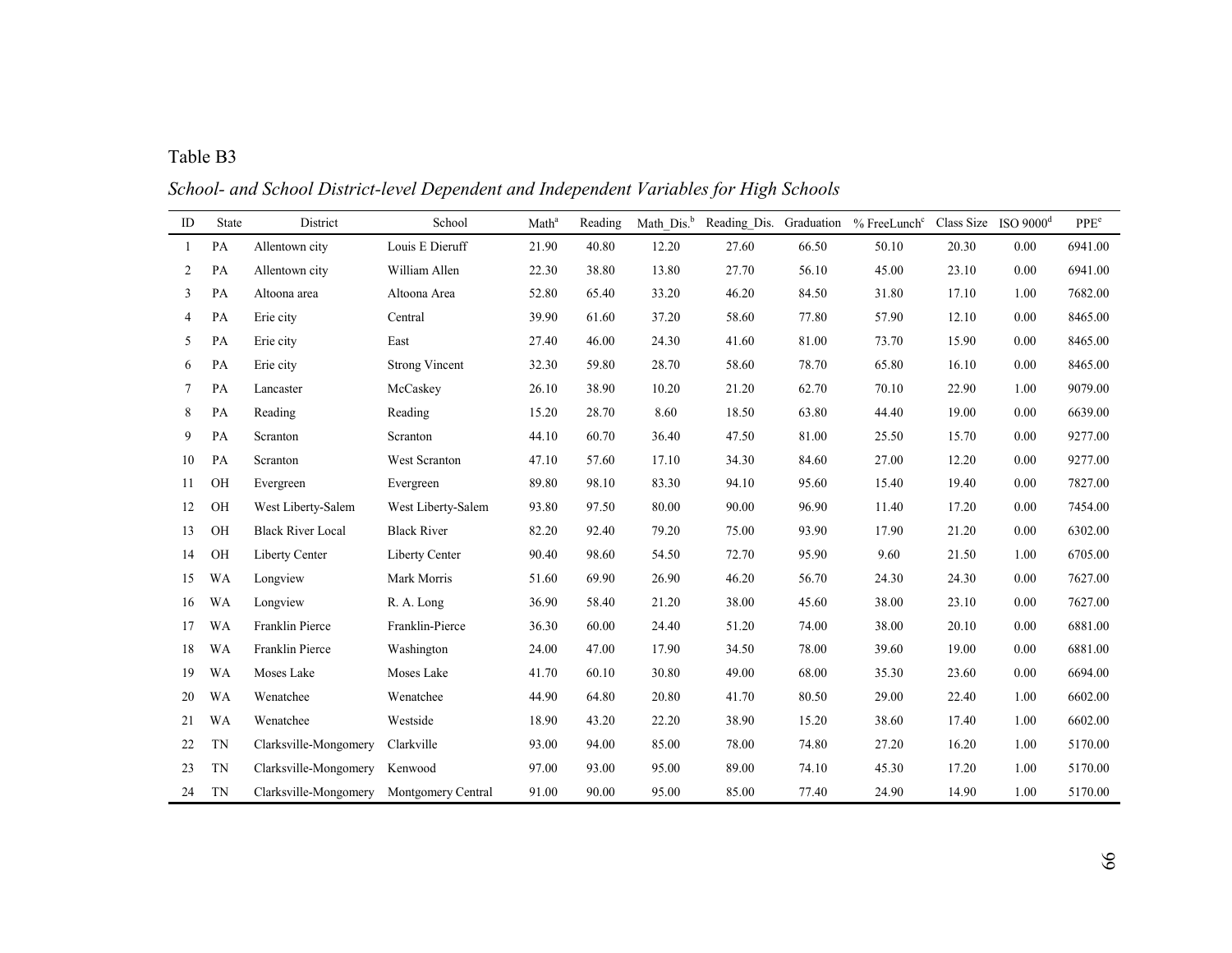Table B3

*School- and School District-level Dependent and Independent Variables for High Schools*

| ID | State | District | School | Math[a] | Reading | Math_Dis.[b] | Reading_Dis. | Graduation | % FreeLunch[c] | Class Size | ISO 9000[d] | PPE[e] |
|---|---|---|---|---|---|---|---|---|---|---|---|---|
| 1 | PA | Allentown city | Louis E Dieruff | 21.90 | 40.80 | 12.20 | 27.60 | 66.50 | 50.10 | 20.30 | 0.00 | 6941.00 |
| 2 | PA | Allentown city | William Allen | 22.30 | 38.80 | 13.80 | 27.70 | 56.10 | 45.00 | 23.10 | 0.00 | 6941.00 |
| 3 | PA | Altoona area | Altoona Area | 52.80 | 65.40 | 33.20 | 46.20 | 84.50 | 31.80 | 17.10 | 1.00 | 7682.00 |
| 4 | PA | Erie city | Central | 39.90 | 61.60 | 37.20 | 58.60 | 77.80 | 57.90 | 12.10 | 0.00 | 8465.00 |
| 5 | PA | Erie city | East | 27.40 | 46.00 | 24.30 | 41.60 | 81.00 | 73.70 | 15.90 | 0.00 | 8465.00 |
| 6 | PA | Erie city | Strong Vincent | 32.30 | 59.80 | 28.70 | 58.60 | 78.70 | 65.80 | 16.10 | 0.00 | 8465.00 |
| 7 | PA | Lancaster | McCaskey | 26.10 | 38.90 | 10.20 | 21.20 | 62.70 | 70.10 | 22.90 | 1.00 | 9079.00 |
| 8 | PA | Reading | Reading | 15.20 | 28.70 | 8.60 | 18.50 | 63.80 | 44.40 | 19.00 | 0.00 | 6639.00 |
| 9 | PA | Scranton | Scranton | 44.10 | 60.70 | 36.40 | 47.50 | 81.00 | 25.50 | 15.70 | 0.00 | 9277.00 |
| 10 | PA | Scranton | West Scranton | 47.10 | 57.60 | 17.10 | 34.30 | 84.60 | 27.00 | 12.20 | 0.00 | 9277.00 |
| 11 | OH | Evergreen | Evergreen | 89.80 | 98.10 | 83.30 | 94.10 | 95.60 | 15.40 | 19.40 | 0.00 | 7827.00 |
| 12 | OH | West Liberty-Salem | West Liberty-Salem | 93.80 | 97.50 | 80.00 | 90.00 | 96.90 | 11.40 | 17.20 | 0.00 | 7454.00 |
| 13 | OH | Black River Local | Black River | 82.20 | 92.40 | 79.20 | 75.00 | 93.90 | 17.90 | 21.20 | 0.00 | 6302.00 |
| 14 | OH | Liberty Center | Liberty Center | 90.40 | 98.60 | 54.50 | 72.70 | 95.90 | 9.60 | 21.50 | 1.00 | 6705.00 |
| 15 | WA | Longview | Mark Morris | 51.60 | 69.90 | 26.90 | 46.20 | 56.70 | 24.30 | 24.30 | 0.00 | 7627.00 |
| 16 | WA | Longview | R. A. Long | 36.90 | 58.40 | 21.20 | 38.00 | 45.60 | 38.00 | 23.10 | 0.00 | 7627.00 |
| 17 | WA | Franklin Pierce | Franklin-Pierce | 36.30 | 60.00 | 24.40 | 51.20 | 74.00 | 38.00 | 20.10 | 0.00 | 6881.00 |
| 18 | WA | Franklin Pierce | Washington | 24.00 | 47.00 | 17.90 | 34.50 | 78.00 | 39.60 | 19.00 | 0.00 | 6881.00 |
| 19 | WA | Moses Lake | Moses Lake | 41.70 | 60.10 | 30.80 | 49.00 | 68.00 | 35.30 | 23.60 | 0.00 | 6694.00 |
| 20 | WA | Wenatchee | Wenatchee | 44.90 | 64.80 | 20.80 | 41.70 | 80.50 | 29.00 | 22.40 | 1.00 | 6602.00 |
| 21 | WA | Wenatchee | Westside | 18.90 | 43.20 | 22.20 | 38.90 | 15.20 | 38.60 | 17.40 | 1.00 | 6602.00 |
| 22 | TN | Clarksville-Mongomery | Clarkville | 93.00 | 94.00 | 85.00 | 78.00 | 74.80 | 27.20 | 16.20 | 1.00 | 5170.00 |
| 23 | TN | Clarksville-Mongomery | Kenwood | 97.00 | 93.00 | 95.00 | 89.00 | 74.10 | 45.30 | 17.20 | 1.00 | 5170.00 |
| 24 | TN | Clarksville-Mongomery | Montgomery Central | 91.00 | 90.00 | 95.00 | 85.00 | 77.40 | 24.90 | 14.90 | 1.00 | 5170.00 |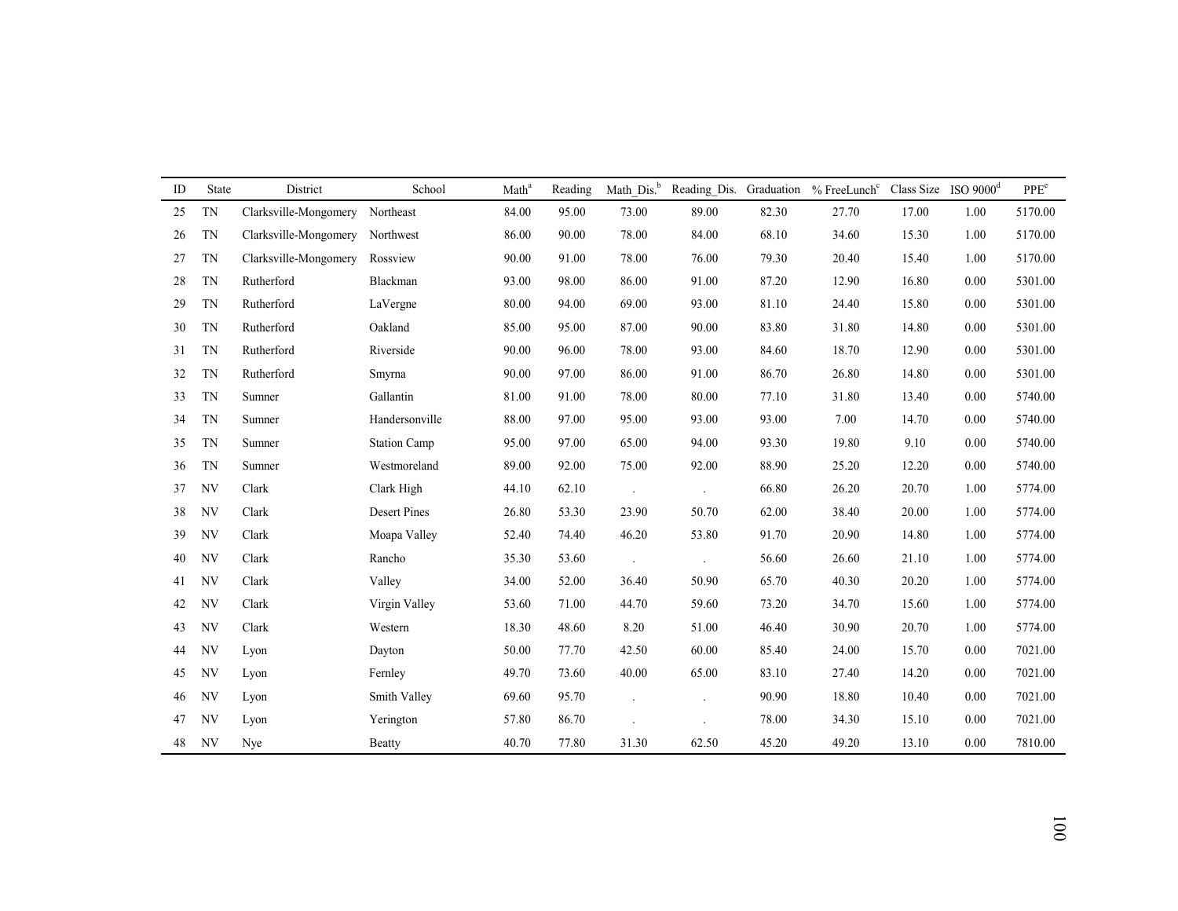| ID | State | District | School | Math[a] | Reading | Math_Dis.[b] | Reading_Dis. | Graduation | % FreeLunch[c] | Class Size | ISO 9000[d] | PPE[e] |
|---|---|---|---|---|---|---|---|---|---|---|---|---|
| 25 | TN | Clarksville-Mongomery | Northeast | 84.00 | 95.00 | 73.00 | 89.00 | 82.30 | 27.70 | 17.00 | 1.00 | 5170.00 |
| 26 | TN | Clarksville-Mongomery | Northwest | 86.00 | 90.00 | 78.00 | 84.00 | 68.10 | 34.60 | 15.30 | 1.00 | 5170.00 |
| 27 | TN | Clarksville-Mongomery | Rossview | 90.00 | 91.00 | 78.00 | 76.00 | 79.30 | 20.40 | 15.40 | 1.00 | 5170.00 |
| 28 | TN | Rutherford | Blackman | 93.00 | 98.00 | 86.00 | 91.00 | 87.20 | 12.90 | 16.80 | 0.00 | 5301.00 |
| 29 | TN | Rutherford | LaVergne | 80.00 | 94.00 | 69.00 | 93.00 | 81.10 | 24.40 | 15.80 | 0.00 | 5301.00 |
| 30 | TN | Rutherford | Oakland | 85.00 | 95.00 | 87.00 | 90.00 | 83.80 | 31.80 | 14.80 | 0.00 | 5301.00 |
| 31 | TN | Rutherford | Riverside | 90.00 | 96.00 | 78.00 | 93.00 | 84.60 | 18.70 | 12.90 | 0.00 | 5301.00 |
| 32 | TN | Rutherford | Smyrna | 90.00 | 97.00 | 86.00 | 91.00 | 86.70 | 26.80 | 14.80 | 0.00 | 5301.00 |
| 33 | TN | Sumner | Gallantin | 81.00 | 91.00 | 78.00 | 80.00 | 77.10 | 31.80 | 13.40 | 0.00 | 5740.00 |
| 34 | TN | Sumner | Handersonville | 88.00 | 97.00 | 95.00 | 93.00 | 93.00 | 7.00 | 14.70 | 0.00 | 5740.00 |
| 35 | TN | Sumner | Station Camp | 95.00 | 97.00 | 65.00 | 94.00 | 93.30 | 19.80 | 9.10 | 0.00 | 5740.00 |
| 36 | TN | Sumner | Westmoreland | 89.00 | 92.00 | 75.00 | 92.00 | 88.90 | 25.20 | 12.20 | 0.00 | 5740.00 |
| 37 | NV | Clark | Clark High | 44.10 | 62.10 | . | . | 66.80 | 26.20 | 20.70 | 1.00 | 5774.00 |
| 38 | NV | Clark | Desert Pines | 26.80 | 53.30 | 23.90 | 50.70 | 62.00 | 38.40 | 20.00 | 1.00 | 5774.00 |
| 39 | NV | Clark | Moapa Valley | 52.40 | 74.40 | 46.20 | 53.80 | 91.70 | 20.90 | 14.80 | 1.00 | 5774.00 |
| 40 | NV | Clark | Rancho | 35.30 | 53.60 | . | . | 56.60 | 26.60 | 21.10 | 1.00 | 5774.00 |
| 41 | NV | Clark | Valley | 34.00 | 52.00 | 36.40 | 50.90 | 65.70 | 40.30 | 20.20 | 1.00 | 5774.00 |
| 42 | NV | Clark | Virgin Valley | 53.60 | 71.00 | 44.70 | 59.60 | 73.20 | 34.70 | 15.60 | 1.00 | 5774.00 |
| 43 | NV | Clark | Western | 18.30 | 48.60 | 8.20 | 51.00 | 46.40 | 30.90 | 20.70 | 1.00 | 5774.00 |
| 44 | NV | Lyon | Dayton | 50.00 | 77.70 | 42.50 | 60.00 | 85.40 | 24.00 | 15.70 | 0.00 | 7021.00 |
| 45 | NV | Lyon | Fernley | 49.70 | 73.60 | 40.00 | 65.00 | 83.10 | 27.40 | 14.20 | 0.00 | 7021.00 |
| 46 | NV | Lyon | Smith Valley | 69.60 | 95.70 | . | . | 90.90 | 18.80 | 10.40 | 0.00 | 7021.00 |
| 47 | NV | Lyon | Yerington | 57.80 | 86.70 | . | . | 78.00 | 34.30 | 15.10 | 0.00 | 7021.00 |
| 48 | NV | Nye | Beatty | 40.70 | 77.80 | 31.30 | 62.50 | 45.20 | 49.20 | 13.10 | 0.00 | 7810.00 |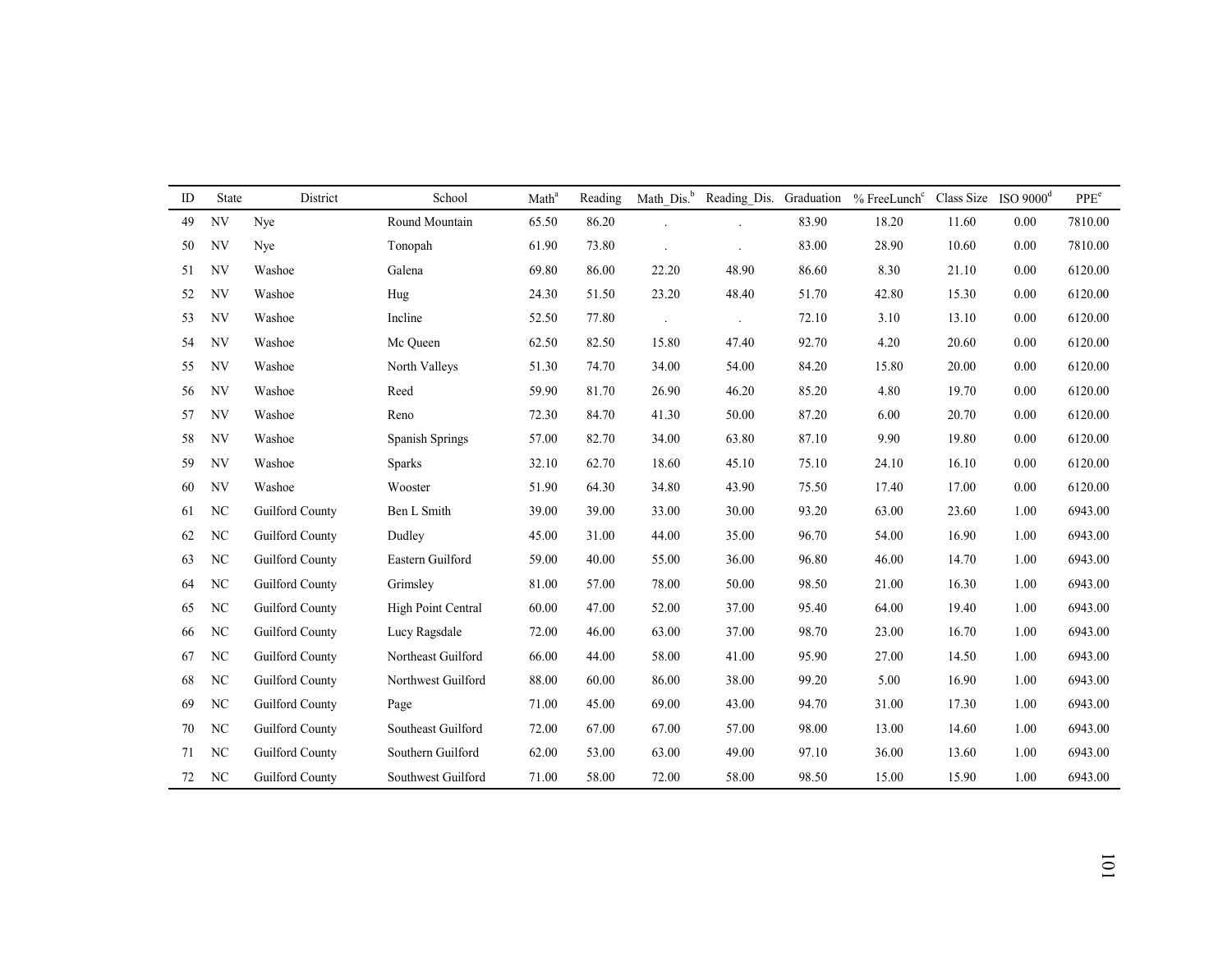| ID | State | District | School | Math[a] | Reading | Math_Dis.[b] | Reading_Dis. | Graduation | % FreeLunch[c] | Class Size | ISO 9000[d] | PPE[e] |
|---|---|---|---|---|---|---|---|---|---|---|---|---|
| 49 | NV | Nye | Round Mountain | 65.50 | 86.20 | . | . | 83.90 | 18.20 | 11.60 | 0.00 | 7810.00 |
| 50 | NV | Nye | Tonopah | 61.90 | 73.80 | . | . | 83.00 | 28.90 | 10.60 | 0.00 | 7810.00 |
| 51 | NV | Washoe | Galena | 69.80 | 86.00 | 22.20 | 48.90 | 86.60 | 8.30 | 21.10 | 0.00 | 6120.00 |
| 52 | NV | Washoe | Hug | 24.30 | 51.50 | 23.20 | 48.40 | 51.70 | 42.80 | 15.30 | 0.00 | 6120.00 |
| 53 | NV | Washoe | Incline | 52.50 | 77.80 | . | . | 72.10 | 3.10 | 13.10 | 0.00 | 6120.00 |
| 54 | NV | Washoe | Mc Queen | 62.50 | 82.50 | 15.80 | 47.40 | 92.70 | 4.20 | 20.60 | 0.00 | 6120.00 |
| 55 | NV | Washoe | North Valleys | 51.30 | 74.70 | 34.00 | 54.00 | 84.20 | 15.80 | 20.00 | 0.00 | 6120.00 |
| 56 | NV | Washoe | Reed | 59.90 | 81.70 | 26.90 | 46.20 | 85.20 | 4.80 | 19.70 | 0.00 | 6120.00 |
| 57 | NV | Washoe | Reno | 72.30 | 84.70 | 41.30 | 50.00 | 87.20 | 6.00 | 20.70 | 0.00 | 6120.00 |
| 58 | NV | Washoe | Spanish Springs | 57.00 | 82.70 | 34.00 | 63.80 | 87.10 | 9.90 | 19.80 | 0.00 | 6120.00 |
| 59 | NV | Washoe | Sparks | 32.10 | 62.70 | 18.60 | 45.10 | 75.10 | 24.10 | 16.10 | 0.00 | 6120.00 |
| 60 | NV | Washoe | Wooster | 51.90 | 64.30 | 34.80 | 43.90 | 75.50 | 17.40 | 17.00 | 0.00 | 6120.00 |
| 61 | NC | Guilford County | Ben L Smith | 39.00 | 39.00 | 33.00 | 30.00 | 93.20 | 63.00 | 23.60 | 1.00 | 6943.00 |
| 62 | NC | Guilford County | Dudley | 45.00 | 31.00 | 44.00 | 35.00 | 96.70 | 54.00 | 16.90 | 1.00 | 6943.00 |
| 63 | NC | Guilford County | Eastern Guilford | 59.00 | 40.00 | 55.00 | 36.00 | 96.80 | 46.00 | 14.70 | 1.00 | 6943.00 |
| 64 | NC | Guilford County | Grimsley | 81.00 | 57.00 | 78.00 | 50.00 | 98.50 | 21.00 | 16.30 | 1.00 | 6943.00 |
| 65 | NC | Guilford County | High Point Central | 60.00 | 47.00 | 52.00 | 37.00 | 95.40 | 64.00 | 19.40 | 1.00 | 6943.00 |
| 66 | NC | Guilford County | Lucy Ragsdale | 72.00 | 46.00 | 63.00 | 37.00 | 98.70 | 23.00 | 16.70 | 1.00 | 6943.00 |
| 67 | NC | Guilford County | Northeast Guilford | 66.00 | 44.00 | 58.00 | 41.00 | 95.90 | 27.00 | 14.50 | 1.00 | 6943.00 |
| 68 | NC | Guilford County | Northwest Guilford | 88.00 | 60.00 | 86.00 | 38.00 | 99.20 | 5.00 | 16.90 | 1.00 | 6943.00 |
| 69 | NC | Guilford County | Page | 71.00 | 45.00 | 69.00 | 43.00 | 94.70 | 31.00 | 17.30 | 1.00 | 6943.00 |
| 70 | NC | Guilford County | Southeast Guilford | 72.00 | 67.00 | 67.00 | 57.00 | 98.00 | 13.00 | 14.60 | 1.00 | 6943.00 |
| 71 | NC | Guilford County | Southern Guilford | 62.00 | 53.00 | 63.00 | 49.00 | 97.10 | 36.00 | 13.60 | 1.00 | 6943.00 |
| 72 | NC | Guilford County | Southwest Guilford | 71.00 | 58.00 | 72.00 | 58.00 | 98.50 | 15.00 | 15.90 | 1.00 | 6943.00 |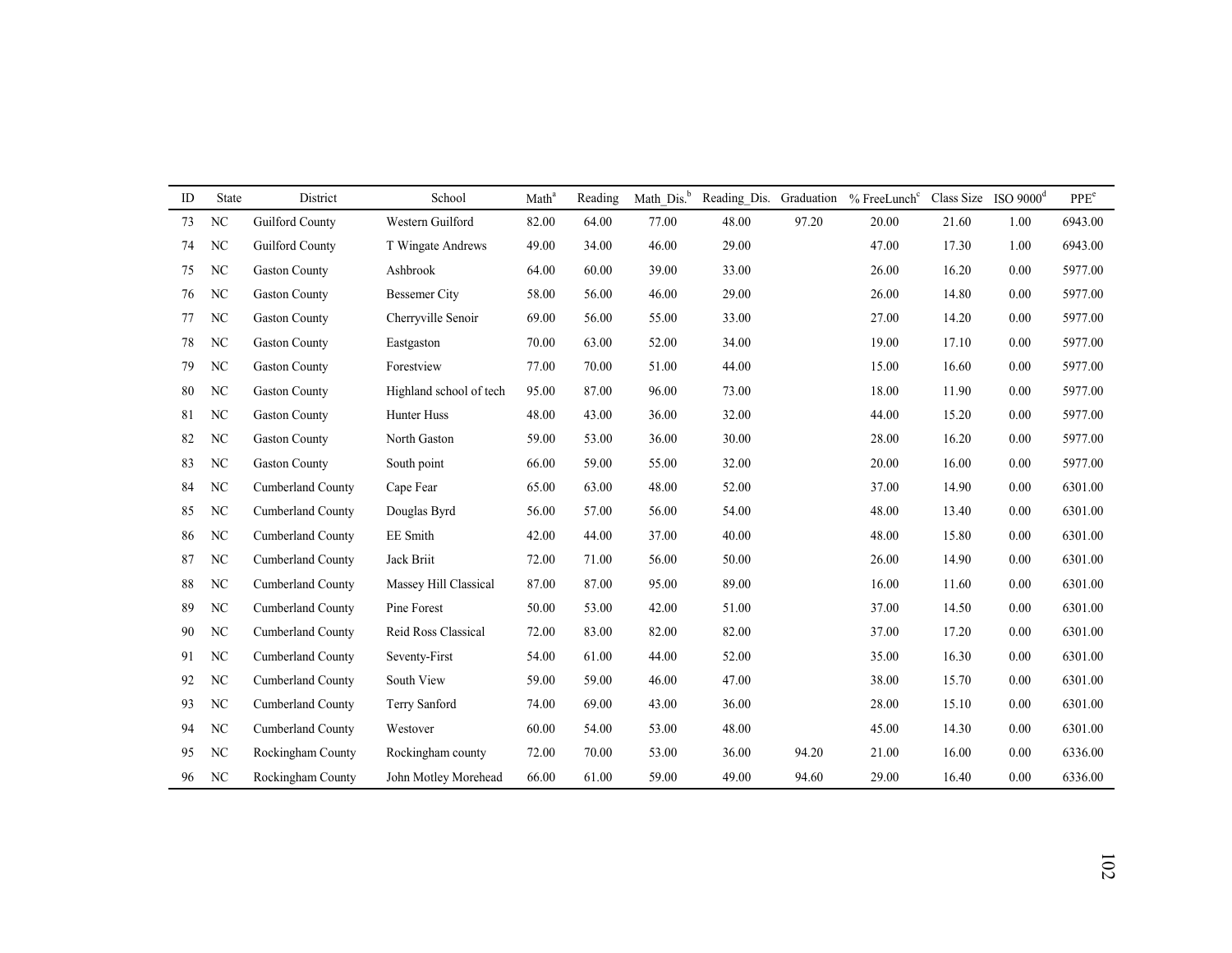| ID | State | District | School | Math[a] | Reading | Math_Dis.[b] | Reading_Dis. | Graduation | % FreeLunch[c] | Class Size | ISO 9000[d] | PPE[e] |
|---|---|---|---|---|---|---|---|---|---|---|---|---|
| 73 | NC | Guilford County | Western Guilford | 82.00 | 64.00 | 77.00 | 48.00 | 97.20 | 20.00 | 21.60 | 1.00 | 6943.00 |
| 74 | NC | Guilford County | T Wingate Andrews | 49.00 | 34.00 | 46.00 | 29.00 | | 47.00 | 17.30 | 1.00 | 6943.00 |
| 75 | NC | Gaston County | Ashbrook | 64.00 | 60.00 | 39.00 | 33.00 | | 26.00 | 16.20 | 0.00 | 5977.00 |
| 76 | NC | Gaston County | Bessemer City | 58.00 | 56.00 | 46.00 | 29.00 | | 26.00 | 14.80 | 0.00 | 5977.00 |
| 77 | NC | Gaston County | Cherryville Senoir | 69.00 | 56.00 | 55.00 | 33.00 | | 27.00 | 14.20 | 0.00 | 5977.00 |
| 78 | NC | Gaston County | Eastgaston | 70.00 | 63.00 | 52.00 | 34.00 | | 19.00 | 17.10 | 0.00 | 5977.00 |
| 79 | NC | Gaston County | Forestview | 77.00 | 70.00 | 51.00 | 44.00 | | 15.00 | 16.60 | 0.00 | 5977.00 |
| 80 | NC | Gaston County | Highland school of tech | 95.00 | 87.00 | 96.00 | 73.00 | | 18.00 | 11.90 | 0.00 | 5977.00 |
| 81 | NC | Gaston County | Hunter Huss | 48.00 | 43.00 | 36.00 | 32.00 | | 44.00 | 15.20 | 0.00 | 5977.00 |
| 82 | NC | Gaston County | North Gaston | 59.00 | 53.00 | 36.00 | 30.00 | | 28.00 | 16.20 | 0.00 | 5977.00 |
| 83 | NC | Gaston County | South point | 66.00 | 59.00 | 55.00 | 32.00 | | 20.00 | 16.00 | 0.00 | 5977.00 |
| 84 | NC | Cumberland County | Cape Fear | 65.00 | 63.00 | 48.00 | 52.00 | | 37.00 | 14.90 | 0.00 | 6301.00 |
| 85 | NC | Cumberland County | Douglas Byrd | 56.00 | 57.00 | 56.00 | 54.00 | | 48.00 | 13.40 | 0.00 | 6301.00 |
| 86 | NC | Cumberland County | EE Smith | 42.00 | 44.00 | 37.00 | 40.00 | | 48.00 | 15.80 | 0.00 | 6301.00 |
| 87 | NC | Cumberland County | Jack Briit | 72.00 | 71.00 | 56.00 | 50.00 | | 26.00 | 14.90 | 0.00 | 6301.00 |
| 88 | NC | Cumberland County | Massey Hill Classical | 87.00 | 87.00 | 95.00 | 89.00 | | 16.00 | 11.60 | 0.00 | 6301.00 |
| 89 | NC | Cumberland County | Pine Forest | 50.00 | 53.00 | 42.00 | 51.00 | | 37.00 | 14.50 | 0.00 | 6301.00 |
| 90 | NC | Cumberland County | Reid Ross Classical | 72.00 | 83.00 | 82.00 | 82.00 | | 37.00 | 17.20 | 0.00 | 6301.00 |
| 91 | NC | Cumberland County | Seventy-First | 54.00 | 61.00 | 44.00 | 52.00 | | 35.00 | 16.30 | 0.00 | 6301.00 |
| 92 | NC | Cumberland County | South View | 59.00 | 59.00 | 46.00 | 47.00 | | 38.00 | 15.70 | 0.00 | 6301.00 |
| 93 | NC | Cumberland County | Terry Sanford | 74.00 | 69.00 | 43.00 | 36.00 | | 28.00 | 15.10 | 0.00 | 6301.00 |
| 94 | NC | Cumberland County | Westover | 60.00 | 54.00 | 53.00 | 48.00 | | 45.00 | 14.30 | 0.00 | 6301.00 |
| 95 | NC | Rockingham County | Rockingham county | 72.00 | 70.00 | 53.00 | 36.00 | 94.20 | 21.00 | 16.00 | 0.00 | 6336.00 |
| 96 | NC | Rockingham County | John Motley Morehead | 66.00 | 61.00 | 59.00 | 49.00 | 94.60 | 29.00 | 16.40 | 0.00 | 6336.00 |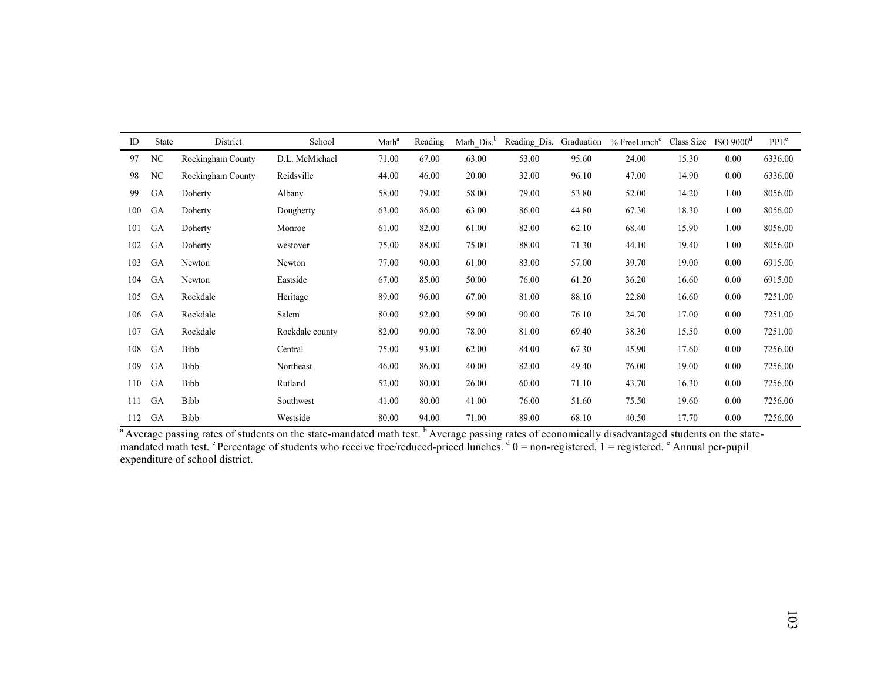| ID | State | District | School | Math[a] | Reading | Math_Dis.[b] | Reading_Dis. | Graduation | % FreeLunch[c] | Class Size | ISO 9000[d] | PPE[e] |
|---|---|---|---|---|---|---|---|---|---|---|---|---|
| 97 | NC | Rockingham County | D.L. McMichael | 71.00 | 67.00 | 63.00 | 53.00 | 95.60 | 24.00 | 15.30 | 0.00 | 6336.00 |
| 98 | NC | Rockingham County | Reidsville | 44.00 | 46.00 | 20.00 | 32.00 | 96.10 | 47.00 | 14.90 | 0.00 | 6336.00 |
| 99 | GA | Doherty | Albany | 58.00 | 79.00 | 58.00 | 79.00 | 53.80 | 52.00 | 14.20 | 1.00 | 8056.00 |
| 100 | GA | Doherty | Dougherty | 63.00 | 86.00 | 63.00 | 86.00 | 44.80 | 67.30 | 18.30 | 1.00 | 8056.00 |
| 101 | GA | Doherty | Monroe | 61.00 | 82.00 | 61.00 | 82.00 | 62.10 | 68.40 | 15.90 | 1.00 | 8056.00 |
| 102 | GA | Doherty | westover | 75.00 | 88.00 | 75.00 | 88.00 | 71.30 | 44.10 | 19.40 | 1.00 | 8056.00 |
| 103 | GA | Newton | Newton | 77.00 | 90.00 | 61.00 | 83.00 | 57.00 | 39.70 | 19.00 | 0.00 | 6915.00 |
| 104 | GA | Newton | Eastside | 67.00 | 85.00 | 50.00 | 76.00 | 61.20 | 36.20 | 16.60 | 0.00 | 6915.00 |
| 105 | GA | Rockdale | Heritage | 89.00 | 96.00 | 67.00 | 81.00 | 88.10 | 22.80 | 16.60 | 0.00 | 7251.00 |
| 106 | GA | Rockdale | Salem | 80.00 | 92.00 | 59.00 | 90.00 | 76.10 | 24.70 | 17.00 | 0.00 | 7251.00 |
| 107 | GA | Rockdale | Rockdale county | 82.00 | 90.00 | 78.00 | 81.00 | 69.40 | 38.30 | 15.50 | 0.00 | 7251.00 |
| 108 | GA | Bibb | Central | 75.00 | 93.00 | 62.00 | 84.00 | 67.30 | 45.90 | 17.60 | 0.00 | 7256.00 |
| 109 | GA | Bibb | Northeast | 46.00 | 86.00 | 40.00 | 82.00 | 49.40 | 76.00 | 19.00 | 0.00 | 7256.00 |
| 110 | GA | Bibb | Rutland | 52.00 | 80.00 | 26.00 | 60.00 | 71.10 | 43.70 | 16.30 | 0.00 | 7256.00 |
| 111 | GA | Bibb | Southwest | 41.00 | 80.00 | 41.00 | 76.00 | 51.60 | 75.50 | 19.60 | 0.00 | 7256.00 |
| 112 | GA | Bibb | Westside | 80.00 | 94.00 | 71.00 | 89.00 | 68.10 | 40.50 | 17.70 | 0.00 | 7256.00 |

[a] Average passing rates of students on the state-mandated math test. [b] Average passing rates of economically disadvantaged students on the state-mandated math test. [c] Percentage of students who receive free/reduced-priced lunches. [d] 0 = non-registered, 1 = registered. [e] Annual per-pupil expenditure of school district.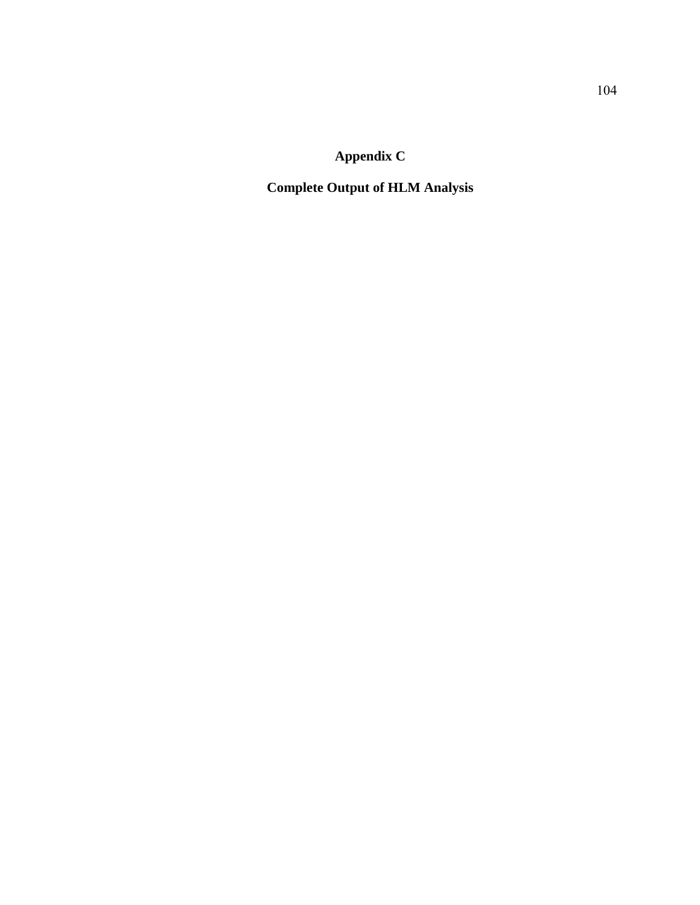# Appendix C

## Complete Output of HLM Analysis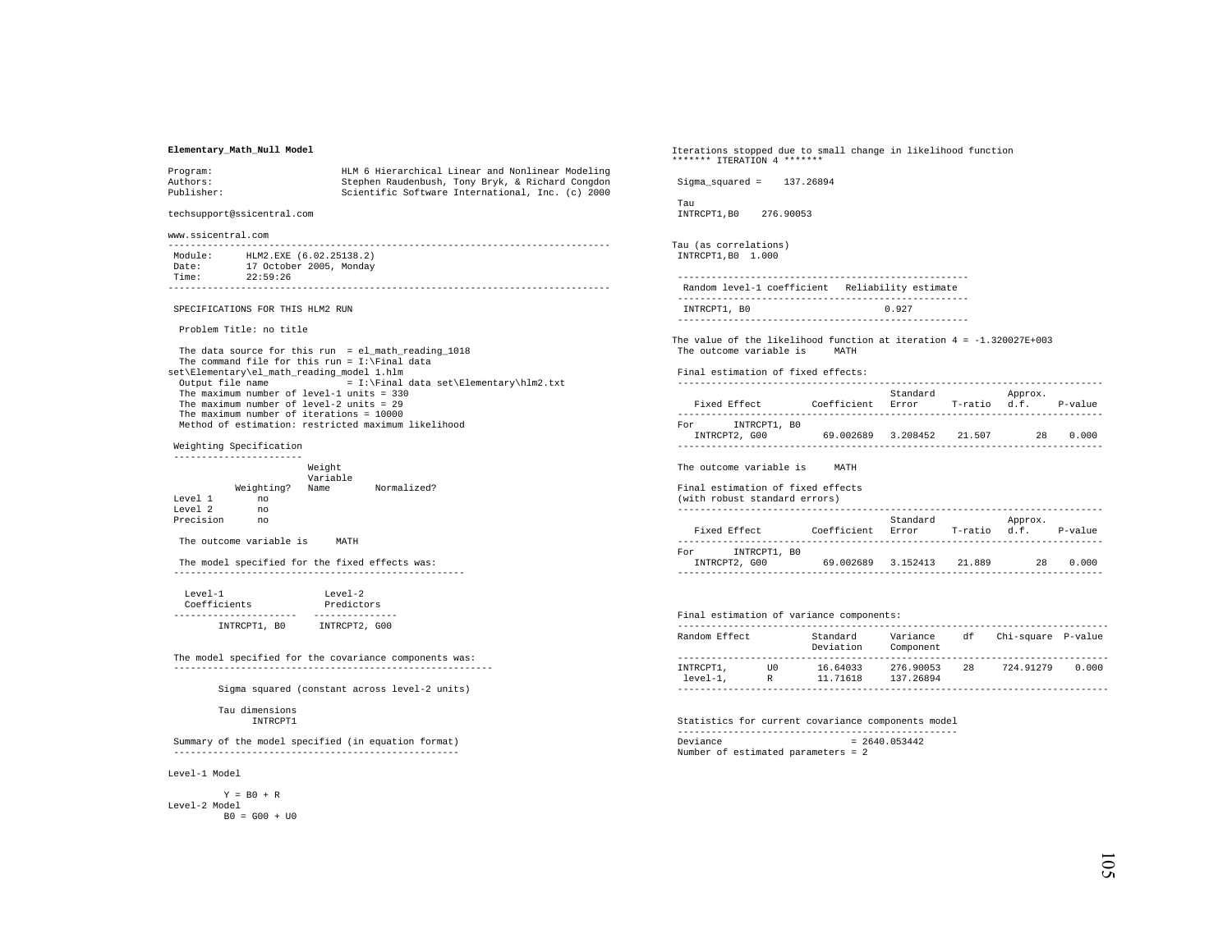**Elementary_Math_Null Model**

```
Program:                     HLM 6 Hierarchical Linear and Nonlinear Modeling
Authors:                     Stephen Raudenbush, Tony Bryk, & Richard Congdon
Publisher:                   Scientific Software International, Inc. (c) 2000

techsupport@ssicentral.com

www.ssicentral.com
-------------------------------------------------------------------------------
 Module:      HLM2.EXE (6.02.25138.2)
 Date:        17 October 2005, Monday
 Time:        22:59:26
-------------------------------------------------------------------------------

 SPECIFICATIONS FOR THIS HLM2 RUN

  Problem Title: no title

  The data source for this run  = el_math_reading_1018
  The command file for this run = I:\Final data
set\Elementary\el_math_reading_model 1.hlm
  Output file name              = I:\Final data set\Elementary\hlm2.txt
  The maximum number of level-1 units = 330
  The maximum number of level-2 units = 29
  The maximum number of iterations = 10000
  Method of estimation: restricted maximum likelihood

 Weighting Specification
 -----------------------
                        Weight
                        Variable
           Weighting?   Name        Normalized?
 Level 1        no
 Level 2        no
 Precision      no

  The outcome variable is     MATH

  The model specified for the fixed effects was:
 ----------------------------------------------------

   Level-1                 Level-2
   Coefficients            Predictors
 ----------------------   ---------------
        INTRCPT1, B0      INTRCPT2, G00


 The model specified for the covariance components was:
 ---------------------------------------------------------

        Sigma squared (constant across level-2 units)

        Tau dimensions
              INTRCPT1

 Summary of the model specified (in equation format)
 ---------------------------------------------------

Level-1 Model

        Y = B0 + R
Level-2 Model
         B0 = G00 + U0
```

```
Iterations stopped due to small change in likelihood function
******* ITERATION 4 *******

 Sigma_squared =    137.26894

 Tau
 INTRCPT1,B0    276.90053

Tau (as correlations)
 INTRCPT1,B0  1.000

 ----------------------------------------------------
  Random level-1 coefficient   Reliability estimate
 ----------------------------------------------------
  INTRCPT1, B0                        0.927
 ----------------------------------------------------

The value of the likelihood function at iteration 4 = -1.320027E+003
 The outcome variable is     MATH

 Final estimation of fixed effects:
 ----------------------------------------------------------------------------
                                       Standard             Approx.
    Fixed Effect         Coefficient   Error      T-ratio   d.f.     P-value
 ----------------------------------------------------------------------------
 For      INTRCPT1, B0
    INTRCPT2, G00          69.002689   3.208452   21.507        28    0.000
 ----------------------------------------------------------------------------

 The outcome variable is     MATH

 Final estimation of fixed effects
 (with robust standard errors)
 ----------------------------------------------------------------------------
                                       Standard             Approx.
    Fixed Effect         Coefficient   Error      T-ratio   d.f.     P-value
 ----------------------------------------------------------------------------
 For      INTRCPT1, B0
    INTRCPT2, G00          69.002689   3.152413   21.889        28    0.000
 ----------------------------------------------------------------------------


 Final estimation of variance components:
 -----------------------------------------------------------------------------
 Random Effect           Standard      Variance     df    Chi-square  P-value
                         Deviation     Component
 -----------------------------------------------------------------------------
 INTRCPT1,       U0       16.64033     276.90053    28    724.91279    0.000
  level-1,       R        11.71618     137.26894
 -----------------------------------------------------------------------------

 Statistics for current covariance components model
 --------------------------------------------------
 Deviance                       = 2640.053442
 Number of estimated parameters = 2
```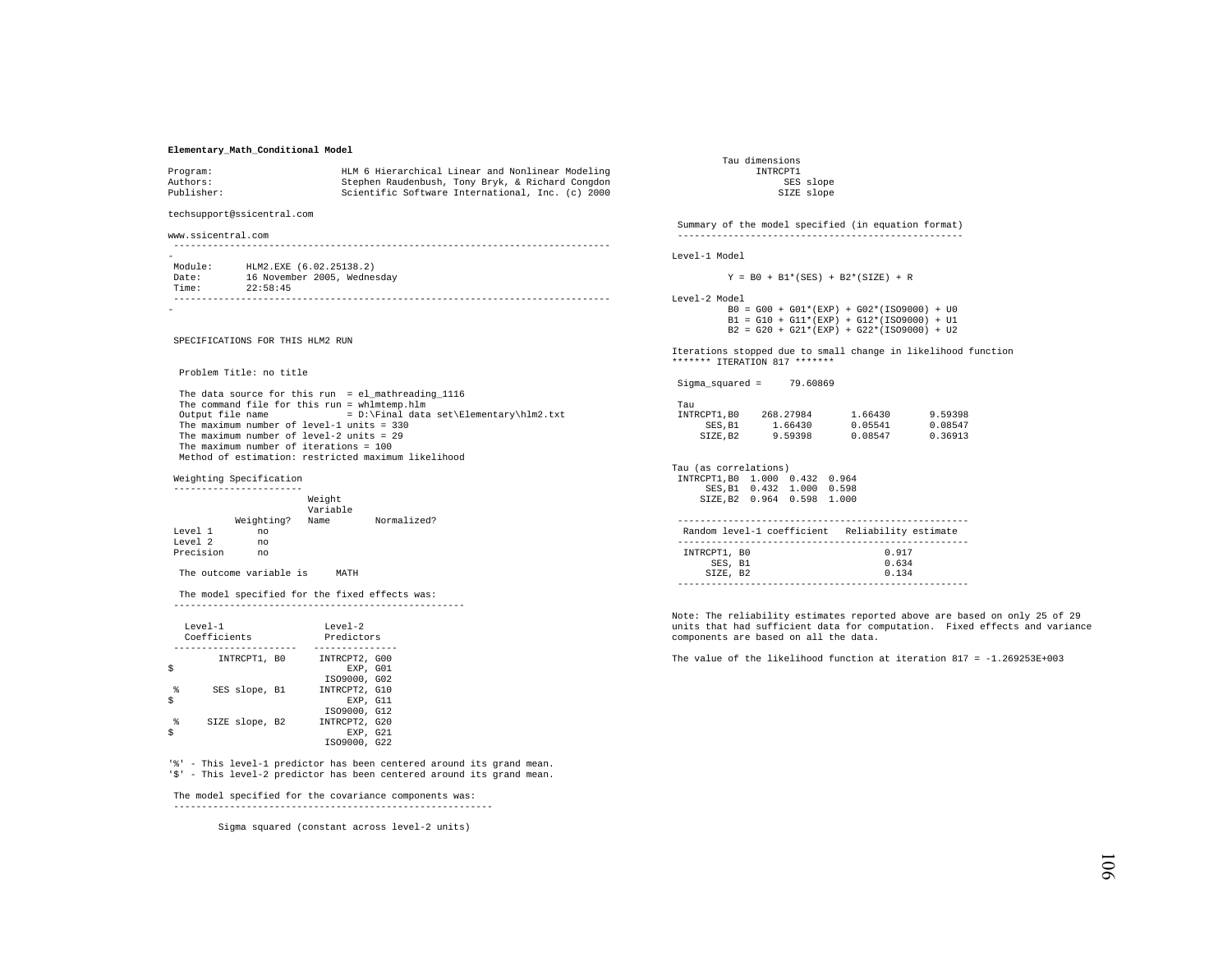**Elementary_Math_Conditional Model**

```
Program:                  HLM 6 Hierarchical Linear and Nonlinear Modeling
Authors:                  Stephen Raudenbush, Tony Bryk, & Richard Congdon
Publisher:                Scientific Software International, Inc. (c) 2000

techsupport@ssicentral.com

www.ssicentral.com
-------------------------------------------------------------------------------
-
 Module:      HLM2.EXE (6.02.25138.2)
 Date:        16 November 2005, Wednesday
 Time:        22:58:45
-------------------------------------------------------------------------------
-


 SPECIFICATIONS FOR THIS HLM2 RUN


  Problem Title: no title

  The data source for this run  = el_mathreading_1116
  The command file for this run = whlmtemp.hlm
  Output file name              = D:\Final data set\Elementary\hlm2.txt
  The maximum number of level-1 units = 330
  The maximum number of level-2 units = 29
  The maximum number of iterations = 100
  Method of estimation: restricted maximum likelihood

 Weighting Specification
 -----------------------
                         Weight
                         Variable
            Weighting?   Name        Normalized?
 Level 1        no
 Level 2        no
 Precision      no

  The outcome variable is     MATH

  The model specified for the fixed effects was:
 ----------------------------------------------------

   Level-1                  Level-2
   Coefficients             Predictors
 ----------------------   ---------------
        INTRCPT1, B0      INTRCPT2, G00
$                              EXP, G01
                          ISO9000, G02
 %      SES slope, B1     INTRCPT2, G10
$                              EXP, G11
                          ISO9000, G12
 %     SIZE slope, B2     INTRCPT2, G20
$                              EXP, G21
                          ISO9000, G22

'%' - This level-1 predictor has been centered around its grand mean.
'$' - This level-2 predictor has been centered around its grand mean.

 The model specified for the covariance components was:
 ---------------------------------------------------------

         Sigma squared (constant across level-2 units)

         Tau dimensions
              INTRCPT1
                   SES slope
                  SIZE slope

 Summary of the model specified (in equation format)
 ---------------------------------------------------

Level-1 Model

        Y = B0 + B1*(SES) + B2*(SIZE) + R

Level-2 Model
        B0 = G00 + G01*(EXP) + G02*(ISO9000) + U0
        B1 = G10 + G11*(EXP) + G12*(ISO9000) + U1
        B2 = G20 + G21*(EXP) + G22*(ISO9000) + U2

Iterations stopped due to small change in likelihood function
******* ITERATION 817 *******

 Sigma_squared =     79.60869

 Tau
 INTRCPT1,B0    268.27984       1.66430       9.59398
      SES,B1      1.66430       0.05541       0.08547
     SIZE,B2      9.59398       0.08547       0.36913


Tau (as correlations)
 INTRCPT1,B0  1.000  0.432  0.964
      SES,B1  0.432  1.000  0.598
     SIZE,B2  0.964  0.598  1.000

 ----------------------------------------------------
  Random level-1 coefficient   Reliability estimate
 ----------------------------------------------------
  INTRCPT1, B0                        0.917
      SES, B1                         0.634
     SIZE, B2                         0.134
 ----------------------------------------------------

Note: The reliability estimates reported above are based on only 25 of 29
units that had sufficient data for computation.  Fixed effects and variance
components are based on all the data.

The value of the likelihood function at iteration 817 = -1.269253E+003
```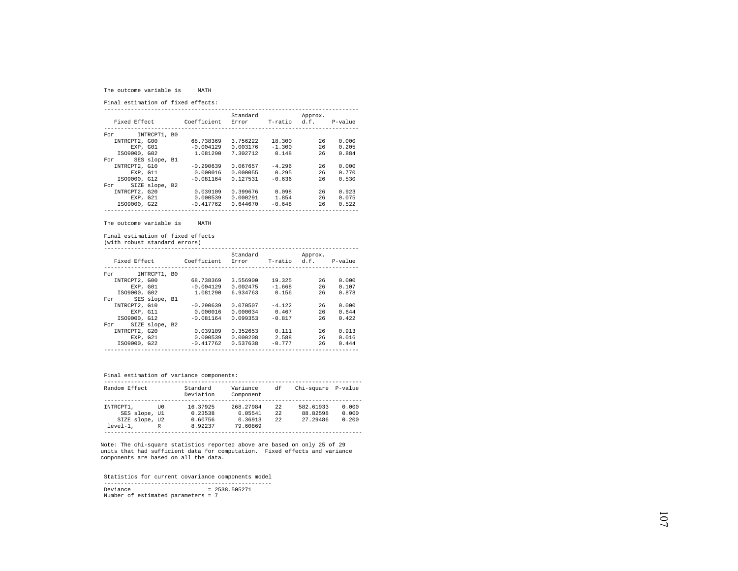The outcome variable is MATH

Final estimation of fixed effects:

| Fixed Effect | Coefficient | Standard Error | T-ratio | Approx. d.f. | P-value |
|---|---|---|---|---|---|
| For INTRCPT1, B0 | | | | | |
| INTRCPT2, G00 | 68.738369 | 3.756222 | 18.300 | 26 | 0.000 |
| EXP, G01 | -0.004129 | 0.003176 | -1.300 | 26 | 0.205 |
| ISO9000, G02 | 1.081290 | 7.302712 | 0.148 | 26 | 0.884 |
| For SES slope, B1 | | | | | |
| INTRCPT2, G10 | -0.290639 | 0.067657 | -4.296 | 26 | 0.000 |
| EXP, G11 | 0.000016 | 0.000055 | 0.295 | 26 | 0.770 |
| ISO9000, G12 | -0.081164 | 0.127531 | -0.636 | 26 | 0.530 |
| For SIZE slope, B2 | | | | | |
| INTRCPT2, G20 | 0.039109 | 0.399676 | 0.098 | 26 | 0.923 |
| EXP, G21 | 0.000539 | 0.000291 | 1.854 | 26 | 0.075 |
| ISO9000, G22 | -0.417762 | 0.644670 | -0.648 | 26 | 0.522 |

The outcome variable is MATH

Final estimation of fixed effects
(with robust standard errors)

| Fixed Effect | Coefficient | Standard Error | T-ratio | Approx. d.f. | P-value |
|---|---|---|---|---|---|
| For INTRCPT1, B0 | | | | | |
| INTRCPT2, G00 | 68.738369 | 3.556900 | 19.325 | 26 | 0.000 |
| EXP, G01 | -0.004129 | 0.002475 | -1.668 | 26 | 0.107 |
| ISO9000, G02 | 1.081290 | 6.934763 | 0.156 | 26 | 0.878 |
| For SES slope, B1 | | | | | |
| INTRCPT2, G10 | -0.290639 | 0.070507 | -4.122 | 26 | 0.000 |
| EXP, G11 | 0.000016 | 0.000034 | 0.467 | 26 | 0.644 |
| ISO9000, G12 | -0.081164 | 0.099353 | -0.817 | 26 | 0.422 |
| For SIZE slope, B2 | | | | | |
| INTRCPT2, G20 | 0.039109 | 0.352653 | 0.111 | 26 | 0.913 |
| EXP, G21 | 0.000539 | 0.000208 | 2.588 | 26 | 0.016 |
| ISO9000, G22 | -0.417762 | 0.537638 | -0.777 | 26 | 0.444 |

Final estimation of variance components:

| Random Effect | Standard Deviation | Variance Component | df | Chi-square | P-value |
|---|---|---|---|---|---|
| INTRCPT1, U0 | 16.37925 | 268.27984 | 22 | 582.61933 | 0.000 |
| SES slope, U1 | 0.23538 | 0.05541 | 22 | 88.82598 | 0.000 |
| SIZE slope, U2 | 0.60756 | 0.36913 | 22 | 27.29486 | 0.200 |
| level-1, R | 8.92237 | 79.60869 | | | |

Note: The chi-square statistics reported above are based on only 25 of 29 units that had sufficient data for computation. Fixed effects and variance components are based on all the data.

Statistics for current covariance components model

```
Deviance                          = 2538.505271
Number of estimated parameters = 7
```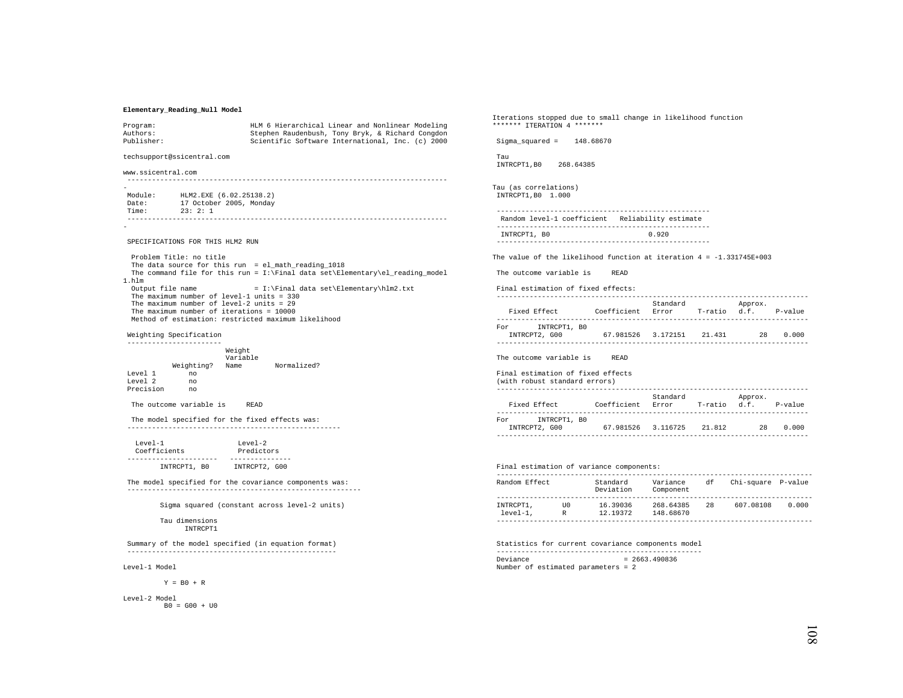**Elementary_Reading_Null Model**

```
Program:                      HLM 6 Hierarchical Linear and Nonlinear Modeling
Authors:                      Stephen Raudenbush, Tony Bryk, & Richard Congdon
Publisher:                    Scientific Software International, Inc. (c) 2000

techsupport@ssicentral.com

www.ssicentral.com
 ------------------------------------------------------------------------------
-
 Module:      HLM2.EXE (6.02.25138.2)
 Date:        17 October 2005, Monday
 Time:        23: 2: 1
 ------------------------------------------------------------------------------
-

 SPECIFICATIONS FOR THIS HLM2 RUN

  Problem Title: no title
  The data source for this run  = el_math_reading_1018
  The command file for this run = I:\Final data set\Elementary\el_reading_model
1.hlm
  Output file name              = I:\Final data set\Elementary\hlm2.txt
  The maximum number of level-1 units = 330
  The maximum number of level-2 units = 29
  The maximum number of iterations = 10000
  Method of estimation: restricted maximum likelihood

 Weighting Specification
 -----------------------
                         Weight
                         Variable
            Weighting?   Name        Normalized?
 Level 1        no
 Level 2        no
 Precision      no

  The outcome variable is     READ

  The model specified for the fixed effects was:
 ----------------------------------------------------

   Level-1                  Level-2
   Coefficients             Predictors
 ----------------------   ---------------
        INTRCPT1, B0      INTRCPT2, G00

 The model specified for the covariance components was:
 ---------------------------------------------------------

        Sigma squared (constant across level-2 units)

        Tau dimensions
              INTRCPT1

 Summary of the model specified (in equation format)
 ---------------------------------------------------

Level-1 Model

         Y = B0 + R

Level-2 Model
         B0 = G00 + U0

Iterations stopped due to small change in likelihood function
******* ITERATION 4 *******

 Sigma_squared =    148.68670

 Tau
 INTRCPT1,B0    268.64385

Tau (as correlations)
 INTRCPT1,B0  1.000

 ----------------------------------------------------
  Random level-1 coefficient   Reliability estimate
 ----------------------------------------------------
  INTRCPT1, B0                        0.920
 ----------------------------------------------------

The value of the likelihood function at iteration 4 = -1.331745E+003

 The outcome variable is     READ

 Final estimation of fixed effects:
 ----------------------------------------------------------------------------
                                       Standard             Approx.
    Fixed Effect         Coefficient   Error      T-ratio   d.f.     P-value
 ----------------------------------------------------------------------------
 For       INTRCPT1, B0
    INTRCPT2, G00          67.981526   3.172151    21.431        28    0.000
 ----------------------------------------------------------------------------

 The outcome variable is     READ

 Final estimation of fixed effects
 (with robust standard errors)
 ----------------------------------------------------------------------------
                                       Standard             Approx.
    Fixed Effect         Coefficient   Error      T-ratio   d.f.     P-value
 ----------------------------------------------------------------------------
 For       INTRCPT1, B0
    INTRCPT2, G00          67.981526   3.116725    21.812        28    0.000
 ----------------------------------------------------------------------------


 Final estimation of variance components:
 -----------------------------------------------------------------------------
 Random Effect           Standard      Variance     df    Chi-square  P-value
                         Deviation     Component
 -----------------------------------------------------------------------------
 INTRCPT1,       U0      16.39036      268.64385    28     607.08108    0.000
  level-1,       R       12.19372      148.68670
 -----------------------------------------------------------------------------

 Statistics for current covariance components model
 --------------------------------------------------
 Deviance                       = 2663.490836
 Number of estimated parameters = 2
```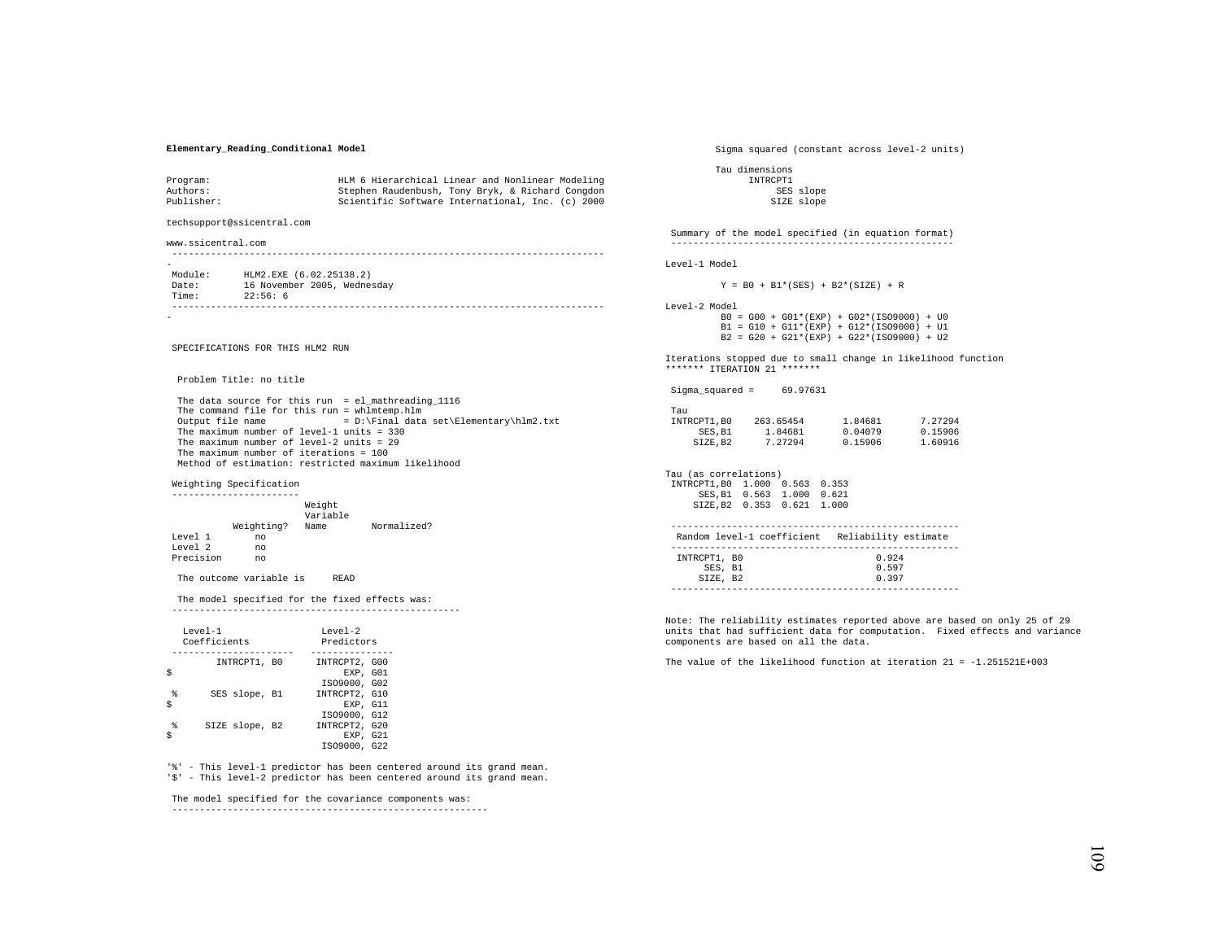**Elementary_Reading_Conditional Model**

```
Program:                     HLM 6 Hierarchical Linear and Nonlinear Modeling
Authors:                     Stephen Raudenbush, Tony Bryk, & Richard Congdon
Publisher:                   Scientific Software International, Inc. (c) 2000

techsupport@ssicentral.com

www.ssicentral.com
 ------------------------------------------------------------------------------
-
 Module:      HLM2.EXE (6.02.25138.2)
 Date:        16 November 2005, Wednesday
 Time:        22:56: 6
 ------------------------------------------------------------------------------
-

 SPECIFICATIONS FOR THIS HLM2 RUN


  Problem Title: no title

  The data source for this run  = el_mathreading_1116
  The command file for this run = whlmtemp.hlm
  Output file name              = D:\Final data set\Elementary\hlm2.txt
  The maximum number of level-1 units = 330
  The maximum number of level-2 units = 29
  The maximum number of iterations = 100
  Method of estimation: restricted maximum likelihood

 Weighting Specification
 -----------------------
                        Weight
                        Variable
           Weighting?   Name        Normalized?
 Level 1        no
 Level 2        no
 Precision      no

  The outcome variable is     READ

  The model specified for the fixed effects was:
 ----------------------------------------------------

   Level-1                  Level-2
   Coefficients             Predictors
 ----------------------   ---------------
        INTRCPT1, B0      INTRCPT2, G00
$                              EXP, G01
                          ISO9000, G02
 %      SES slope, B1     INTRCPT2, G10
$                              EXP, G11
                          ISO9000, G12
 %     SIZE slope, B2     INTRCPT2, G20
$                              EXP, G21
                          ISO9000, G22

'%' - This level-1 predictor has been centered around its grand mean.
'$' - This level-2 predictor has been centered around its grand mean.

 The model specified for the covariance components was:
 ---------------------------------------------------------

         Sigma squared (constant across level-2 units)

         Tau dimensions
               INTRCPT1
                   SES slope
                  SIZE slope


 Summary of the model specified (in equation format)
 ---------------------------------------------------

Level-1 Model

         Y = B0 + B1*(SES) + B2*(SIZE) + R

Level-2 Model
         B0 = G00 + G01*(EXP) + G02*(ISO9000) + U0
         B1 = G10 + G11*(EXP) + G12*(ISO9000) + U1
         B2 = G20 + G21*(EXP) + G22*(ISO9000) + U2

Iterations stopped due to small change in likelihood function
******* ITERATION 21 *******

 Sigma_squared =     69.97631

 Tau
 INTRCPT1,B0    263.65454      1.84681      7.27294
      SES,B1      1.84681      0.04079      0.15906
     SIZE,B2      7.27294      0.15906      1.60916


Tau (as correlations)
 INTRCPT1,B0  1.000  0.563  0.353
      SES,B1  0.563  1.000  0.621
     SIZE,B2  0.353  0.621  1.000

 ----------------------------------------------------
  Random level-1 coefficient   Reliability estimate
 ----------------------------------------------------
  INTRCPT1, B0                        0.924
      SES, B1                         0.597
     SIZE, B2                         0.397
 ----------------------------------------------------


Note: The reliability estimates reported above are based on only 25 of 29
units that had sufficient data for computation.  Fixed effects and variance
components are based on all the data.

The value of the likelihood function at iteration 21 = -1.251521E+003
```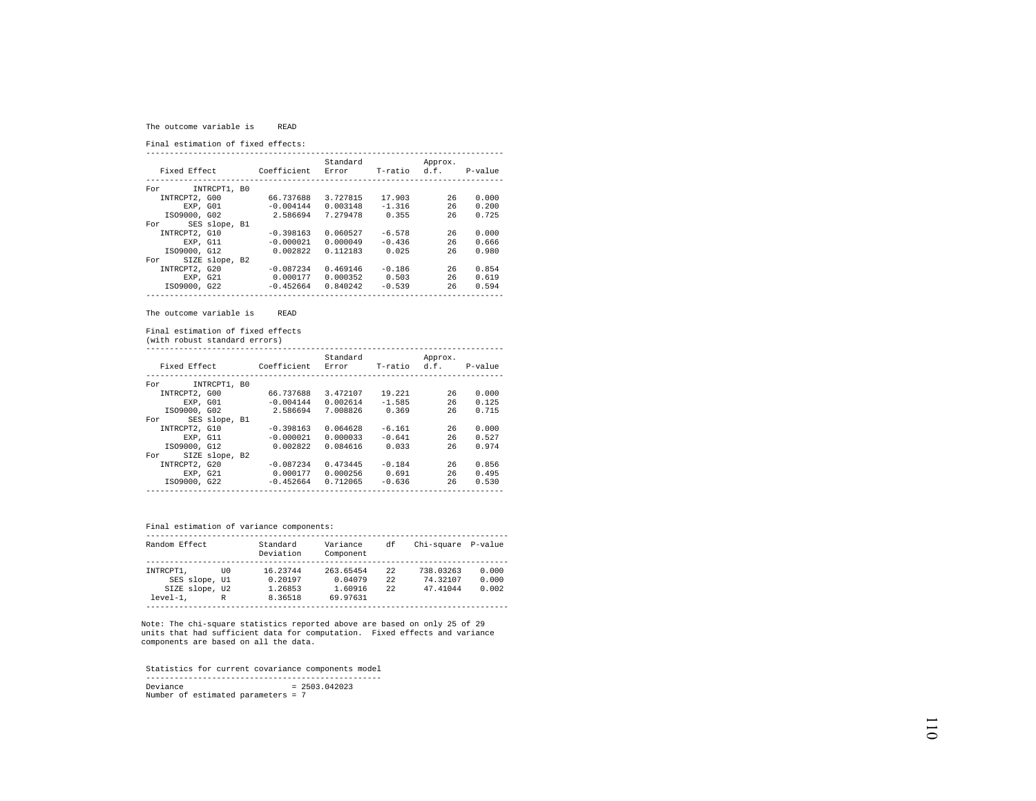The outcome variable is READ

Final estimation of fixed effects:

| Fixed Effect | Coefficient | Standard Error | T-ratio | Approx. d.f. | P-value |
|---|---|---|---|---|---|
| For INTRCPT1, B0 | | | | | |
| INTRCPT2, G00 | 66.737688 | 3.727815 | 17.903 | 26 | 0.000 |
| EXP, G01 | -0.004144 | 0.003148 | -1.316 | 26 | 0.200 |
| ISO9000, G02 | 2.586694 | 7.279478 | 0.355 | 26 | 0.725 |
| For SES slope, B1 | | | | | |
| INTRCPT2, G10 | -0.398163 | 0.060527 | -6.578 | 26 | 0.000 |
| EXP, G11 | -0.000021 | 0.000049 | -0.436 | 26 | 0.666 |
| ISO9000, G12 | 0.002822 | 0.112183 | 0.025 | 26 | 0.980 |
| For SIZE slope, B2 | | | | | |
| INTRCPT2, G20 | -0.087234 | 0.469146 | -0.186 | 26 | 0.854 |
| EXP, G21 | 0.000177 | 0.000352 | 0.503 | 26 | 0.619 |
| ISO9000, G22 | -0.452664 | 0.840242 | -0.539 | 26 | 0.594 |

The outcome variable is READ

Final estimation of fixed effects
(with robust standard errors)

| Fixed Effect | Coefficient | Standard Error | T-ratio | Approx. d.f. | P-value |
|---|---|---|---|---|---|
| For INTRCPT1, B0 | | | | | |
| INTRCPT2, G00 | 66.737688 | 3.472107 | 19.221 | 26 | 0.000 |
| EXP, G01 | -0.004144 | 0.002614 | -1.585 | 26 | 0.125 |
| ISO9000, G02 | 2.586694 | 7.008826 | 0.369 | 26 | 0.715 |
| For SES slope, B1 | | | | | |
| INTRCPT2, G10 | -0.398163 | 0.064628 | -6.161 | 26 | 0.000 |
| EXP, G11 | -0.000021 | 0.000033 | -0.641 | 26 | 0.527 |
| ISO9000, G12 | 0.002822 | 0.084616 | 0.033 | 26 | 0.974 |
| For SIZE slope, B2 | | | | | |
| INTRCPT2, G20 | -0.087234 | 0.473445 | -0.184 | 26 | 0.856 |
| EXP, G21 | 0.000177 | 0.000256 | 0.691 | 26 | 0.495 |
| ISO9000, G22 | -0.452664 | 0.712065 | -0.636 | 26 | 0.530 |

Final estimation of variance components:

| Random Effect | Standard Deviation | Variance Component | df | Chi-square | P-value |
|---|---|---|---|---|---|
| INTRCPT1, U0 | 16.23744 | 263.65454 | 22 | 738.03263 | 0.000 |
| SES slope, U1 | 0.20197 | 0.04079 | 22 | 74.32107 | 0.000 |
| SIZE slope, U2 | 1.26853 | 1.60916 | 22 | 47.41044 | 0.002 |
| level-1, R | 8.36518 | 69.97631 | | | |

Note: The chi-square statistics reported above are based on only 25 of 29 units that had sufficient data for computation. Fixed effects and variance components are based on all the data.

Statistics for current covariance components model

Deviance = 2503.042023
Number of estimated parameters = 7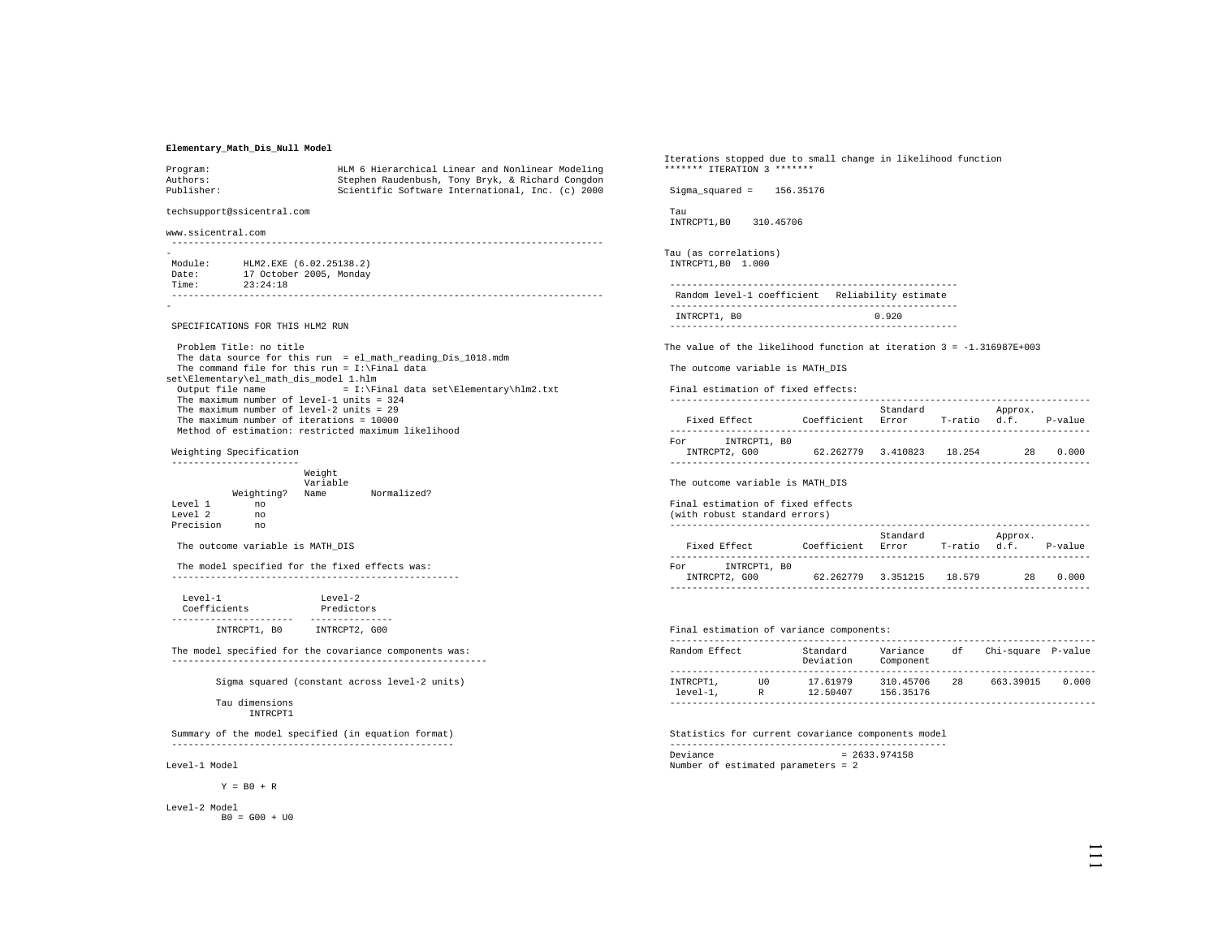**Elementary_Math_Dis_Null Model**

```
Program:                  HLM 6 Hierarchical Linear and Nonlinear Modeling
Authors:                  Stephen Raudenbush, Tony Bryk, & Richard Congdon
Publisher:                Scientific Software International, Inc. (c) 2000

techsupport@ssicentral.com

www.ssicentral.com
--------------------------------------------------------------------------------
-
 Module:      HLM2.EXE (6.02.25138.2)
 Date:        17 October 2005, Monday
 Time:        23:24:18
--------------------------------------------------------------------------------
-

 SPECIFICATIONS FOR THIS HLM2 RUN

  Problem Title: no title
  The data source for this run  = el_math_reading_Dis_1018.mdm
  The command file for this run = I:\Final data
set\Elementary\el_math_dis_model 1.hlm
  Output file name              = I:\Final data set\Elementary\hlm2.txt
  The maximum number of level-1 units = 324
  The maximum number of level-2 units = 29
  The maximum number of iterations = 10000
  Method of estimation: restricted maximum likelihood

 Weighting Specification
 -----------------------
                        Weight
                        Variable
            Weighting?  Name        Normalized?
 Level 1        no
 Level 2        no
 Precision      no

  The outcome variable is MATH_DIS

  The model specified for the fixed effects was:
 ----------------------------------------------------

   Level-1                  Level-2
   Coefficients             Predictors
 ----------------------   ---------------
        INTRCPT1, B0      INTRCPT2, G00

 The model specified for the covariance components was:
 ---------------------------------------------------------

        Sigma squared (constant across level-2 units)

        Tau dimensions
              INTRCPT1

 Summary of the model specified (in equation format)
 ---------------------------------------------------

Level-1 Model

         Y = B0 + R

Level-2 Model
         B0 = G00 + U0
```

```
Iterations stopped due to small change in likelihood function
******* ITERATION 3 *******

 Sigma_squared =    156.35176

 Tau
 INTRCPT1,B0    310.45706

Tau (as correlations)
 INTRCPT1,B0  1.000

 ----------------------------------------------------
  Random level-1 coefficient   Reliability estimate
 ----------------------------------------------------
  INTRCPT1, B0                        0.920
 ----------------------------------------------------

The value of the likelihood function at iteration 3 = -1.316987E+003

 The outcome variable is MATH_DIS

 Final estimation of fixed effects:
 ----------------------------------------------------------------------------
                                       Standard             Approx.
    Fixed Effect         Coefficient   Error      T-ratio   d.f.     P-value
 ----------------------------------------------------------------------------
 For      INTRCPT1, B0
    INTRCPT2, G00          62.262779   3.410823    18.254        28    0.000
 ----------------------------------------------------------------------------

 The outcome variable is MATH_DIS

 Final estimation of fixed effects
 (with robust standard errors)
 ----------------------------------------------------------------------------
                                       Standard             Approx.
    Fixed Effect         Coefficient   Error      T-ratio   d.f.     P-value
 ----------------------------------------------------------------------------
 For      INTRCPT1, B0
    INTRCPT2, G00          62.262779   3.351215    18.579        28    0.000
 ----------------------------------------------------------------------------


 Final estimation of variance components:
 -----------------------------------------------------------------------------
 Random Effect           Standard      Variance     df    Chi-square  P-value
                         Deviation     Component
 -----------------------------------------------------------------------------
 INTRCPT1,       U0       17.61979     310.45706    28     663.39015    0.000
  level-1,       R        12.50407     156.35176
 -----------------------------------------------------------------------------

 Statistics for current covariance components model
 --------------------------------------------------
 Deviance                       = 2633.974158
 Number of estimated parameters = 2
```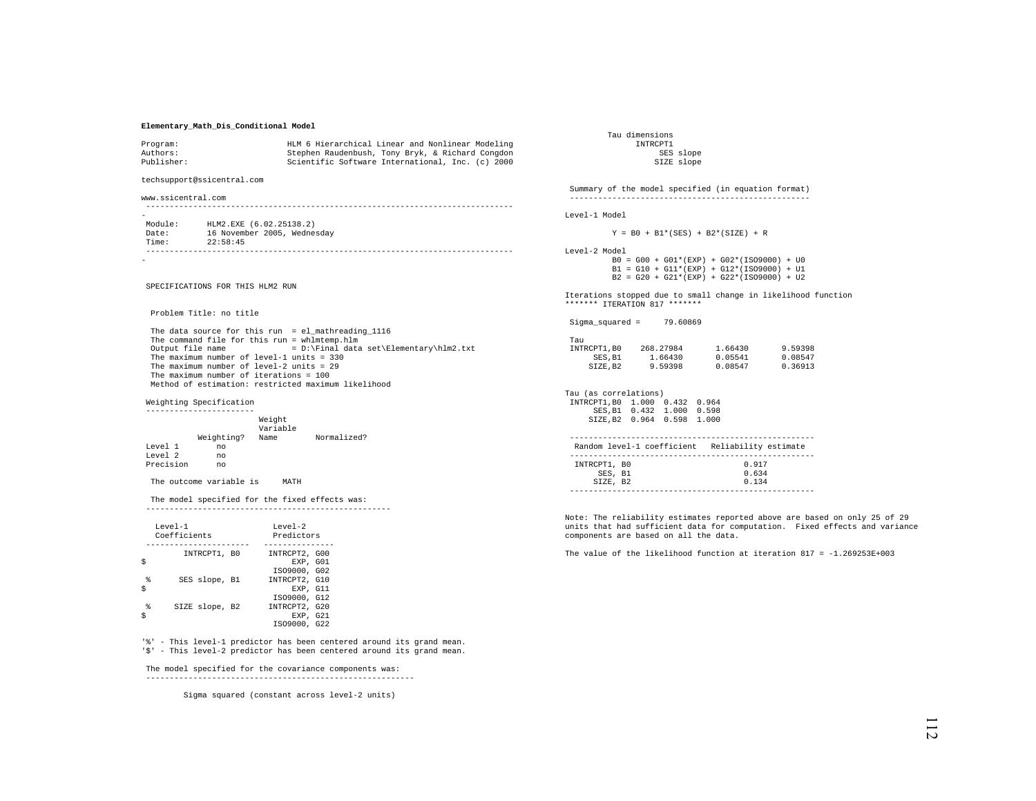**Elementary_Math_Dis_Conditional Model**

```
Program:                   HLM 6 Hierarchical Linear and Nonlinear Modeling
Authors:                   Stephen Raudenbush, Tony Bryk, & Richard Congdon
Publisher:                 Scientific Software International, Inc. (c) 2000

techsupport@ssicentral.com

www.ssicentral.com
-------------------------------------------------------------------------------
-
 Module:      HLM2.EXE (6.02.25138.2)
 Date:        16 November 2005, Wednesday
 Time:        22:58:45
-------------------------------------------------------------------------------
-

 SPECIFICATIONS FOR THIS HLM2 RUN


  Problem Title: no title

  The data source for this run  = el_mathreading_1116
  The command file for this run = whlmtemp.hlm
  Output file name              = D:\Final data set\Elementary\hlm2.txt
  The maximum number of level-1 units = 330
  The maximum number of level-2 units = 29
  The maximum number of iterations = 100
  Method of estimation: restricted maximum likelihood

 Weighting Specification
 -----------------------
                         Weight
                         Variable
            Weighting?   Name        Normalized?
 Level 1        no
 Level 2        no
 Precision      no

  The outcome variable is     MATH

  The model specified for the fixed effects was:
 ----------------------------------------------------

   Level-1                 Level-2
   Coefficients            Predictors
 ----------------------   ---------------
        INTRCPT1, B0      INTRCPT2, G00
$                              EXP, G01
                          ISO9000, G02
 %      SES slope, B1     INTRCPT2, G10
$                              EXP, G11
                          ISO9000, G12
 %     SIZE slope, B2     INTRCPT2, G20
$                              EXP, G21
                          ISO9000, G22

'%' - This level-1 predictor has been centered around its grand mean.
'$' - This level-2 predictor has been centered around its grand mean.

 The model specified for the covariance components was:
 ---------------------------------------------------------

         Sigma squared (constant across level-2 units)

         Tau dimensions
               INTRCPT1
                    SES slope
                   SIZE slope

 Summary of the model specified (in equation format)
 ---------------------------------------------------

Level-1 Model

        Y = B0 + B1*(SES) + B2*(SIZE) + R

Level-2 Model
        B0 = G00 + G01*(EXP) + G02*(ISO9000) + U0
        B1 = G10 + G11*(EXP) + G12*(ISO9000) + U1
        B2 = G20 + G21*(EXP) + G22*(ISO9000) + U2

Iterations stopped due to small change in likelihood function
******* ITERATION 817 *******

 Sigma_squared =     79.60869

 Tau
 INTRCPT1,B0    268.27984      1.66430      9.59398
      SES,B1      1.66430      0.05541      0.08547
     SIZE,B2      9.59398      0.08547      0.36913


Tau (as correlations)
 INTRCPT1,B0  1.000  0.432  0.964
      SES,B1  0.432  1.000  0.598
     SIZE,B2  0.964  0.598  1.000

 ----------------------------------------------------
  Random level-1 coefficient   Reliability estimate
 ----------------------------------------------------
  INTRCPT1, B0                        0.917
      SES, B1                         0.634
     SIZE, B2                         0.134
 ----------------------------------------------------

Note: The reliability estimates reported above are based on only 25 of 29
units that had sufficient data for computation.  Fixed effects and variance
components are based on all the data.

The value of the likelihood function at iteration 817 = -1.269253E+003
```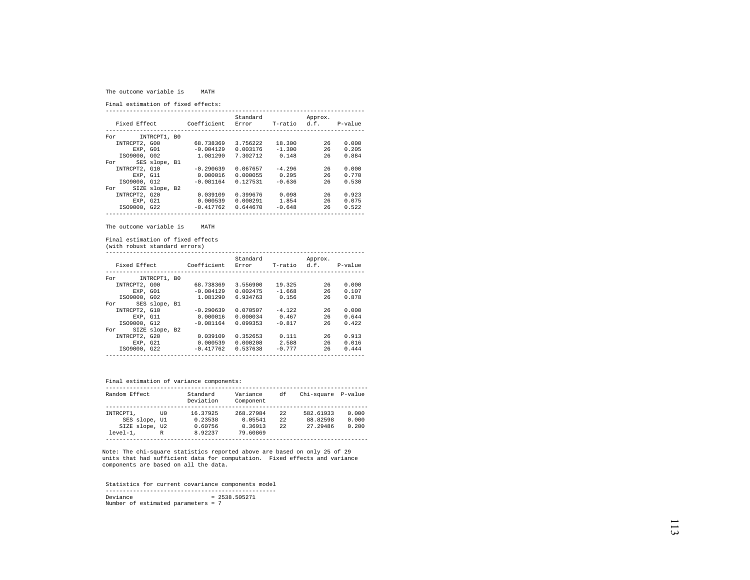The outcome variable is MATH

Final estimation of fixed effects:

| Fixed Effect | Coefficient | Standard Error | T-ratio | Approx. d.f. | P-value |
|---|---|---|---|---|---|
| For INTRCPT1, B0 | | | | | |
| INTRCPT2, G00 | 68.738369 | 3.756222 | 18.300 | 26 | 0.000 |
| EXP, G01 | -0.004129 | 0.003176 | -1.300 | 26 | 0.205 |
| ISO9000, G02 | 1.081290 | 7.302712 | 0.148 | 26 | 0.884 |
| For SES slope, B1 | | | | | |
| INTRCPT2, G10 | -0.290639 | 0.067657 | -4.296 | 26 | 0.000 |
| EXP, G11 | 0.000016 | 0.000055 | 0.295 | 26 | 0.770 |
| ISO9000, G12 | -0.081164 | 0.127531 | -0.636 | 26 | 0.530 |
| For SIZE slope, B2 | | | | | |
| INTRCPT2, G20 | 0.039109 | 0.399676 | 0.098 | 26 | 0.923 |
| EXP, G21 | 0.000539 | 0.000291 | 1.854 | 26 | 0.075 |
| ISO9000, G22 | -0.417762 | 0.644670 | -0.648 | 26 | 0.522 |

The outcome variable is MATH

Final estimation of fixed effects
(with robust standard errors)

| Fixed Effect | Coefficient | Standard Error | T-ratio | Approx. d.f. | P-value |
|---|---|---|---|---|---|
| For INTRCPT1, B0 | | | | | |
| INTRCPT2, G00 | 68.738369 | 3.556900 | 19.325 | 26 | 0.000 |
| EXP, G01 | -0.004129 | 0.002475 | -1.668 | 26 | 0.107 |
| ISO9000, G02 | 1.081290 | 6.934763 | 0.156 | 26 | 0.878 |
| For SES slope, B1 | | | | | |
| INTRCPT2, G10 | -0.290639 | 0.070507 | -4.122 | 26 | 0.000 |
| EXP, G11 | 0.000016 | 0.000034 | 0.467 | 26 | 0.644 |
| ISO9000, G12 | -0.081164 | 0.099353 | -0.817 | 26 | 0.422 |
| For SIZE slope, B2 | | | | | |
| INTRCPT2, G20 | 0.039109 | 0.352653 | 0.111 | 26 | 0.913 |
| EXP, G21 | 0.000539 | 0.000208 | 2.588 | 26 | 0.016 |
| ISO9000, G22 | -0.417762 | 0.537638 | -0.777 | 26 | 0.444 |

Final estimation of variance components:

| Random Effect | Standard Deviation | Variance Component | df | Chi-square | P-value |
|---|---|---|---|---|---|
| INTRCPT1, U0 | 16.37925 | 268.27984 | 22 | 582.61933 | 0.000 |
| SES slope, U1 | 0.23538 | 0.05541 | 22 | 88.82598 | 0.000 |
| SIZE slope, U2 | 0.60756 | 0.36913 | 22 | 27.29486 | 0.200 |
| level-1, R | 8.92237 | 79.60869 | | | |

Note: The chi-square statistics reported above are based on only 25 of 29 units that had sufficient data for computation. Fixed effects and variance components are based on all the data.

Statistics for current covariance components model

```
Deviance                          = 2538.505271
Number of estimated parameters = 7
```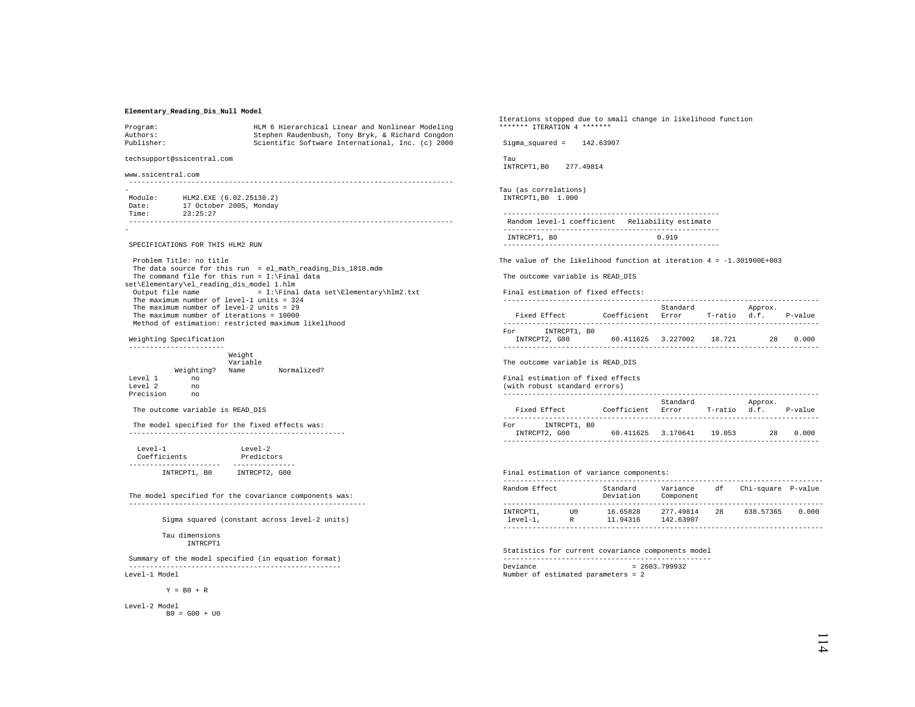**Elementary_Reading_Dis_Null Model**

```
Program:                    HLM 6 Hierarchical Linear and Nonlinear Modeling
Authors:                    Stephen Raudenbush, Tony Bryk, & Richard Congdon
Publisher:                  Scientific Software International, Inc. (c) 2000

techsupport@ssicentral.com

www.ssicentral.com
-------------------------------------------------------------------------------
-
 Module:      HLM2.EXE (6.02.25138.2)
 Date:        17 October 2005, Monday
 Time:        23:25:27
-------------------------------------------------------------------------------
-

 SPECIFICATIONS FOR THIS HLM2 RUN

  Problem Title: no title
  The data source for this run  = el_math_reading_Dis_1018.mdm
  The command file for this run = I:\Final data
set\Elementary\el_reading_dis_model 1.hlm
  Output file name              = I:\Final data set\Elementary\hlm2.txt
  The maximum number of level-1 units = 324
  The maximum number of level-2 units = 29
  The maximum number of iterations = 10000
  Method of estimation: restricted maximum likelihood

 Weighting Specification
 -----------------------
                         Weight
                         Variable
           Weighting?   Name        Normalized?
Level 1        no
Level 2        no
Precision      no

 The outcome variable is READ_DIS

 The model specified for the fixed effects was:
 ----------------------------------------------------

   Level-1                  Level-2
   Coefficients             Predictors
 ----------------------   ---------------
        INTRCPT1, B0      INTRCPT2, G00


 The model specified for the covariance components was:
 ---------------------------------------------------------

        Sigma squared (constant across level-2 units)

        Tau dimensions
              INTRCPT1

 Summary of the model specified (in equation format)
 ---------------------------------------------------
Level-1 Model

         Y = B0 + R

Level-2 Model
         B0 = G00 + U0
```

```
Iterations stopped due to small change in likelihood function
******* ITERATION 4 *******

 Sigma_squared =    142.63907

 Tau
 INTRCPT1,B0    277.49814


Tau (as correlations)
 INTRCPT1,B0  1.000

 ----------------------------------------------------
  Random level-1 coefficient   Reliability estimate
 ----------------------------------------------------
  INTRCPT1, B0                        0.919
 ----------------------------------------------------

The value of the likelihood function at iteration 4 = -1.301900E+003

 The outcome variable is READ_DIS

 Final estimation of fixed effects:
 ----------------------------------------------------------------------------
                                       Standard             Approx.
    Fixed Effect         Coefficient   Error      T-ratio   d.f.     P-value
 ----------------------------------------------------------------------------
 For      INTRCPT1, B0
    INTRCPT2, G00          60.411625   3.227002   18.721        28    0.000
 ----------------------------------------------------------------------------

 The outcome variable is READ_DIS

 Final estimation of fixed effects
 (with robust standard errors)
 ----------------------------------------------------------------------------
                                       Standard             Approx.
    Fixed Effect         Coefficient   Error      T-ratio   d.f.     P-value
 ----------------------------------------------------------------------------
 For      INTRCPT1, B0
    INTRCPT2, G00          60.411625   3.170641   19.053        28    0.000
 ----------------------------------------------------------------------------



 Final estimation of variance components:
 -----------------------------------------------------------------------------
 Random Effect           Standard      Variance     df    Chi-square  P-value
                         Deviation     Component
 -----------------------------------------------------------------------------
 INTRCPT1,       U0      16.65828      277.49814    28     638.57365    0.000
  level-1,       R       11.94316      142.63907
 -----------------------------------------------------------------------------

 Statistics for current covariance components model
 --------------------------------------------------
 Deviance                       = 2603.799932
 Number of estimated parameters = 2
```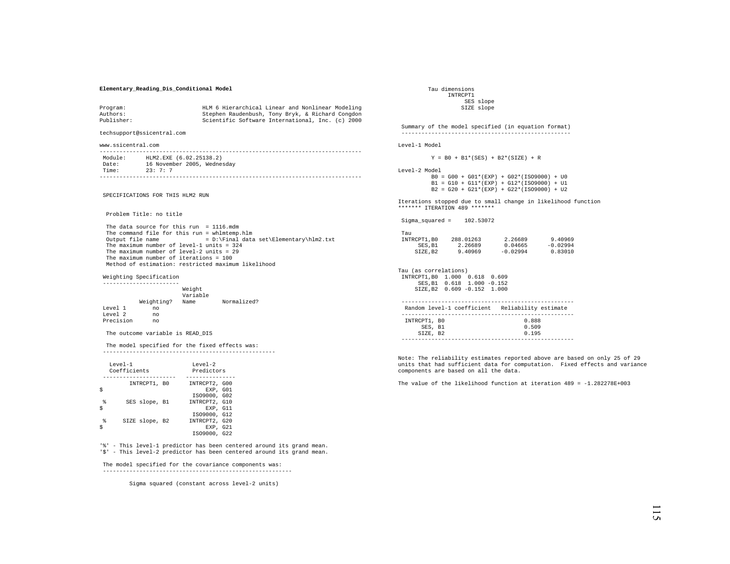**Elementary_Reading_Dis_Conditional Model**

```
Program:                    HLM 6 Hierarchical Linear and Nonlinear Modeling
Authors:                    Stephen Raudenbush, Tony Bryk, & Richard Congdon
Publisher:                  Scientific Software International, Inc. (c) 2000

techsupport@ssicentral.com

www.ssicentral.com
-------------------------------------------------------------------------------
 Module:      HLM2.EXE (6.02.25138.2)
 Date:        16 November 2005, Wednesday
 Time:        23: 7: 7
-------------------------------------------------------------------------------


 SPECIFICATIONS FOR THIS HLM2 RUN


  Problem Title: no title

  The data source for this run  = 1116.mdm
  The command file for this run = whlmtemp.hlm
  Output file name              = D:\Final data set\Elementary\hlm2.txt
  The maximum number of level-1 units = 324
  The maximum number of level-2 units = 29
  The maximum number of iterations = 100
  Method of estimation: restricted maximum likelihood

 Weighting Specification
 ----------------------
                        Weight
                        Variable
           Weighting?   Name        Normalized?
 Level 1        no
 Level 2        no
 Precision      no

  The outcome variable is READ_DIS

  The model specified for the fixed effects was:
 ----------------------------------------------------

   Level-1                  Level-2
   Coefficients             Predictors
 ----------------------   ---------------
        INTRCPT1, B0      INTRCPT2, G00
$                              EXP, G01
                          ISO9000, G02
 %      SES slope, B1     INTRCPT2, G10
$                              EXP, G11
                          ISO9000, G12
 %     SIZE slope, B2     INTRCPT2, G20
$                              EXP, G21
                          ISO9000, G22

'%' - This level-1 predictor has been centered around its grand mean.
'$' - This level-2 predictor has been centered around its grand mean.

 The model specified for the covariance components was:
 ---------------------------------------------------------

         Sigma squared (constant across level-2 units)

         Tau dimensions
              INTRCPT1
                 SES slope
                SIZE slope

 Summary of the model specified (in equation format)
 ---------------------------------------------------

Level-1 Model

          Y = B0 + B1*(SES) + B2*(SIZE) + R

Level-2 Model
          B0 = G00 + G01*(EXP) + G02*(ISO9000) + U0
          B1 = G10 + G11*(EXP) + G12*(ISO9000) + U1
          B2 = G20 + G21*(EXP) + G22*(ISO9000) + U2

Iterations stopped due to small change in likelihood function
******* ITERATION 489 *******

 Sigma_squared =    102.53072

 Tau
 INTRCPT1,B0    288.01263       2.26689       9.40969
      SES,B1      2.26689       0.04665      -0.02994
     SIZE,B2      9.40969      -0.02994       0.83010


Tau (as correlations)
 INTRCPT1,B0  1.000  0.618  0.609
      SES,B1  0.618  1.000 -0.152
     SIZE,B2  0.609 -0.152  1.000

 ----------------------------------------------------
  Random level-1 coefficient   Reliability estimate
 ----------------------------------------------------
  INTRCPT1, B0                        0.888
       SES, B1                        0.509
      SIZE, B2                        0.195
 ----------------------------------------------------

Note: The reliability estimates reported above are based on only 25 of 29
units that had sufficient data for computation.  Fixed effects and variance
components are based on all the data.

The value of the likelihood function at iteration 489 = -1.282278E+003
```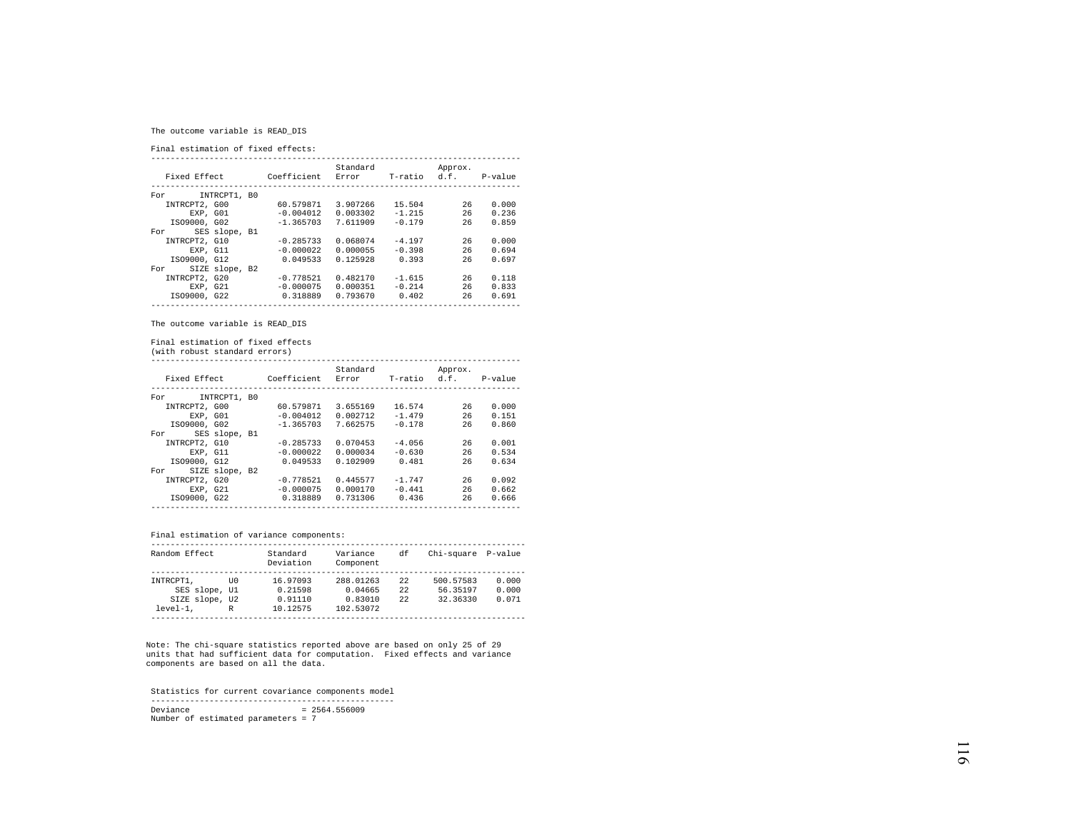The outcome variable is READ_DIS

Final estimation of fixed effects:

| Fixed Effect | Coefficient | Standard Error | T-ratio | Approx. d.f. | P-value |
|---|---|---|---|---|---|
| For INTRCPT1, B0 | | | | | |
| INTRCPT2, G00 | 60.579871 | 3.907266 | 15.504 | 26 | 0.000 |
| EXP, G01 | -0.004012 | 0.003302 | -1.215 | 26 | 0.236 |
| ISO9000, G02 | -1.365703 | 7.611909 | -0.179 | 26 | 0.859 |
| For SES slope, B1 | | | | | |
| INTRCPT2, G10 | -0.285733 | 0.068074 | -4.197 | 26 | 0.000 |
| EXP, G11 | -0.000022 | 0.000055 | -0.398 | 26 | 0.694 |
| ISO9000, G12 | 0.049533 | 0.125928 | 0.393 | 26 | 0.697 |
| For SIZE slope, B2 | | | | | |
| INTRCPT2, G20 | -0.778521 | 0.482170 | -1.615 | 26 | 0.118 |
| EXP, G21 | -0.000075 | 0.000351 | -0.214 | 26 | 0.833 |
| ISO9000, G22 | 0.318889 | 0.793670 | 0.402 | 26 | 0.691 |

The outcome variable is READ_DIS

Final estimation of fixed effects
(with robust standard errors)

| Fixed Effect | Coefficient | Standard Error | T-ratio | Approx. d.f. | P-value |
|---|---|---|---|---|---|
| For INTRCPT1, B0 | | | | | |
| INTRCPT2, G00 | 60.579871 | 3.655169 | 16.574 | 26 | 0.000 |
| EXP, G01 | -0.004012 | 0.002712 | -1.479 | 26 | 0.151 |
| ISO9000, G02 | -1.365703 | 7.662575 | -0.178 | 26 | 0.860 |
| For SES slope, B1 | | | | | |
| INTRCPT2, G10 | -0.285733 | 0.070453 | -4.056 | 26 | 0.001 |
| EXP, G11 | -0.000022 | 0.000034 | -0.630 | 26 | 0.534 |
| ISO9000, G12 | 0.049533 | 0.102909 | 0.481 | 26 | 0.634 |
| For SIZE slope, B2 | | | | | |
| INTRCPT2, G20 | -0.778521 | 0.445577 | -1.747 | 26 | 0.092 |
| EXP, G21 | -0.000075 | 0.000170 | -0.441 | 26 | 0.662 |
| ISO9000, G22 | 0.318889 | 0.731306 | 0.436 | 26 | 0.666 |

Final estimation of variance components:

| Random Effect | Standard Deviation | Variance Component | df | Chi-square | P-value |
|---|---|---|---|---|---|
| INTRCPT1, U0 | 16.97093 | 288.01263 | 22 | 500.57583 | 0.000 |
| SES slope, U1 | 0.21598 | 0.04665 | 22 | 56.35197 | 0.000 |
| SIZE slope, U2 | 0.91110 | 0.83010 | 22 | 32.36330 | 0.071 |
| level-1, R | 10.12575 | 102.53072 | | | |

Note: The chi-square statistics reported above are based on only 25 of 29 units that had sufficient data for computation. Fixed effects and variance components are based on all the data.

Statistics for current covariance components model

```
Deviance                           = 2564.556009
Number of estimated parameters = 7
```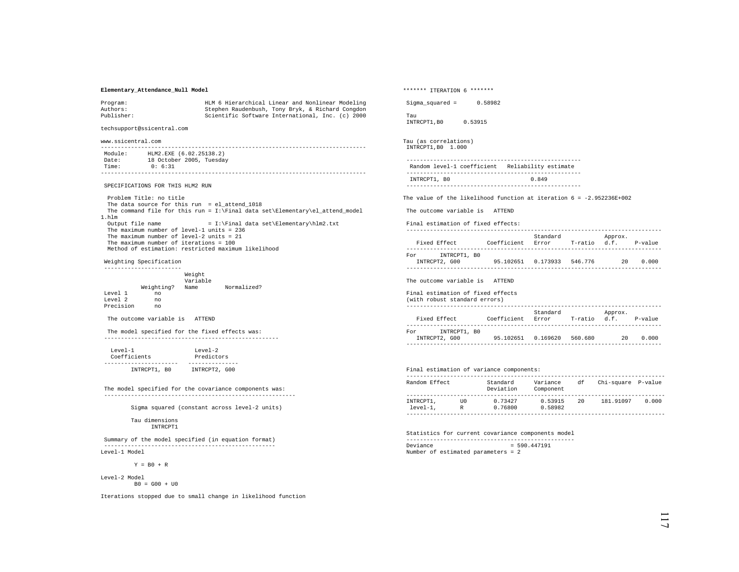**Elementary_Attendance_Null Model**

```
Program:                     HLM 6 Hierarchical Linear and Nonlinear Modeling
Authors:                     Stephen Raudenbush, Tony Bryk, & Richard Congdon
Publisher:                   Scientific Software International, Inc. (c) 2000

techsupport@ssicentral.com

www.ssicentral.com
-------------------------------------------------------------------------------
 Module:     HLM2.EXE (6.02.25138.2)
 Date:       18 October 2005, Tuesday
 Time:        0: 6:31
-------------------------------------------------------------------------------

 SPECIFICATIONS FOR THIS HLM2 RUN

  Problem Title: no title
  The data source for this run  = el_attend_1018
  The command file for this run = I:\Final data set\Elementary\el_attend_model
1.hlm
  Output file name              = I:\Final data set\Elementary\hlm2.txt
  The maximum number of level-1 units = 236
  The maximum number of level-2 units = 21
  The maximum number of iterations = 100
  Method of estimation: restricted maximum likelihood

 Weighting Specification
 -----------------------
                        Weight
                        Variable
          Weighting?    Name        Normalized?
 Level 1      no
 Level 2      no
 Precision    no

  The outcome variable is   ATTEND

  The model specified for the fixed effects was:
 ----------------------------------------------------

   Level-1                 Level-2
   Coefficients            Predictors
 ----------------------   ---------------
        INTRCPT1, B0      INTRCPT2, G00


 The model specified for the covariance components was:
 ---------------------------------------------------------

        Sigma squared (constant across level-2 units)

        Tau dimensions
              INTRCPT1

 Summary of the model specified (in equation format)
 ---------------------------------------------------
Level-1 Model

         Y = B0 + R

Level-2 Model
         B0 = G00 + U0

Iterations stopped due to small change in likelihood function
```

```
******* ITERATION 6 *******

 Sigma_squared =      0.58982

 Tau
 INTRCPT1,B0      0.53915


Tau (as correlations)
 INTRCPT1,B0  1.000

 ----------------------------------------------------
  Random level-1 coefficient   Reliability estimate
 ----------------------------------------------------
  INTRCPT1, B0                        0.849
 ----------------------------------------------------

The value of the likelihood function at iteration 6 = -2.952236E+002

 The outcome variable is   ATTEND

 Final estimation of fixed effects:
 ----------------------------------------------------------------------------
                                       Standard             Approx.
    Fixed Effect         Coefficient   Error      T-ratio   d.f.     P-value
 ----------------------------------------------------------------------------
 For      INTRCPT1, B0
    INTRCPT2, G00        95.102651   0.173933   546.776        20    0.000
 ----------------------------------------------------------------------------

 The outcome variable is   ATTEND

 Final estimation of fixed effects
 (with robust standard errors)
 ----------------------------------------------------------------------------
                                       Standard             Approx.
    Fixed Effect         Coefficient   Error      T-ratio   d.f.     P-value
 ----------------------------------------------------------------------------
 For      INTRCPT1, B0
    INTRCPT2, G00        95.102651   0.169620   560.680        20    0.000
 ----------------------------------------------------------------------------


 Final estimation of variance components:
 -----------------------------------------------------------------------------
 Random Effect           Standard      Variance     df    Chi-square  P-value
                         Deviation     Component
 -----------------------------------------------------------------------------
 INTRCPT1,       U0        0.73427       0.53915    20    181.91097    0.000
  level-1,       R         0.76800       0.58982
 -----------------------------------------------------------------------------

 Statistics for current covariance components model
 --------------------------------------------------
 Deviance                       = 590.447191
 Number of estimated parameters = 2
```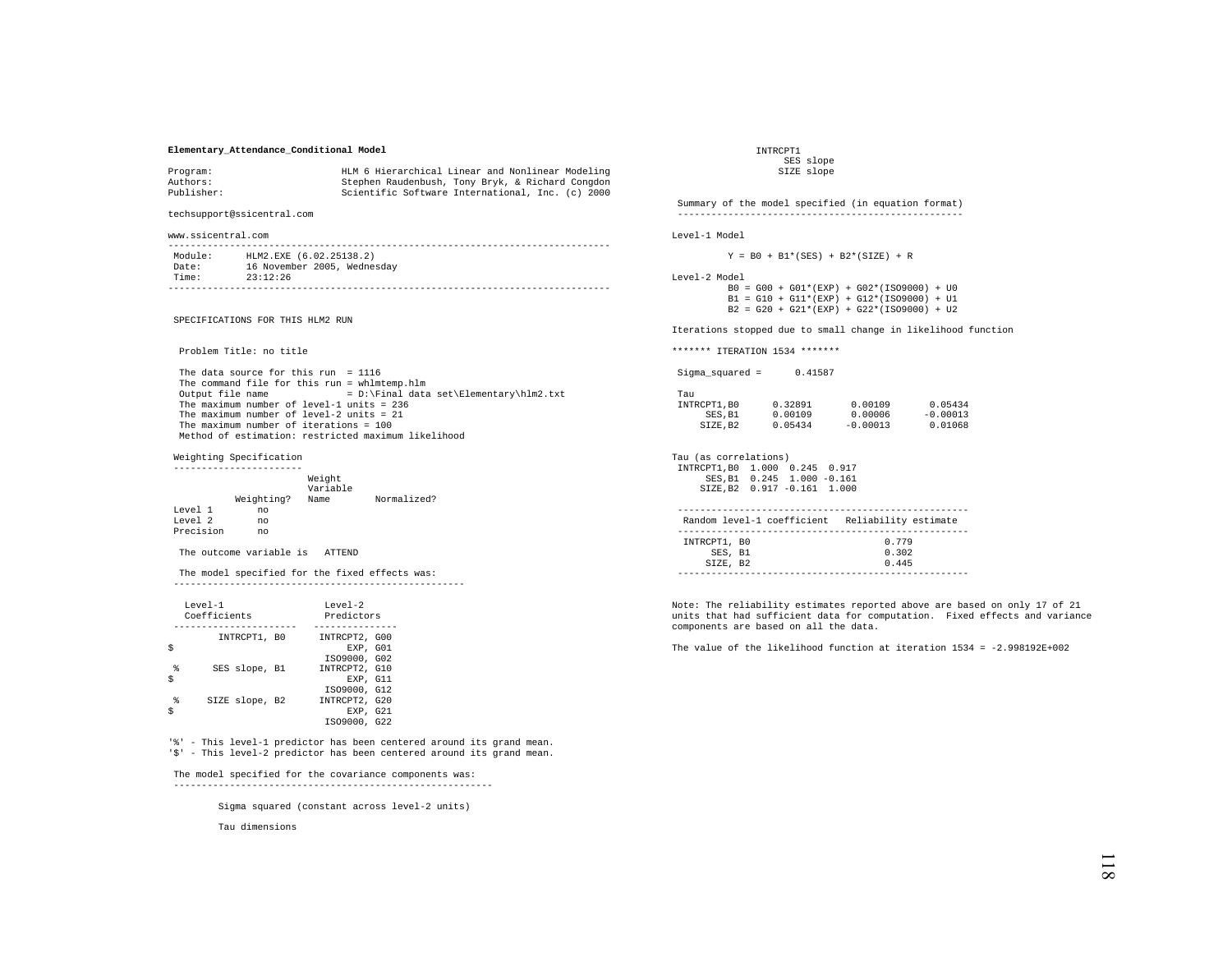**Elementary_Attendance_Conditional Model**

```
Program:                    HLM 6 Hierarchical Linear and Nonlinear Modeling
Authors:                    Stephen Raudenbush, Tony Bryk, & Richard Congdon
Publisher:                  Scientific Software International, Inc. (c) 2000

techsupport@ssicentral.com

www.ssicentral.com
-------------------------------------------------------------------------------
 Module:     HLM2.EXE (6.02.25138.2)
 Date:       16 November 2005, Wednesday
 Time:       23:12:26
-------------------------------------------------------------------------------


 SPECIFICATIONS FOR THIS HLM2 RUN


  Problem Title: no title

  The data source for this run  = 1116
  The command file for this run = whlmtemp.hlm
  Output file name              = D:\Final data set\Elementary\hlm2.txt
  The maximum number of level-1 units = 236
  The maximum number of level-2 units = 21
  The maximum number of iterations = 100
  Method of estimation: restricted maximum likelihood

 Weighting Specification
 -----------------------
                        Weight
                        Variable
           Weighting?   Name        Normalized?
 Level 1        no
 Level 2        no
 Precision      no

  The outcome variable is   ATTEND

  The model specified for the fixed effects was:
 ----------------------------------------------------

   Level-1                  Level-2
   Coefficients             Predictors
 ----------------------   ---------------
        INTRCPT1, B0      INTRCPT2, G00
$                              EXP, G01
                          ISO9000, G02
 %      SES slope, B1     INTRCPT2, G10
$                              EXP, G11
                          ISO9000, G12
 %     SIZE slope, B2     INTRCPT2, G20
$                              EXP, G21
                          ISO9000, G22

'%' - This level-1 predictor has been centered around its grand mean.
'$' - This level-2 predictor has been centered around its grand mean.

 The model specified for the covariance components was:
 ---------------------------------------------------------

        Sigma squared (constant across level-2 units)

        Tau dimensions
               INTRCPT1
                    SES slope
                   SIZE slope

 Summary of the model specified (in equation format)
 ---------------------------------------------------

Level-1 Model

        Y = B0 + B1*(SES) + B2*(SIZE) + R

Level-2 Model
        B0 = G00 + G01*(EXP) + G02*(ISO9000) + U0
        B1 = G10 + G11*(EXP) + G12*(ISO9000) + U1
        B2 = G20 + G21*(EXP) + G22*(ISO9000) + U2

Iterations stopped due to small change in likelihood function

******* ITERATION 1534 *******

 Sigma_squared =      0.41587

 Tau
 INTRCPT1,B0      0.32891       0.00109       0.05434
     SES,B1      0.00109       0.00006      -0.00013
    SIZE,B2      0.05434      -0.00013       0.01068


Tau (as correlations)
 INTRCPT1,B0  1.000  0.245  0.917
     SES,B1  0.245  1.000 -0.161
    SIZE,B2  0.917 -0.161  1.000

 ----------------------------------------------------
  Random level-1 coefficient   Reliability estimate
 ----------------------------------------------------
  INTRCPT1, B0                        0.779
      SES, B1                         0.302
     SIZE, B2                         0.445
 ----------------------------------------------------

Note: The reliability estimates reported above are based on only 17 of 21
units that had sufficient data for computation.  Fixed effects and variance
components are based on all the data.

The value of the likelihood function at iteration 1534 = -2.998192E+002
```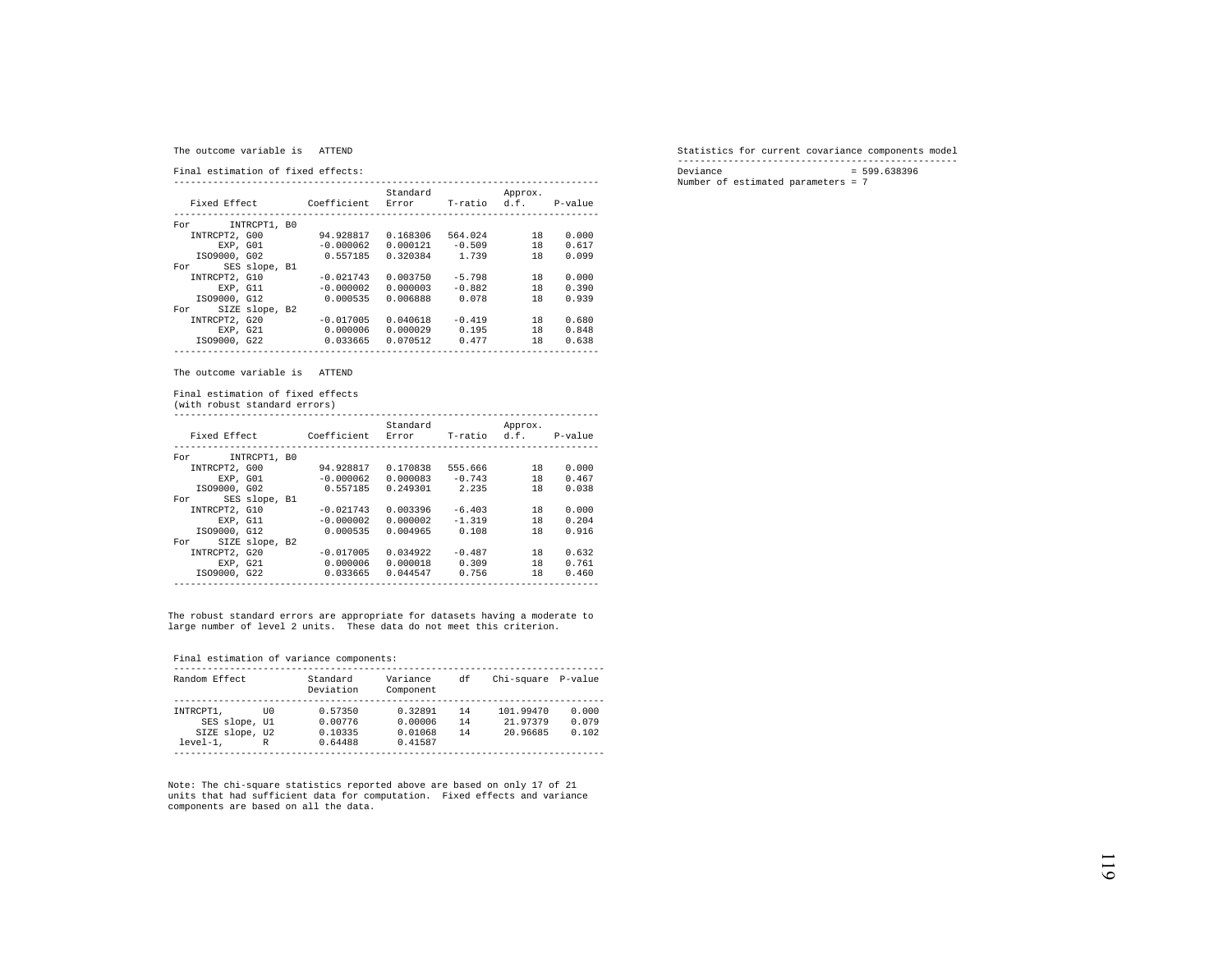The outcome variable is ATTEND

Final estimation of fixed effects:

| Fixed Effect | Coefficient | Standard Error | T-ratio | Approx. d.f. | P-value |
|---|---|---|---|---|---|
| For INTRCPT1, B0 | | | | | |
| INTRCPT2, G00 | 94.928817 | 0.168306 | 564.024 | 18 | 0.000 |
| EXP, G01 | -0.000062 | 0.000121 | -0.509 | 18 | 0.617 |
| ISO9000, G02 | 0.557185 | 0.320384 | 1.739 | 18 | 0.099 |
| For SES slope, B1 | | | | | |
| INTRCPT2, G10 | -0.021743 | 0.003750 | -5.798 | 18 | 0.000 |
| EXP, G11 | -0.000002 | 0.000003 | -0.882 | 18 | 0.390 |
| ISO9000, G12 | 0.000535 | 0.006888 | 0.078 | 18 | 0.939 |
| For SIZE slope, B2 | | | | | |
| INTRCPT2, G20 | -0.017005 | 0.040618 | -0.419 | 18 | 0.680 |
| EXP, G21 | 0.000006 | 0.000029 | 0.195 | 18 | 0.848 |
| ISO9000, G22 | 0.033665 | 0.070512 | 0.477 | 18 | 0.638 |

The outcome variable is ATTEND

Final estimation of fixed effects
(with robust standard errors)

| Fixed Effect | Coefficient | Standard Error | T-ratio | Approx. d.f. | P-value |
|---|---|---|---|---|---|
| For INTRCPT1, B0 | | | | | |
| INTRCPT2, G00 | 94.928817 | 0.170838 | 555.666 | 18 | 0.000 |
| EXP, G01 | -0.000062 | 0.000083 | -0.743 | 18 | 0.467 |
| ISO9000, G02 | 0.557185 | 0.249301 | 2.235 | 18 | 0.038 |
| For SES slope, B1 | | | | | |
| INTRCPT2, G10 | -0.021743 | 0.003396 | -6.403 | 18 | 0.000 |
| EXP, G11 | -0.000002 | 0.000002 | -1.319 | 18 | 0.204 |
| ISO9000, G12 | 0.000535 | 0.004965 | 0.108 | 18 | 0.916 |
| For SIZE slope, B2 | | | | | |
| INTRCPT2, G20 | -0.017005 | 0.034922 | -0.487 | 18 | 0.632 |
| EXP, G21 | 0.000006 | 0.000018 | 0.309 | 18 | 0.761 |
| ISO9000, G22 | 0.033665 | 0.044547 | 0.756 | 18 | 0.460 |

The robust standard errors are appropriate for datasets having a moderate to large number of level 2 units. These data do not meet this criterion.

Final estimation of variance components:

| Random Effect | | Standard Deviation | Variance Component | df | Chi-square | P-value |
|---|---|---|---|---|---|---|
| INTRCPT1, | U0 | 0.57350 | 0.32891 | 14 | 101.99470 | 0.000 |
| SES slope, | U1 | 0.00776 | 0.00006 | 14 | 21.97379 | 0.079 |
| SIZE slope, | U2 | 0.10335 | 0.01068 | 14 | 20.96685 | 0.102 |
| level-1, | R | 0.64488 | 0.41587 | | | |

Note: The chi-square statistics reported above are based on only 17 of 21 units that had sufficient data for computation. Fixed effects and variance components are based on all the data.

Statistics for current covariance components model

Deviance = 599.638396
Number of estimated parameters = 7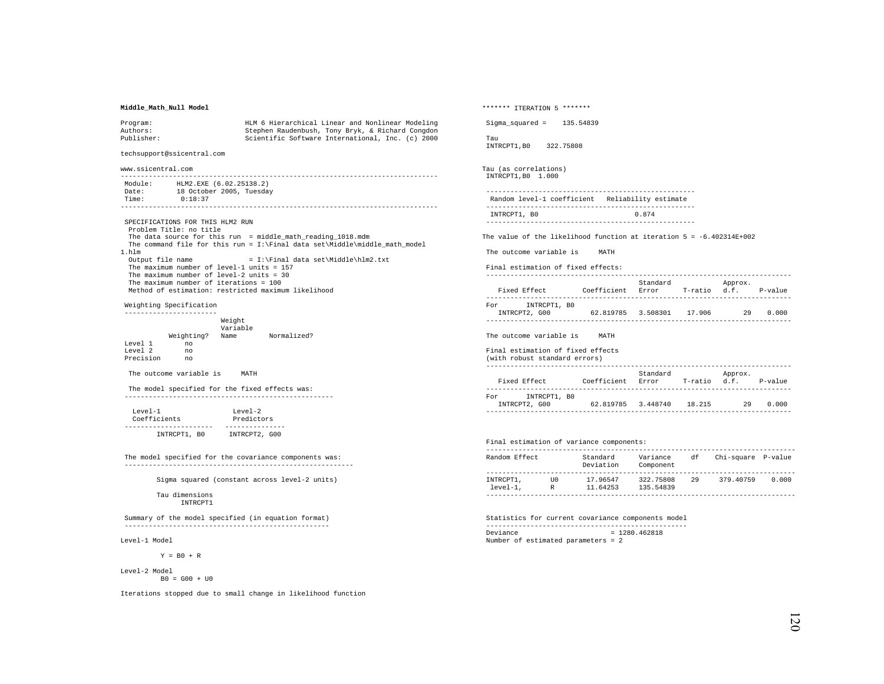**Middle_Math_Null Model**

```
Program:                     HLM 6 Hierarchical Linear and Nonlinear Modeling
Authors:                     Stephen Raudenbush, Tony Bryk, & Richard Congdon
Publisher:                   Scientific Software International, Inc. (c) 2000

techsupport@ssicentral.com

www.ssicentral.com
-------------------------------------------------------------------------------
 Module:      HLM2.EXE (6.02.25138.2)
 Date:        18 October 2005, Tuesday
 Time:         0:18:37
-------------------------------------------------------------------------------

 SPECIFICATIONS FOR THIS HLM2 RUN
  Problem Title: no title
  The data source for this run  = middle_math_reading_1018.mdm
  The command file for this run = I:\Final data set\Middle\middle_math_model
1.hlm
  Output file name              = I:\Final data set\Middle\hlm2.txt
  The maximum number of level-1 units = 157
  The maximum number of level-2 units = 30
  The maximum number of iterations = 100
  Method of estimation: restricted maximum likelihood

 Weighting Specification
 -----------------------
                        Weight
                        Variable
            Weighting?  Name        Normalized?
 Level 1        no
 Level 2        no
 Precision      no

  The outcome variable is     MATH

  The model specified for the fixed effects was:
 ----------------------------------------------------

   Level-1                  Level-2
   Coefficients             Predictors
 ----------------------   ---------------
        INTRCPT1, B0      INTRCPT2, G00


 The model specified for the covariance components was:
 ---------------------------------------------------------

        Sigma squared (constant across level-2 units)

        Tau dimensions
              INTRCPT1

 Summary of the model specified (in equation format)
 ---------------------------------------------------

Level-1 Model

         Y = B0 + R

Level-2 Model
        B0 = G00 + U0

Iterations stopped due to small change in likelihood function
```

```
******* ITERATION 5 *******

 Sigma_squared =    135.54839

 Tau
 INTRCPT1,B0    322.75808


Tau (as correlations)
 INTRCPT1,B0  1.000

 ----------------------------------------------------
  Random level-1 coefficient   Reliability estimate
 ----------------------------------------------------
  INTRCPT1, B0                        0.874
 ----------------------------------------------------

The value of the likelihood function at iteration 5 = -6.402314E+002

 The outcome variable is     MATH

 Final estimation of fixed effects:
 ----------------------------------------------------------------------------
                                       Standard             Approx.
    Fixed Effect         Coefficient   Error      T-ratio   d.f.     P-value
 ----------------------------------------------------------------------------
 For      INTRCPT1, B0
    INTRCPT2, G00          62.819785   3.508301   17.906        29    0.000
 ----------------------------------------------------------------------------

 The outcome variable is     MATH

 Final estimation of fixed effects
 (with robust standard errors)
 ----------------------------------------------------------------------------
                                       Standard             Approx.
    Fixed Effect         Coefficient   Error      T-ratio   d.f.     P-value
 ----------------------------------------------------------------------------
 For      INTRCPT1, B0
    INTRCPT2, G00          62.819785   3.448740   18.215        29    0.000
 ----------------------------------------------------------------------------


 Final estimation of variance components:
 -----------------------------------------------------------------------------
 Random Effect           Standard      Variance     df    Chi-square  P-value
                         Deviation     Component
 -----------------------------------------------------------------------------
 INTRCPT1,       U0        17.96547     322.75808    29     379.40759    0.000
  level-1,       R         11.64253     135.54839
 -----------------------------------------------------------------------------


 Statistics for current covariance components model
 --------------------------------------------------
 Deviance                       = 1280.462818
 Number of estimated parameters = 2
```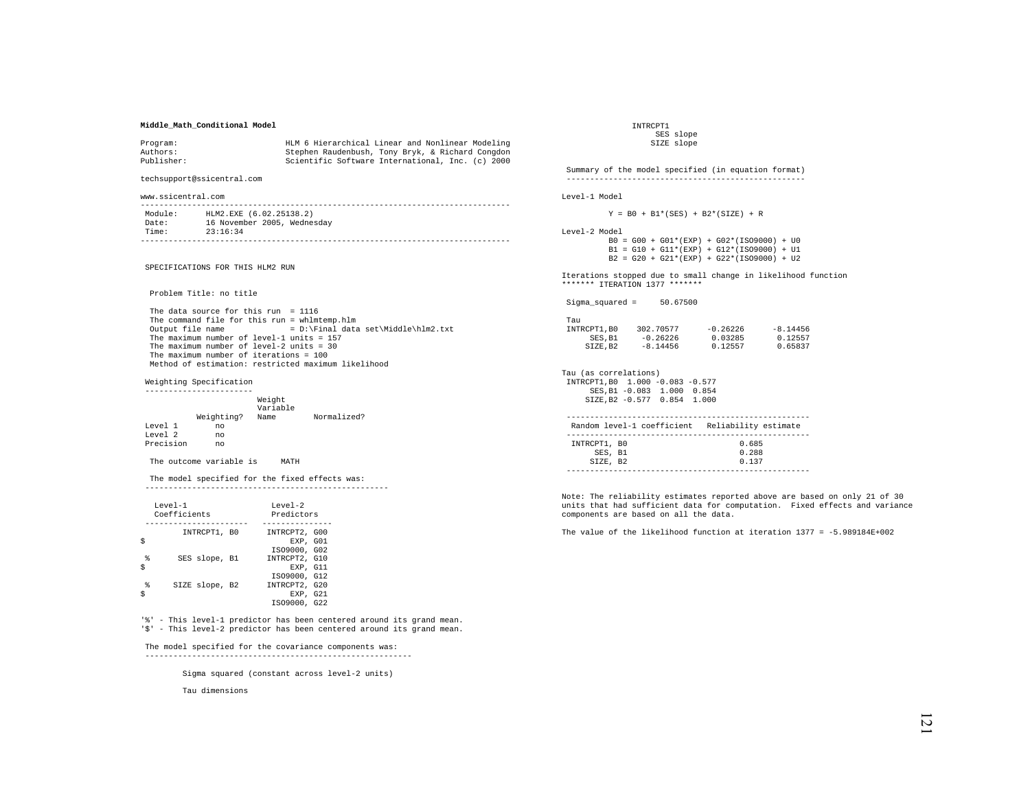**Middle_Math_Conditional Model**

```
Program:                    HLM 6 Hierarchical Linear and Nonlinear Modeling
Authors:                    Stephen Raudenbush, Tony Bryk, & Richard Congdon
Publisher:                  Scientific Software International, Inc. (c) 2000

techsupport@ssicentral.com

www.ssicentral.com
-------------------------------------------------------------------------------
 Module:     HLM2.EXE (6.02.25138.2)
 Date:       16 November 2005, Wednesday
 Time:       23:16:34
-------------------------------------------------------------------------------


 SPECIFICATIONS FOR THIS HLM2 RUN


  Problem Title: no title

  The data source for this run  = 1116
  The command file for this run = whlmtemp.hlm
  Output file name              = D:\Final data set\Middle\hlm2.txt
  The maximum number of level-1 units = 157
  The maximum number of level-2 units = 30
  The maximum number of iterations = 100
  Method of estimation: restricted maximum likelihood

 Weighting Specification
 -----------------------
                         Weight
                         Variable
            Weighting?   Name        Normalized?
 Level 1        no
 Level 2        no
 Precision      no

  The outcome variable is     MATH

  The model specified for the fixed effects was:
 ----------------------------------------------------

   Level-1                  Level-2
   Coefficients             Predictors
 ----------------------   ---------------
        INTRCPT1, B0      INTRCPT2, G00
$                              EXP, G01
                           ISO9000, G02
 %      SES slope, B1     INTRCPT2, G10
$                              EXP, G11
                           ISO9000, G12
 %     SIZE slope, B2     INTRCPT2, G20
$                              EXP, G21
                           ISO9000, G22

'%' - This level-1 predictor has been centered around its grand mean.
'$' - This level-2 predictor has been centered around its grand mean.

 The model specified for the covariance components was:
 ---------------------------------------------------------

         Sigma squared (constant across level-2 units)

         Tau dimensions
               INTRCPT1
                SES slope
               SIZE slope


 Summary of the model specified (in equation format)
 ---------------------------------------------------

Level-1 Model

         Y = B0 + B1*(SES) + B2*(SIZE) + R

Level-2 Model
         B0 = G00 + G01*(EXP) + G02*(ISO9000) + U0
         B1 = G10 + G11*(EXP) + G12*(ISO9000) + U1
         B2 = G20 + G21*(EXP) + G22*(ISO9000) + U2

Iterations stopped due to small change in likelihood function
******* ITERATION 1377 *******

 Sigma_squared =     50.67500

 Tau
 INTRCPT1,B0    302.70577      -0.26226      -8.14456
      SES,B1     -0.26226       0.03285       0.12557
     SIZE,B2     -8.14456       0.12557       0.65837


Tau (as correlations)
 INTRCPT1,B0  1.000 -0.083 -0.577
      SES,B1 -0.083  1.000  0.854
     SIZE,B2 -0.577  0.854  1.000

 ----------------------------------------------------
  Random level-1 coefficient   Reliability estimate
 ----------------------------------------------------
  INTRCPT1, B0                        0.685
      SES, B1                         0.288
     SIZE, B2                         0.137
 ----------------------------------------------------

Note: The reliability estimates reported above are based on only 21 of 30
units that had sufficient data for computation.  Fixed effects and variance
components are based on all the data.

The value of the likelihood function at iteration 1377 = -5.989184E+002
```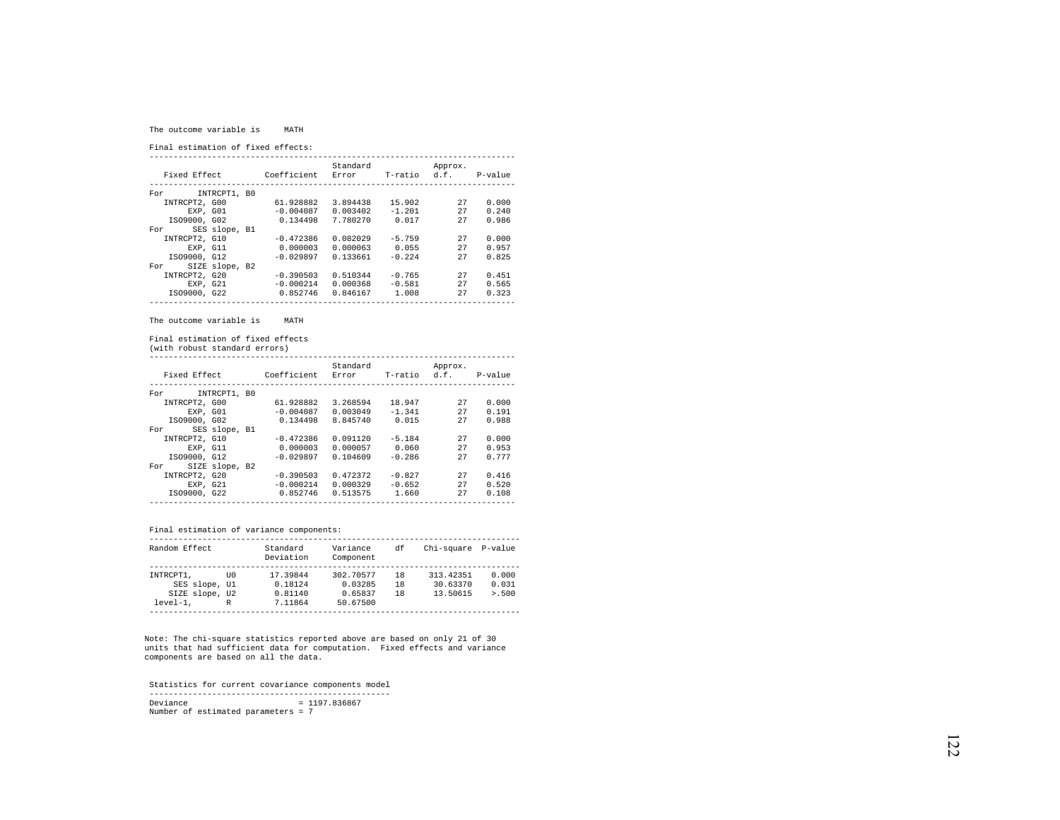The outcome variable is MATH

Final estimation of fixed effects:

| Fixed Effect | Coefficient | Standard Error | T-ratio | Approx. d.f. | P-value |
|---|---|---|---|---|---|
| For INTRCPT1, B0 | | | | | |
| INTRCPT2, G00 | 61.928882 | 3.894438 | 15.902 | 27 | 0.000 |
| EXP, G01 | -0.004087 | 0.003402 | -1.201 | 27 | 0.240 |
| ISO9000, G02 | 0.134498 | 7.780270 | 0.017 | 27 | 0.986 |
| For SES slope, B1 | | | | | |
| INTRCPT2, G10 | -0.472386 | 0.082029 | -5.759 | 27 | 0.000 |
| EXP, G11 | 0.000003 | 0.000063 | 0.055 | 27 | 0.957 |
| ISO9000, G12 | -0.029897 | 0.133661 | -0.224 | 27 | 0.825 |
| For SIZE slope, B2 | | | | | |
| INTRCPT2, G20 | -0.390503 | 0.510344 | -0.765 | 27 | 0.451 |
| EXP, G21 | -0.000214 | 0.000368 | -0.581 | 27 | 0.565 |
| ISO9000, G22 | 0.852746 | 0.846167 | 1.008 | 27 | 0.323 |

The outcome variable is MATH

Final estimation of fixed effects
(with robust standard errors)

| Fixed Effect | Coefficient | Standard Error | T-ratio | Approx. d.f. | P-value |
|---|---|---|---|---|---|
| For INTRCPT1, B0 | | | | | |
| INTRCPT2, G00 | 61.928882 | 3.268594 | 18.947 | 27 | 0.000 |
| EXP, G01 | -0.004087 | 0.003049 | -1.341 | 27 | 0.191 |
| ISO9000, G02 | 0.134498 | 8.845740 | 0.015 | 27 | 0.988 |
| For SES slope, B1 | | | | | |
| INTRCPT2, G10 | -0.472386 | 0.091120 | -5.184 | 27 | 0.000 |
| EXP, G11 | 0.000003 | 0.000057 | 0.060 | 27 | 0.953 |
| ISO9000, G12 | -0.029897 | 0.104609 | -0.286 | 27 | 0.777 |
| For SIZE slope, B2 | | | | | |
| INTRCPT2, G20 | -0.390503 | 0.472372 | -0.827 | 27 | 0.416 |
| EXP, G21 | -0.000214 | 0.000329 | -0.652 | 27 | 0.520 |
| ISO9000, G22 | 0.852746 | 0.513575 | 1.660 | 27 | 0.108 |

Final estimation of variance components:

| Random Effect | | Standard Deviation | Variance Component | df | Chi-square | P-value |
|---|---|---|---|---|---|---|
| INTRCPT1, | U0 | 17.39844 | 302.70577 | 18 | 313.42351 | 0.000 |
| SES slope, | U1 | 0.18124 | 0.03285 | 18 | 30.63370 | 0.031 |
| SIZE slope, | U2 | 0.81140 | 0.65837 | 18 | 13.50615 | >.500 |
| level-1, | R | 7.11864 | 50.67500 | | | |

Note: The chi-square statistics reported above are based on only 21 of 30 units that had sufficient data for computation. Fixed effects and variance components are based on all the data.

Statistics for current covariance components model

```
Deviance                          = 1197.836867
Number of estimated parameters = 7
```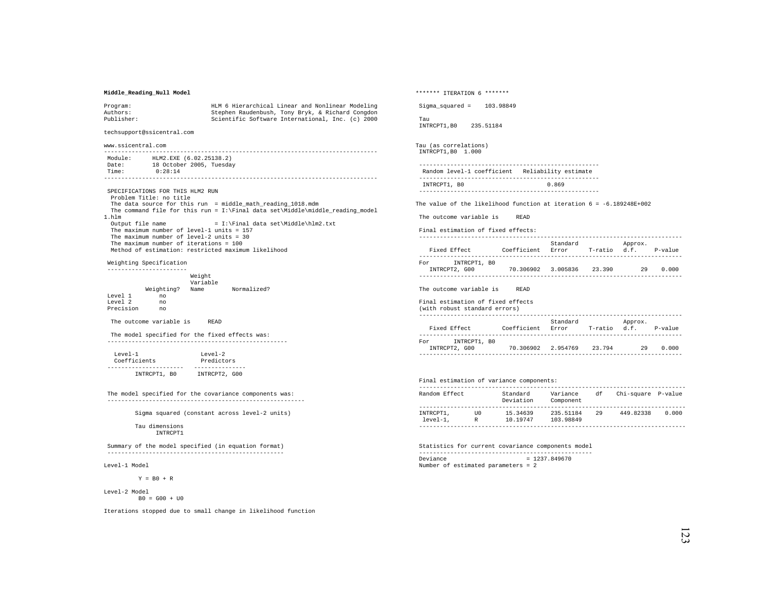**Middle_Reading_Null Model**

```
Program:                      HLM 6 Hierarchical Linear and Nonlinear Modeling
Authors:                      Stephen Raudenbush, Tony Bryk, & Richard Congdon
Publisher:                    Scientific Software International, Inc. (c) 2000

techsupport@ssicentral.com

www.ssicentral.com
-------------------------------------------------------------------------------
 Module:     HLM2.EXE (6.02.25138.2)
 Date:       18 October 2005, Tuesday
 Time:        0:28:14
-------------------------------------------------------------------------------

 SPECIFICATIONS FOR THIS HLM2 RUN
  Problem Title: no title
  The data source for this run  = middle_math_reading_1018.mdm
  The command file for this run = I:\Final data set\Middle\middle_reading_model
1.hlm
  Output file name              = I:\Final data set\Middle\hlm2.txt
  The maximum number of level-1 units = 157
  The maximum number of level-2 units = 30
  The maximum number of iterations = 100
  Method of estimation: restricted maximum likelihood

 Weighting Specification
 -----------------------
                        Weight
                        Variable
            Weighting?  Name        Normalized?
 Level 1        no
 Level 2        no
 Precision      no

  The outcome variable is     READ

  The model specified for the fixed effects was:
 ----------------------------------------------------

   Level-1                  Level-2
   Coefficients             Predictors
 ----------------------   ---------------
        INTRCPT1, B0      INTRCPT2, G00


 The model specified for the covariance components was:
 ---------------------------------------------------------

        Sigma squared (constant across level-2 units)

        Tau dimensions
              INTRCPT1

 Summary of the model specified (in equation format)
 ---------------------------------------------------

Level-1 Model

         Y = B0 + R

Level-2 Model
         B0 = G00 + U0

Iterations stopped due to small change in likelihood function

******* ITERATION 6 *******

 Sigma_squared =    103.98849

 Tau
 INTRCPT1,B0    235.51184


Tau (as correlations)
 INTRCPT1,B0  1.000

 ----------------------------------------------------
  Random level-1 coefficient   Reliability estimate
 ----------------------------------------------------
  INTRCPT1, B0                        0.869
 ----------------------------------------------------

The value of the likelihood function at iteration 6 = -6.189248E+002

 The outcome variable is     READ

 Final estimation of fixed effects:
 ----------------------------------------------------------------------------
                                       Standard             Approx.
    Fixed Effect         Coefficient   Error      T-ratio   d.f.     P-value
 ----------------------------------------------------------------------------
 For      INTRCPT1, B0
    INTRCPT2, G00          70.306902   3.005836   23.390        29    0.000
 ----------------------------------------------------------------------------

 The outcome variable is     READ

 Final estimation of fixed effects
 (with robust standard errors)
 ----------------------------------------------------------------------------
                                       Standard             Approx.
    Fixed Effect         Coefficient   Error      T-ratio   d.f.     P-value
 ----------------------------------------------------------------------------
 For      INTRCPT1, B0
    INTRCPT2, G00          70.306902   2.954769   23.794        29    0.000
 ----------------------------------------------------------------------------


 Final estimation of variance components:
 -----------------------------------------------------------------------------
 Random Effect           Standard      Variance     df    Chi-square  P-value
                         Deviation     Component
 -----------------------------------------------------------------------------
 INTRCPT1,       U0        15.34639     235.51184    29     449.82338    0.000
  level-1,       R         10.19747     103.98849
 -----------------------------------------------------------------------------

 Statistics for current covariance components model
 --------------------------------------------------
 Deviance                       = 1237.849670
 Number of estimated parameters = 2
```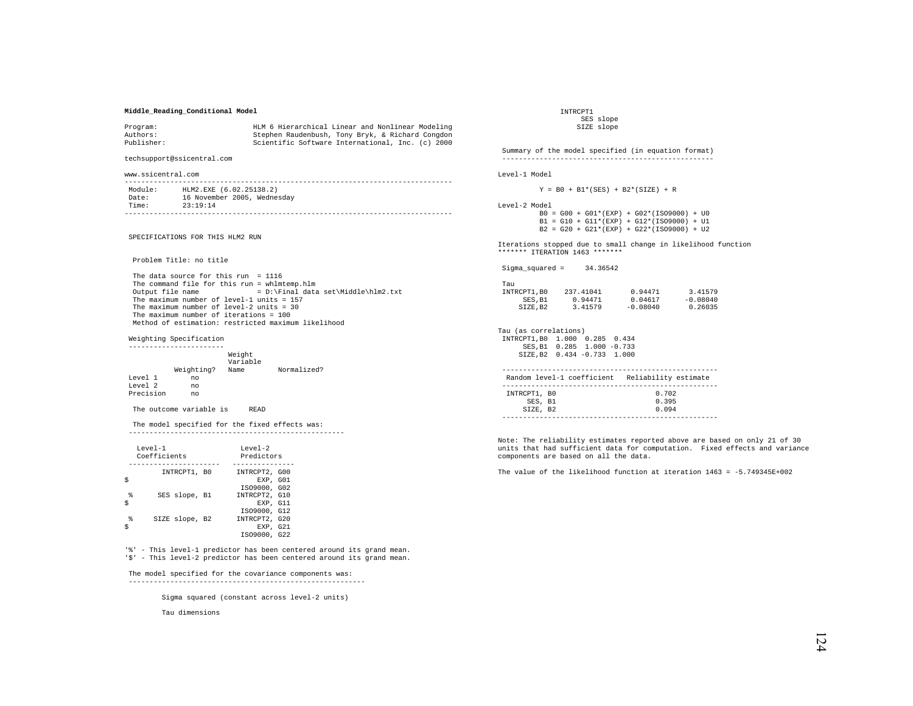**Middle_Reading_Conditional Model**

```
Program:                    HLM 6 Hierarchical Linear and Nonlinear Modeling
Authors:                    Stephen Raudenbush, Tony Bryk, & Richard Congdon
Publisher:                  Scientific Software International, Inc. (c) 2000

techsupport@ssicentral.com

www.ssicentral.com
-------------------------------------------------------------------------------
 Module:      HLM2.EXE (6.02.25138.2)
 Date:        16 November 2005, Wednesday
 Time:        23:19:14
-------------------------------------------------------------------------------


 SPECIFICATIONS FOR THIS HLM2 RUN


  Problem Title: no title

  The data source for this run  = 1116
  The command file for this run = whlmtemp.hlm
  Output file name              = D:\Final data set\Middle\hlm2.txt
  The maximum number of level-1 units = 157
  The maximum number of level-2 units = 30
  The maximum number of iterations = 100
  Method of estimation: restricted maximum likelihood

 Weighting Specification
 -----------------------
                        Weight
                        Variable
           Weighting?   Name        Normalized?
 Level 1        no
 Level 2        no
 Precision      no

  The outcome variable is     READ

  The model specified for the fixed effects was:
 ----------------------------------------------------

   Level-1                  Level-2
   Coefficients             Predictors
 ----------------------   ---------------
        INTRCPT1, B0      INTRCPT2, G00
$                              EXP, G01
                           ISO9000, G02
 %      SES slope, B1     INTRCPT2, G10
$                              EXP, G11
                           ISO9000, G12
 %     SIZE slope, B2     INTRCPT2, G20
$                              EXP, G21
                           ISO9000, G22

'%' - This level-1 predictor has been centered around its grand mean.
'$' - This level-2 predictor has been centered around its grand mean.

 The model specified for the covariance components was:
 ---------------------------------------------------------

         Sigma squared (constant across level-2 units)

         Tau dimensions
               INTRCPT1
                  SES slope
                 SIZE slope

 Summary of the model specified (in equation format)
 ---------------------------------------------------

Level-1 Model

         Y = B0 + B1*(SES) + B2*(SIZE) + R

Level-2 Model
         B0 = G00 + G01*(EXP) + G02*(ISO9000) + U0
         B1 = G10 + G11*(EXP) + G12*(ISO9000) + U1
         B2 = G20 + G21*(EXP) + G22*(ISO9000) + U2

Iterations stopped due to small change in likelihood function
******* ITERATION 1463 *******

 Sigma_squared =     34.36542

 Tau
 INTRCPT1,B0    237.41041       0.94471       3.41579
      SES,B1      0.94471       0.04617      -0.08040
     SIZE,B2      3.41579      -0.08040       0.26035


Tau (as correlations)
 INTRCPT1,B0  1.000  0.285  0.434
      SES,B1  0.285  1.000 -0.733
     SIZE,B2  0.434 -0.733  1.000

 ----------------------------------------------------
  Random level-1 coefficient   Reliability estimate
 ----------------------------------------------------
  INTRCPT1, B0                        0.702
      SES, B1                         0.395
     SIZE, B2                         0.094
 ----------------------------------------------------

Note: The reliability estimates reported above are based on only 21 of 30
units that had sufficient data for computation.  Fixed effects and variance
components are based on all the data.

The value of the likelihood function at iteration 1463 = -5.749345E+002
```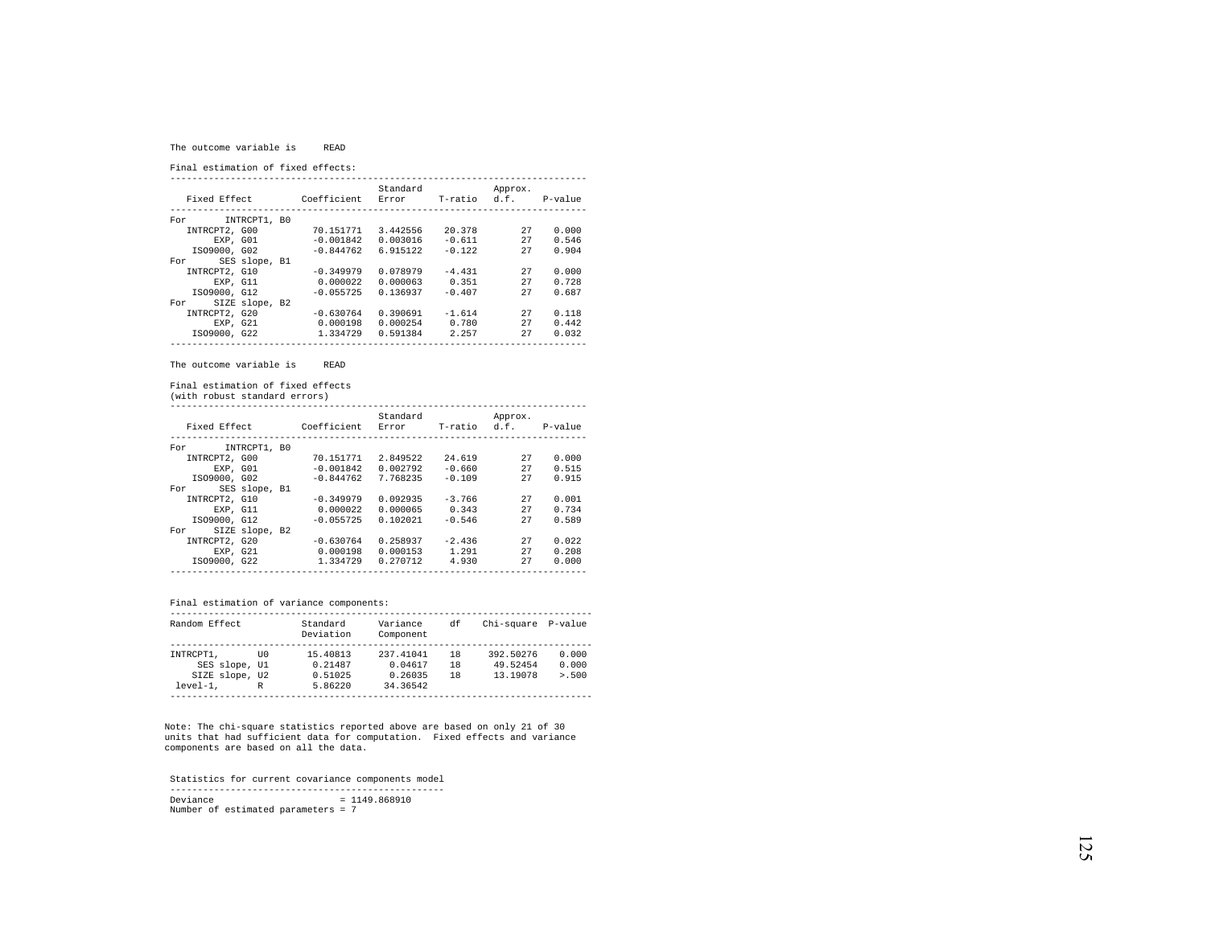The outcome variable is READ

Final estimation of fixed effects:

| Fixed Effect | Coefficient | Standard Error | T-ratio | Approx. d.f. | P-value |
|---|---|---|---|---|---|
| For INTRCPT1, B0 | | | | | |
| INTRCPT2, G00 | 70.151771 | 3.442556 | 20.378 | 27 | 0.000 |
| EXP, G01 | -0.001842 | 0.003016 | -0.611 | 27 | 0.546 |
| ISO9000, G02 | -0.844762 | 6.915122 | -0.122 | 27 | 0.904 |
| For SES slope, B1 | | | | | |
| INTRCPT2, G10 | -0.349979 | 0.078979 | -4.431 | 27 | 0.000 |
| EXP, G11 | 0.000022 | 0.000063 | 0.351 | 27 | 0.728 |
| ISO9000, G12 | -0.055725 | 0.136937 | -0.407 | 27 | 0.687 |
| For SIZE slope, B2 | | | | | |
| INTRCPT2, G20 | -0.630764 | 0.390691 | -1.614 | 27 | 0.118 |
| EXP, G21 | 0.000198 | 0.000254 | 0.780 | 27 | 0.442 |
| ISO9000, G22 | 1.334729 | 0.591384 | 2.257 | 27 | 0.032 |

The outcome variable is READ

Final estimation of fixed effects
(with robust standard errors)

| Fixed Effect | Coefficient | Standard Error | T-ratio | Approx. d.f. | P-value |
|---|---|---|---|---|---|
| For INTRCPT1, B0 | | | | | |
| INTRCPT2, G00 | 70.151771 | 2.849522 | 24.619 | 27 | 0.000 |
| EXP, G01 | -0.001842 | 0.002792 | -0.660 | 27 | 0.515 |
| ISO9000, G02 | -0.844762 | 7.768235 | -0.109 | 27 | 0.915 |
| For SES slope, B1 | | | | | |
| INTRCPT2, G10 | -0.349979 | 0.092935 | -3.766 | 27 | 0.001 |
| EXP, G11 | 0.000022 | 0.000065 | 0.343 | 27 | 0.734 |
| ISO9000, G12 | -0.055725 | 0.102021 | -0.546 | 27 | 0.589 |
| For SIZE slope, B2 | | | | | |
| INTRCPT2, G20 | -0.630764 | 0.258937 | -2.436 | 27 | 0.022 |
| EXP, G21 | 0.000198 | 0.000153 | 1.291 | 27 | 0.208 |
| ISO9000, G22 | 1.334729 | 0.270712 | 4.930 | 27 | 0.000 |

Final estimation of variance components:

| Random Effect | Standard Deviation | Variance Component | df | Chi-square | P-value |
|---|---|---|---|---|---|
| INTRCPT1, U0 | 15.40813 | 237.41041 | 18 | 392.50276 | 0.000 |
| SES slope, U1 | 0.21487 | 0.04617 | 18 | 49.52454 | 0.000 |
| SIZE slope, U2 | 0.51025 | 0.26035 | 18 | 13.19078 | >.500 |
| level-1, R | 5.86220 | 34.36542 | | | |

Note: The chi-square statistics reported above are based on only 21 of 30 units that had sufficient data for computation. Fixed effects and variance components are based on all the data.

Statistics for current covariance components model

```
Deviance                          = 1149.868910
Number of estimated parameters = 7
```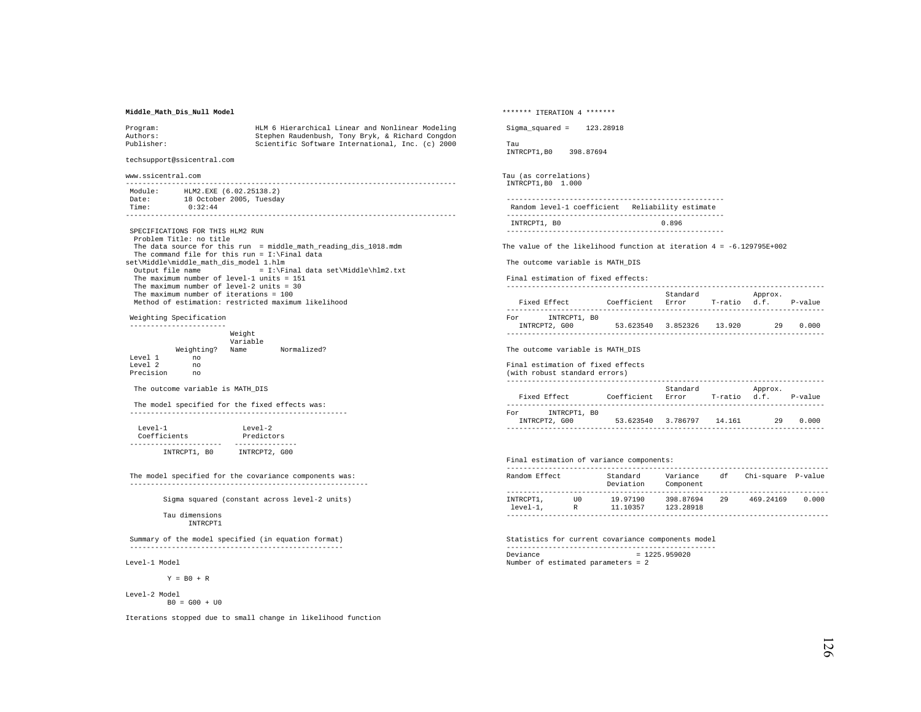**Middle_Math_Dis_Null Model**

```
Program:                       HLM 6 Hierarchical Linear and Nonlinear Modeling
Authors:                       Stephen Raudenbush, Tony Bryk, & Richard Congdon
Publisher:                     Scientific Software International, Inc. (c) 2000

techsupport@ssicentral.com

www.ssicentral.com
-------------------------------------------------------------------------------
 Module:      HLM2.EXE (6.02.25138.2)
 Date:        18 October 2005, Tuesday
 Time:         0:32:44
-------------------------------------------------------------------------------

 SPECIFICATIONS FOR THIS HLM2 RUN
  Problem Title: no title
  The data source for this run  = middle_math_reading_dis_1018.mdm
  The command file for this run = I:\Final data
set\Middle\middle_math_dis_model 1.hlm
  Output file name              = I:\Final data set\Middle\hlm2.txt
  The maximum number of level-1 units = 151
  The maximum number of level-2 units = 30
  The maximum number of iterations = 100
  Method of estimation: restricted maximum likelihood

 Weighting Specification
 -----------------------
                        Weight
                        Variable
            Weighting?  Name        Normalized?
 Level 1        no
 Level 2        no
 Precision      no

  The outcome variable is MATH_DIS

  The model specified for the fixed effects was:
 ----------------------------------------------------

   Level-1                  Level-2
   Coefficients             Predictors
 ----------------------   ---------------
        INTRCPT1, B0      INTRCPT2, G00


 The model specified for the covariance components was:
 ---------------------------------------------------------

        Sigma squared (constant across level-2 units)

        Tau dimensions
              INTRCPT1

 Summary of the model specified (in equation format)
 ---------------------------------------------------

Level-1 Model

         Y = B0 + R

Level-2 Model
         B0 = G00 + U0

Iterations stopped due to small change in likelihood function

******* ITERATION 4 *******

 Sigma_squared =    123.28918

 Tau
 INTRCPT1,B0    398.87694


Tau (as correlations)
 INTRCPT1,B0  1.000

 ----------------------------------------------------
  Random level-1 coefficient   Reliability estimate
 ----------------------------------------------------
  INTRCPT1, B0                        0.896
 ----------------------------------------------------

The value of the likelihood function at iteration 4 = -6.129795E+002

 The outcome variable is MATH_DIS

 Final estimation of fixed effects:
 ----------------------------------------------------------------------------
                                       Standard             Approx.
    Fixed Effect         Coefficient   Error      T-ratio   d.f.     P-value
 ----------------------------------------------------------------------------
 For       INTRCPT1, B0
    INTRCPT2, G00          53.623540   3.852326    13.920        29    0.000
 ----------------------------------------------------------------------------

 The outcome variable is MATH_DIS

 Final estimation of fixed effects
 (with robust standard errors)
 ----------------------------------------------------------------------------
                                       Standard             Approx.
    Fixed Effect         Coefficient   Error      T-ratio   d.f.     P-value
 ----------------------------------------------------------------------------
 For       INTRCPT1, B0
    INTRCPT2, G00          53.623540   3.786797    14.161        29    0.000
 ----------------------------------------------------------------------------


 Final estimation of variance components:
 -----------------------------------------------------------------------------
 Random Effect           Standard      Variance     df    Chi-square  P-value
                         Deviation     Component
 -----------------------------------------------------------------------------
 INTRCPT1,       U0        19.97190     398.87694    29     469.24169    0.000
  level-1,       R         11.10357     123.28918
 -----------------------------------------------------------------------------

 Statistics for current covariance components model
 --------------------------------------------------
 Deviance                       = 1225.959020
 Number of estimated parameters = 2
```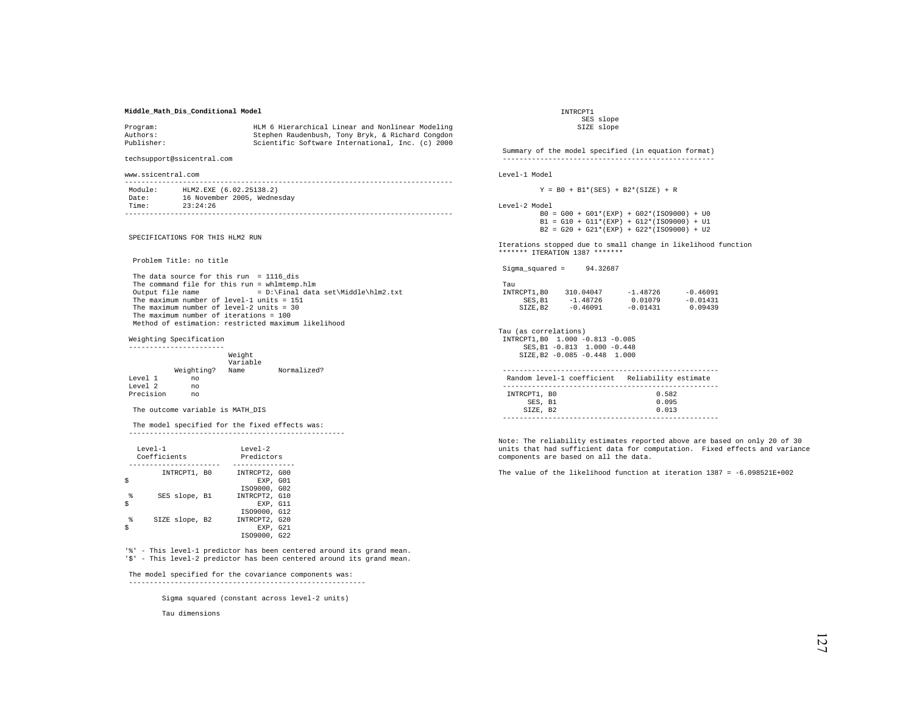**Middle_Math_Dis_Conditional Model**

```
Program:                    HLM 6 Hierarchical Linear and Nonlinear Modeling
Authors:                    Stephen Raudenbush, Tony Bryk, & Richard Congdon
Publisher:                  Scientific Software International, Inc. (c) 2000

techsupport@ssicentral.com

www.ssicentral.com
-------------------------------------------------------------------------------
 Module:     HLM2.EXE (6.02.25138.2)
 Date:       16 November 2005, Wednesday
 Time:       23:24:26
-------------------------------------------------------------------------------


 SPECIFICATIONS FOR THIS HLM2 RUN


  Problem Title: no title

  The data source for this run  = 1116_dis
  The command file for this run = whlmtemp.hlm
  Output file name              = D:\Final data set\Middle\hlm2.txt
  The maximum number of level-1 units = 151
  The maximum number of level-2 units = 30
  The maximum number of iterations = 100
  Method of estimation: restricted maximum likelihood

 Weighting Specification
 -----------------------
                        Weight
                        Variable
            Weighting?   Name        Normalized?
 Level 1        no
 Level 2        no
 Precision      no

  The outcome variable is MATH_DIS

  The model specified for the fixed effects was:
 ----------------------------------------------------

   Level-1                  Level-2
   Coefficients             Predictors
 ----------------------   ---------------
        INTRCPT1, B0      INTRCPT2, G00
$                              EXP, G01
                          ISO9000, G02
 %      SES slope, B1     INTRCPT2, G10
$                              EXP, G11
                          ISO9000, G12
 %     SIZE slope, B2     INTRCPT2, G20
$                              EXP, G21
                          ISO9000, G22

'%' - This level-1 predictor has been centered around its grand mean.
'$' - This level-2 predictor has been centered around its grand mean.

 The model specified for the covariance components was:
 ---------------------------------------------------------

         Sigma squared (constant across level-2 units)

         Tau dimensions
               INTRCPT1
              SES slope
             SIZE slope

 Summary of the model specified (in equation format)
 ---------------------------------------------------

Level-1 Model

         Y = B0 + B1*(SES) + B2*(SIZE) + R

Level-2 Model
         B0 = G00 + G01*(EXP) + G02*(ISO9000) + U0
         B1 = G10 + G11*(EXP) + G12*(ISO9000) + U1
         B2 = G20 + G21*(EXP) + G22*(ISO9000) + U2

Iterations stopped due to small change in likelihood function
******* ITERATION 1387 *******

 Sigma_squared =     94.32687

 Tau
 INTRCPT1,B0    310.04047      -1.48726      -0.46091
      SES,B1     -1.48726       0.01079      -0.01431
     SIZE,B2     -0.46091      -0.01431       0.09439


Tau (as correlations)
 INTRCPT1,B0  1.000 -0.813 -0.085
      SES,B1 -0.813  1.000 -0.448
     SIZE,B2 -0.085 -0.448  1.000

 ----------------------------------------------------
  Random level-1 coefficient   Reliability estimate
 ----------------------------------------------------
  INTRCPT1, B0                        0.582
      SES, B1                         0.095
     SIZE, B2                         0.013
 ----------------------------------------------------

Note: The reliability estimates reported above are based on only 20 of 30
units that had sufficient data for computation.  Fixed effects and variance
components are based on all the data.

The value of the likelihood function at iteration 1387 = -6.098521E+002
```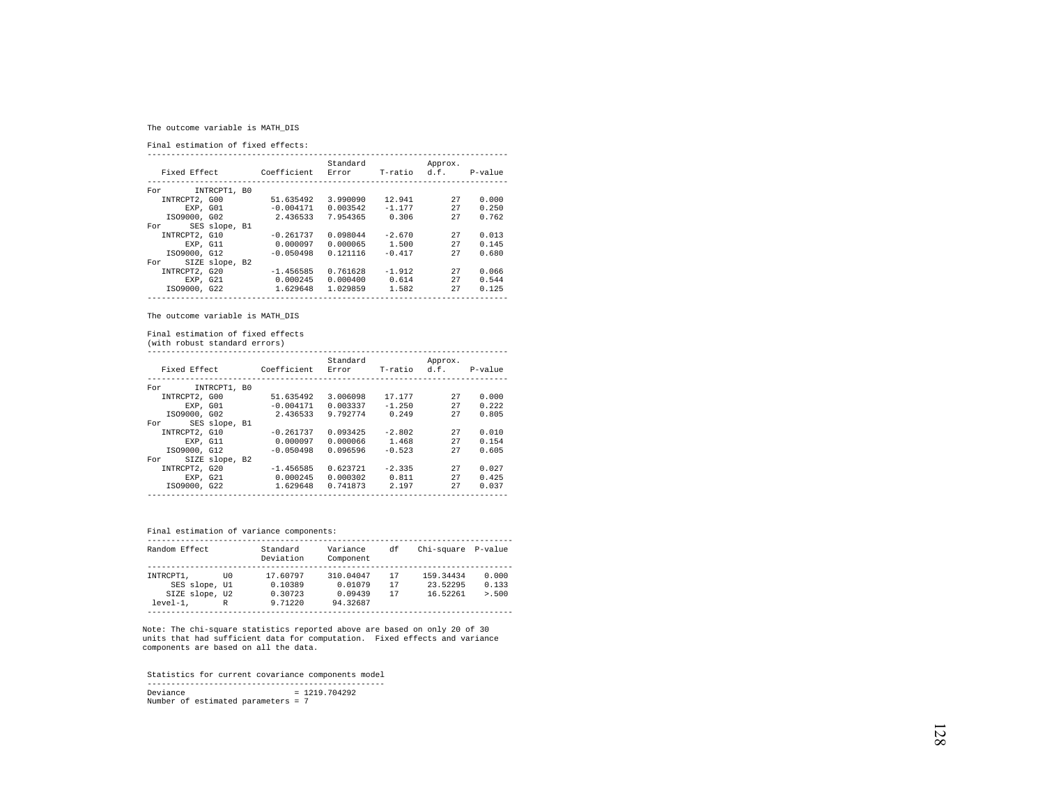The outcome variable is MATH_DIS

Final estimation of fixed effects:

| Fixed Effect | Coefficient | Standard Error | T-ratio | Approx. d.f. | P-value |
|---|---|---|---|---|---|
| For INTRCPT1, B0 | | | | | |
| INTRCPT2, G00 | 51.635492 | 3.990090 | 12.941 | 27 | 0.000 |
| EXP, G01 | -0.004171 | 0.003542 | -1.177 | 27 | 0.250 |
| ISO9000, G02 | 2.436533 | 7.954365 | 0.306 | 27 | 0.762 |
| For SES slope, B1 | | | | | |
| INTRCPT2, G10 | -0.261737 | 0.098044 | -2.670 | 27 | 0.013 |
| EXP, G11 | 0.000097 | 0.000065 | 1.500 | 27 | 0.145 |
| ISO9000, G12 | -0.050498 | 0.121116 | -0.417 | 27 | 0.680 |
| For SIZE slope, B2 | | | | | |
| INTRCPT2, G20 | -1.456585 | 0.761628 | -1.912 | 27 | 0.066 |
| EXP, G21 | 0.000245 | 0.000400 | 0.614 | 27 | 0.544 |
| ISO9000, G22 | 1.629648 | 1.029859 | 1.582 | 27 | 0.125 |

The outcome variable is MATH_DIS

Final estimation of fixed effects
(with robust standard errors)

| Fixed Effect | Coefficient | Standard Error | T-ratio | Approx. d.f. | P-value |
|---|---|---|---|---|---|
| For INTRCPT1, B0 | | | | | |
| INTRCPT2, G00 | 51.635492 | 3.006098 | 17.177 | 27 | 0.000 |
| EXP, G01 | -0.004171 | 0.003337 | -1.250 | 27 | 0.222 |
| ISO9000, G02 | 2.436533 | 9.792774 | 0.249 | 27 | 0.805 |
| For SES slope, B1 | | | | | |
| INTRCPT2, G10 | -0.261737 | 0.093425 | -2.802 | 27 | 0.010 |
| EXP, G11 | 0.000097 | 0.000066 | 1.468 | 27 | 0.154 |
| ISO9000, G12 | -0.050498 | 0.096596 | -0.523 | 27 | 0.605 |
| For SIZE slope, B2 | | | | | |
| INTRCPT2, G20 | -1.456585 | 0.623721 | -2.335 | 27 | 0.027 |
| EXP, G21 | 0.000245 | 0.000302 | 0.811 | 27 | 0.425 |
| ISO9000, G22 | 1.629648 | 0.741873 | 2.197 | 27 | 0.037 |

Final estimation of variance components:

| Random Effect | Standard Deviation | Variance Component | df | Chi-square | P-value |
|---|---|---|---|---|---|
| INTRCPT1, U0 | 17.60797 | 310.04047 | 17 | 159.34434 | 0.000 |
| SES slope, U1 | 0.10389 | 0.01079 | 17 | 23.52295 | 0.133 |
| SIZE slope, U2 | 0.30723 | 0.09439 | 17 | 16.52261 | >.500 |
| level-1, R | 9.71220 | 94.32687 | | | |

Note: The chi-square statistics reported above are based on only 20 of 30 units that had sufficient data for computation. Fixed effects and variance components are based on all the data.

Statistics for current covariance components model

Deviance = 1219.704292
Number of estimated parameters = 7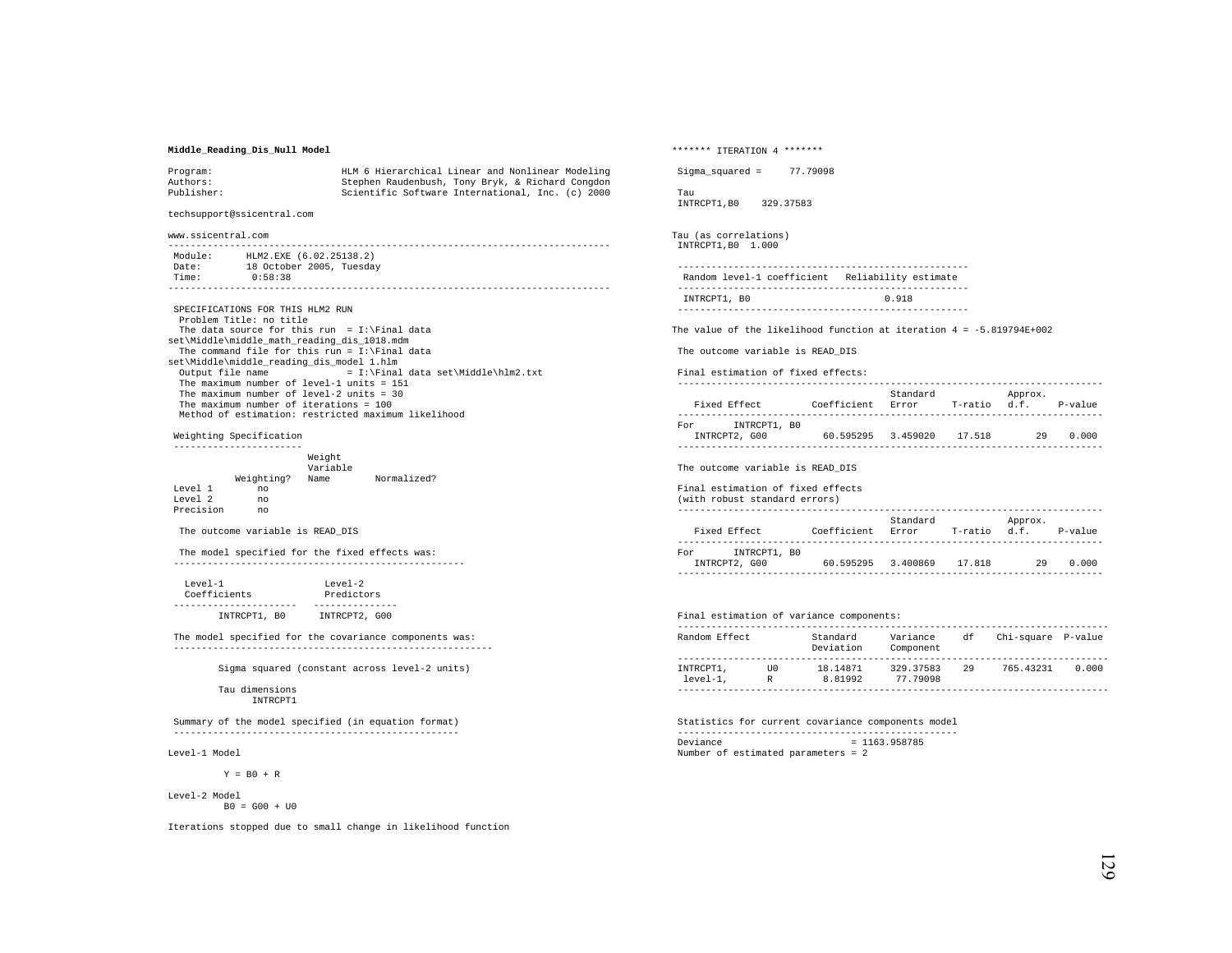**Middle_Reading_Dis_Null Model**

```
Program:                    HLM 6 Hierarchical Linear and Nonlinear Modeling
Authors:                    Stephen Raudenbush, Tony Bryk, & Richard Congdon
Publisher:                  Scientific Software International, Inc. (c) 2000

techsupport@ssicentral.com

www.ssicentral.com
-------------------------------------------------------------------------------
 Module:      HLM2.EXE (6.02.25138.2)
 Date:        18 October 2005, Tuesday
 Time:         0:58:38
-------------------------------------------------------------------------------

 SPECIFICATIONS FOR THIS HLM2 RUN
  Problem Title: no title
  The data source for this run  = I:\Final data
set\Middle\middle_math_reading_dis_1018.mdm
  The command file for this run = I:\Final data
set\Middle\middle_reading_dis_model 1.hlm
  Output file name              = I:\Final data set\Middle\hlm2.txt
  The maximum number of level-1 units = 151
  The maximum number of level-2 units = 30
  The maximum number of iterations = 100
  Method of estimation: restricted maximum likelihood

 Weighting Specification
 -----------------------
                       Weight
                       Variable
           Weighting?  Name        Normalized?
 Level 1        no
 Level 2        no
 Precision      no

  The outcome variable is READ_DIS

  The model specified for the fixed effects was:
 ----------------------------------------------------

   Level-1                 Level-2
   Coefficients            Predictors
 ---------------------   ---------------
        INTRCPT1, B0      INTRCPT2, G00

 The model specified for the covariance components was:
 ---------------------------------------------------------

        Sigma squared (constant across level-2 units)

        Tau dimensions
             INTRCPT1

 Summary of the model specified (in equation format)
 ---------------------------------------------------

Level-1 Model

         Y = B0 + R

Level-2 Model
         B0 = G00 + U0

Iterations stopped due to small change in likelihood function

******* ITERATION 4 *******

 Sigma_squared =     77.79098

 Tau
 INTRCPT1,B0    329.37583


Tau (as correlations)
 INTRCPT1,B0  1.000

 ----------------------------------------------------
  Random level-1 coefficient   Reliability estimate
 ----------------------------------------------------
  INTRCPT1, B0                        0.918
 ----------------------------------------------------

The value of the likelihood function at iteration 4 = -5.819794E+002

 The outcome variable is READ_DIS

 Final estimation of fixed effects:
 ----------------------------------------------------------------------------
                                       Standard             Approx.
    Fixed Effect         Coefficient   Error      T-ratio   d.f.     P-value
 ----------------------------------------------------------------------------
 For       INTRCPT1, B0
    INTRCPT2, G00          60.595295   3.459020   17.518        29    0.000
 ----------------------------------------------------------------------------

 The outcome variable is READ_DIS

 Final estimation of fixed effects
 (with robust standard errors)
 ----------------------------------------------------------------------------
                                       Standard             Approx.
    Fixed Effect         Coefficient   Error      T-ratio   d.f.     P-value
 ----------------------------------------------------------------------------
 For       INTRCPT1, B0
    INTRCPT2, G00          60.595295   3.400869   17.818        29    0.000
 ----------------------------------------------------------------------------


 Final estimation of variance components:
 -----------------------------------------------------------------------------
 Random Effect           Standard      Variance     df    Chi-square  P-value
                         Deviation     Component
 -----------------------------------------------------------------------------
 INTRCPT1,       U0       18.14871     329.37583    29     765.43231    0.000
  level-1,       R         8.81992      77.79098
 -----------------------------------------------------------------------------

 Statistics for current covariance components model
 --------------------------------------------------
 Deviance                       = 1163.958785
 Number of estimated parameters = 2
```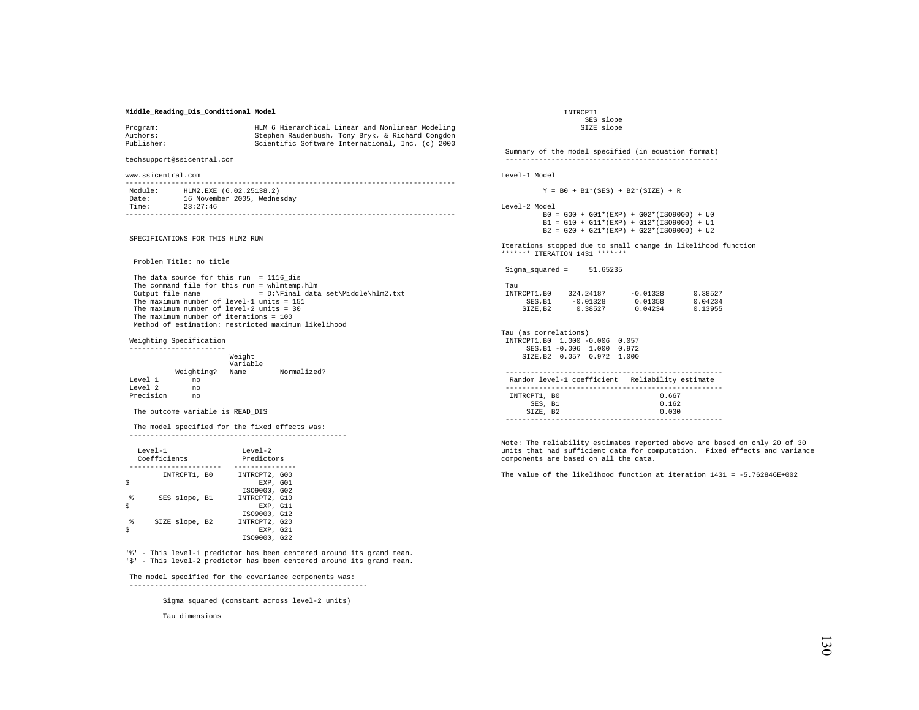**Middle_Reading_Dis_Conditional Model**

```
Program:                    HLM 6 Hierarchical Linear and Nonlinear Modeling
Authors:                    Stephen Raudenbush, Tony Bryk, & Richard Congdon
Publisher:                  Scientific Software International, Inc. (c) 2000

techsupport@ssicentral.com

www.ssicentral.com
-------------------------------------------------------------------------------
 Module:     HLM2.EXE (6.02.25138.2)
 Date:       16 November 2005, Wednesday
 Time:       23:27:46
-------------------------------------------------------------------------------


 SPECIFICATIONS FOR THIS HLM2 RUN


  Problem Title: no title

  The data source for this run  = 1116_dis
  The command file for this run = whlmtemp.hlm
  Output file name              = D:\Final data set\Middle\hlm2.txt
  The maximum number of level-1 units = 151
  The maximum number of level-2 units = 30
  The maximum number of iterations = 100
  Method of estimation: restricted maximum likelihood

 Weighting Specification
 -----------------------
                         Weight
                         Variable
            Weighting?   Name        Normalized?
 Level 1        no
 Level 2        no
 Precision      no

  The outcome variable is READ_DIS

  The model specified for the fixed effects was:
 ----------------------------------------------------

   Level-1                  Level-2
   Coefficients             Predictors
 ----------------------   ---------------
        INTRCPT1, B0      INTRCPT2, G00
$                              EXP, G01
                          ISO9000, G02
 %      SES slope, B1     INTRCPT2, G10
$                              EXP, G11
                          ISO9000, G12
 %     SIZE slope, B2     INTRCPT2, G20
$                              EXP, G21
                          ISO9000, G22

'%' - This level-1 predictor has been centered around its grand mean.
'$' - This level-2 predictor has been centered around its grand mean.

 The model specified for the covariance components was:
 ---------------------------------------------------------

         Sigma squared (constant across level-2 units)

         Tau dimensions
               INTRCPT1
                  SES slope
                 SIZE slope

 Summary of the model specified (in equation format)
 ---------------------------------------------------

Level-1 Model

         Y = B0 + B1*(SES) + B2*(SIZE) + R

Level-2 Model
         B0 = G00 + G01*(EXP) + G02*(ISO9000) + U0
         B1 = G10 + G11*(EXP) + G12*(ISO9000) + U1
         B2 = G20 + G21*(EXP) + G22*(ISO9000) + U2

Iterations stopped due to small change in likelihood function
******* ITERATION 1431 *******

 Sigma_squared =     51.65235

 Tau
 INTRCPT1,B0    324.24187      -0.01328       0.38527
      SES,B1     -0.01328       0.01358       0.04234
     SIZE,B2      0.38527       0.04234       0.13955


Tau (as correlations)
 INTRCPT1,B0  1.000 -0.006  0.057
      SES,B1 -0.006  1.000  0.972
     SIZE,B2  0.057  0.972  1.000

 ----------------------------------------------------
  Random level-1 coefficient   Reliability estimate
 ----------------------------------------------------
  INTRCPT1, B0                        0.667
       SES, B1                        0.162
      SIZE, B2                        0.030
 ----------------------------------------------------

Note: The reliability estimates reported above are based on only 20 of 30
units that had sufficient data for computation.  Fixed effects and variance
components are based on all the data.

The value of the likelihood function at iteration 1431 = -5.762846E+002
```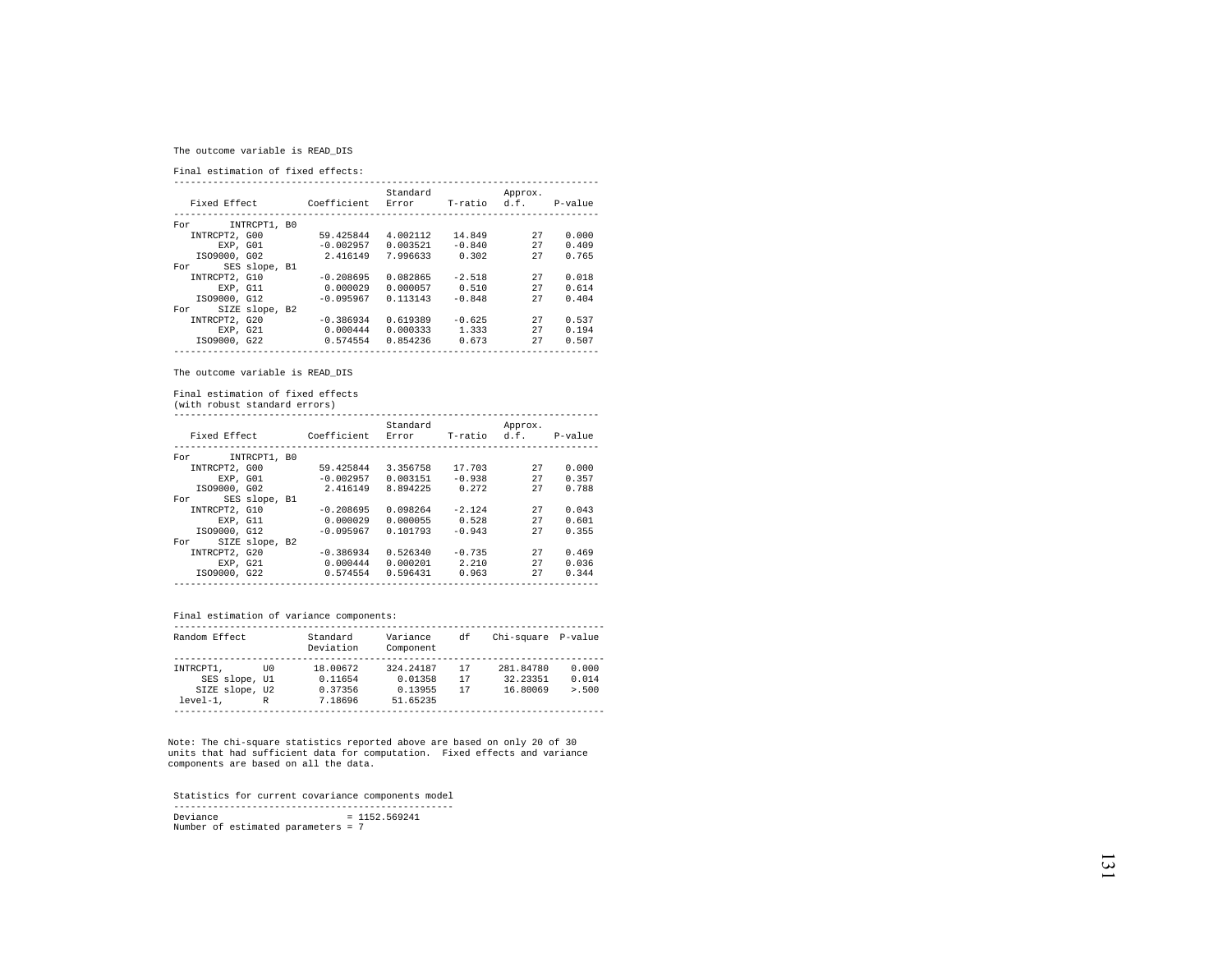The outcome variable is READ_DIS

Final estimation of fixed effects:

| Fixed Effect | Coefficient | Standard Error | T-ratio | Approx. d.f. | P-value |
|---|---|---|---|---|---|
| For INTRCPT1, B0 | | | | | |
| INTRCPT2, G00 | 59.425844 | 4.002112 | 14.849 | 27 | 0.000 |
| EXP, G01 | -0.002957 | 0.003521 | -0.840 | 27 | 0.409 |
| ISO9000, G02 | 2.416149 | 7.996633 | 0.302 | 27 | 0.765 |
| For SES slope, B1 | | | | | |
| INTRCPT2, G10 | -0.208695 | 0.082865 | -2.518 | 27 | 0.018 |
| EXP, G11 | 0.000029 | 0.000057 | 0.510 | 27 | 0.614 |
| ISO9000, G12 | -0.095967 | 0.113143 | -0.848 | 27 | 0.404 |
| For SIZE slope, B2 | | | | | |
| INTRCPT2, G20 | -0.386934 | 0.619389 | -0.625 | 27 | 0.537 |
| EXP, G21 | 0.000444 | 0.000333 | 1.333 | 27 | 0.194 |
| ISO9000, G22 | 0.574554 | 0.854236 | 0.673 | 27 | 0.507 |

The outcome variable is READ_DIS

Final estimation of fixed effects
(with robust standard errors)

| Fixed Effect | Coefficient | Standard Error | T-ratio | Approx. d.f. | P-value |
|---|---|---|---|---|---|
| For INTRCPT1, B0 | | | | | |
| INTRCPT2, G00 | 59.425844 | 3.356758 | 17.703 | 27 | 0.000 |
| EXP, G01 | -0.002957 | 0.003151 | -0.938 | 27 | 0.357 |
| ISO9000, G02 | 2.416149 | 8.894225 | 0.272 | 27 | 0.788 |
| For SES slope, B1 | | | | | |
| INTRCPT2, G10 | -0.208695 | 0.098264 | -2.124 | 27 | 0.043 |
| EXP, G11 | 0.000029 | 0.000055 | 0.528 | 27 | 0.601 |
| ISO9000, G12 | -0.095967 | 0.101793 | -0.943 | 27 | 0.355 |
| For SIZE slope, B2 | | | | | |
| INTRCPT2, G20 | -0.386934 | 0.526340 | -0.735 | 27 | 0.469 |
| EXP, G21 | 0.000444 | 0.000201 | 2.210 | 27 | 0.036 |
| ISO9000, G22 | 0.574554 | 0.596431 | 0.963 | 27 | 0.344 |

Final estimation of variance components:

| Random Effect | Standard Deviation | Variance Component | df | Chi-square | P-value |
|---|---|---|---|---|---|
| INTRCPT1, U0 | 18.00672 | 324.24187 | 17 | 281.84780 | 0.000 |
| SES slope, U1 | 0.11654 | 0.01358 | 17 | 32.23351 | 0.014 |
| SIZE slope, U2 | 0.37356 | 0.13955 | 17 | 16.80069 | >.500 |
| level-1, R | 7.18696 | 51.65235 | | | |

Note: The chi-square statistics reported above are based on only 20 of 30 units that had sufficient data for computation. Fixed effects and variance components are based on all the data.

Statistics for current covariance components model

```
Deviance                          = 1152.569241
Number of estimated parameters = 7
```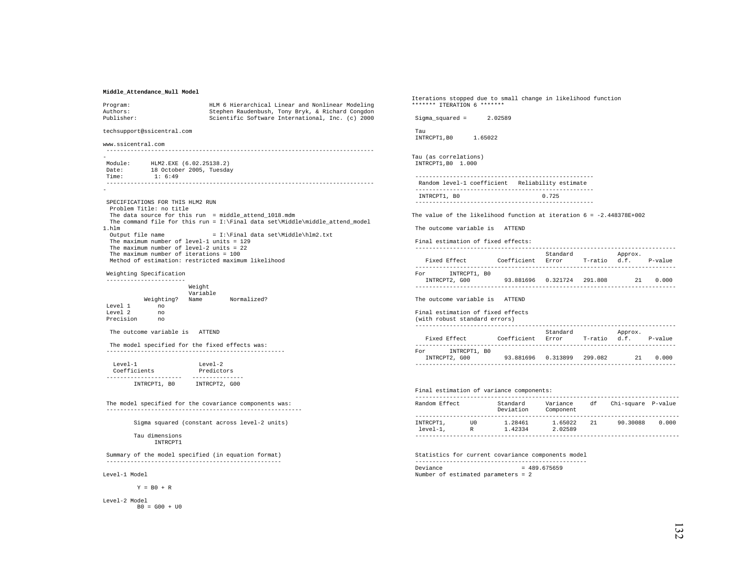**Middle_Attendance_Null Model**

```
Program:                    HLM 6 Hierarchical Linear and Nonlinear Modeling
Authors:                    Stephen Raudenbush, Tony Bryk, & Richard Congdon
Publisher:                  Scientific Software International, Inc. (c) 2000

techsupport@ssicentral.com

www.ssicentral.com
------------------------------------------------------------------------------
-
 Module:      HLM2.EXE (6.02.25138.2)
 Date:        18 October 2005, Tuesday
 Time:         1: 6:49
------------------------------------------------------------------------------
-

 SPECIFICATIONS FOR THIS HLM2 RUN
  Problem Title: no title
  The data source for this run  = middle_attend_1018.mdm
  The command file for this run = I:\Final data set\Middle\middle_attend_model
1.hlm
  Output file name              = I:\Final data set\Middle\hlm2.txt
  The maximum number of level-1 units = 129
  The maximum number of level-2 units = 22
  The maximum number of iterations = 100
  Method of estimation: restricted maximum likelihood

 Weighting Specification
 -----------------------
                        Weight
                        Variable
            Weighting?  Name        Normalized?
 Level 1        no
 Level 2        no
 Precision      no

  The outcome variable is   ATTEND

  The model specified for the fixed effects was:
  ----------------------------------------------------

   Level-1                 Level-2
   Coefficients            Predictors
 ----------------------   ---------------
        INTRCPT1, B0      INTRCPT2, G00


 The model specified for the covariance components was:
 ---------------------------------------------------------

        Sigma squared (constant across level-2 units)

        Tau dimensions
              INTRCPT1

 Summary of the model specified (in equation format)
 ---------------------------------------------------

Level-1 Model

         Y = B0 + R

Level-2 Model
         B0 = G00 + U0
```

```
Iterations stopped due to small change in likelihood function
******* ITERATION 6 *******

 Sigma_squared =      2.02589

 Tau
 INTRCPT1,B0      1.65022


Tau (as correlations)
 INTRCPT1,B0  1.000

 ----------------------------------------------------
 Random level-1 coefficient   Reliability estimate
 ----------------------------------------------------
 INTRCPT1, B0                        0.725
 ----------------------------------------------------

The value of the likelihood function at iteration 6 = -2.448378E+002

 The outcome variable is   ATTEND

 Final estimation of fixed effects:
 ----------------------------------------------------------------------------
                                       Standard             Approx.
    Fixed Effect         Coefficient   Error      T-ratio   d.f.     P-value
 ----------------------------------------------------------------------------
 For      INTRCPT1, B0
    INTRCPT2, G00          93.881696   0.321724   291.808        21    0.000
 ----------------------------------------------------------------------------

 The outcome variable is   ATTEND

 Final estimation of fixed effects
 (with robust standard errors)
 ----------------------------------------------------------------------------
                                       Standard             Approx.
    Fixed Effect         Coefficient   Error      T-ratio   d.f.     P-value
 ----------------------------------------------------------------------------
 For      INTRCPT1, B0
    INTRCPT2, G00          93.881696   0.313899   299.082        21    0.000
 ----------------------------------------------------------------------------


 Final estimation of variance components:
 -----------------------------------------------------------------------------
 Random Effect           Standard      Variance     df    Chi-square  P-value
                         Deviation     Component
 -----------------------------------------------------------------------------
 INTRCPT1,       U0        1.28461       1.65022    21      90.30088    0.000
  level-1,       R         1.42334       2.02589
 -----------------------------------------------------------------------------

 Statistics for current covariance components model
 --------------------------------------------------
 Deviance                       = 489.675659
 Number of estimated parameters = 2
```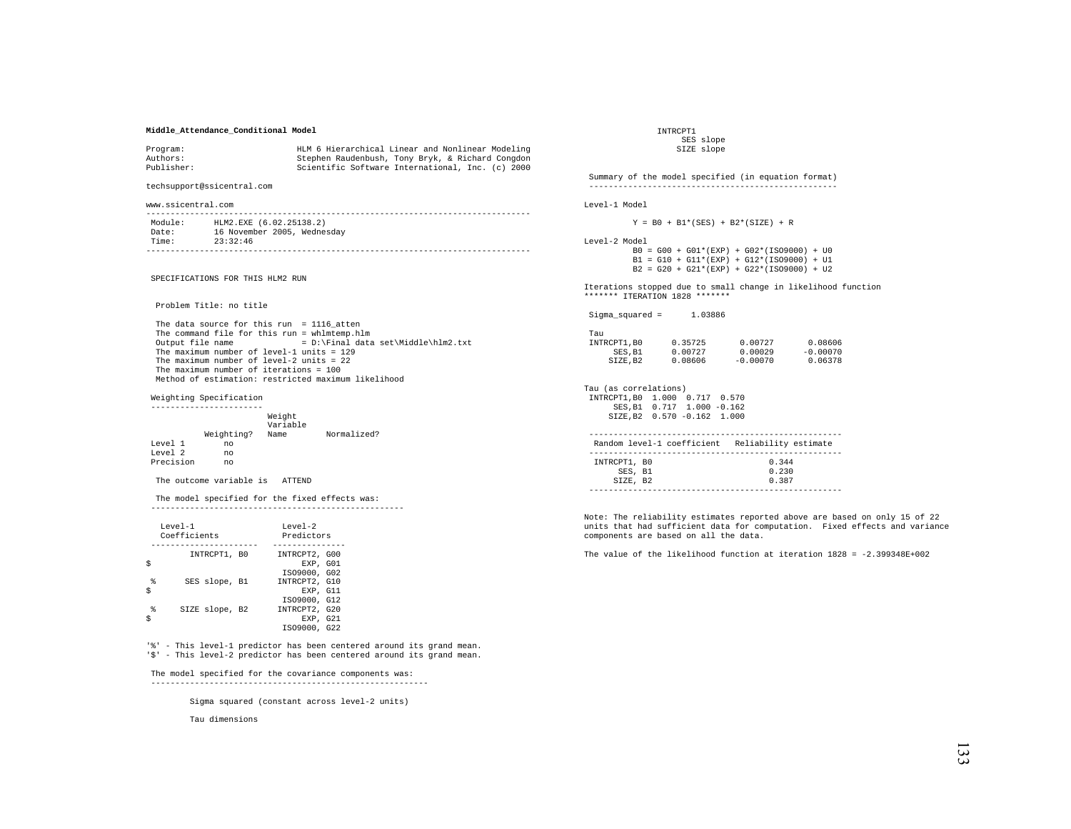**Middle_Attendance_Conditional Model**

```
Program:                    HLM 6 Hierarchical Linear and Nonlinear Modeling
Authors:                    Stephen Raudenbush, Tony Bryk, & Richard Congdon
Publisher:                  Scientific Software International, Inc. (c) 2000

techsupport@ssicentral.com

www.ssicentral.com
-------------------------------------------------------------------------------
 Module:      HLM2.EXE (6.02.25138.2)
 Date:        16 November 2005, Wednesday
 Time:        23:32:46
-------------------------------------------------------------------------------


 SPECIFICATIONS FOR THIS HLM2 RUN


  Problem Title: no title

  The data source for this run  = 1116_atten
  The command file for this run = whlmtemp.hlm
  Output file name              = D:\Final data set\Middle\hlm2.txt
  The maximum number of level-1 units = 129
  The maximum number of level-2 units = 22
  The maximum number of iterations = 100
  Method of estimation: restricted maximum likelihood

 Weighting Specification
 -----------------------
                         Weight
                         Variable
            Weighting?   Name        Normalized?
 Level 1        no
 Level 2        no
 Precision      no

  The outcome variable is   ATTEND

  The model specified for the fixed effects was:
 ----------------------------------------------------

   Level-1                  Level-2
   Coefficients             Predictors
 ----------------------   ---------------
        INTRCPT1, B0      INTRCPT2, G00
$                              EXP, G01
                           ISO9000, G02
 %      SES slope, B1     INTRCPT2, G10
$                              EXP, G11
                           ISO9000, G12
 %     SIZE slope, B2     INTRCPT2, G20
$                              EXP, G21
                           ISO9000, G22

'%' - This level-1 predictor has been centered around its grand mean.
'$' - This level-2 predictor has been centered around its grand mean.

 The model specified for the covariance components was:
 ---------------------------------------------------------

         Sigma squared (constant across level-2 units)

         Tau dimensions
               INTRCPT1
                 SES slope
                SIZE slope

 Summary of the model specified (in equation format)
 ---------------------------------------------------

Level-1 Model

         Y = B0 + B1*(SES) + B2*(SIZE) + R

Level-2 Model
         B0 = G00 + G01*(EXP) + G02*(ISO9000) + U0
         B1 = G10 + G11*(EXP) + G12*(ISO9000) + U1
         B2 = G20 + G21*(EXP) + G22*(ISO9000) + U2

Iterations stopped due to small change in likelihood function
******* ITERATION 1828 *******

 Sigma_squared =      1.03886

 Tau
 INTRCPT1,B0      0.35725       0.00727       0.08606
      SES,B1      0.00727       0.00029      -0.00070
     SIZE,B2      0.08606      -0.00070       0.06378


Tau (as correlations)
 INTRCPT1,B0  1.000  0.717  0.570
      SES,B1  0.717  1.000 -0.162
     SIZE,B2  0.570 -0.162  1.000

 ----------------------------------------------------
  Random level-1 coefficient   Reliability estimate
 ----------------------------------------------------
  INTRCPT1, B0                        0.344
       SES, B1                        0.230
      SIZE, B2                        0.387
 ----------------------------------------------------

Note: The reliability estimates reported above are based on only 15 of 22
units that had sufficient data for computation.  Fixed effects and variance
components are based on all the data.

The value of the likelihood function at iteration 1828 = -2.399348E+002
```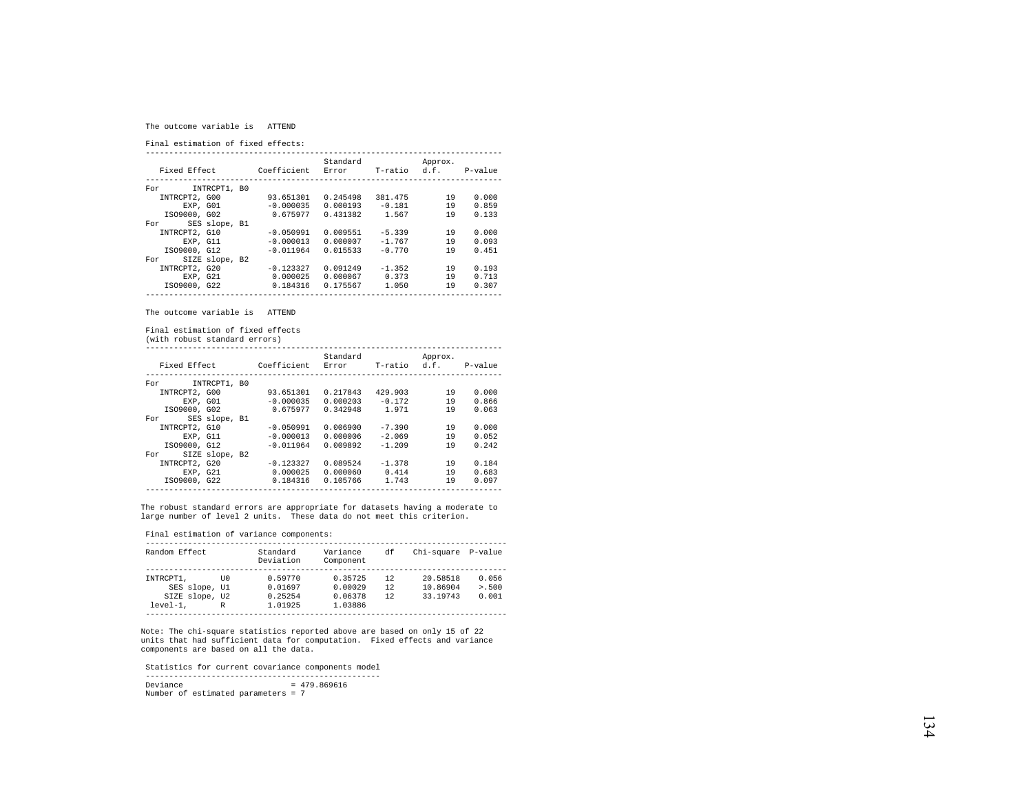The outcome variable is ATTEND

Final estimation of fixed effects:

| Fixed Effect | Coefficient | Standard Error | T-ratio | Approx. d.f. | P-value |
|---|---|---|---|---|---|
| For INTRCPT1, B0 | | | | | |
| INTRCPT2, G00 | 93.651301 | 0.245498 | 381.475 | 19 | 0.000 |
| EXP, G01 | -0.000035 | 0.000193 | -0.181 | 19 | 0.859 |
| ISO9000, G02 | 0.675977 | 0.431382 | 1.567 | 19 | 0.133 |
| For SES slope, B1 | | | | | |
| INTRCPT2, G10 | -0.050991 | 0.009551 | -5.339 | 19 | 0.000 |
| EXP, G11 | -0.000013 | 0.000007 | -1.767 | 19 | 0.093 |
| ISO9000, G12 | -0.011964 | 0.015533 | -0.770 | 19 | 0.451 |
| For SIZE slope, B2 | | | | | |
| INTRCPT2, G20 | -0.123327 | 0.091249 | -1.352 | 19 | 0.193 |
| EXP, G21 | 0.000025 | 0.000067 | 0.373 | 19 | 0.713 |
| ISO9000, G22 | 0.184316 | 0.175567 | 1.050 | 19 | 0.307 |

The outcome variable is ATTEND

Final estimation of fixed effects
(with robust standard errors)

| Fixed Effect | Coefficient | Standard Error | T-ratio | Approx. d.f. | P-value |
|---|---|---|---|---|---|
| For INTRCPT1, B0 | | | | | |
| INTRCPT2, G00 | 93.651301 | 0.217843 | 429.903 | 19 | 0.000 |
| EXP, G01 | -0.000035 | 0.000203 | -0.172 | 19 | 0.866 |
| ISO9000, G02 | 0.675977 | 0.342948 | 1.971 | 19 | 0.063 |
| For SES slope, B1 | | | | | |
| INTRCPT2, G10 | -0.050991 | 0.006900 | -7.390 | 19 | 0.000 |
| EXP, G11 | -0.000013 | 0.000006 | -2.069 | 19 | 0.052 |
| ISO9000, G12 | -0.011964 | 0.009892 | -1.209 | 19 | 0.242 |
| For SIZE slope, B2 | | | | | |
| INTRCPT2, G20 | -0.123327 | 0.089524 | -1.378 | 19 | 0.184 |
| EXP, G21 | 0.000025 | 0.000060 | 0.414 | 19 | 0.683 |
| ISO9000, G22 | 0.184316 | 0.105766 | 1.743 | 19 | 0.097 |

The robust standard errors are appropriate for datasets having a moderate to large number of level 2 units. These data do not meet this criterion.

Final estimation of variance components:

| Random Effect | Standard Deviation | Variance Component | df | Chi-square | P-value |
|---|---|---|---|---|---|
| INTRCPT1, U0 | 0.59770 | 0.35725 | 12 | 20.58518 | 0.056 |
| SES slope, U1 | 0.01697 | 0.00029 | 12 | 10.86904 | >.500 |
| SIZE slope, U2 | 0.25254 | 0.06378 | 12 | 33.19743 | 0.001 |
| level-1, R | 1.01925 | 1.03886 | | | |

Note: The chi-square statistics reported above are based on only 15 of 22 units that had sufficient data for computation. Fixed effects and variance components are based on all the data.

Statistics for current covariance components model

Deviance = 479.869616
Number of estimated parameters = 7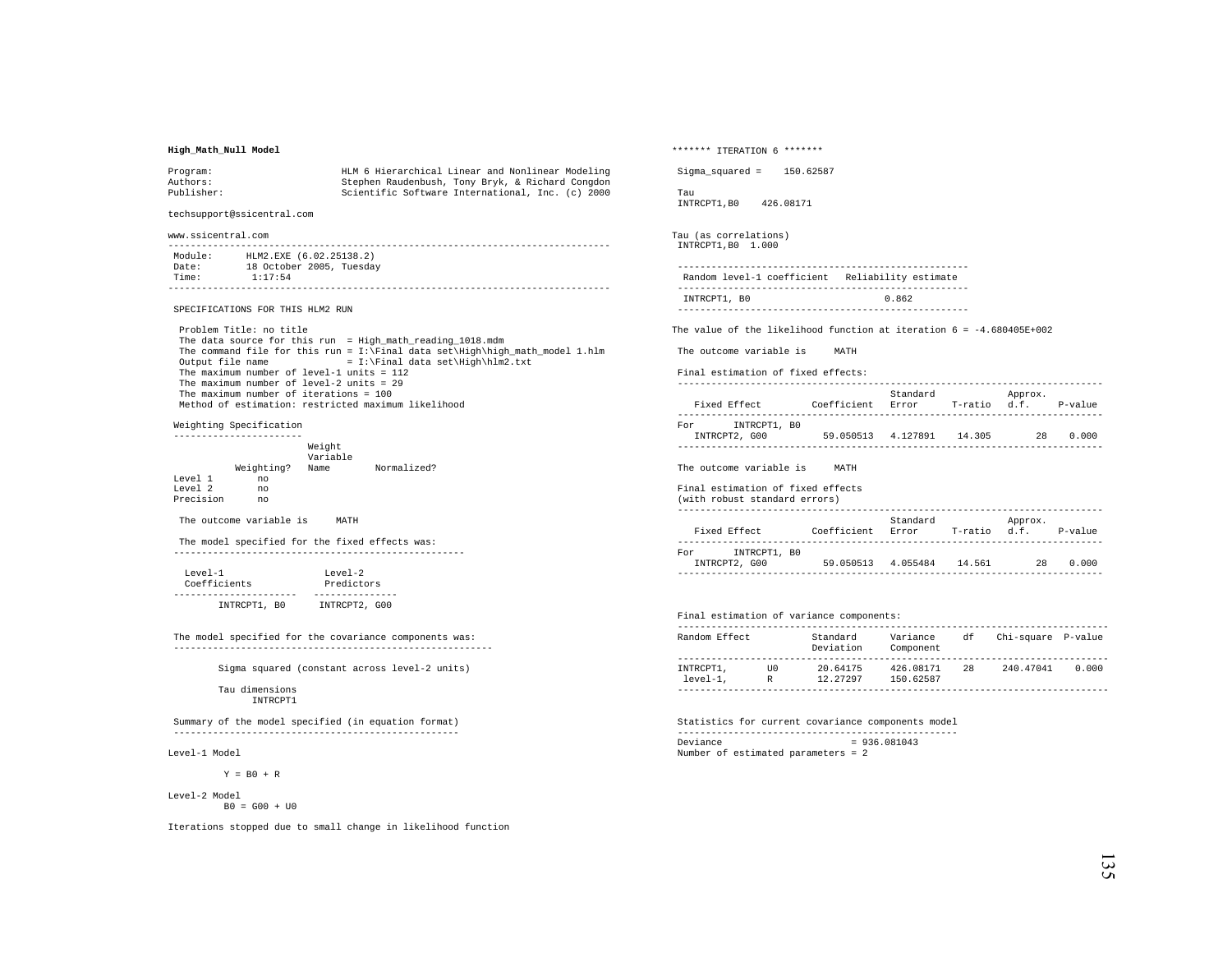**High_Math_Null Model**

```
Program:                    HLM 6 Hierarchical Linear and Nonlinear Modeling
Authors:                    Stephen Raudenbush, Tony Bryk, & Richard Congdon
Publisher:                  Scientific Software International, Inc. (c) 2000

techsupport@ssicentral.com

www.ssicentral.com
------------------------------------------------------------------------------
 Module:     HLM2.EXE (6.02.25138.2)
 Date:       18 October 2005, Tuesday
 Time:        1:17:54
------------------------------------------------------------------------------

 SPECIFICATIONS FOR THIS HLM2 RUN

  Problem Title: no title
  The data source for this run  = High_math_reading_1018.mdm
  The command file for this run = I:\Final data set\High\high_math_model 1.hlm
  Output file name              = I:\Final data set\High\hlm2.txt
  The maximum number of level-1 units = 112
  The maximum number of level-2 units = 29
  The maximum number of iterations = 100
  Method of estimation: restricted maximum likelihood

 Weighting Specification
 -----------------------
                        Weight
                        Variable
            Weighting?  Name        Normalized?
 Level 1        no
 Level 2        no
 Precision      no

  The outcome variable is     MATH

  The model specified for the fixed effects was:
 ----------------------------------------------------

   Level-1                 Level-2
   Coefficients            Predictors
 ----------------------   ---------------
        INTRCPT1, B0      INTRCPT2, G00


 The model specified for the covariance components was:
 ---------------------------------------------------------

        Sigma squared (constant across level-2 units)

        Tau dimensions
              INTRCPT1

 Summary of the model specified (in equation format)
 ---------------------------------------------------

Level-1 Model

         Y = B0 + R

Level-2 Model
         B0 = G00 + U0

Iterations stopped due to small change in likelihood function

******* ITERATION 6 *******

 Sigma_squared =    150.62587

 Tau
 INTRCPT1,B0    426.08171


Tau (as correlations)
 INTRCPT1,B0  1.000

 ----------------------------------------------------
  Random level-1 coefficient   Reliability estimate
 ----------------------------------------------------
  INTRCPT1, B0                        0.862
 ----------------------------------------------------

The value of the likelihood function at iteration 6 = -4.680405E+002

 The outcome variable is     MATH

 Final estimation of fixed effects:
 ----------------------------------------------------------------------------
                                       Standard             Approx.
    Fixed Effect         Coefficient   Error      T-ratio   d.f.     P-value
 ----------------------------------------------------------------------------
 For      INTRCPT1, B0
    INTRCPT2, G00         59.050513   4.127891    14.305        28    0.000
 ----------------------------------------------------------------------------

 The outcome variable is     MATH

 Final estimation of fixed effects
 (with robust standard errors)
 ----------------------------------------------------------------------------
                                       Standard             Approx.
    Fixed Effect         Coefficient   Error      T-ratio   d.f.     P-value
 ----------------------------------------------------------------------------
 For      INTRCPT1, B0
    INTRCPT2, G00         59.050513   4.055484    14.561        28    0.000
 ----------------------------------------------------------------------------


 Final estimation of variance components:
 -----------------------------------------------------------------------------
 Random Effect           Standard      Variance     df    Chi-square  P-value
                         Deviation     Component
 -----------------------------------------------------------------------------
 INTRCPT1,       U0       20.64175     426.08171    28     240.47041    0.000
  level-1,       R        12.27297     150.62587
 -----------------------------------------------------------------------------

 Statistics for current covariance components model
 --------------------------------------------------
 Deviance                       = 936.081043
 Number of estimated parameters = 2
```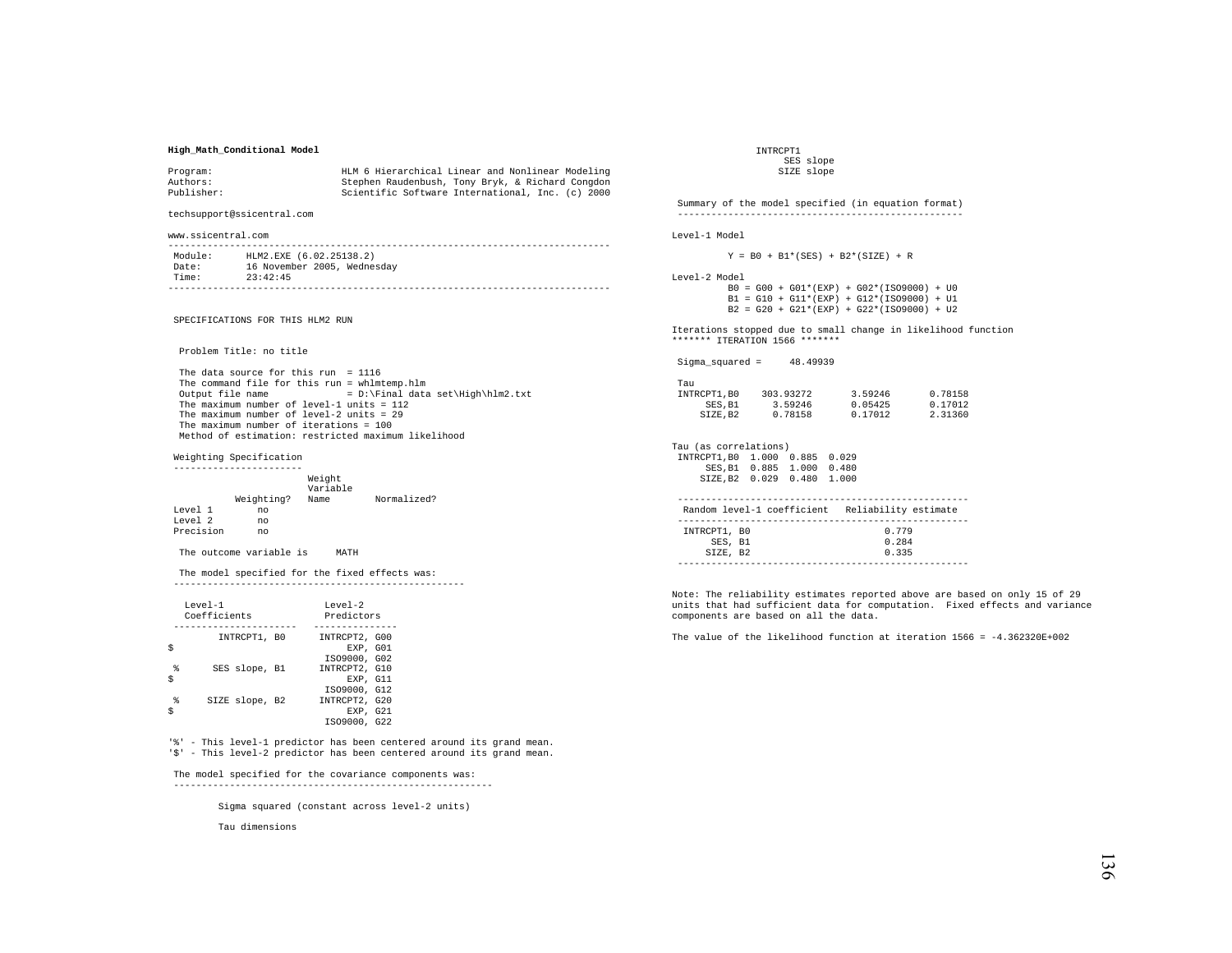**High_Math_Conditional Model**

```
Program:                    HLM 6 Hierarchical Linear and Nonlinear Modeling
Authors:                    Stephen Raudenbush, Tony Bryk, & Richard Congdon
Publisher:                  Scientific Software International, Inc. (c) 2000

techsupport@ssicentral.com

www.ssicentral.com
-------------------------------------------------------------------------------
 Module:      HLM2.EXE (6.02.25138.2)
 Date:        16 November 2005, Wednesday
 Time:        23:42:45
-------------------------------------------------------------------------------


 SPECIFICATIONS FOR THIS HLM2 RUN


  Problem Title: no title

  The data source for this run  = 1116
  The command file for this run = whlmtemp.hlm
  Output file name              = D:\Final data set\High\hlm2.txt
  The maximum number of level-1 units = 112
  The maximum number of level-2 units = 29
  The maximum number of iterations = 100
  Method of estimation: restricted maximum likelihood

 Weighting Specification
 -----------------------
                        Weight
                        Variable
            Weighting?  Name        Normalized?
 Level 1        no
 Level 2        no
 Precision      no

  The outcome variable is     MATH

  The model specified for the fixed effects was:
 ----------------------------------------------------

   Level-1                  Level-2
   Coefficients             Predictors
 ----------------------   ---------------
        INTRCPT1, B0      INTRCPT2, G00
$                              EXP, G01
                           ISO9000, G02
 %      SES slope, B1     INTRCPT2, G10
$                              EXP, G11
                           ISO9000, G12
 %     SIZE slope, B2     INTRCPT2, G20
$                              EXP, G21
                           ISO9000, G22

'%' - This level-1 predictor has been centered around its grand mean.
'$' - This level-2 predictor has been centered around its grand mean.

 The model specified for the covariance components was:
 ---------------------------------------------------------

         Sigma squared (constant across level-2 units)

         Tau dimensions
               INTRCPT1
                SES slope
               SIZE slope

 Summary of the model specified (in equation format)
 ---------------------------------------------------

Level-1 Model

        Y = B0 + B1*(SES) + B2*(SIZE) + R

Level-2 Model
        B0 = G00 + G01*(EXP) + G02*(ISO9000) + U0
        B1 = G10 + G11*(EXP) + G12*(ISO9000) + U1
        B2 = G20 + G21*(EXP) + G22*(ISO9000) + U2

Iterations stopped due to small change in likelihood function
******* ITERATION 1566 *******

 Sigma_squared =     48.49939

 Tau
 INTRCPT1,B0    303.93272       3.59246       0.78158
      SES,B1      3.59246       0.05425       0.17012
     SIZE,B2      0.78158       0.17012       2.31360


Tau (as correlations)
 INTRCPT1,B0  1.000  0.885  0.029
      SES,B1  0.885  1.000  0.480
     SIZE,B2  0.029  0.480  1.000

 ----------------------------------------------------
  Random level-1 coefficient   Reliability estimate
 ----------------------------------------------------
  INTRCPT1, B0                        0.779
       SES, B1                        0.284
      SIZE, B2                        0.335
 ----------------------------------------------------

Note: The reliability estimates reported above are based on only 15 of 29
units that had sufficient data for computation.  Fixed effects and variance
components are based on all the data.

The value of the likelihood function at iteration 1566 = -4.362320E+002
```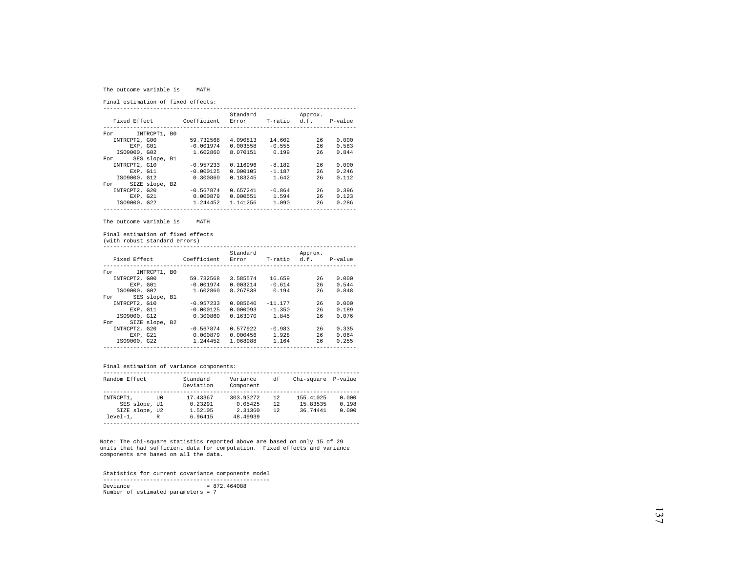The outcome variable is MATH

Final estimation of fixed effects:

| Fixed Effect | Coefficient | Standard Error | T-ratio | Approx. d.f. | P-value |
|---|---|---|---|---|---|
| For INTRCPT1, B0 | | | | | |
| INTRCPT2, G00 | 59.732568 | 4.090813 | 14.602 | 26 | 0.000 |
| EXP, G01 | -0.001974 | 0.003558 | -0.555 | 26 | 0.583 |
| ISO9000, G02 | 1.602860 | 8.070151 | 0.199 | 26 | 0.844 |
| For SES slope, B1 | | | | | |
| INTRCPT2, G10 | -0.957233 | 0.116996 | -8.182 | 26 | 0.000 |
| EXP, G11 | -0.000125 | 0.000105 | -1.187 | 26 | 0.246 |
| ISO9000, G12 | 0.300860 | 0.183245 | 1.642 | 26 | 0.112 |
| For SIZE slope, B2 | | | | | |
| INTRCPT2, G20 | -0.567874 | 0.657241 | -0.864 | 26 | 0.396 |
| EXP, G21 | 0.000879 | 0.000551 | 1.594 | 26 | 0.123 |
| ISO9000, G22 | 1.244452 | 1.141256 | 1.090 | 26 | 0.286 |

The outcome variable is MATH

Final estimation of fixed effects
(with robust standard errors)

| Fixed Effect | Coefficient | Standard Error | T-ratio | Approx. d.f. | P-value |
|---|---|---|---|---|---|
| For INTRCPT1, B0 | | | | | |
| INTRCPT2, G00 | 59.732568 | 3.585574 | 16.659 | 26 | 0.000 |
| EXP, G01 | -0.001974 | 0.003214 | -0.614 | 26 | 0.544 |
| ISO9000, G02 | 1.602860 | 8.267838 | 0.194 | 26 | 0.848 |
| For SES slope, B1 | | | | | |
| INTRCPT2, G10 | -0.957233 | 0.085640 | -11.177 | 26 | 0.000 |
| EXP, G11 | -0.000125 | 0.000093 | -1.350 | 26 | 0.189 |
| ISO9000, G12 | 0.300860 | 0.163070 | 1.845 | 26 | 0.076 |
| For SIZE slope, B2 | | | | | |
| INTRCPT2, G20 | -0.567874 | 0.577922 | -0.983 | 26 | 0.335 |
| EXP, G21 | 0.000879 | 0.000456 | 1.928 | 26 | 0.064 |
| ISO9000, G22 | 1.244452 | 1.068988 | 1.164 | 26 | 0.255 |

Final estimation of variance components:

| Random Effect | | Standard Deviation | Variance Component | df | Chi-square | P-value |
|---|---|---|---|---|---|---|
| INTRCPT1, | U0 | 17.43367 | 303.93272 | 12 | 155.41025 | 0.000 |
| SES slope, | U1 | 0.23291 | 0.05425 | 12 | 15.83535 | 0.198 |
| SIZE slope, | U2 | 1.52105 | 2.31360 | 12 | 36.74441 | 0.000 |
| level-1, | R | 6.96415 | 48.49939 | | | |

Note: The chi-square statistics reported above are based on only 15 of 29 units that had sufficient data for computation. Fixed effects and variance components are based on all the data.

Statistics for current covariance components model

```
Deviance                          = 872.464088
Number of estimated parameters = 7
```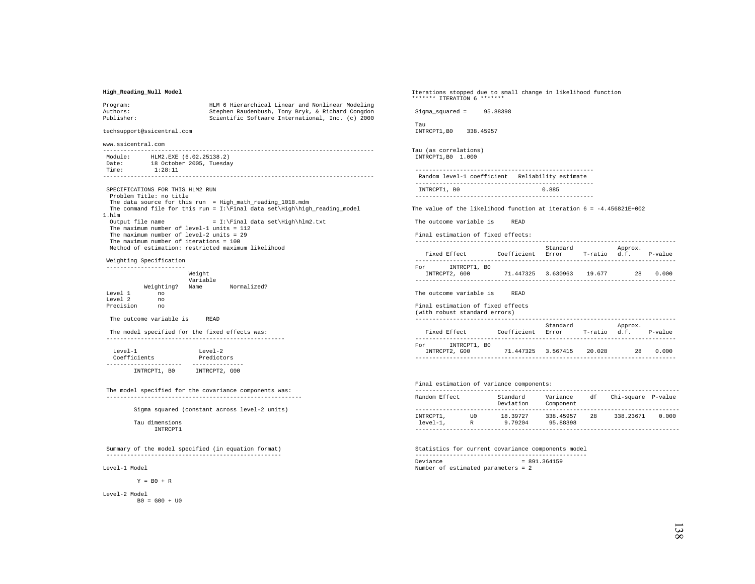**High_Reading_Null Model**

```
Program:                     HLM 6 Hierarchical Linear and Nonlinear Modeling
Authors:                     Stephen Raudenbush, Tony Bryk, & Richard Congdon
Publisher:                   Scientific Software International, Inc. (c) 2000

techsupport@ssicentral.com

www.ssicentral.com
-------------------------------------------------------------------------------
 Module:      HLM2.EXE (6.02.25138.2)
 Date:        18 October 2005, Tuesday
 Time:         1:28:11
-------------------------------------------------------------------------------

 SPECIFICATIONS FOR THIS HLM2 RUN
  Problem Title: no title
  The data source for this run  = High_math_reading_1018.mdm
  The command file for this run = I:\Final data set\High\high_reading_model
1.hlm
  Output file name              = I:\Final data set\High\hlm2.txt
  The maximum number of level-1 units = 112
  The maximum number of level-2 units = 29
  The maximum number of iterations = 100
  Method of estimation: restricted maximum likelihood

 Weighting Specification
 -----------------------
                        Weight
                        Variable
           Weighting?   Name        Normalized?
 Level 1        no
 Level 2        no
 Precision      no

  The outcome variable is     READ

  The model specified for the fixed effects was:
 ----------------------------------------------------

   Level-1                  Level-2
   Coefficients             Predictors
 ----------------------   ---------------
        INTRCPT1, B0      INTRCPT2, G00


 The model specified for the covariance components was:
 ---------------------------------------------------------

        Sigma squared (constant across level-2 units)

        Tau dimensions
              INTRCPT1


 Summary of the model specified (in equation format)
 ---------------------------------------------------

Level-1 Model

         Y = B0 + R

Level-2 Model
         B0 = G00 + U0
```

```
Iterations stopped due to small change in likelihood function
******* ITERATION 6 *******

 Sigma_squared =     95.88398

 Tau
 INTRCPT1,B0    338.45957

Tau (as correlations)
 INTRCPT1,B0  1.000

 ----------------------------------------------------
  Random level-1 coefficient   Reliability estimate
 ----------------------------------------------------
  INTRCPT1, B0                        0.885
 ----------------------------------------------------

The value of the likelihood function at iteration 6 = -4.456821E+002

 The outcome variable is     READ

 Final estimation of fixed effects:
 ----------------------------------------------------------------------------
                                       Standard             Approx.
    Fixed Effect         Coefficient   Error      T-ratio   d.f.     P-value
 ----------------------------------------------------------------------------
 For      INTRCPT1, B0
    INTRCPT2, G00         71.447325   3.630963    19.677        28    0.000
 ----------------------------------------------------------------------------

 The outcome variable is     READ

 Final estimation of fixed effects
 (with robust standard errors)
 ----------------------------------------------------------------------------
                                       Standard             Approx.
    Fixed Effect         Coefficient   Error      T-ratio   d.f.     P-value
 ----------------------------------------------------------------------------
 For      INTRCPT1, B0
    INTRCPT2, G00         71.447325   3.567415    20.028        28    0.000
 ----------------------------------------------------------------------------


 Final estimation of variance components:
 -----------------------------------------------------------------------------
 Random Effect           Standard      Variance     df    Chi-square  P-value
                         Deviation     Component
 -----------------------------------------------------------------------------
 INTRCPT1,       U0        18.39727     338.45957    28     338.23671    0.000
  level-1,       R          9.79204      95.88398
 -----------------------------------------------------------------------------

 Statistics for current covariance components model
 --------------------------------------------------
 Deviance                       = 891.364159
 Number of estimated parameters = 2
```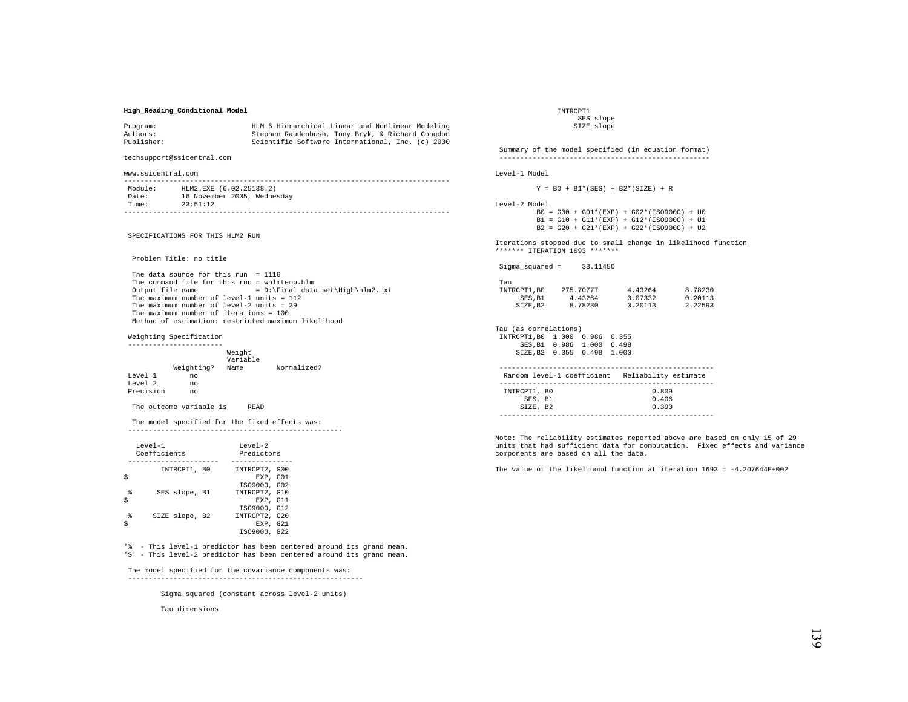**High_Reading_Conditional Model**

```
Program:                    HLM 6 Hierarchical Linear and Nonlinear Modeling
Authors:                    Stephen Raudenbush, Tony Bryk, & Richard Congdon
Publisher:                  Scientific Software International, Inc. (c) 2000

techsupport@ssicentral.com

www.ssicentral.com
-------------------------------------------------------------------------------
 Module:     HLM2.EXE (6.02.25138.2)
 Date:       16 November 2005, Wednesday
 Time:       23:51:12
-------------------------------------------------------------------------------


 SPECIFICATIONS FOR THIS HLM2 RUN


  Problem Title: no title

  The data source for this run  = 1116
  The command file for this run = whlmtemp.hlm
  Output file name              = D:\Final data set\High\hlm2.txt
  The maximum number of level-1 units = 112
  The maximum number of level-2 units = 29
  The maximum number of iterations = 100
  Method of estimation: restricted maximum likelihood

 Weighting Specification
 -----------------------
                        Weight
                        Variable
            Weighting?  Name        Normalized?
 Level 1        no
 Level 2        no
 Precision      no

  The outcome variable is     READ

  The model specified for the fixed effects was:
 ----------------------------------------------------

   Level-1                  Level-2
   Coefficients             Predictors
 ----------------------   ---------------
        INTRCPT1, B0      INTRCPT2, G00
$                              EXP, G01
                          ISO9000, G02
 %      SES slope, B1     INTRCPT2, G10
$                              EXP, G11
                          ISO9000, G12
 %     SIZE slope, B2     INTRCPT2, G20
$                              EXP, G21
                          ISO9000, G22

'%' - This level-1 predictor has been centered around its grand mean.
'$' - This level-2 predictor has been centered around its grand mean.

 The model specified for the covariance components was:
 ---------------------------------------------------------

         Sigma squared (constant across level-2 units)

         Tau dimensions
               INTRCPT1
                SES slope
               SIZE slope

 Summary of the model specified (in equation format)
 ---------------------------------------------------

Level-1 Model

        Y = B0 + B1*(SES) + B2*(SIZE) + R

Level-2 Model
        B0 = G00 + G01*(EXP) + G02*(ISO9000) + U0
        B1 = G10 + G11*(EXP) + G12*(ISO9000) + U1
        B2 = G20 + G21*(EXP) + G22*(ISO9000) + U2

Iterations stopped due to small change in likelihood function
******* ITERATION 1693 *******

 Sigma_squared =     33.11450

 Tau
 INTRCPT1,B0    275.70777       4.43264       8.78230
      SES,B1      4.43264       0.07332       0.20113
     SIZE,B2      8.78230       0.20113       2.22593


Tau (as correlations)
 INTRCPT1,B0  1.000  0.986  0.355
      SES,B1  0.986  1.000  0.498
     SIZE,B2  0.355  0.498  1.000

 ----------------------------------------------------
  Random level-1 coefficient   Reliability estimate
 ----------------------------------------------------
  INTRCPT1, B0                        0.809
       SES, B1                        0.406
      SIZE, B2                        0.390
 ----------------------------------------------------

Note: The reliability estimates reported above are based on only 15 of 29
units that had sufficient data for computation.  Fixed effects and variance
components are based on all the data.

The value of the likelihood function at iteration 1693 = -4.207644E+002
```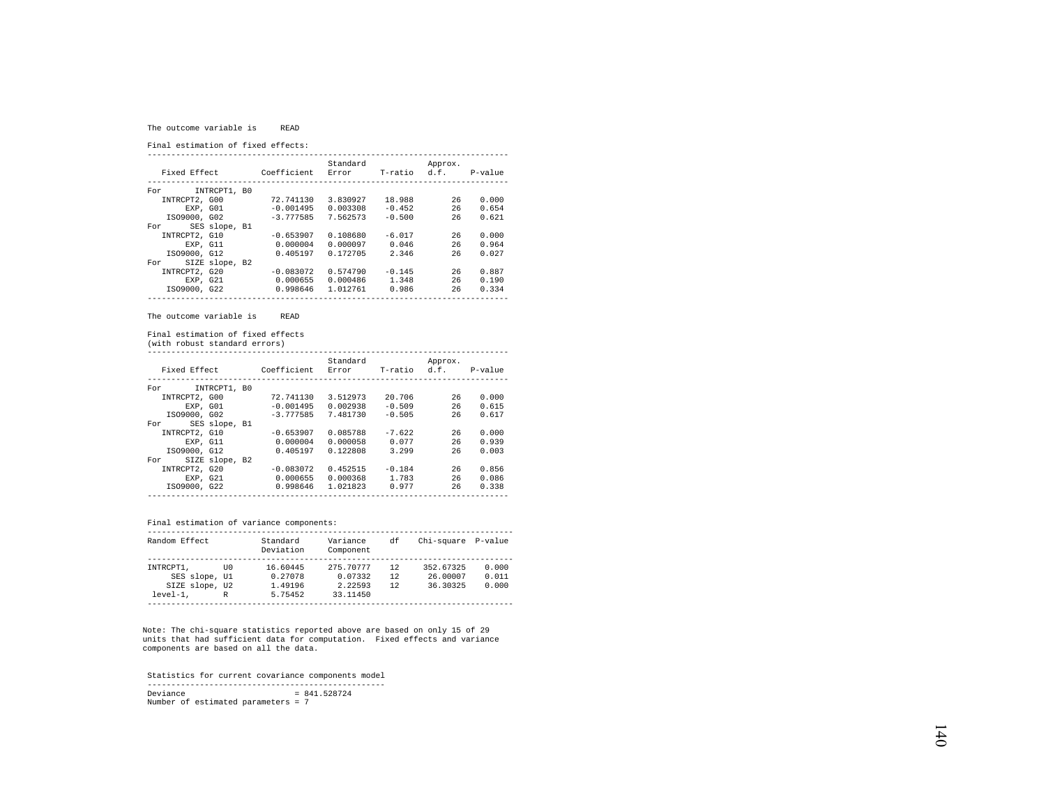The outcome variable is READ

Final estimation of fixed effects:

| Fixed Effect | Coefficient | Standard Error | T-ratio | Approx. d.f. | P-value |
|---|---|---|---|---|---|
| For INTRCPT1, B0 | | | | | |
| INTRCPT2, G00 | 72.741130 | 3.830927 | 18.988 | 26 | 0.000 |
| EXP, G01 | -0.001495 | 0.003308 | -0.452 | 26 | 0.654 |
| ISO9000, G02 | -3.777585 | 7.562573 | -0.500 | 26 | 0.621 |
| For SES slope, B1 | | | | | |
| INTRCPT2, G10 | -0.653907 | 0.108680 | -6.017 | 26 | 0.000 |
| EXP, G11 | 0.000004 | 0.000097 | 0.046 | 26 | 0.964 |
| ISO9000, G12 | 0.405197 | 0.172705 | 2.346 | 26 | 0.027 |
| For SIZE slope, B2 | | | | | |
| INTRCPT2, G20 | -0.083072 | 0.574790 | -0.145 | 26 | 0.887 |
| EXP, G21 | 0.000655 | 0.000486 | 1.348 | 26 | 0.190 |
| ISO9000, G22 | 0.998646 | 1.012761 | 0.986 | 26 | 0.334 |

The outcome variable is READ

Final estimation of fixed effects
(with robust standard errors)

| Fixed Effect | Coefficient | Standard Error | T-ratio | Approx. d.f. | P-value |
|---|---|---|---|---|---|
| For INTRCPT1, B0 | | | | | |
| INTRCPT2, G00 | 72.741130 | 3.512973 | 20.706 | 26 | 0.000 |
| EXP, G01 | -0.001495 | 0.002938 | -0.509 | 26 | 0.615 |
| ISO9000, G02 | -3.777585 | 7.481730 | -0.505 | 26 | 0.617 |
| For SES slope, B1 | | | | | |
| INTRCPT2, G10 | -0.653907 | 0.085788 | -7.622 | 26 | 0.000 |
| EXP, G11 | 0.000004 | 0.000058 | 0.077 | 26 | 0.939 |
| ISO9000, G12 | 0.405197 | 0.122808 | 3.299 | 26 | 0.003 |
| For SIZE slope, B2 | | | | | |
| INTRCPT2, G20 | -0.083072 | 0.452515 | -0.184 | 26 | 0.856 |
| EXP, G21 | 0.000655 | 0.000368 | 1.783 | 26 | 0.086 |
| ISO9000, G22 | 0.998646 | 1.021823 | 0.977 | 26 | 0.338 |

Final estimation of variance components:

| Random Effect | Standard Deviation | Variance Component | df | Chi-square | P-value |
|---|---|---|---|---|---|
| INTRCPT1, U0 | 16.60445 | 275.70777 | 12 | 352.67325 | 0.000 |
| SES slope, U1 | 0.27078 | 0.07332 | 12 | 26.00007 | 0.011 |
| SIZE slope, U2 | 1.49196 | 2.22593 | 12 | 36.30325 | 0.000 |
| level-1, R | 5.75452 | 33.11450 | | | |

Note: The chi-square statistics reported above are based on only 15 of 29 units that had sufficient data for computation. Fixed effects and variance components are based on all the data.

Statistics for current covariance components model

Deviance = 841.528724
Number of estimated parameters = 7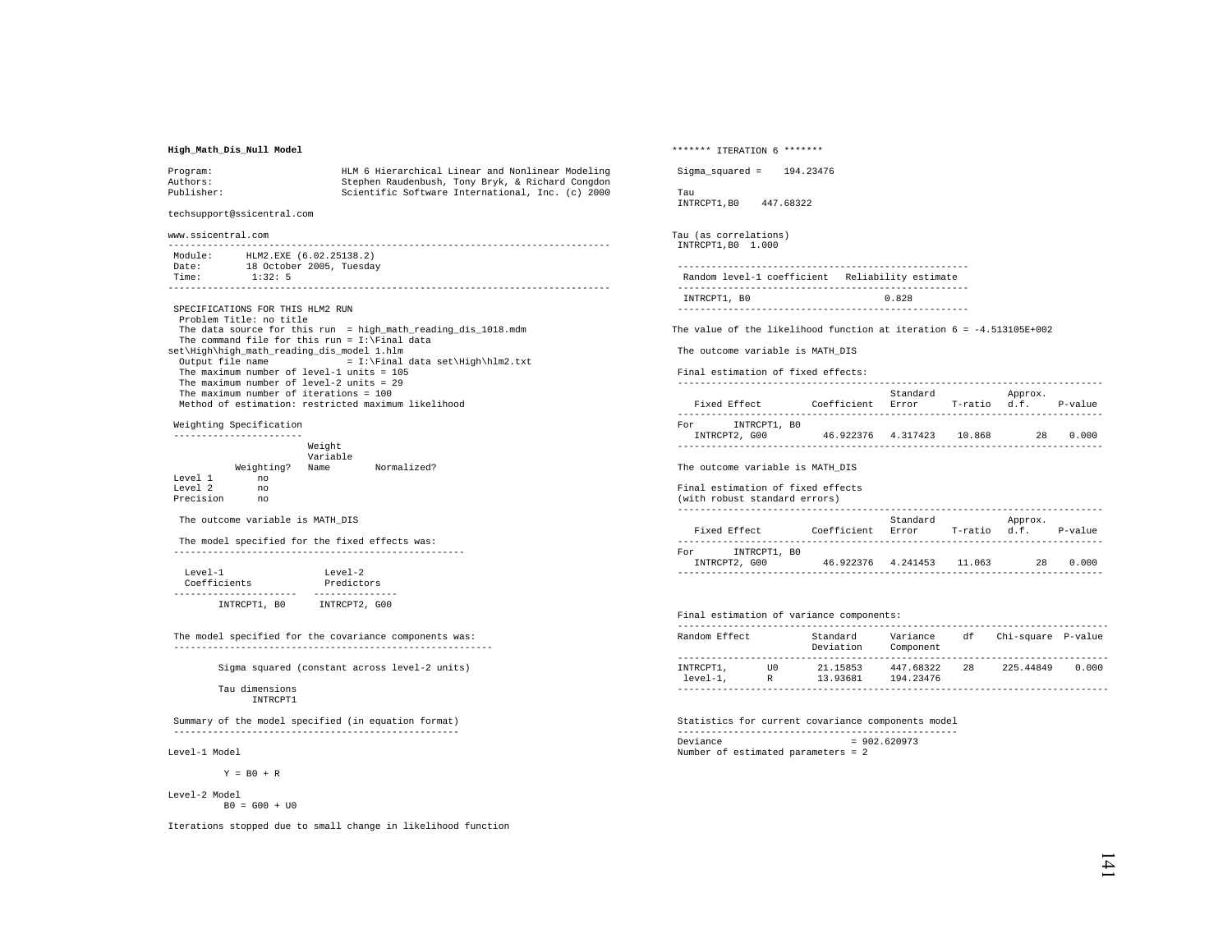**High_Math_Dis_Null Model**

```
Program:                    HLM 6 Hierarchical Linear and Nonlinear Modeling
Authors:                    Stephen Raudenbush, Tony Bryk, & Richard Congdon
Publisher:                  Scientific Software International, Inc. (c) 2000

techsupport@ssicentral.com

www.ssicentral.com
------------------------------------------------------------------------------
 Module:     HLM2.EXE (6.02.25138.2)
 Date:       18 October 2005, Tuesday
 Time:        1:32: 5
------------------------------------------------------------------------------

 SPECIFICATIONS FOR THIS HLM2 RUN
  Problem Title: no title
  The data source for this run  = high_math_reading_dis_1018.mdm
  The command file for this run = I:\Final data
set\High\high_math_reading_dis_model 1.hlm
  Output file name             = I:\Final data set\High\hlm2.txt
  The maximum number of level-1 units = 105
  The maximum number of level-2 units = 29
  The maximum number of iterations = 100
  Method of estimation: restricted maximum likelihood

 Weighting Specification
 -----------------------
                        Weight
                        Variable
            Weighting?  Name        Normalized?
 Level 1        no
 Level 2        no
 Precision      no

  The outcome variable is MATH_DIS

  The model specified for the fixed effects was:
 ----------------------------------------------------

   Level-1                 Level-2
   Coefficients            Predictors
 ----------------------   ---------------
        INTRCPT1, B0      INTRCPT2, G00


 The model specified for the covariance components was:
 ---------------------------------------------------------

        Sigma squared (constant across level-2 units)

        Tau dimensions
              INTRCPT1

 Summary of the model specified (in equation format)
 ---------------------------------------------------

Level-1 Model

         Y = B0 + R

Level-2 Model
         B0 = G00 + U0

Iterations stopped due to small change in likelihood function
```

```
******* ITERATION 6 *******

 Sigma_squared =    194.23476

 Tau
 INTRCPT1,B0    447.68322


Tau (as correlations)
 INTRCPT1,B0  1.000

 ----------------------------------------------------
  Random level-1 coefficient   Reliability estimate
 ----------------------------------------------------
  INTRCPT1, B0                        0.828
 ----------------------------------------------------

The value of the likelihood function at iteration 6 = -4.513105E+002

 The outcome variable is MATH_DIS

 Final estimation of fixed effects:
 ----------------------------------------------------------------------------
                                       Standard             Approx.
    Fixed Effect         Coefficient   Error      T-ratio   d.f.     P-value
 ----------------------------------------------------------------------------
 For      INTRCPT1, B0
    INTRCPT2, G00          46.922376   4.317423   10.868        28    0.000
 ----------------------------------------------------------------------------

 The outcome variable is MATH_DIS

 Final estimation of fixed effects
 (with robust standard errors)
 ----------------------------------------------------------------------------
                                       Standard             Approx.
    Fixed Effect         Coefficient   Error      T-ratio   d.f.     P-value
 ----------------------------------------------------------------------------
 For      INTRCPT1, B0
    INTRCPT2, G00          46.922376   4.241453   11.063        28    0.000
 ----------------------------------------------------------------------------


 Final estimation of variance components:
 -----------------------------------------------------------------------------
 Random Effect           Standard      Variance     df    Chi-square  P-value
                         Deviation     Component
 -----------------------------------------------------------------------------
 INTRCPT1,       U0       21.15853     447.68322    28    225.44849    0.000
  level-1,       R        13.93681     194.23476
 -----------------------------------------------------------------------------

 Statistics for current covariance components model
 --------------------------------------------------
 Deviance                       = 902.620973
 Number of estimated parameters = 2
```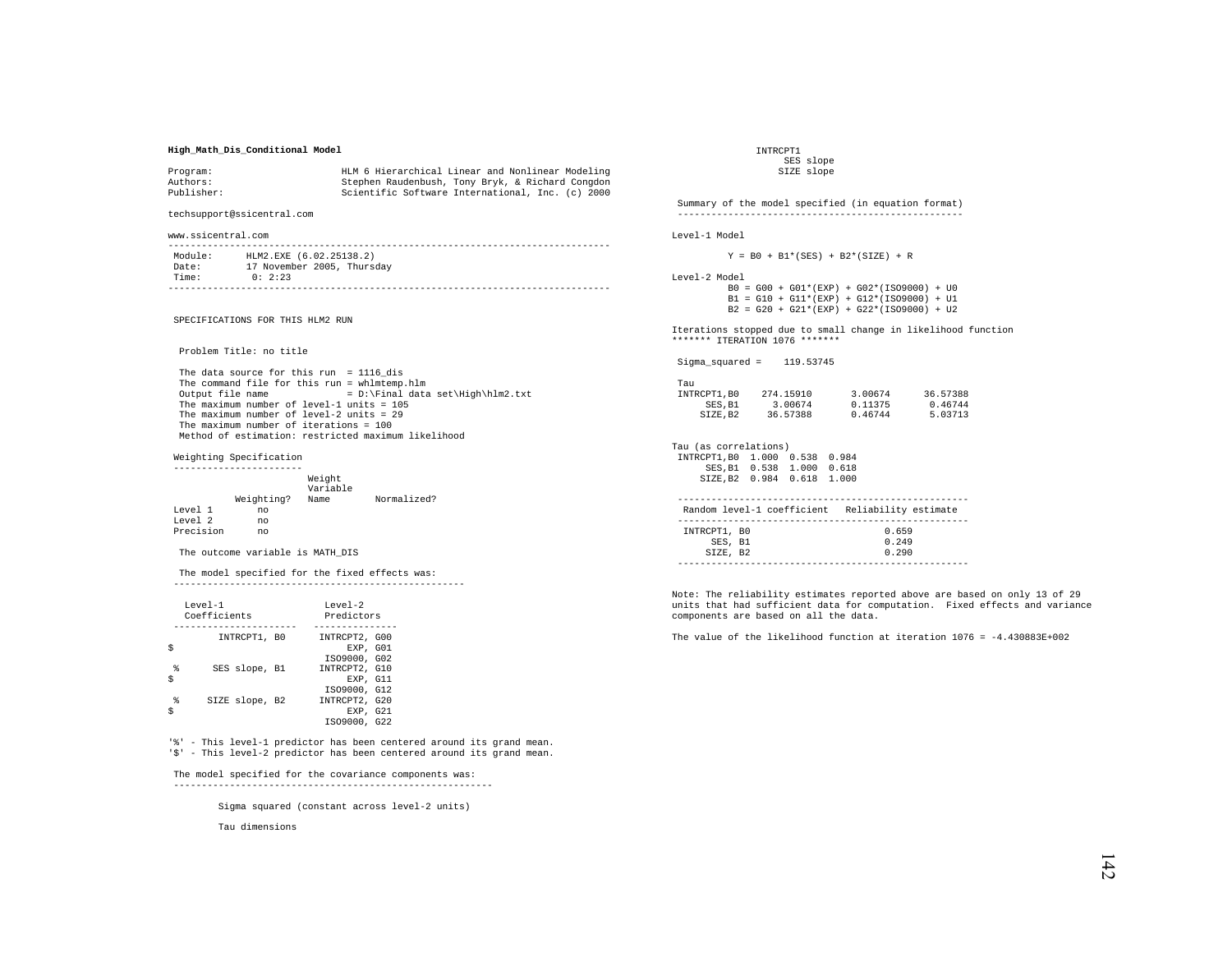**High_Math_Dis_Conditional Model**

```
Program:                    HLM 6 Hierarchical Linear and Nonlinear Modeling
Authors:                    Stephen Raudenbush, Tony Bryk, & Richard Congdon
Publisher:                  Scientific Software International, Inc. (c) 2000

techsupport@ssicentral.com

www.ssicentral.com
-------------------------------------------------------------------------------
 Module:     HLM2.EXE (6.02.25138.2)
 Date:       17 November 2005, Thursday
 Time:        0: 2:23
-------------------------------------------------------------------------------


 SPECIFICATIONS FOR THIS HLM2 RUN


  Problem Title: no title

  The data source for this run  = 1116_dis
  The command file for this run = whlmtemp.hlm
  Output file name              = D:\Final data set\High\hlm2.txt
  The maximum number of level-1 units = 105
  The maximum number of level-2 units = 29
  The maximum number of iterations = 100
  Method of estimation: restricted maximum likelihood

 Weighting Specification
 -----------------------
                        Weight
                        Variable
            Weighting?  Name        Normalized?
 Level 1        no
 Level 2        no
 Precision      no

  The outcome variable is MATH_DIS

  The model specified for the fixed effects was:
 ----------------------------------------------------

   Level-1                  Level-2
   Coefficients             Predictors
 ----------------------   ---------------
        INTRCPT1, B0      INTRCPT2, G00
$                              EXP, G01
                           ISO9000, G02
 %      SES slope, B1     INTRCPT2, G10
$                              EXP, G11
                           ISO9000, G12
 %     SIZE slope, B2     INTRCPT2, G20
$                              EXP, G21
                           ISO9000, G22

'%' - This level-1 predictor has been centered around its grand mean.
'$' - This level-2 predictor has been centered around its grand mean.

 The model specified for the covariance components was:
 ---------------------------------------------------------

         Sigma squared (constant across level-2 units)

         Tau dimensions
               INTRCPT1
                  SES slope
                 SIZE slope

 Summary of the model specified (in equation format)
 ---------------------------------------------------

Level-1 Model

         Y = B0 + B1*(SES) + B2*(SIZE) + R

Level-2 Model
         B0 = G00 + G01*(EXP) + G02*(ISO9000) + U0
         B1 = G10 + G11*(EXP) + G12*(ISO9000) + U1
         B2 = G20 + G21*(EXP) + G22*(ISO9000) + U2

Iterations stopped due to small change in likelihood function
******* ITERATION 1076 *******

 Sigma_squared =    119.53745

 Tau
 INTRCPT1,B0    274.15910       3.00674      36.57388
      SES,B1      3.00674       0.11375       0.46744
     SIZE,B2     36.57388       0.46744       5.03713


Tau (as correlations)
 INTRCPT1,B0  1.000  0.538  0.984
      SES,B1  0.538  1.000  0.618
     SIZE,B2  0.984  0.618  1.000

 ----------------------------------------------------
  Random level-1 coefficient   Reliability estimate
 ----------------------------------------------------
  INTRCPT1, B0                        0.659
       SES, B1                        0.249
      SIZE, B2                        0.290
 ----------------------------------------------------

Note: The reliability estimates reported above are based on only 13 of 29
units that had sufficient data for computation.  Fixed effects and variance
components are based on all the data.

The value of the likelihood function at iteration 1076 = -4.430883E+002
```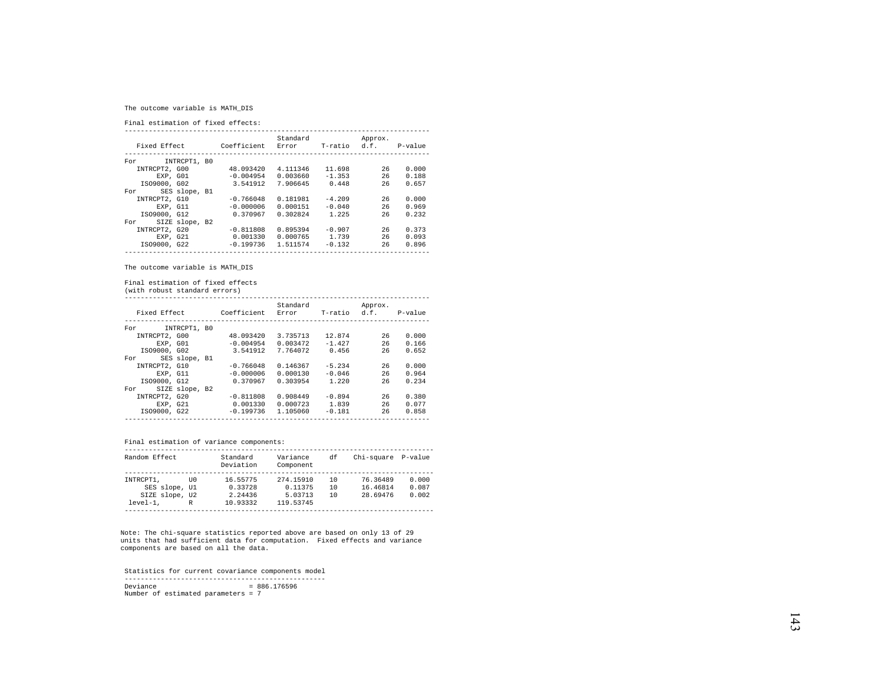The outcome variable is MATH_DIS

Final estimation of fixed effects:

| Fixed Effect | Coefficient | Standard Error | T-ratio | Approx. d.f. | P-value |
|---|---|---|---|---|---|
| For INTRCPT1, B0 | | | | | |
| INTRCPT2, G00 | 48.093420 | 4.111346 | 11.698 | 26 | 0.000 |
| EXP, G01 | -0.004954 | 0.003660 | -1.353 | 26 | 0.188 |
| ISO9000, G02 | 3.541912 | 7.906645 | 0.448 | 26 | 0.657 |
| For SES slope, B1 | | | | | |
| INTRCPT2, G10 | -0.766048 | 0.181981 | -4.209 | 26 | 0.000 |
| EXP, G11 | -0.000006 | 0.000151 | -0.040 | 26 | 0.969 |
| ISO9000, G12 | 0.370967 | 0.302824 | 1.225 | 26 | 0.232 |
| For SIZE slope, B2 | | | | | |
| INTRCPT2, G20 | -0.811808 | 0.895394 | -0.907 | 26 | 0.373 |
| EXP, G21 | 0.001330 | 0.000765 | 1.739 | 26 | 0.093 |
| ISO9000, G22 | -0.199736 | 1.511574 | -0.132 | 26 | 0.896 |

The outcome variable is MATH_DIS

Final estimation of fixed effects
(with robust standard errors)

| Fixed Effect | Coefficient | Standard Error | T-ratio | Approx. d.f. | P-value |
|---|---|---|---|---|---|
| For INTRCPT1, B0 | | | | | |
| INTRCPT2, G00 | 48.093420 | 3.735713 | 12.874 | 26 | 0.000 |
| EXP, G01 | -0.004954 | 0.003472 | -1.427 | 26 | 0.166 |
| ISO9000, G02 | 3.541912 | 7.764072 | 0.456 | 26 | 0.652 |
| For SES slope, B1 | | | | | |
| INTRCPT2, G10 | -0.766048 | 0.146367 | -5.234 | 26 | 0.000 |
| EXP, G11 | -0.000006 | 0.000130 | -0.046 | 26 | 0.964 |
| ISO9000, G12 | 0.370967 | 0.303954 | 1.220 | 26 | 0.234 |
| For SIZE slope, B2 | | | | | |
| INTRCPT2, G20 | -0.811808 | 0.908449 | -0.894 | 26 | 0.380 |
| EXP, G21 | 0.001330 | 0.000723 | 1.839 | 26 | 0.077 |
| ISO9000, G22 | -0.199736 | 1.105060 | -0.181 | 26 | 0.858 |

Final estimation of variance components:

| Random Effect | Standard Deviation | Variance Component | df | Chi-square | P-value |
|---|---|---|---|---|---|
| INTRCPT1, U0 | 16.55775 | 274.15910 | 10 | 76.36489 | 0.000 |
| SES slope, U1 | 0.33728 | 0.11375 | 10 | 16.46814 | 0.087 |
| SIZE slope, U2 | 2.24436 | 5.03713 | 10 | 28.69476 | 0.002 |
| level-1, R | 10.93332 | 119.53745 | | | |

Note: The chi-square statistics reported above are based on only 13 of 29 units that had sufficient data for computation. Fixed effects and variance components are based on all the data.

Statistics for current covariance components model

```
Deviance                          = 886.176596
Number of estimated parameters = 7
```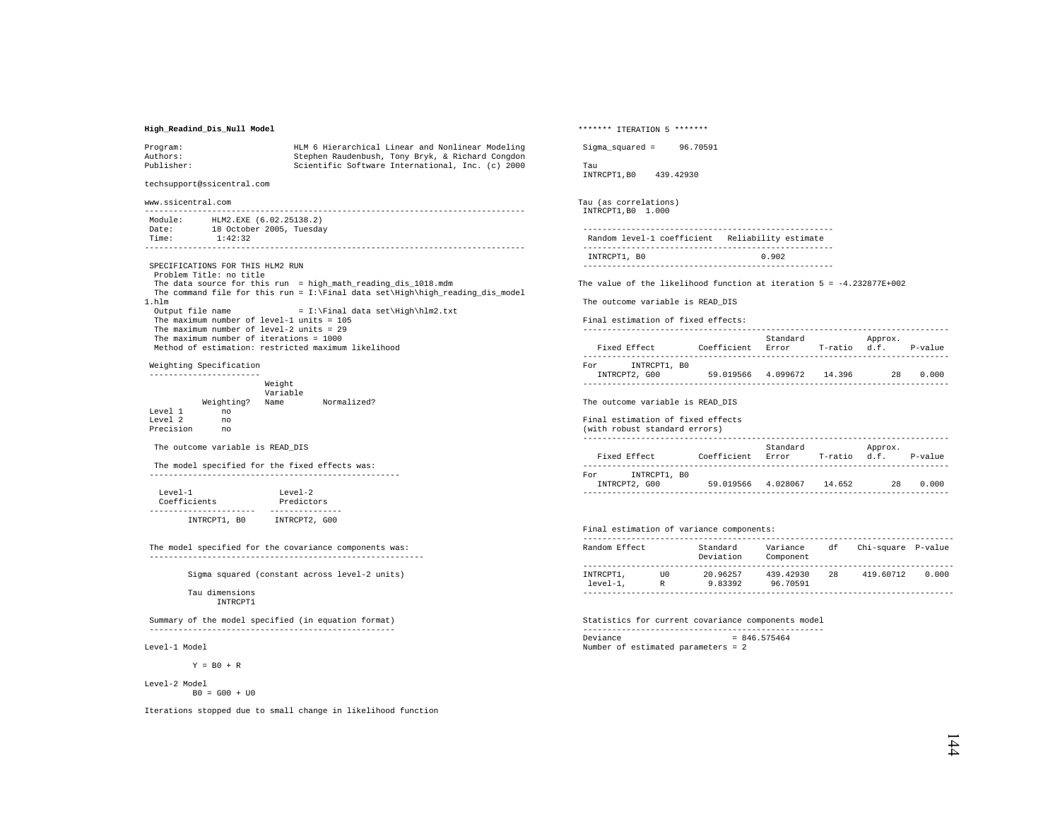**High_Readind_Dis_Null Model**

```
Program:                    HLM 6 Hierarchical Linear and Nonlinear Modeling
Authors:                    Stephen Raudenbush, Tony Bryk, & Richard Congdon
Publisher:                  Scientific Software International, Inc. (c) 2000

techsupport@ssicentral.com

www.ssicentral.com
-------------------------------------------------------------------------------
 Module:     HLM2.EXE (6.02.25138.2)
 Date:       18 October 2005, Tuesday
 Time:        1:42:32
-------------------------------------------------------------------------------

 SPECIFICATIONS FOR THIS HLM2 RUN
  Problem Title: no title
  The data source for this run  = high_math_reading_dis_1018.mdm
  The command file for this run = I:\Final data set\High\high_reading_dis_model
1.hlm
  Output file name              = I:\Final data set\High\hlm2.txt
  The maximum number of level-1 units = 105
  The maximum number of level-2 units = 29
  The maximum number of iterations = 1000
  Method of estimation: restricted maximum likelihood

 Weighting Specification
 ----------------------
                         Weight
                         Variable
            Weighting?   Name        Normalized?
 Level 1        no
 Level 2        no
 Precision      no

  The outcome variable is READ_DIS

  The model specified for the fixed effects was:
 ----------------------------------------------------

   Level-1                  Level-2
   Coefficients             Predictors
 ----------------------   ---------------
         INTRCPT1, B0      INTRCPT2, G00


 The model specified for the covariance components was:
 ---------------------------------------------------------

         Sigma squared (constant across level-2 units)

         Tau dimensions
               INTRCPT1

 Summary of the model specified (in equation format)
 ---------------------------------------------------

Level-1 Model

          Y = B0 + R

Level-2 Model
          B0 = G00 + U0

Iterations stopped due to small change in likelihood function

******* ITERATION 5 *******

 Sigma_squared =     96.70591

 Tau
 INTRCPT1,B0    439.42930


Tau (as correlations)
 INTRCPT1,B0  1.000

 ----------------------------------------------------
  Random level-1 coefficient   Reliability estimate
 ----------------------------------------------------
  INTRCPT1, B0                        0.902
 ----------------------------------------------------

The value of the likelihood function at iteration 5 = -4.232877E+002

 The outcome variable is READ_DIS

 Final estimation of fixed effects:
 ----------------------------------------------------------------------------
                                       Standard             Approx.
    Fixed Effect         Coefficient   Error      T-ratio   d.f.     P-value
 ----------------------------------------------------------------------------
 For      INTRCPT1, B0
    INTRCPT2, G00          59.019566   4.099672   14.396        28    0.000
 ----------------------------------------------------------------------------

 The outcome variable is READ_DIS

 Final estimation of fixed effects
 (with robust standard errors)
 ----------------------------------------------------------------------------
                                       Standard             Approx.
    Fixed Effect         Coefficient   Error      T-ratio   d.f.     P-value
 ----------------------------------------------------------------------------
 For      INTRCPT1, B0
    INTRCPT2, G00          59.019566   4.028067   14.652        28    0.000
 ----------------------------------------------------------------------------


 Final estimation of variance components:
 -----------------------------------------------------------------------------
 Random Effect           Standard      Variance     df    Chi-square  P-value
                         Deviation     Component
 -----------------------------------------------------------------------------
 INTRCPT1,       U0      20.96257     439.42930    28     419.60712    0.000
  level-1,       R        9.83392      96.70591
 -----------------------------------------------------------------------------

 Statistics for current covariance components model
 --------------------------------------------------
 Deviance                       = 846.575464
 Number of estimated parameters = 2
```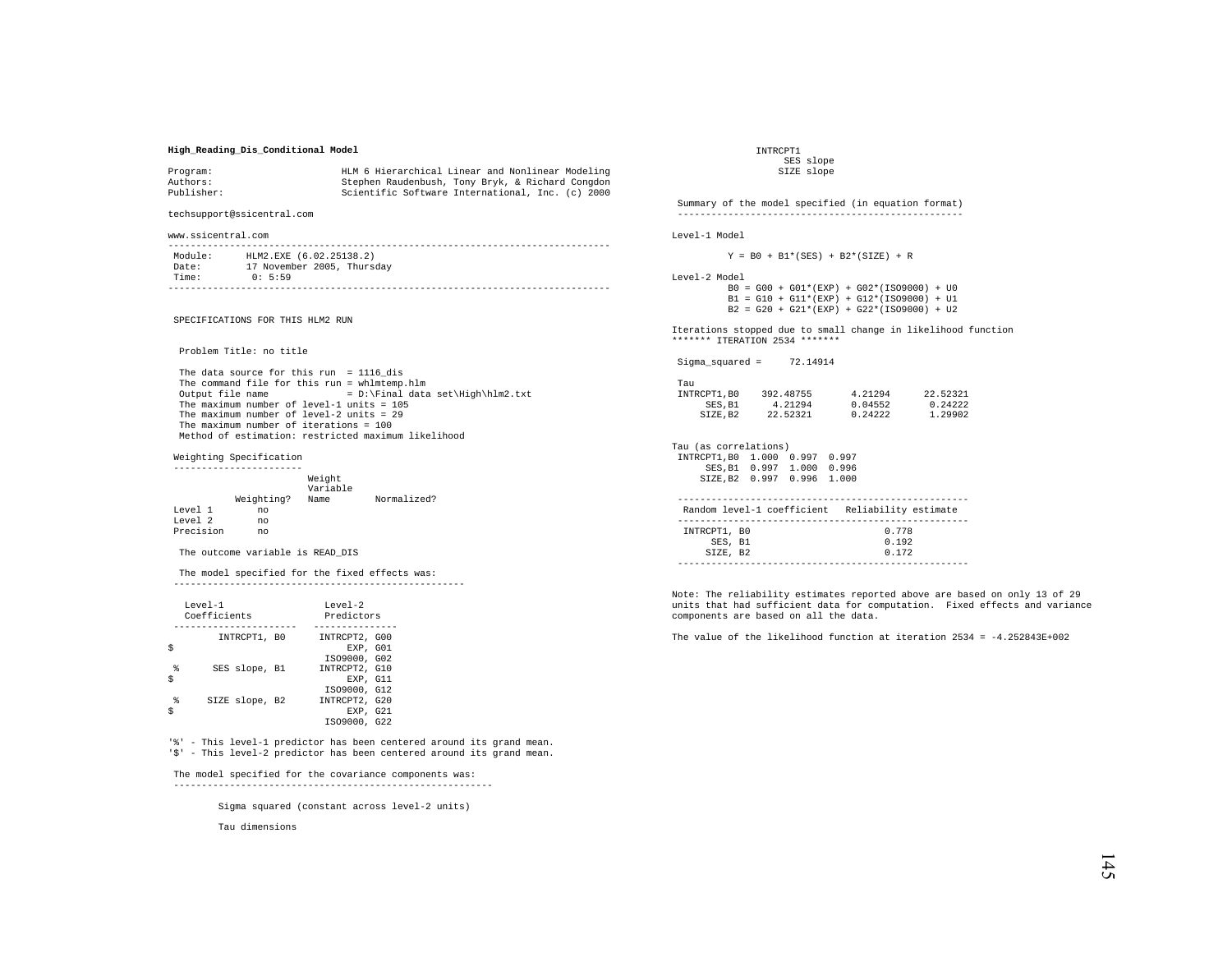**High_Reading_Dis_Conditional Model**

```
Program:                    HLM 6 Hierarchical Linear and Nonlinear Modeling
Authors:                    Stephen Raudenbush, Tony Bryk, & Richard Congdon
Publisher:                  Scientific Software International, Inc. (c) 2000

techsupport@ssicentral.com

www.ssicentral.com
-------------------------------------------------------------------------------
 Module:      HLM2.EXE (6.02.25138.2)
 Date:        17 November 2005, Thursday
 Time:         0: 5:59
-------------------------------------------------------------------------------


 SPECIFICATIONS FOR THIS HLM2 RUN


  Problem Title: no title

  The data source for this run  = 1116_dis
  The command file for this run = whlmtemp.hlm
  Output file name              = D:\Final data set\High\hlm2.txt
  The maximum number of level-1 units = 105
  The maximum number of level-2 units = 29
  The maximum number of iterations = 100
  Method of estimation: restricted maximum likelihood

 Weighting Specification
 -----------------------
                         Weight
                         Variable
            Weighting?   Name        Normalized?
 Level 1        no
 Level 2        no
 Precision      no

  The outcome variable is READ_DIS

  The model specified for the fixed effects was:
 ----------------------------------------------------

   Level-1                  Level-2
   Coefficients             Predictors
 ----------------------   ---------------
        INTRCPT1, B0      INTRCPT2, G00
$                              EXP, G01
                          ISO9000, G02
 %      SES slope, B1     INTRCPT2, G10
$                              EXP, G11
                          ISO9000, G12
 %     SIZE slope, B2     INTRCPT2, G20
$                              EXP, G21
                          ISO9000, G22

'%' - This level-1 predictor has been centered around its grand mean.
'$' - This level-2 predictor has been centered around its grand mean.

 The model specified for the covariance components was:
 ---------------------------------------------------------

         Sigma squared (constant across level-2 units)

         Tau dimensions
               INTRCPT1
                    SES slope
                   SIZE slope

 Summary of the model specified (in equation format)
 ---------------------------------------------------

Level-1 Model

         Y = B0 + B1*(SES) + B2*(SIZE) + R

Level-2 Model
         B0 = G00 + G01*(EXP) + G02*(ISO9000) + U0
         B1 = G10 + G11*(EXP) + G12*(ISO9000) + U1
         B2 = G20 + G21*(EXP) + G22*(ISO9000) + U2

Iterations stopped due to small change in likelihood function
******* ITERATION 2534 *******

 Sigma_squared =     72.14914

 Tau
 INTRCPT1,B0    392.48755       4.21294      22.52321
      SES,B1      4.21294       0.04552       0.24222
     SIZE,B2     22.52321       0.24222       1.29902


Tau (as correlations)
 INTRCPT1,B0  1.000  0.997  0.997
      SES,B1  0.997  1.000  0.996
     SIZE,B2  0.997  0.996  1.000

 ----------------------------------------------------
  Random level-1 coefficient   Reliability estimate
 ----------------------------------------------------
  INTRCPT1, B0                        0.778
       SES, B1                        0.192
      SIZE, B2                        0.172
 ----------------------------------------------------

Note: The reliability estimates reported above are based on only 13 of 29
units that had sufficient data for computation.  Fixed effects and variance
components are based on all the data.

The value of the likelihood function at iteration 2534 = -4.252843E+002
```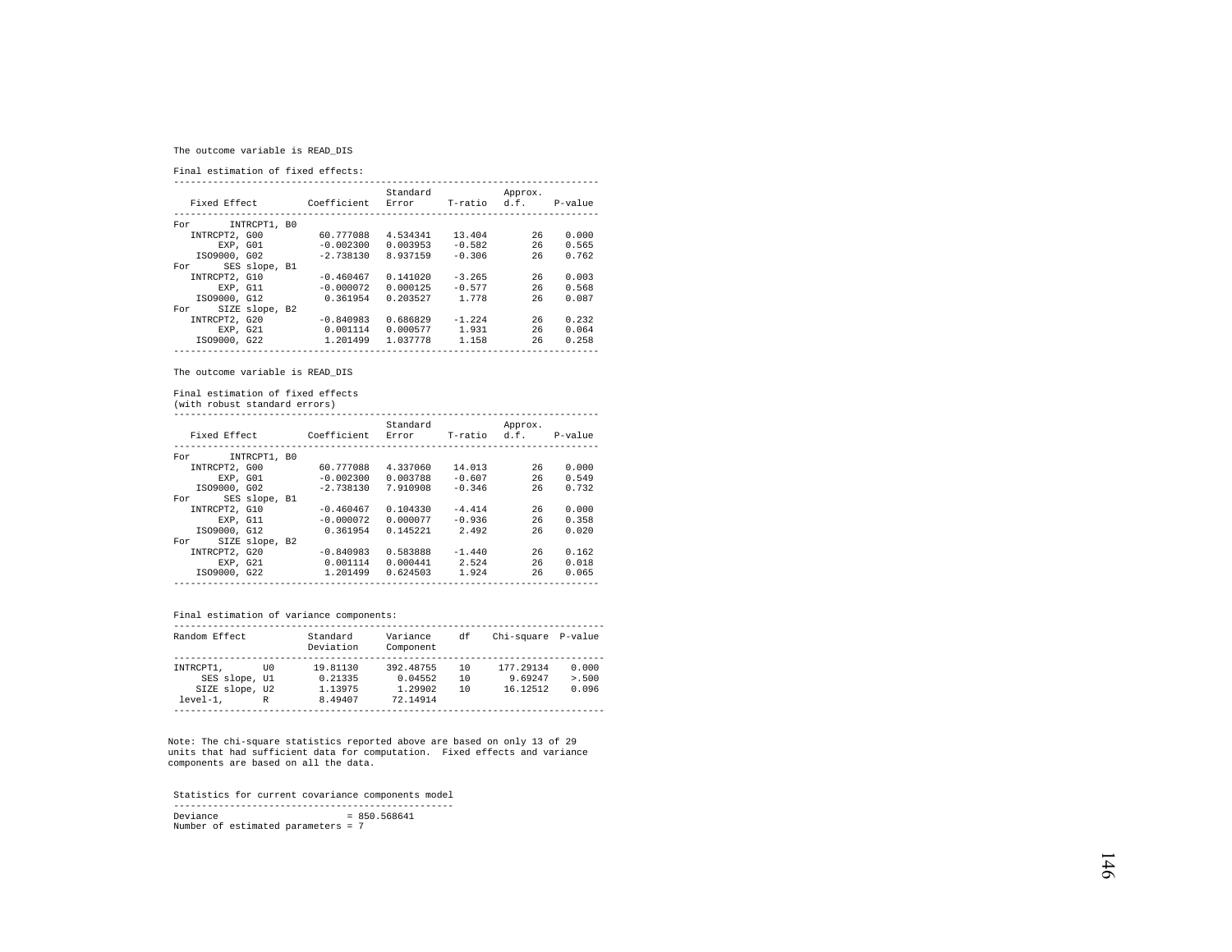The outcome variable is READ_DIS

Final estimation of fixed effects:

| Fixed Effect | Coefficient | Standard Error | T-ratio | Approx. d.f. | P-value |
|---|---|---|---|---|---|
| For INTRCPT1, B0 | | | | | |
| INTRCPT2, G00 | 60.777088 | 4.534341 | 13.404 | 26 | 0.000 |
| EXP, G01 | -0.002300 | 0.003953 | -0.582 | 26 | 0.565 |
| ISO9000, G02 | -2.738130 | 8.937159 | -0.306 | 26 | 0.762 |
| For SES slope, B1 | | | | | |
| INTRCPT2, G10 | -0.460467 | 0.141020 | -3.265 | 26 | 0.003 |
| EXP, G11 | -0.000072 | 0.000125 | -0.577 | 26 | 0.568 |
| ISO9000, G12 | 0.361954 | 0.203527 | 1.778 | 26 | 0.087 |
| For SIZE slope, B2 | | | | | |
| INTRCPT2, G20 | -0.840983 | 0.686829 | -1.224 | 26 | 0.232 |
| EXP, G21 | 0.001114 | 0.000577 | 1.931 | 26 | 0.064 |
| ISO9000, G22 | 1.201499 | 1.037778 | 1.158 | 26 | 0.258 |

The outcome variable is READ_DIS

Final estimation of fixed effects
(with robust standard errors)

| Fixed Effect | Coefficient | Standard Error | T-ratio | Approx. d.f. | P-value |
|---|---|---|---|---|---|
| For INTRCPT1, B0 | | | | | |
| INTRCPT2, G00 | 60.777088 | 4.337060 | 14.013 | 26 | 0.000 |
| EXP, G01 | -0.002300 | 0.003788 | -0.607 | 26 | 0.549 |
| ISO9000, G02 | -2.738130 | 7.910908 | -0.346 | 26 | 0.732 |
| For SES slope, B1 | | | | | |
| INTRCPT2, G10 | -0.460467 | 0.104330 | -4.414 | 26 | 0.000 |
| EXP, G11 | -0.000072 | 0.000077 | -0.936 | 26 | 0.358 |
| ISO9000, G12 | 0.361954 | 0.145221 | 2.492 | 26 | 0.020 |
| For SIZE slope, B2 | | | | | |
| INTRCPT2, G20 | -0.840983 | 0.583888 | -1.440 | 26 | 0.162 |
| EXP, G21 | 0.001114 | 0.000441 | 2.524 | 26 | 0.018 |
| ISO9000, G22 | 1.201499 | 0.624503 | 1.924 | 26 | 0.065 |

Final estimation of variance components:

| Random Effect | | Standard Deviation | Variance Component | df | Chi-square | P-value |
|---|---|---|---|---|---|---|
| INTRCPT1, | U0 | 19.81130 | 392.48755 | 10 | 177.29134 | 0.000 |
| SES slope, | U1 | 0.21335 | 0.04552 | 10 | 9.69247 | >.500 |
| SIZE slope, | U2 | 1.13975 | 1.29902 | 10 | 16.12512 | 0.096 |
| level-1, | R | 8.49407 | 72.14914 | | | |

Note: The chi-square statistics reported above are based on only 13 of 29 units that had sufficient data for computation. Fixed effects and variance components are based on all the data.

Statistics for current covariance components model

```
Deviance                          = 850.568641
Number of estimated parameters = 7
```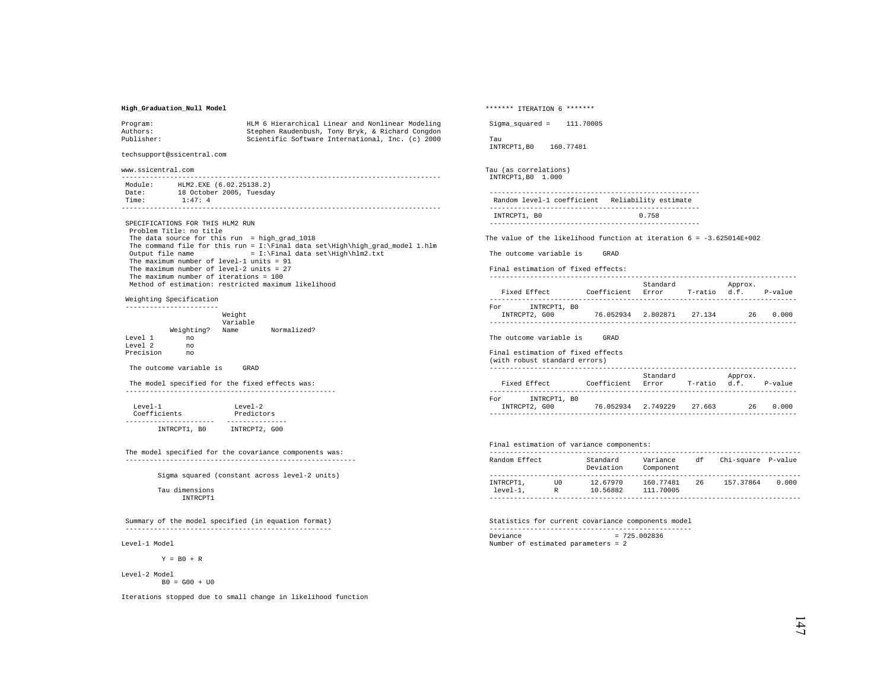**High_Graduation_Null Model**

```
Program:                    HLM 6 Hierarchical Linear and Nonlinear Modeling
Authors:                    Stephen Raudenbush, Tony Bryk, & Richard Congdon
Publisher:                  Scientific Software International, Inc. (c) 2000

techsupport@ssicentral.com

www.ssicentral.com
------------------------------------------------------------------------------
 Module:      HLM2.EXE (6.02.25138.2)
 Date:        18 October 2005, Tuesday
 Time:         1:47: 4
------------------------------------------------------------------------------

 SPECIFICATIONS FOR THIS HLM2 RUN
  Problem Title: no title
  The data source for this run  = high_grad_1018
  The command file for this run = I:\Final data set\High\high_grad_model 1.hlm
  Output file name              = I:\Final data set\High\hlm2.txt
  The maximum number of level-1 units = 91
  The maximum number of level-2 units = 27
  The maximum number of iterations = 100
  Method of estimation: restricted maximum likelihood

 Weighting Specification
 -----------------------
                        Weight
                        Variable
           Weighting?   Name        Normalized?
 Level 1        no
 Level 2        no
 Precision      no

  The outcome variable is     GRAD

  The model specified for the fixed effects was:
 ----------------------------------------------------

   Level-1                  Level-2
   Coefficients             Predictors
 ----------------------   ---------------
        INTRCPT1, B0      INTRCPT2, G00


 The model specified for the covariance components was:
 ---------------------------------------------------------

        Sigma squared (constant across level-2 units)

        Tau dimensions
              INTRCPT1


 Summary of the model specified (in equation format)
 ---------------------------------------------------

Level-1 Model

         Y = B0 + R

Level-2 Model
         B0 = G00 + U0

Iterations stopped due to small change in likelihood function

******* ITERATION 6 *******

 Sigma_squared =    111.70005

 Tau
 INTRCPT1,B0    160.77481


Tau (as correlations)
 INTRCPT1,B0  1.000

 ----------------------------------------------------
  Random level-1 coefficient   Reliability estimate
 ----------------------------------------------------
  INTRCPT1, B0                        0.758
 ----------------------------------------------------

The value of the likelihood function at iteration 6 = -3.625014E+002

 The outcome variable is     GRAD

 Final estimation of fixed effects:
 ----------------------------------------------------------------------------
                                       Standard             Approx.
    Fixed Effect         Coefficient   Error      T-ratio   d.f.     P-value
 ----------------------------------------------------------------------------
 For       INTRCPT1, B0
    INTRCPT2, G00          76.052934   2.802871    27.134        26    0.000
 ----------------------------------------------------------------------------

 The outcome variable is     GRAD

 Final estimation of fixed effects
 (with robust standard errors)
 ----------------------------------------------------------------------------
                                       Standard             Approx.
    Fixed Effect         Coefficient   Error      T-ratio   d.f.     P-value
 ----------------------------------------------------------------------------
 For       INTRCPT1, B0
    INTRCPT2, G00          76.052934   2.749229    27.663        26    0.000
 ----------------------------------------------------------------------------


 Final estimation of variance components:
 -----------------------------------------------------------------------------
 Random Effect           Standard      Variance     df    Chi-square  P-value
                         Deviation     Component
 -----------------------------------------------------------------------------
 INTRCPT1,       U0       12.67970     160.77481    26    157.37864    0.000
  level-1,       R        10.56882     111.70005
 -----------------------------------------------------------------------------

 Statistics for current covariance components model
 --------------------------------------------------
 Deviance                       = 725.002836
 Number of estimated parameters = 2
```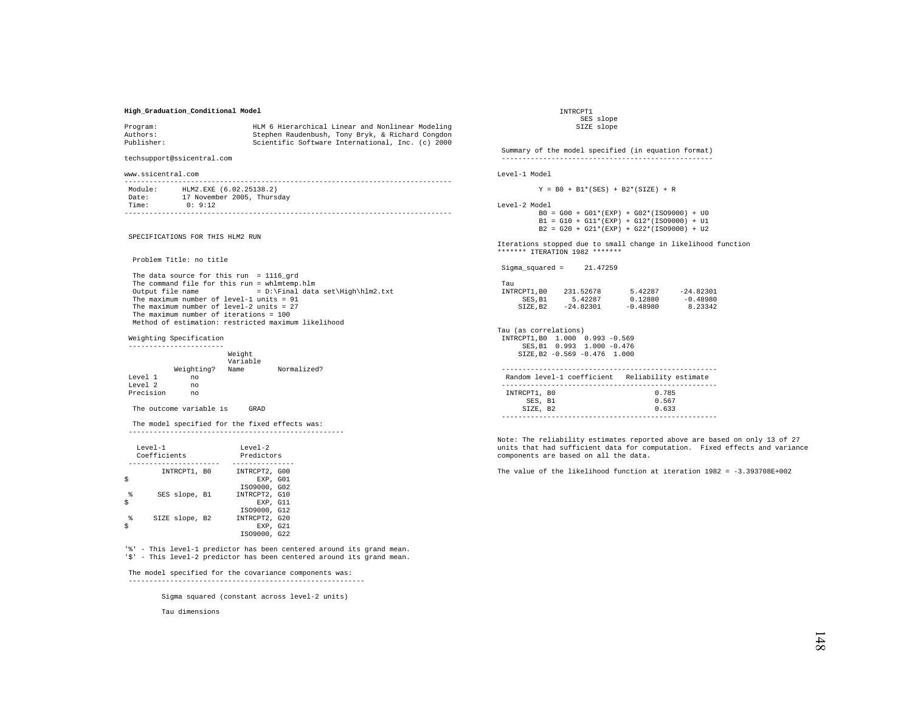**High_Graduation_Conditional Model**

```
Program:                    HLM 6 Hierarchical Linear and Nonlinear Modeling
Authors:                    Stephen Raudenbush, Tony Bryk, & Richard Congdon
Publisher:                  Scientific Software International, Inc. (c) 2000

techsupport@ssicentral.com

www.ssicentral.com
-------------------------------------------------------------------------------
 Module:     HLM2.EXE (6.02.25138.2)
 Date:       17 November 2005, Thursday
 Time:        0: 9:12
-------------------------------------------------------------------------------


 SPECIFICATIONS FOR THIS HLM2 RUN


  Problem Title: no title

  The data source for this run  = 1116_grd
  The command file for this run = whlmtemp.hlm
  Output file name              = D:\Final data set\High\hlm2.txt
  The maximum number of level-1 units = 91
  The maximum number of level-2 units = 27
  The maximum number of iterations = 100
  Method of estimation: restricted maximum likelihood

 Weighting Specification
 -----------------------
                          Weight
                          Variable
            Weighting?   Name        Normalized?
 Level 1        no
 Level 2        no
 Precision      no

  The outcome variable is     GRAD

  The model specified for the fixed effects was:
 ----------------------------------------------------

   Level-1                  Level-2
   Coefficients             Predictors
 ----------------------   ---------------
        INTRCPT1, B0      INTRCPT2, G00
$                              EXP, G01
                          ISO9000, G02
 %      SES slope, B1     INTRCPT2, G10
$                              EXP, G11
                          ISO9000, G12
 %     SIZE slope, B2     INTRCPT2, G20
$                              EXP, G21
                          ISO9000, G22

'%' - This level-1 predictor has been centered around its grand mean.
'$' - This level-2 predictor has been centered around its grand mean.

 The model specified for the covariance components was:
 ---------------------------------------------------------

        Sigma squared (constant across level-2 units)

        Tau dimensions
               INTRCPT1
                 SES slope
                SIZE slope

 Summary of the model specified (in equation format)
 ---------------------------------------------------

Level-1 Model

         Y = B0 + B1*(SES) + B2*(SIZE) + R

Level-2 Model
         B0 = G00 + G01*(EXP) + G02*(ISO9000) + U0
         B1 = G10 + G11*(EXP) + G12*(ISO9000) + U1
         B2 = G20 + G21*(EXP) + G22*(ISO9000) + U2

Iterations stopped due to small change in likelihood function
******* ITERATION 1982 *******

 Sigma_squared =     21.47259

 Tau
 INTRCPT1,B0    231.52678       5.42287     -24.82301
      SES,B1      5.42287       0.12880      -0.48980
     SIZE,B2    -24.82301      -0.48980       8.23342


Tau (as correlations)
 INTRCPT1,B0  1.000  0.993 -0.569
      SES,B1  0.993  1.000 -0.476
     SIZE,B2 -0.569 -0.476  1.000

 ----------------------------------------------------
  Random level-1 coefficient   Reliability estimate
 ----------------------------------------------------
  INTRCPT1, B0                        0.785
       SES, B1                        0.567
      SIZE, B2                        0.633
 ----------------------------------------------------

Note: The reliability estimates reported above are based on only 13 of 27
units that had sufficient data for computation.  Fixed effects and variance
components are based on all the data.

The value of the likelihood function at iteration 1982 = -3.393708E+002
```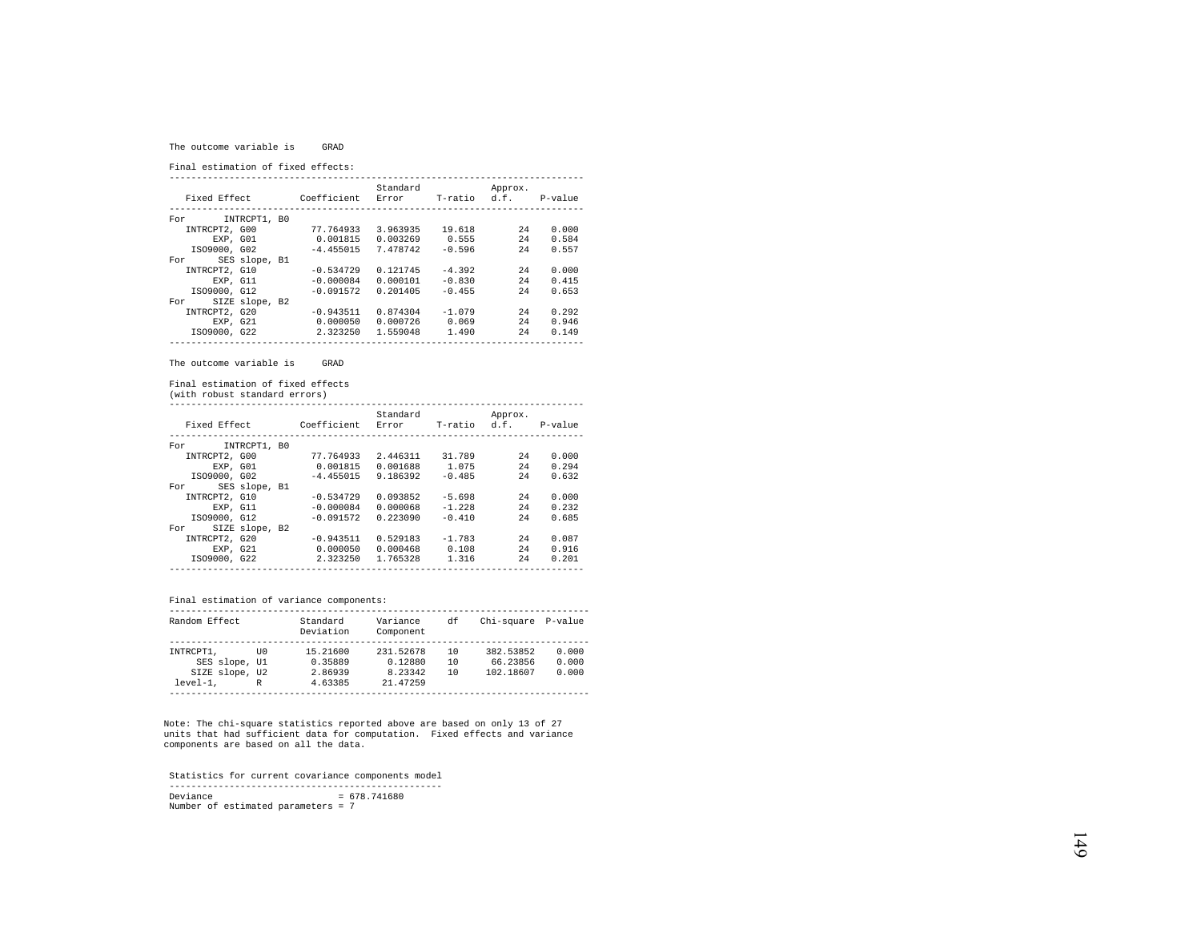The outcome variable is GRAD

Final estimation of fixed effects:

| Fixed Effect | Coefficient | Standard Error | T-ratio | Approx. d.f. | P-value |
|---|---|---|---|---|---|
| For INTRCPT1, B0 | | | | | |
| INTRCPT2, G00 | 77.764933 | 3.963935 | 19.618 | 24 | 0.000 |
| EXP, G01 | 0.001815 | 0.003269 | 0.555 | 24 | 0.584 |
| ISO9000, G02 | -4.455015 | 7.478742 | -0.596 | 24 | 0.557 |
| For SES slope, B1 | | | | | |
| INTRCPT2, G10 | -0.534729 | 0.121745 | -4.392 | 24 | 0.000 |
| EXP, G11 | -0.000084 | 0.000101 | -0.830 | 24 | 0.415 |
| ISO9000, G12 | -0.091572 | 0.201405 | -0.455 | 24 | 0.653 |
| For SIZE slope, B2 | | | | | |
| INTRCPT2, G20 | -0.943511 | 0.874304 | -1.079 | 24 | 0.292 |
| EXP, G21 | 0.000050 | 0.000726 | 0.069 | 24 | 0.946 |
| ISO9000, G22 | 2.323250 | 1.559048 | 1.490 | 24 | 0.149 |

The outcome variable is GRAD

Final estimation of fixed effects
(with robust standard errors)

| Fixed Effect | Coefficient | Standard Error | T-ratio | Approx. d.f. | P-value |
|---|---|---|---|---|---|
| For INTRCPT1, B0 | | | | | |
| INTRCPT2, G00 | 77.764933 | 2.446311 | 31.789 | 24 | 0.000 |
| EXP, G01 | 0.001815 | 0.001688 | 1.075 | 24 | 0.294 |
| ISO9000, G02 | -4.455015 | 9.186392 | -0.485 | 24 | 0.632 |
| For SES slope, B1 | | | | | |
| INTRCPT2, G10 | -0.534729 | 0.093852 | -5.698 | 24 | 0.000 |
| EXP, G11 | -0.000084 | 0.000068 | -1.228 | 24 | 0.232 |
| ISO9000, G12 | -0.091572 | 0.223090 | -0.410 | 24 | 0.685 |
| For SIZE slope, B2 | | | | | |
| INTRCPT2, G20 | -0.943511 | 0.529183 | -1.783 | 24 | 0.087 |
| EXP, G21 | 0.000050 | 0.000468 | 0.108 | 24 | 0.916 |
| ISO9000, G22 | 2.323250 | 1.765328 | 1.316 | 24 | 0.201 |

Final estimation of variance components:

| Random Effect | | Standard Deviation | Variance Component | df | Chi-square | P-value |
|---|---|---|---|---|---|---|
| INTRCPT1, | U0 | 15.21600 | 231.52678 | 10 | 382.53852 | 0.000 |
| SES slope, | U1 | 0.35889 | 0.12880 | 10 | 66.23856 | 0.000 |
| SIZE slope, | U2 | 2.86939 | 8.23342 | 10 | 102.18607 | 0.000 |
| level-1, | R | 4.63385 | 21.47259 | | | |

Note: The chi-square statistics reported above are based on only 13 of 27 units that had sufficient data for computation. Fixed effects and variance components are based on all the data.

Statistics for current covariance components model

```
Deviance                          = 678.741680
Number of estimated parameters = 7
```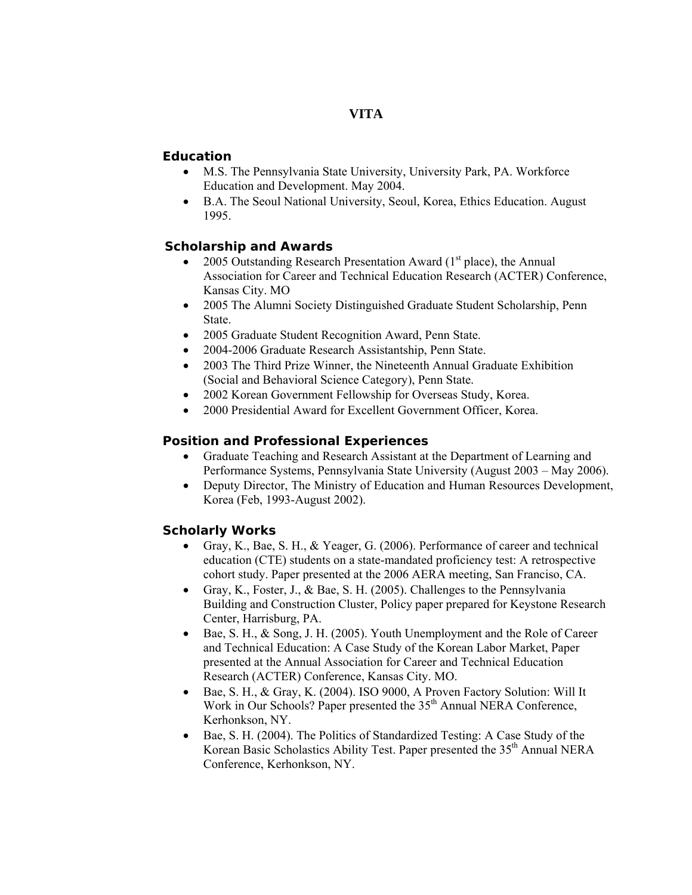# VITA

## Education

- M.S. The Pennsylvania State University, University Park, PA. Workforce Education and Development. May 2004.
- B.A. The Seoul National University, Seoul, Korea, Ethics Education. August 1995.

## Scholarship and Awards

- 2005 Outstanding Research Presentation Award (1st place), the Annual Association for Career and Technical Education Research (ACTER) Conference, Kansas City. MO
- 2005 The Alumni Society Distinguished Graduate Student Scholarship, Penn State.
- 2005 Graduate Student Recognition Award, Penn State.
- 2004-2006 Graduate Research Assistantship, Penn State.
- 2003 The Third Prize Winner, the Nineteenth Annual Graduate Exhibition (Social and Behavioral Science Category), Penn State.
- 2002 Korean Government Fellowship for Overseas Study, Korea.
- 2000 Presidential Award for Excellent Government Officer, Korea.

## Position and Professional Experiences

- Graduate Teaching and Research Assistant at the Department of Learning and Performance Systems, Pennsylvania State University (August 2003 – May 2006).
- Deputy Director, The Ministry of Education and Human Resources Development, Korea (Feb, 1993-August 2002).

## Scholarly Works

- Gray, K., Bae, S. H., & Yeager, G. (2006). Performance of career and technical education (CTE) students on a state-mandated proficiency test: A retrospective cohort study. Paper presented at the 2006 AERA meeting, San Franciso, CA.
- Gray, K., Foster, J., & Bae, S. H. (2005). Challenges to the Pennsylvania Building and Construction Cluster, Policy paper prepared for Keystone Research Center, Harrisburg, PA.
- Bae, S. H., & Song, J. H. (2005). Youth Unemployment and the Role of Career and Technical Education: A Case Study of the Korean Labor Market, Paper presented at the Annual Association for Career and Technical Education Research (ACTER) Conference, Kansas City. MO.
- Bae, S. H., & Gray, K. (2004). ISO 9000, A Proven Factory Solution: Will It Work in Our Schools? Paper presented the 35th Annual NERA Conference, Kerhonkson, NY.
- Bae, S. H. (2004). The Politics of Standardized Testing: A Case Study of the Korean Basic Scholastics Ability Test. Paper presented the 35th Annual NERA Conference, Kerhonkson, NY.